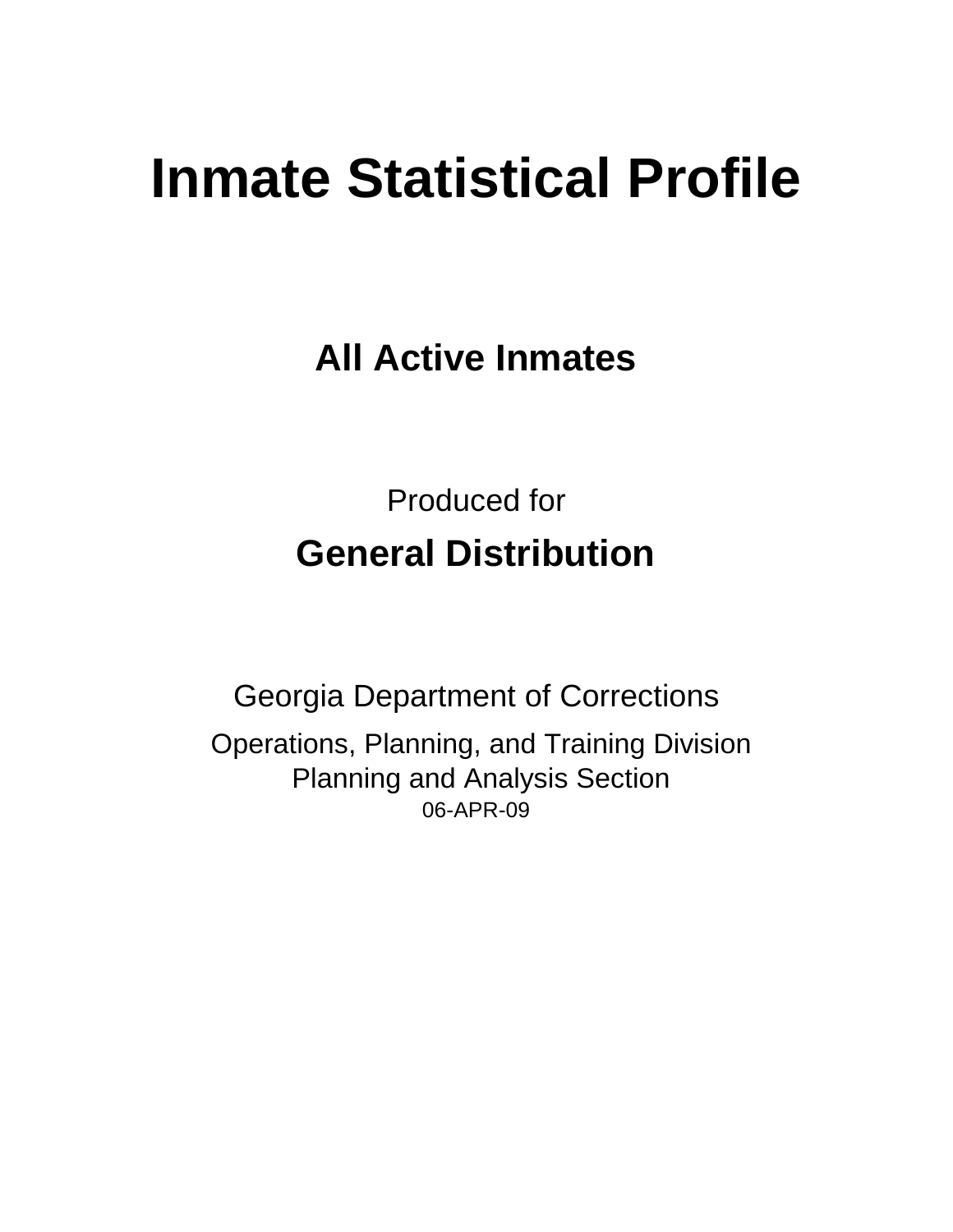# Inmate Statistical Profile

## All Active Inmates

Produced for

## General Distribution

Georgia Department of Corrections

Operations, Planning, and Training Division
Planning and Analysis Section
06-APR-09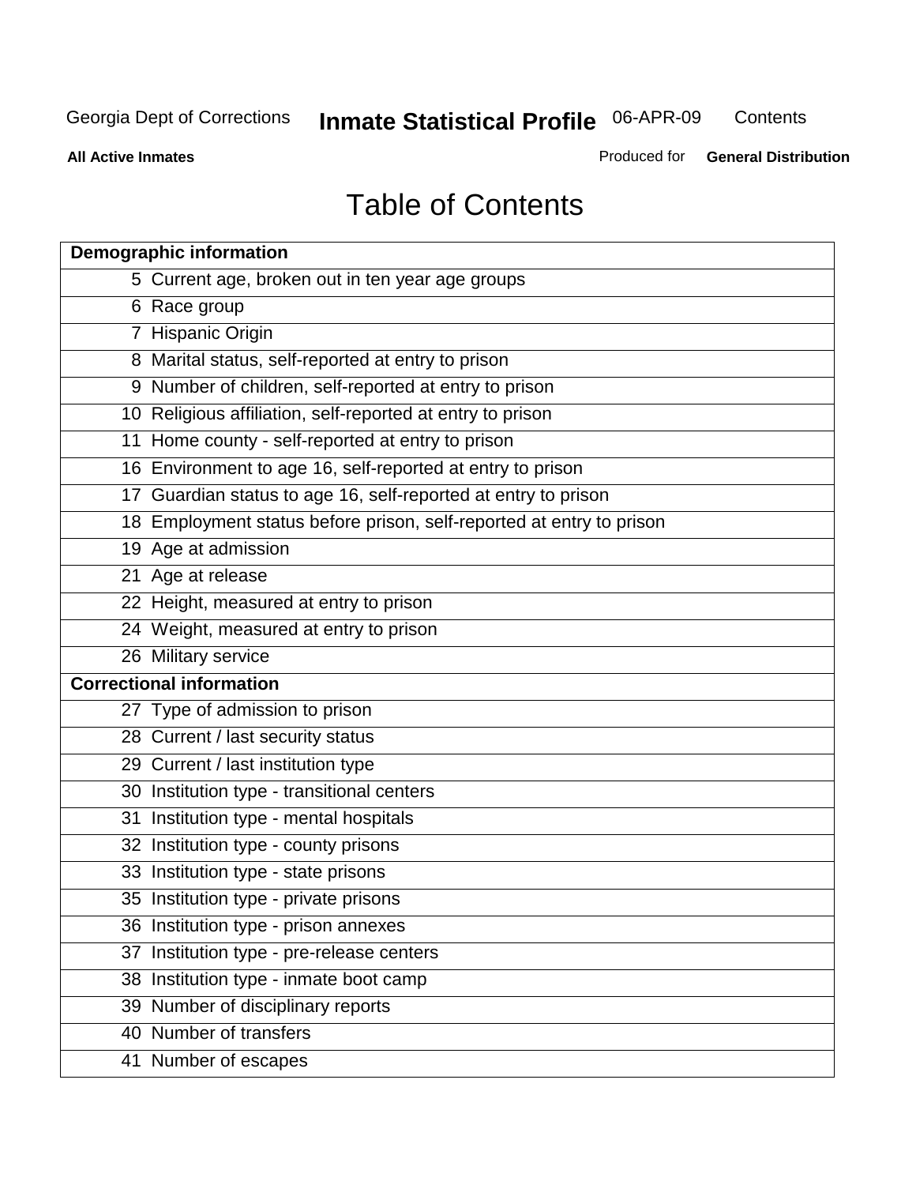# Table of Contents

| Demographic information | |
|---|---|
| 5 | Current age, broken out in ten year age groups |
| 6 | Race group |
| 7 | Hispanic Origin |
| 8 | Marital status, self-reported at entry to prison |
| 9 | Number of children, self-reported at entry to prison |
| 10 | Religious affiliation, self-reported at entry to prison |
| 11 | Home county - self-reported at entry to prison |
| 16 | Environment to age 16, self-reported at entry to prison |
| 17 | Guardian status to age 16, self-reported at entry to prison |
| 18 | Employment status before prison, self-reported at entry to prison |
| 19 | Age at admission |
| 21 | Age at release |
| 22 | Height, measured at entry to prison |
| 24 | Weight, measured at entry to prison |
| 26 | Military service |
| **Correctional information** | |
| 27 | Type of admission to prison |
| 28 | Current / last security status |
| 29 | Current / last institution type |
| 30 | Institution type - transitional centers |
| 31 | Institution type - mental hospitals |
| 32 | Institution type - county prisons |
| 33 | Institution type - state prisons |
| 35 | Institution type - private prisons |
| 36 | Institution type - prison annexes |
| 37 | Institution type - pre-release centers |
| 38 | Institution type - inmate boot camp |
| 39 | Number of disciplinary reports |
| 40 | Number of transfers |
| 41 | Number of escapes |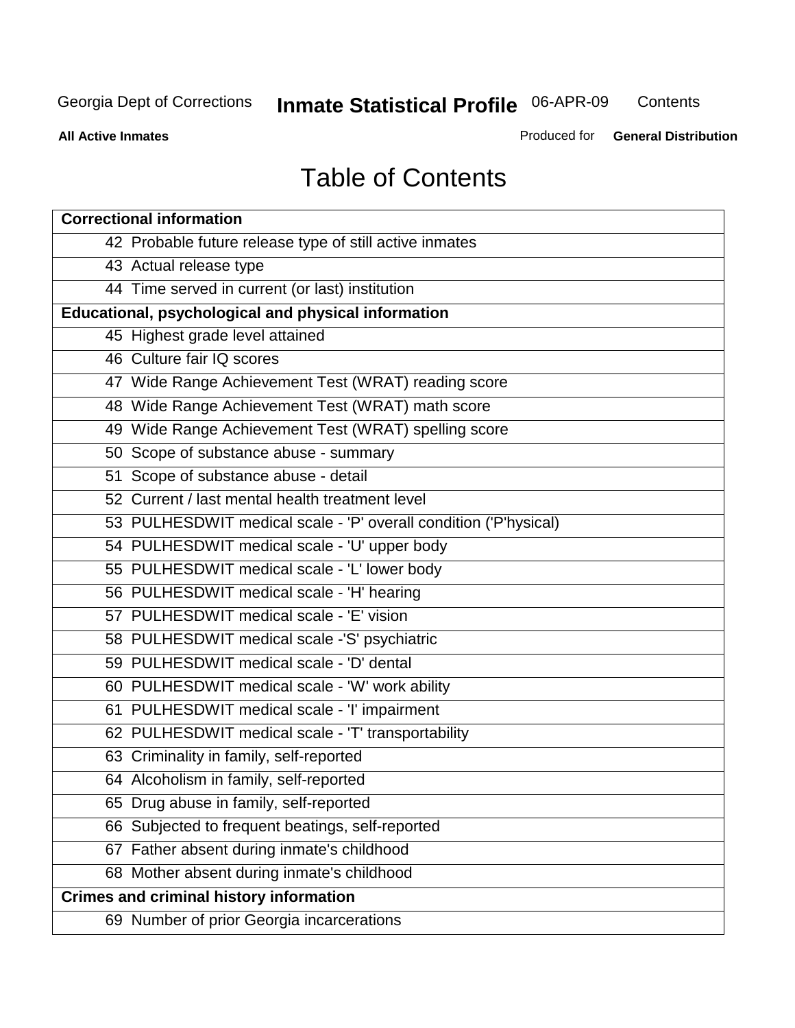# Table of Contents

| Correctional information |
|---|
| 42 Probable future release type of still active inmates |
| 43 Actual release type |
| 44 Time served in current (or last) institution |
| **Educational, psychological and physical information** |
| 45 Highest grade level attained |
| 46 Culture fair IQ scores |
| 47 Wide Range Achievement Test (WRAT) reading score |
| 48 Wide Range Achievement Test (WRAT) math score |
| 49 Wide Range Achievement Test (WRAT) spelling score |
| 50 Scope of substance abuse - summary |
| 51 Scope of substance abuse - detail |
| 52 Current / last mental health treatment level |
| 53 PULHESDWIT medical scale - 'P' overall condition ('P'hysical) |
| 54 PULHESDWIT medical scale - 'U' upper body |
| 55 PULHESDWIT medical scale - 'L' lower body |
| 56 PULHESDWIT medical scale - 'H' hearing |
| 57 PULHESDWIT medical scale - 'E' vision |
| 58 PULHESDWIT medical scale -'S' psychiatric |
| 59 PULHESDWIT medical scale - 'D' dental |
| 60 PULHESDWIT medical scale - 'W' work ability |
| 61 PULHESDWIT medical scale - 'I' impairment |
| 62 PULHESDWIT medical scale - 'T' transportability |
| 63 Criminality in family, self-reported |
| 64 Alcoholism in family, self-reported |
| 65 Drug abuse in family, self-reported |
| 66 Subjected to frequent beatings, self-reported |
| 67 Father absent during inmate's childhood |
| 68 Mother absent during inmate's childhood |
| **Crimes and criminal history information** |
| 69 Number of prior Georgia incarcerations |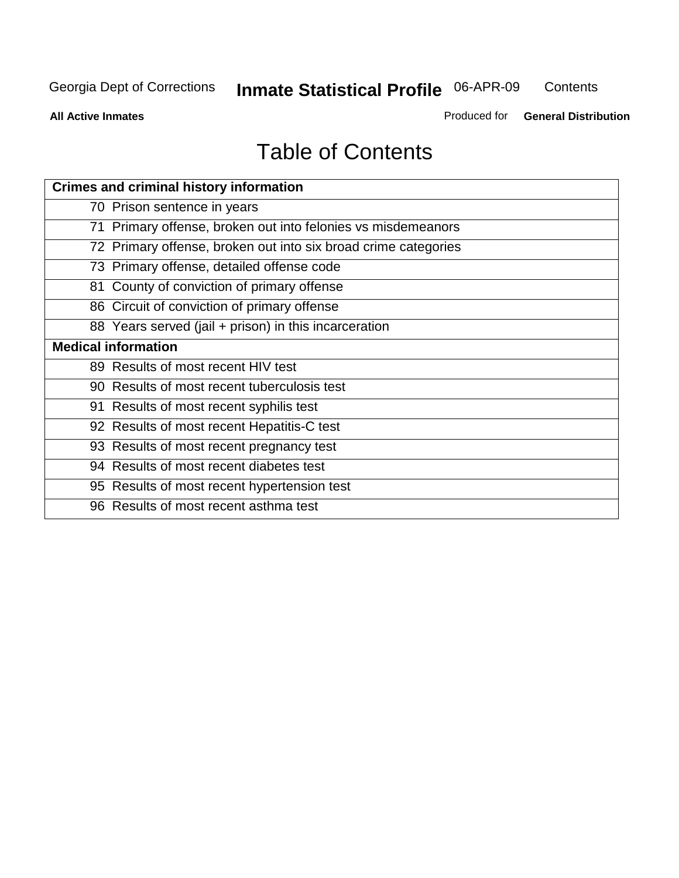# Table of Contents

| Crimes and criminal history information |
|---|
| 70 Prison sentence in years |
| 71 Primary offense, broken out into felonies vs misdemeanors |
| 72 Primary offense, broken out into six broad crime categories |
| 73 Primary offense, detailed offense code |
| 81 County of conviction of primary offense |
| 86 Circuit of conviction of primary offense |
| 88 Years served (jail + prison) in this incarceration |
| **Medical information** |
| 89 Results of most recent HIV test |
| 90 Results of most recent tuberculosis test |
| 91 Results of most recent syphilis test |
| 92 Results of most recent Hepatitis-C test |
| 93 Results of most recent pregnancy test |
| 94 Results of most recent diabetes test |
| 95 Results of most recent hypertension test |
| 96 Results of most recent asthma test |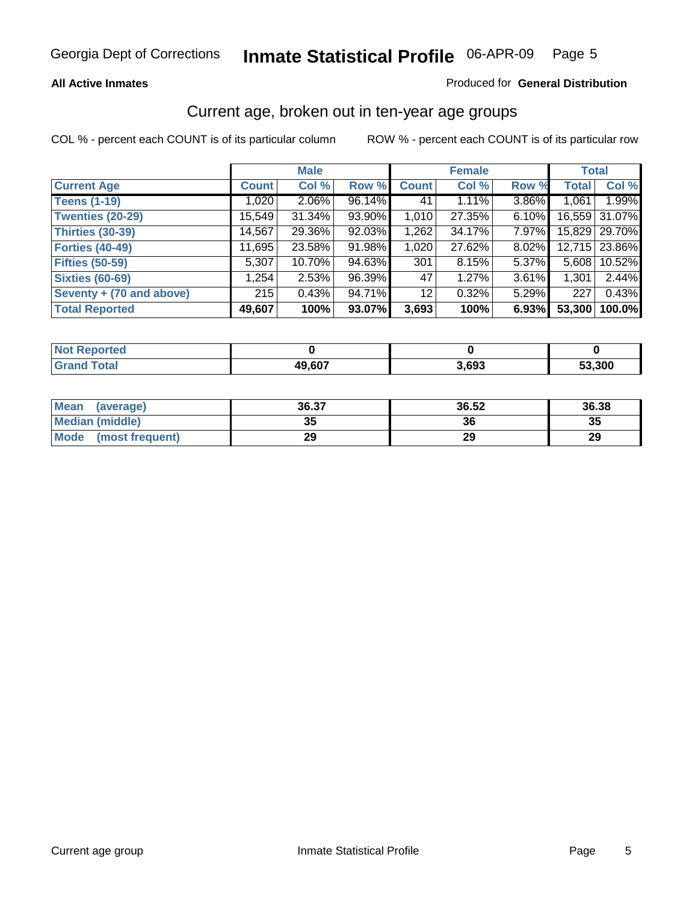Georgia Dept of Corrections **Inmate Statistical Profile** 06-APR-09 Page 5

**All Active Inmates**

Produced for **General Distribution**

## Current age, broken out in ten-year age groups

COL % - percent each COUNT is of its particular column     ROW % - percent each COUNT is of its particular row

| | Male | | | Female | | | Total | |
|---|---|---|---|---|---|---|---|---|
| **Current Age** | **Count** | **Col %** | **Row %** | **Count** | **Col %** | **Row %** | **Total** | **Col %** |
| **Teens (1-19)** | 1,020 | 2.06% | 96.14% | 41 | 1.11% | 3.86% | 1,061 | 1.99% |
| **Twenties (20-29)** | 15,549 | 31.34% | 93.90% | 1,010 | 27.35% | 6.10% | 16,559 | 31.07% |
| **Thirties (30-39)** | 14,567 | 29.36% | 92.03% | 1,262 | 34.17% | 7.97% | 15,829 | 29.70% |
| **Forties (40-49)** | 11,695 | 23.58% | 91.98% | 1,020 | 27.62% | 8.02% | 12,715 | 23.86% |
| **Fifties (50-59)** | 5,307 | 10.70% | 94.63% | 301 | 8.15% | 5.37% | 5,608 | 10.52% |
| **Sixties (60-69)** | 1,254 | 2.53% | 96.39% | 47 | 1.27% | 3.61% | 1,301 | 2.44% |
| **Seventy + (70 and above)** | 215 | 0.43% | 94.71% | 12 | 0.32% | 5.29% | 227 | 0.43% |
| **Total Reported** | **49,607** | **100%** | **93.07%** | **3,693** | **100%** | **6.93%** | **53,300** | **100.0%** |

| | Male | Female | Total |
|---|---|---|---|
| **Not Reported** | **0** | **0** | **0** |
| **Grand Total** | **49,607** | **3,693** | **53,300** |

| | Male | Female | Total |
|---|---|---|---|
| **Mean (average)** | **36.37** | **36.52** | **36.38** |
| **Median (middle)** | **35** | **36** | **35** |
| **Mode (most frequent)** | **29** | **29** | **29** |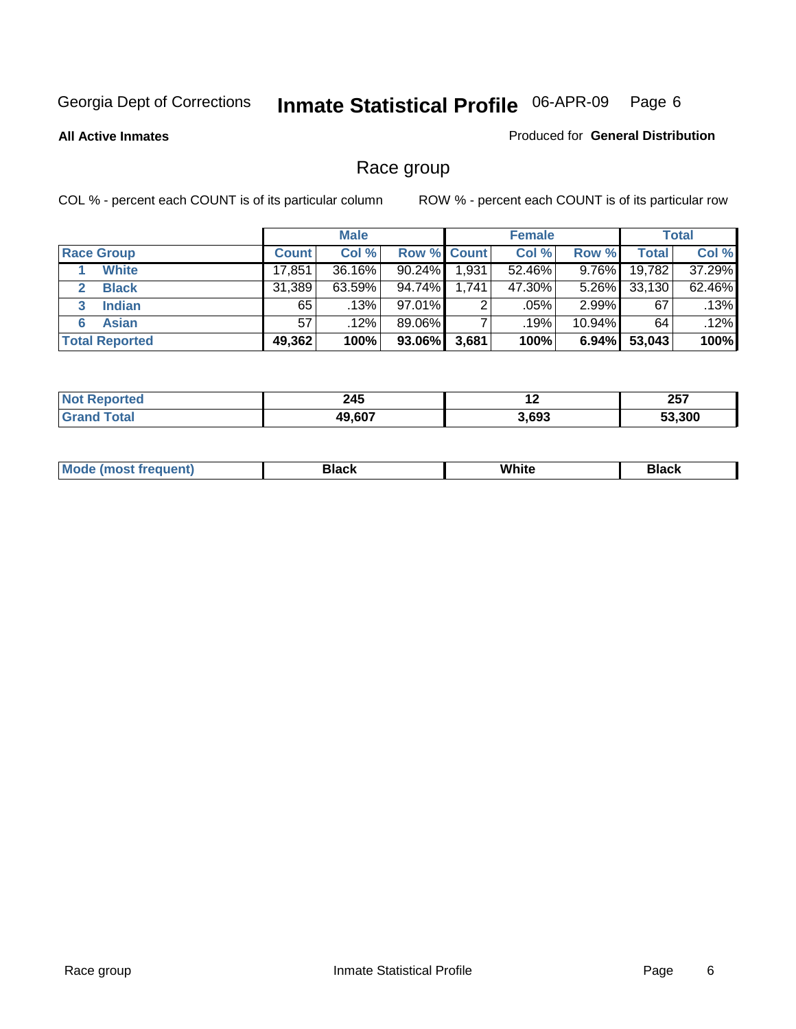Georgia Dept of Corrections **Inmate Statistical Profile** 06-APR-09

**All Active Inmates**

Produced for **General Distribution**

## Race group

COL % - percent each COUNT is of its particular column ROW % - percent each COUNT is of its particular row

| | | Male | | | Female | | | Total | |
|---|---|---|---|---|---|---|---|---|---|
| **Race Group** | | **Count** | **Col %** | **Row %** | **Count** | **Col %** | **Row %** | **Total** | **Col %** |
| 1 | **White** | 17,851 | 36.16% | 90.24% | 1,931 | 52.46% | 9.76% | 19,782 | 37.29% |
| 2 | **Black** | 31,389 | 63.59% | 94.74% | 1,741 | 47.30% | 5.26% | 33,130 | 62.46% |
| 3 | **Indian** | 65 | .13% | 97.01% | 2 | .05% | 2.99% | 67 | .13% |
| 6 | **Asian** | 57 | .12% | 89.06% | 7 | .19% | 10.94% | 64 | .12% |
| **Total Reported** | | **49,362** | **100%** | **93.06%** | **3,681** | **100%** | **6.94%** | **53,043** | **100%** |

| | Male | Female | Total |
|---|---|---|---|
| **Not Reported** | **245** | **12** | **257** |
| **Grand Total** | **49,607** | **3,693** | **53,300** |

| | Male | Female | Total |
|---|---|---|---|
| **Mode (most frequent)** | **Black** | **White** | **Black** |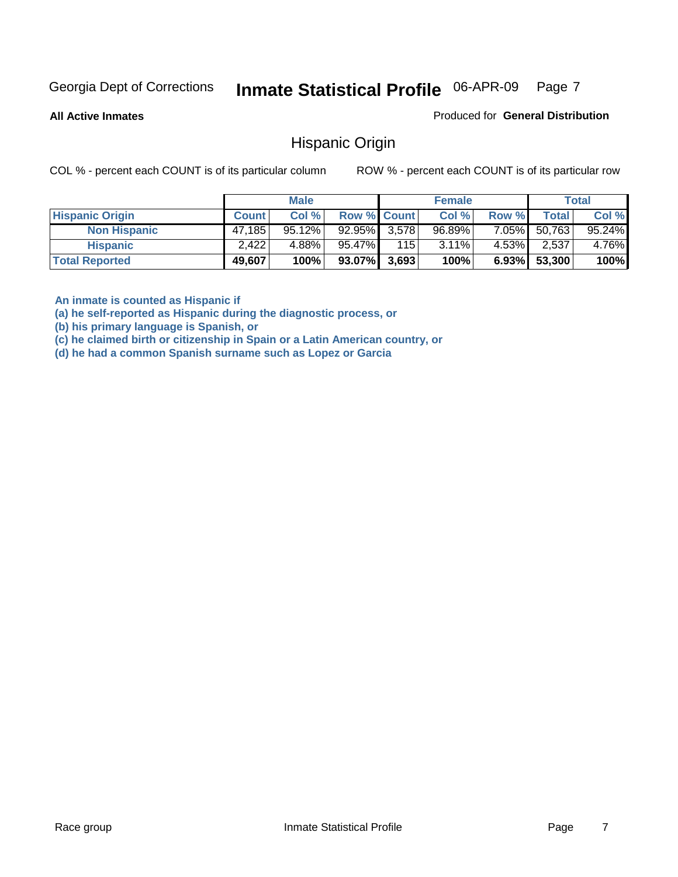Georgia Dept of Corrections **Inmate Statistical Profile** 06-APR-09

**All Active Inmates**

Produced for **General Distribution**

## Hispanic Origin

COL % - percent each COUNT is of its particular column    ROW % - percent each COUNT is of its particular row

| | Male | | | Female | | | Total | |
|---|---|---|---|---|---|---|---|---|
| **Hispanic Origin** | **Count** | **Col %** | **Row %** | **Count** | **Col %** | **Row %** | **Total** | **Col %** |
| **Non Hispanic** | 47,185 | 95.12% | 92.95% | 3,578 | 96.89% | 7.05% | 50,763 | 95.24% |
| **Hispanic** | 2,422 | 4.88% | 95.47% | 115 | 3.11% | 4.53% | 2,537 | 4.76% |
| **Total Reported** | **49,607** | **100%** | **93.07%** | **3,693** | **100%** | **6.93%** | **53,300** | **100%** |

**An inmate is counted as Hispanic if**
**(a) he self-reported as Hispanic during the diagnostic process, or**
**(b) his primary language is Spanish, or**
**(c) he claimed birth or citizenship in Spain or a Latin American country, or**
**(d) he had a common Spanish surname such as Lopez or Garcia**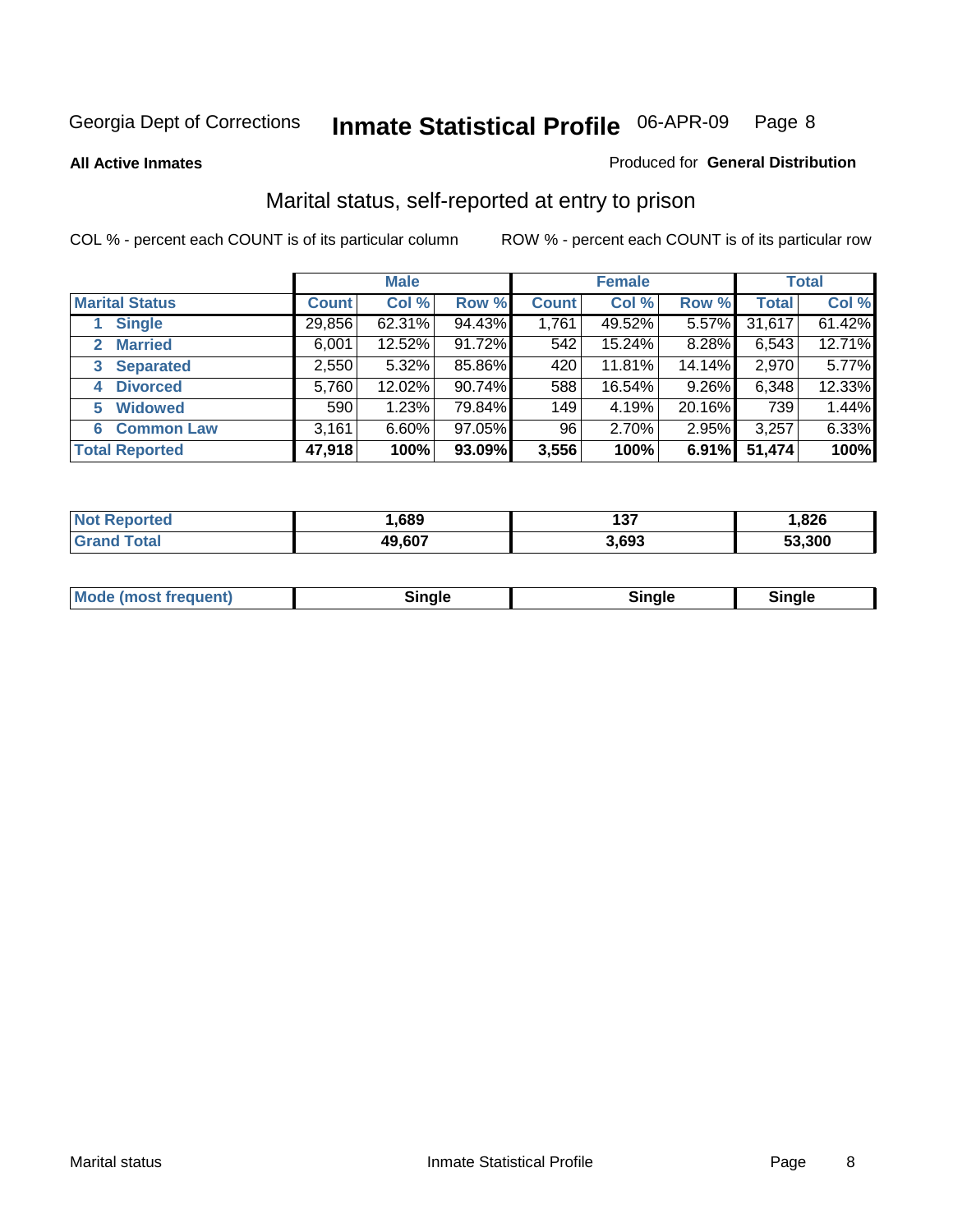Georgia Dept of Corrections **Inmate Statistical Profile** 06-APR-09

**All Active Inmates** Produced for **General Distribution**

## Marital status, self-reported at entry to prison

COL % - percent each COUNT is of its particular column ROW % - percent each COUNT is of its particular row

| | Male | | | Female | | | Total | |
|---|---|---|---|---|---|---|---|---|
| **Marital Status** | **Count** | **Col %** | **Row %** | **Count** | **Col %** | **Row %** | **Total** | **Col %** |
| 1 **Single** | 29,856 | 62.31% | 94.43% | 1,761 | 49.52% | 5.57% | 31,617 | 61.42% |
| 2 **Married** | 6,001 | 12.52% | 91.72% | 542 | 15.24% | 8.28% | 6,543 | 12.71% |
| 3 **Separated** | 2,550 | 5.32% | 85.86% | 420 | 11.81% | 14.14% | 2,970 | 5.77% |
| 4 **Divorced** | 5,760 | 12.02% | 90.74% | 588 | 16.54% | 9.26% | 6,348 | 12.33% |
| 5 **Widowed** | 590 | 1.23% | 79.84% | 149 | 4.19% | 20.16% | 739 | 1.44% |
| 6 **Common Law** | 3,161 | 6.60% | 97.05% | 96 | 2.70% | 2.95% | 3,257 | 6.33% |
| **Total Reported** | **47,918** | **100%** | **93.09%** | **3,556** | **100%** | **6.91%** | **51,474** | **100%** |

| | Male | Female | Total |
|---|---|---|---|
| **Not Reported** | **1,689** | **137** | **1,826** |
| **Grand Total** | **49,607** | **3,693** | **53,300** |

| | Male | Female | Total |
|---|---|---|---|
| **Mode (most frequent)** | **Single** | **Single** | **Single** |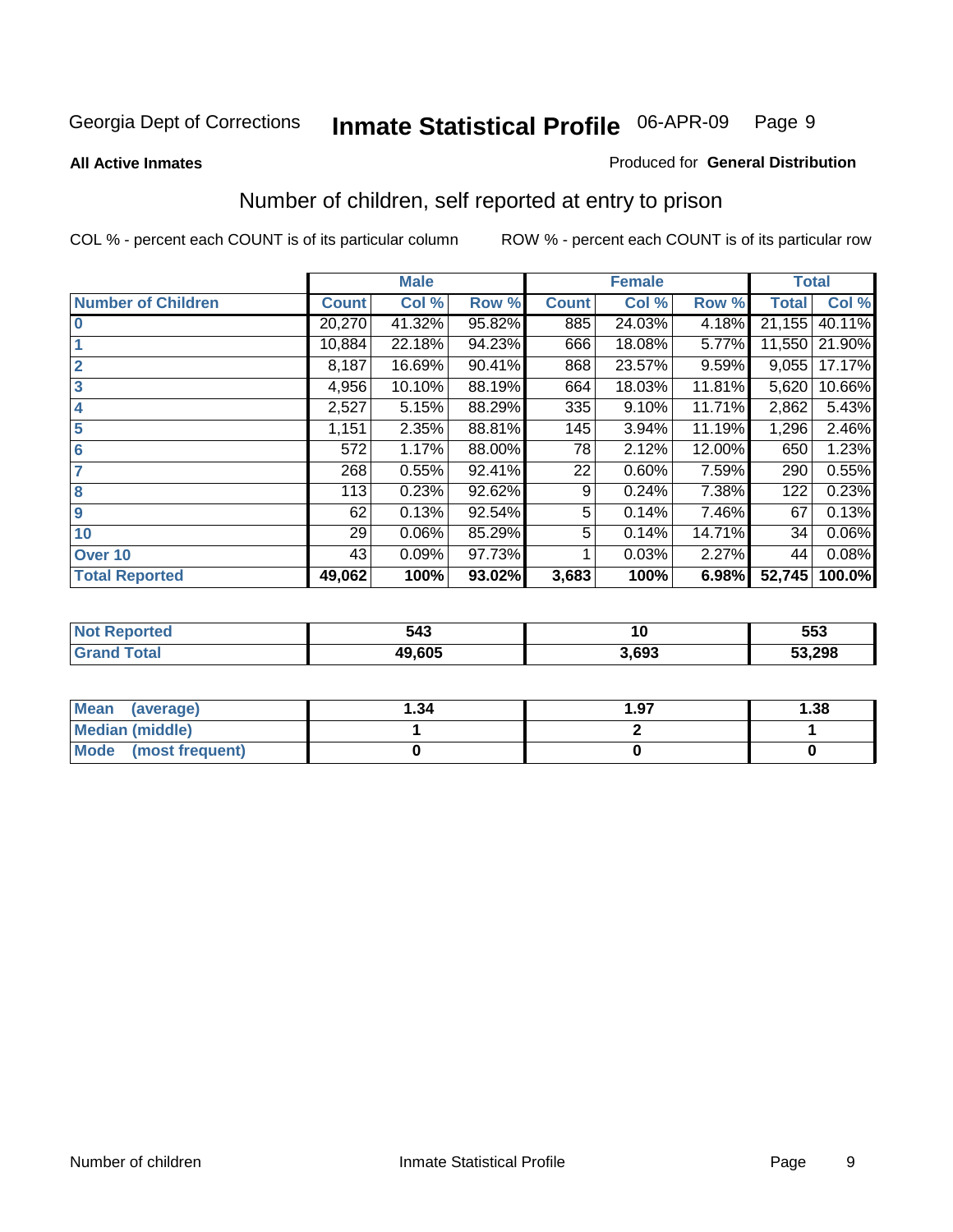Georgia Dept of Corrections **Inmate Statistical Profile** 06-APR-09

**All Active Inmates**

Produced for **General Distribution**

## Number of children, self reported at entry to prison

COL % - percent each COUNT is of its particular column

ROW % - percent each COUNT is of its particular row

| | Male | | | Female | | | Total | |
|---|---|---|---|---|---|---|---|---|
| **Number of Children** | **Count** | **Col %** | **Row %** | **Count** | **Col %** | **Row %** | **Total** | **Col %** |
| **0** | 20,270 | 41.32% | 95.82% | 885 | 24.03% | 4.18% | 21,155 | 40.11% |
| **1** | 10,884 | 22.18% | 94.23% | 666 | 18.08% | 5.77% | 11,550 | 21.90% |
| **2** | 8,187 | 16.69% | 90.41% | 868 | 23.57% | 9.59% | 9,055 | 17.17% |
| **3** | 4,956 | 10.10% | 88.19% | 664 | 18.03% | 11.81% | 5,620 | 10.66% |
| **4** | 2,527 | 5.15% | 88.29% | 335 | 9.10% | 11.71% | 2,862 | 5.43% |
| **5** | 1,151 | 2.35% | 88.81% | 145 | 3.94% | 11.19% | 1,296 | 2.46% |
| **6** | 572 | 1.17% | 88.00% | 78 | 2.12% | 12.00% | 650 | 1.23% |
| **7** | 268 | 0.55% | 92.41% | 22 | 0.60% | 7.59% | 290 | 0.55% |
| **8** | 113 | 0.23% | 92.62% | 9 | 0.24% | 7.38% | 122 | 0.23% |
| **9** | 62 | 0.13% | 92.54% | 5 | 0.14% | 7.46% | 67 | 0.13% |
| **10** | 29 | 0.06% | 85.29% | 5 | 0.14% | 14.71% | 34 | 0.06% |
| **Over 10** | 43 | 0.09% | 97.73% | 1 | 0.03% | 2.27% | 44 | 0.08% |
| **Total Reported** | **49,062** | **100%** | **93.02%** | **3,683** | **100%** | **6.98%** | **52,745** | **100.0%** |

| | Male | Female | Total |
|---|---|---|---|
| **Not Reported** | **543** | **10** | **553** |
| **Grand Total** | **49,605** | **3,693** | **53,298** |

| | Male | Female | Total |
|---|---|---|---|
| **Mean (average)** | **1.34** | **1.97** | **1.38** |
| **Median (middle)** | **1** | **2** | **1** |
| **Mode (most frequent)** | **0** | **0** | **0** |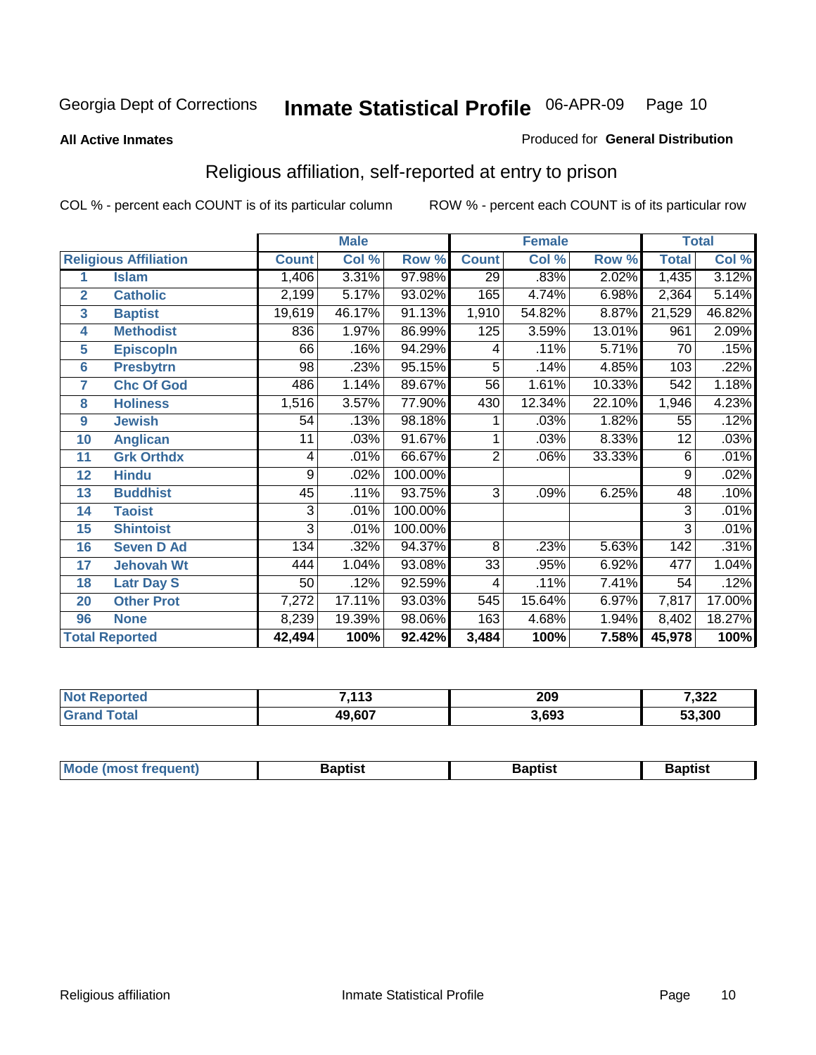Georgia Dept of Corrections **Inmate Statistical Profile** 06-APR-09

**All Active Inmates**

Produced for **General Distribution**

## Religious affiliation, self-reported at entry to prison

COL % - percent each COUNT is of its particular column ROW % - percent each COUNT is of its particular row

| | | Male | | | Female | | | Total | |
|---|---|---|---|---|---|---|---|---|---|
| **Religious Affiliation** | | **Count** | **Col %** | **Row %** | **Count** | **Col %** | **Row %** | **Total** | **Col %** |
| 1 | Islam | 1,406 | 3.31% | 97.98% | 29 | .83% | 2.02% | 1,435 | 3.12% |
| 2 | Catholic | 2,199 | 5.17% | 93.02% | 165 | 4.74% | 6.98% | 2,364 | 5.14% |
| 3 | Baptist | 19,619 | 46.17% | 91.13% | 1,910 | 54.82% | 8.87% | 21,529 | 46.82% |
| 4 | Methodist | 836 | 1.97% | 86.99% | 125 | 3.59% | 13.01% | 961 | 2.09% |
| 5 | Episcopln | 66 | .16% | 94.29% | 4 | .11% | 5.71% | 70 | .15% |
| 6 | Presbytrn | 98 | .23% | 95.15% | 5 | .14% | 4.85% | 103 | .22% |
| 7 | Chc Of God | 486 | 1.14% | 89.67% | 56 | 1.61% | 10.33% | 542 | 1.18% |
| 8 | Holiness | 1,516 | 3.57% | 77.90% | 430 | 12.34% | 22.10% | 1,946 | 4.23% |
| 9 | Jewish | 54 | .13% | 98.18% | 1 | .03% | 1.82% | 55 | .12% |
| 10 | Anglican | 11 | .03% | 91.67% | 1 | .03% | 8.33% | 12 | .03% |
| 11 | Grk Orthdx | 4 | .01% | 66.67% | 2 | .06% | 33.33% | 6 | .01% |
| 12 | Hindu | 9 | .02% | 100.00% | | | | 9 | .02% |
| 13 | Buddhist | 45 | .11% | 93.75% | 3 | .09% | 6.25% | 48 | .10% |
| 14 | Taoist | 3 | .01% | 100.00% | | | | 3 | .01% |
| 15 | Shintoist | 3 | .01% | 100.00% | | | | 3 | .01% |
| 16 | Seven D Ad | 134 | .32% | 94.37% | 8 | .23% | 5.63% | 142 | .31% |
| 17 | Jehovah Wt | 444 | 1.04% | 93.08% | 33 | .95% | 6.92% | 477 | 1.04% |
| 18 | Latr Day S | 50 | .12% | 92.59% | 4 | .11% | 7.41% | 54 | .12% |
| 20 | Other Prot | 7,272 | 17.11% | 93.03% | 545 | 15.64% | 6.97% | 7,817 | 17.00% |
| 96 | None | 8,239 | 19.39% | 98.06% | 163 | 4.68% | 1.94% | 8,402 | 18.27% |
| **Total Reported** | | **42,494** | **100%** | **92.42%** | **3,484** | **100%** | **7.58%** | **45,978** | **100%** |

| | Male | Female | Total |
|---|---|---|---|
| Not Reported | 7,113 | 209 | 7,322 |
| Grand Total | 49,607 | 3,693 | 53,300 |

| | Male | Female | Total |
|---|---|---|---|
| Mode (most frequent) | Baptist | Baptist | Baptist |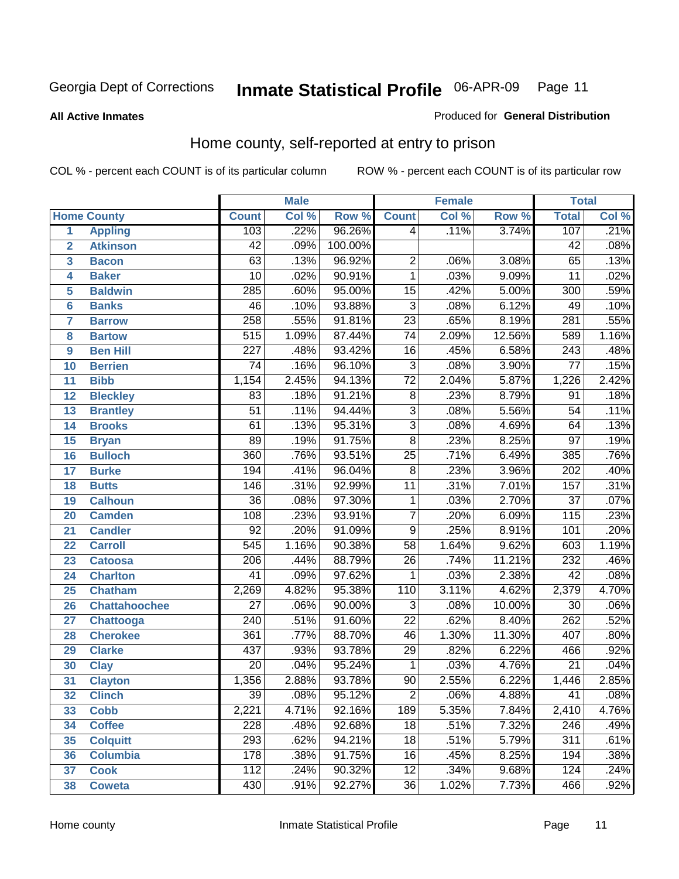Georgia Dept of Corrections **Inmate Statistical Profile** 06-APR-09

**All Active Inmates**

Produced for **General Distribution**

## Home county, self-reported at entry to prison

COL % - percent each COUNT is of its particular column ROW % - percent each COUNT is of its particular row

| Home County | | Male | | | Female | | | Total | |
|---|---|---|---|---|---|---|---|---|---|
| | | Count | Col % | Row % | Count | Col % | Row % | Total | Col % |
| 1 | Appling | 103 | .22% | 96.26% | 4 | .11% | 3.74% | 107 | .21% |
| 2 | Atkinson | 42 | .09% | 100.00% | | | | 42 | .08% |
| 3 | Bacon | 63 | .13% | 96.92% | 2 | .06% | 3.08% | 65 | .13% |
| 4 | Baker | 10 | .02% | 90.91% | 1 | .03% | 9.09% | 11 | .02% |
| 5 | Baldwin | 285 | .60% | 95.00% | 15 | .42% | 5.00% | 300 | .59% |
| 6 | Banks | 46 | .10% | 93.88% | 3 | .08% | 6.12% | 49 | .10% |
| 7 | Barrow | 258 | .55% | 91.81% | 23 | .65% | 8.19% | 281 | .55% |
| 8 | Bartow | 515 | 1.09% | 87.44% | 74 | 2.09% | 12.56% | 589 | 1.16% |
| 9 | Ben Hill | 227 | .48% | 93.42% | 16 | .45% | 6.58% | 243 | .48% |
| 10 | Berrien | 74 | .16% | 96.10% | 3 | .08% | 3.90% | 77 | .15% |
| 11 | Bibb | 1,154 | 2.45% | 94.13% | 72 | 2.04% | 5.87% | 1,226 | 2.42% |
| 12 | Bleckley | 83 | .18% | 91.21% | 8 | .23% | 8.79% | 91 | .18% |
| 13 | Brantley | 51 | .11% | 94.44% | 3 | .08% | 5.56% | 54 | .11% |
| 14 | Brooks | 61 | .13% | 95.31% | 3 | .08% | 4.69% | 64 | .13% |
| 15 | Bryan | 89 | .19% | 91.75% | 8 | .23% | 8.25% | 97 | .19% |
| 16 | Bulloch | 360 | .76% | 93.51% | 25 | .71% | 6.49% | 385 | .76% |
| 17 | Burke | 194 | .41% | 96.04% | 8 | .23% | 3.96% | 202 | .40% |
| 18 | Butts | 146 | .31% | 92.99% | 11 | .31% | 7.01% | 157 | .31% |
| 19 | Calhoun | 36 | .08% | 97.30% | 1 | .03% | 2.70% | 37 | .07% |
| 20 | Camden | 108 | .23% | 93.91% | 7 | .20% | 6.09% | 115 | .23% |
| 21 | Candler | 92 | .20% | 91.09% | 9 | .25% | 8.91% | 101 | .20% |
| 22 | Carroll | 545 | 1.16% | 90.38% | 58 | 1.64% | 9.62% | 603 | 1.19% |
| 23 | Catoosa | 206 | .44% | 88.79% | 26 | .74% | 11.21% | 232 | .46% |
| 24 | Charlton | 41 | .09% | 97.62% | 1 | .03% | 2.38% | 42 | .08% |
| 25 | Chatham | 2,269 | 4.82% | 95.38% | 110 | 3.11% | 4.62% | 2,379 | 4.70% |
| 26 | Chattahoochee | 27 | .06% | 90.00% | 3 | .08% | 10.00% | 30 | .06% |
| 27 | Chattooga | 240 | .51% | 91.60% | 22 | .62% | 8.40% | 262 | .52% |
| 28 | Cherokee | 361 | .77% | 88.70% | 46 | 1.30% | 11.30% | 407 | .80% |
| 29 | Clarke | 437 | .93% | 93.78% | 29 | .82% | 6.22% | 466 | .92% |
| 30 | Clay | 20 | .04% | 95.24% | 1 | .03% | 4.76% | 21 | .04% |
| 31 | Clayton | 1,356 | 2.88% | 93.78% | 90 | 2.55% | 6.22% | 1,446 | 2.85% |
| 32 | Clinch | 39 | .08% | 95.12% | 2 | .06% | 4.88% | 41 | .08% |
| 33 | Cobb | 2,221 | 4.71% | 92.16% | 189 | 5.35% | 7.84% | 2,410 | 4.76% |
| 34 | Coffee | 228 | .48% | 92.68% | 18 | .51% | 7.32% | 246 | .49% |
| 35 | Colquitt | 293 | .62% | 94.21% | 18 | .51% | 5.79% | 311 | .61% |
| 36 | Columbia | 178 | .38% | 91.75% | 16 | .45% | 8.25% | 194 | .38% |
| 37 | Cook | 112 | .24% | 90.32% | 12 | .34% | 9.68% | 124 | .24% |
| 38 | Coweta | 430 | .91% | 92.27% | 36 | 1.02% | 7.73% | 466 | .92% |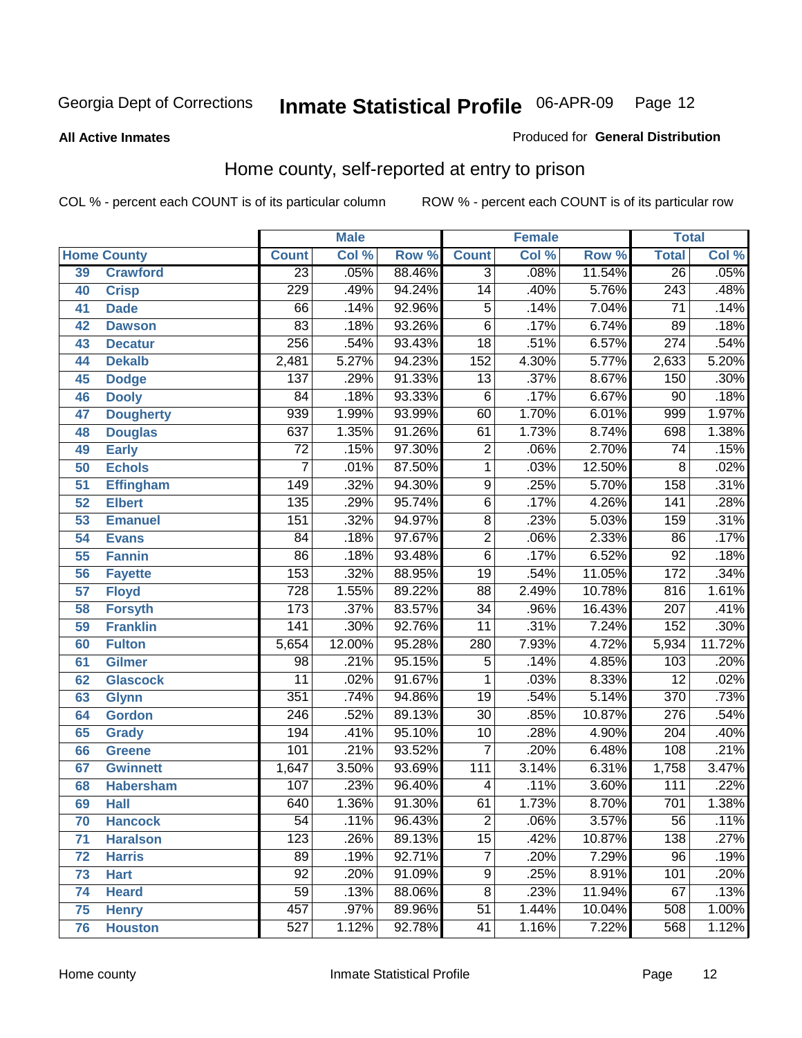Georgia Dept of Corrections **Inmate Statistical Profile** 06-APR-09 Page 12

**All Active Inmates**

Produced for **General Distribution**

## Home county, self-reported at entry to prison

COL % - percent each COUNT is of its particular column    ROW % - percent each COUNT is of its particular row

| | | Male | | | Female | | | Total | |
|---|---|---|---|---|---|---|---|---|---|
| Home County | | Count | Col % | Row % | Count | Col % | Row % | Total | Col % |
| 39 | Crawford | 23 | .05% | 88.46% | 3 | .08% | 11.54% | 26 | .05% |
| 40 | Crisp | 229 | .49% | 94.24% | 14 | .40% | 5.76% | 243 | .48% |
| 41 | Dade | 66 | .14% | 92.96% | 5 | .14% | 7.04% | 71 | .14% |
| 42 | Dawson | 83 | .18% | 93.26% | 6 | .17% | 6.74% | 89 | .18% |
| 43 | Decatur | 256 | .54% | 93.43% | 18 | .51% | 6.57% | 274 | .54% |
| 44 | Dekalb | 2,481 | 5.27% | 94.23% | 152 | 4.30% | 5.77% | 2,633 | 5.20% |
| 45 | Dodge | 137 | .29% | 91.33% | 13 | .37% | 8.67% | 150 | .30% |
| 46 | Dooly | 84 | .18% | 93.33% | 6 | .17% | 6.67% | 90 | .18% |
| 47 | Dougherty | 939 | 1.99% | 93.99% | 60 | 1.70% | 6.01% | 999 | 1.97% |
| 48 | Douglas | 637 | 1.35% | 91.26% | 61 | 1.73% | 8.74% | 698 | 1.38% |
| 49 | Early | 72 | .15% | 97.30% | 2 | .06% | 2.70% | 74 | .15% |
| 50 | Echols | 7 | .01% | 87.50% | 1 | .03% | 12.50% | 8 | .02% |
| 51 | Effingham | 149 | .32% | 94.30% | 9 | .25% | 5.70% | 158 | .31% |
| 52 | Elbert | 135 | .29% | 95.74% | 6 | .17% | 4.26% | 141 | .28% |
| 53 | Emanuel | 151 | .32% | 94.97% | 8 | .23% | 5.03% | 159 | .31% |
| 54 | Evans | 84 | .18% | 97.67% | 2 | .06% | 2.33% | 86 | .17% |
| 55 | Fannin | 86 | .18% | 93.48% | 6 | .17% | 6.52% | 92 | .18% |
| 56 | Fayette | 153 | .32% | 88.95% | 19 | .54% | 11.05% | 172 | .34% |
| 57 | Floyd | 728 | 1.55% | 89.22% | 88 | 2.49% | 10.78% | 816 | 1.61% |
| 58 | Forsyth | 173 | .37% | 83.57% | 34 | .96% | 16.43% | 207 | .41% |
| 59 | Franklin | 141 | .30% | 92.76% | 11 | .31% | 7.24% | 152 | .30% |
| 60 | Fulton | 5,654 | 12.00% | 95.28% | 280 | 7.93% | 4.72% | 5,934 | 11.72% |
| 61 | Gilmer | 98 | .21% | 95.15% | 5 | .14% | 4.85% | 103 | .20% |
| 62 | Glascock | 11 | .02% | 91.67% | 1 | .03% | 8.33% | 12 | .02% |
| 63 | Glynn | 351 | .74% | 94.86% | 19 | .54% | 5.14% | 370 | .73% |
| 64 | Gordon | 246 | .52% | 89.13% | 30 | .85% | 10.87% | 276 | .54% |
| 65 | Grady | 194 | .41% | 95.10% | 10 | .28% | 4.90% | 204 | .40% |
| 66 | Greene | 101 | .21% | 93.52% | 7 | .20% | 6.48% | 108 | .21% |
| 67 | Gwinnett | 1,647 | 3.50% | 93.69% | 111 | 3.14% | 6.31% | 1,758 | 3.47% |
| 68 | Habersham | 107 | .23% | 96.40% | 4 | .11% | 3.60% | 111 | .22% |
| 69 | Hall | 640 | 1.36% | 91.30% | 61 | 1.73% | 8.70% | 701 | 1.38% |
| 70 | Hancock | 54 | .11% | 96.43% | 2 | .06% | 3.57% | 56 | .11% |
| 71 | Haralson | 123 | .26% | 89.13% | 15 | .42% | 10.87% | 138 | .27% |
| 72 | Harris | 89 | .19% | 92.71% | 7 | .20% | 7.29% | 96 | .19% |
| 73 | Hart | 92 | .20% | 91.09% | 9 | .25% | 8.91% | 101 | .20% |
| 74 | Heard | 59 | .13% | 88.06% | 8 | .23% | 11.94% | 67 | .13% |
| 75 | Henry | 457 | .97% | 89.96% | 51 | 1.44% | 10.04% | 508 | 1.00% |
| 76 | Houston | 527 | 1.12% | 92.78% | 41 | 1.16% | 7.22% | 568 | 1.12% |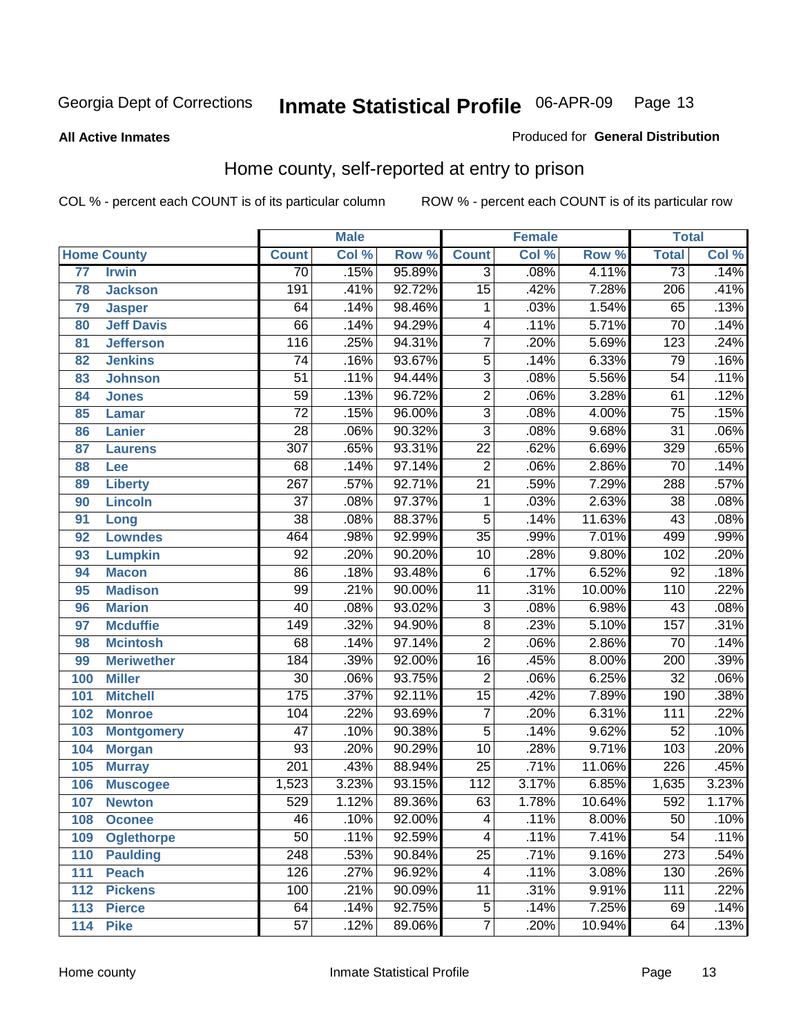Georgia Dept of Corrections **Inmate Statistical Profile** 06-APR-09

**All Active Inmates**

Produced for **General Distribution**

## Home county, self-reported at entry to prison

COL % - percent each COUNT is of its particular column ROW % - percent each COUNT is of its particular row

| | | Male | | | Female | | | Total | |
|---|---|---|---|---|---|---|---|---|---|
| Home County | | Count | Col % | Row % | Count | Col % | Row % | Total | Col % |
| 77 | Irwin | 70 | .15% | 95.89% | 3 | .08% | 4.11% | 73 | .14% |
| 78 | Jackson | 191 | .41% | 92.72% | 15 | .42% | 7.28% | 206 | .41% |
| 79 | Jasper | 64 | .14% | 98.46% | 1 | .03% | 1.54% | 65 | .13% |
| 80 | Jeff Davis | 66 | .14% | 94.29% | 4 | .11% | 5.71% | 70 | .14% |
| 81 | Jefferson | 116 | .25% | 94.31% | 7 | .20% | 5.69% | 123 | .24% |
| 82 | Jenkins | 74 | .16% | 93.67% | 5 | .14% | 6.33% | 79 | .16% |
| 83 | Johnson | 51 | .11% | 94.44% | 3 | .08% | 5.56% | 54 | .11% |
| 84 | Jones | 59 | .13% | 96.72% | 2 | .06% | 3.28% | 61 | .12% |
| 85 | Lamar | 72 | .15% | 96.00% | 3 | .08% | 4.00% | 75 | .15% |
| 86 | Lanier | 28 | .06% | 90.32% | 3 | .08% | 9.68% | 31 | .06% |
| 87 | Laurens | 307 | .65% | 93.31% | 22 | .62% | 6.69% | 329 | .65% |
| 88 | Lee | 68 | .14% | 97.14% | 2 | .06% | 2.86% | 70 | .14% |
| 89 | Liberty | 267 | .57% | 92.71% | 21 | .59% | 7.29% | 288 | .57% |
| 90 | Lincoln | 37 | .08% | 97.37% | 1 | .03% | 2.63% | 38 | .08% |
| 91 | Long | 38 | .08% | 88.37% | 5 | .14% | 11.63% | 43 | .08% |
| 92 | Lowndes | 464 | .98% | 92.99% | 35 | .99% | 7.01% | 499 | .99% |
| 93 | Lumpkin | 92 | .20% | 90.20% | 10 | .28% | 9.80% | 102 | .20% |
| 94 | Macon | 86 | .18% | 93.48% | 6 | .17% | 6.52% | 92 | .18% |
| 95 | Madison | 99 | .21% | 90.00% | 11 | .31% | 10.00% | 110 | .22% |
| 96 | Marion | 40 | .08% | 93.02% | 3 | .08% | 6.98% | 43 | .08% |
| 97 | Mcduffie | 149 | .32% | 94.90% | 8 | .23% | 5.10% | 157 | .31% |
| 98 | Mcintosh | 68 | .14% | 97.14% | 2 | .06% | 2.86% | 70 | .14% |
| 99 | Meriwether | 184 | .39% | 92.00% | 16 | .45% | 8.00% | 200 | .39% |
| 100 | Miller | 30 | .06% | 93.75% | 2 | .06% | 6.25% | 32 | .06% |
| 101 | Mitchell | 175 | .37% | 92.11% | 15 | .42% | 7.89% | 190 | .38% |
| 102 | Monroe | 104 | .22% | 93.69% | 7 | .20% | 6.31% | 111 | .22% |
| 103 | Montgomery | 47 | .10% | 90.38% | 5 | .14% | 9.62% | 52 | .10% |
| 104 | Morgan | 93 | .20% | 90.29% | 10 | .28% | 9.71% | 103 | .20% |
| 105 | Murray | 201 | .43% | 88.94% | 25 | .71% | 11.06% | 226 | .45% |
| 106 | Muscogee | 1,523 | 3.23% | 93.15% | 112 | 3.17% | 6.85% | 1,635 | 3.23% |
| 107 | Newton | 529 | 1.12% | 89.36% | 63 | 1.78% | 10.64% | 592 | 1.17% |
| 108 | Oconee | 46 | .10% | 92.00% | 4 | .11% | 8.00% | 50 | .10% |
| 109 | Oglethorpe | 50 | .11% | 92.59% | 4 | .11% | 7.41% | 54 | .11% |
| 110 | Paulding | 248 | .53% | 90.84% | 25 | .71% | 9.16% | 273 | .54% |
| 111 | Peach | 126 | .27% | 96.92% | 4 | .11% | 3.08% | 130 | .26% |
| 112 | Pickens | 100 | .21% | 90.09% | 11 | .31% | 9.91% | 111 | .22% |
| 113 | Pierce | 64 | .14% | 92.75% | 5 | .14% | 7.25% | 69 | .14% |
| 114 | Pike | 57 | .12% | 89.06% | 7 | .20% | 10.94% | 64 | .13% |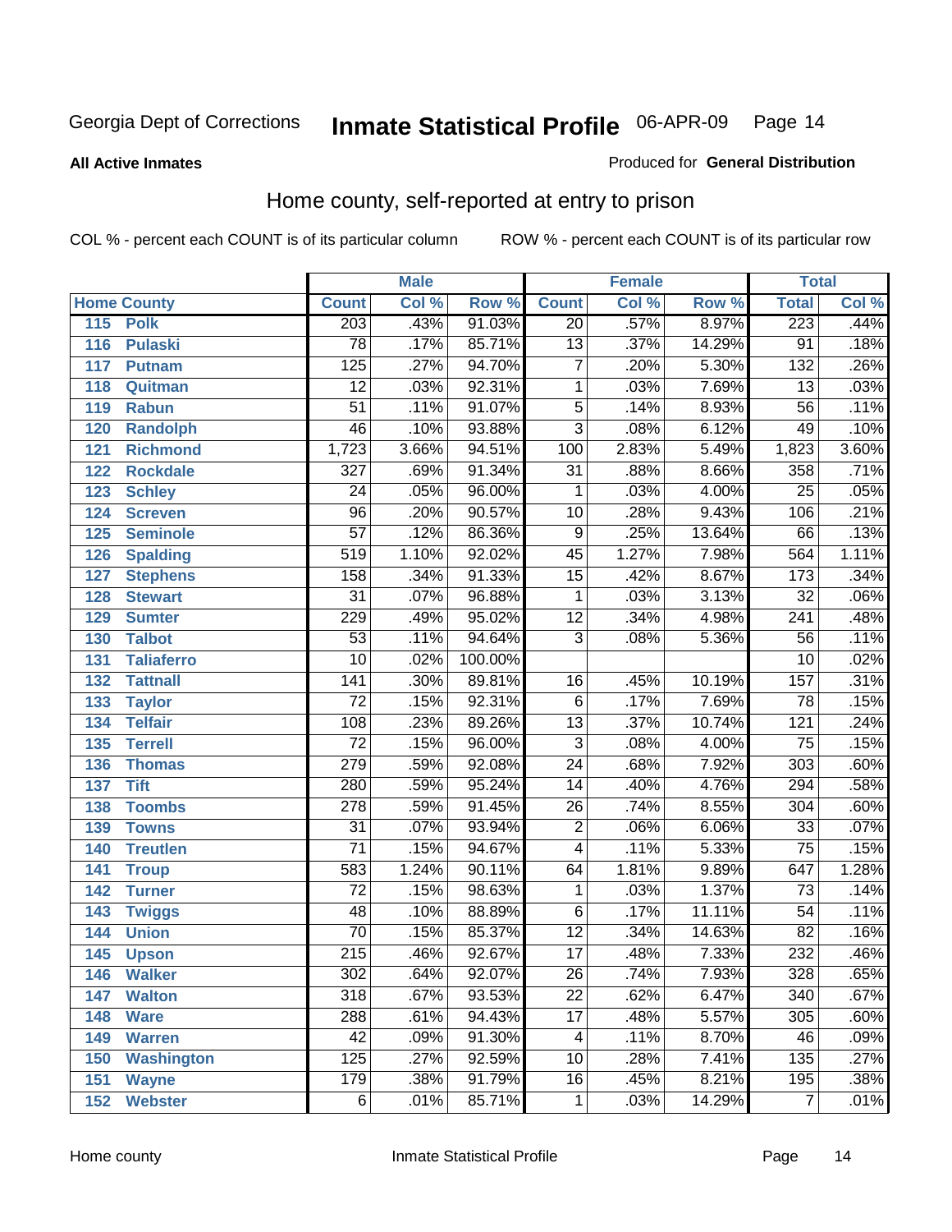Georgia Dept of Corrections **Inmate Statistical Profile** 06-APR-09

**All Active Inmates**

Produced for **General Distribution**

## Home county, self-reported at entry to prison

COL % - percent each COUNT is of its particular column        ROW % - percent each COUNT is of its particular row

| Home County | | Male | | | Female | | | Total | |
|---|---|---|---|---|---|---|---|---|---|
| | | Count | Col % | Row % | Count | Col % | Row % | Total | Col % |
| 115 | Polk | 203 | .43% | 91.03% | 20 | .57% | 8.97% | 223 | .44% |
| 116 | Pulaski | 78 | .17% | 85.71% | 13 | .37% | 14.29% | 91 | .18% |
| 117 | Putnam | 125 | .27% | 94.70% | 7 | .20% | 5.30% | 132 | .26% |
| 118 | Quitman | 12 | .03% | 92.31% | 1 | .03% | 7.69% | 13 | .03% |
| 119 | Rabun | 51 | .11% | 91.07% | 5 | .14% | 8.93% | 56 | .11% |
| 120 | Randolph | 46 | .10% | 93.88% | 3 | .08% | 6.12% | 49 | .10% |
| 121 | Richmond | 1,723 | 3.66% | 94.51% | 100 | 2.83% | 5.49% | 1,823 | 3.60% |
| 122 | Rockdale | 327 | .69% | 91.34% | 31 | .88% | 8.66% | 358 | .71% |
| 123 | Schley | 24 | .05% | 96.00% | 1 | .03% | 4.00% | 25 | .05% |
| 124 | Screven | 96 | .20% | 90.57% | 10 | .28% | 9.43% | 106 | .21% |
| 125 | Seminole | 57 | .12% | 86.36% | 9 | .25% | 13.64% | 66 | .13% |
| 126 | Spalding | 519 | 1.10% | 92.02% | 45 | 1.27% | 7.98% | 564 | 1.11% |
| 127 | Stephens | 158 | .34% | 91.33% | 15 | .42% | 8.67% | 173 | .34% |
| 128 | Stewart | 31 | .07% | 96.88% | 1 | .03% | 3.13% | 32 | .06% |
| 129 | Sumter | 229 | .49% | 95.02% | 12 | .34% | 4.98% | 241 | .48% |
| 130 | Talbot | 53 | .11% | 94.64% | 3 | .08% | 5.36% | 56 | .11% |
| 131 | Taliaferro | 10 | .02% | 100.00% | | | | 10 | .02% |
| 132 | Tattnall | 141 | .30% | 89.81% | 16 | .45% | 10.19% | 157 | .31% |
| 133 | Taylor | 72 | .15% | 92.31% | 6 | .17% | 7.69% | 78 | .15% |
| 134 | Telfair | 108 | .23% | 89.26% | 13 | .37% | 10.74% | 121 | .24% |
| 135 | Terrell | 72 | .15% | 96.00% | 3 | .08% | 4.00% | 75 | .15% |
| 136 | Thomas | 279 | .59% | 92.08% | 24 | .68% | 7.92% | 303 | .60% |
| 137 | Tift | 280 | .59% | 95.24% | 14 | .40% | 4.76% | 294 | .58% |
| 138 | Toombs | 278 | .59% | 91.45% | 26 | .74% | 8.55% | 304 | .60% |
| 139 | Towns | 31 | .07% | 93.94% | 2 | .06% | 6.06% | 33 | .07% |
| 140 | Treutlen | 71 | .15% | 94.67% | 4 | .11% | 5.33% | 75 | .15% |
| 141 | Troup | 583 | 1.24% | 90.11% | 64 | 1.81% | 9.89% | 647 | 1.28% |
| 142 | Turner | 72 | .15% | 98.63% | 1 | .03% | 1.37% | 73 | .14% |
| 143 | Twiggs | 48 | .10% | 88.89% | 6 | .17% | 11.11% | 54 | .11% |
| 144 | Union | 70 | .15% | 85.37% | 12 | .34% | 14.63% | 82 | .16% |
| 145 | Upson | 215 | .46% | 92.67% | 17 | .48% | 7.33% | 232 | .46% |
| 146 | Walker | 302 | .64% | 92.07% | 26 | .74% | 7.93% | 328 | .65% |
| 147 | Walton | 318 | .67% | 93.53% | 22 | .62% | 6.47% | 340 | .67% |
| 148 | Ware | 288 | .61% | 94.43% | 17 | .48% | 5.57% | 305 | .60% |
| 149 | Warren | 42 | .09% | 91.30% | 4 | .11% | 8.70% | 46 | .09% |
| 150 | Washington | 125 | .27% | 92.59% | 10 | .28% | 7.41% | 135 | .27% |
| 151 | Wayne | 179 | .38% | 91.79% | 16 | .45% | 8.21% | 195 | .38% |
| 152 | Webster | 6 | .01% | 85.71% | 1 | .03% | 14.29% | 7 | .01% |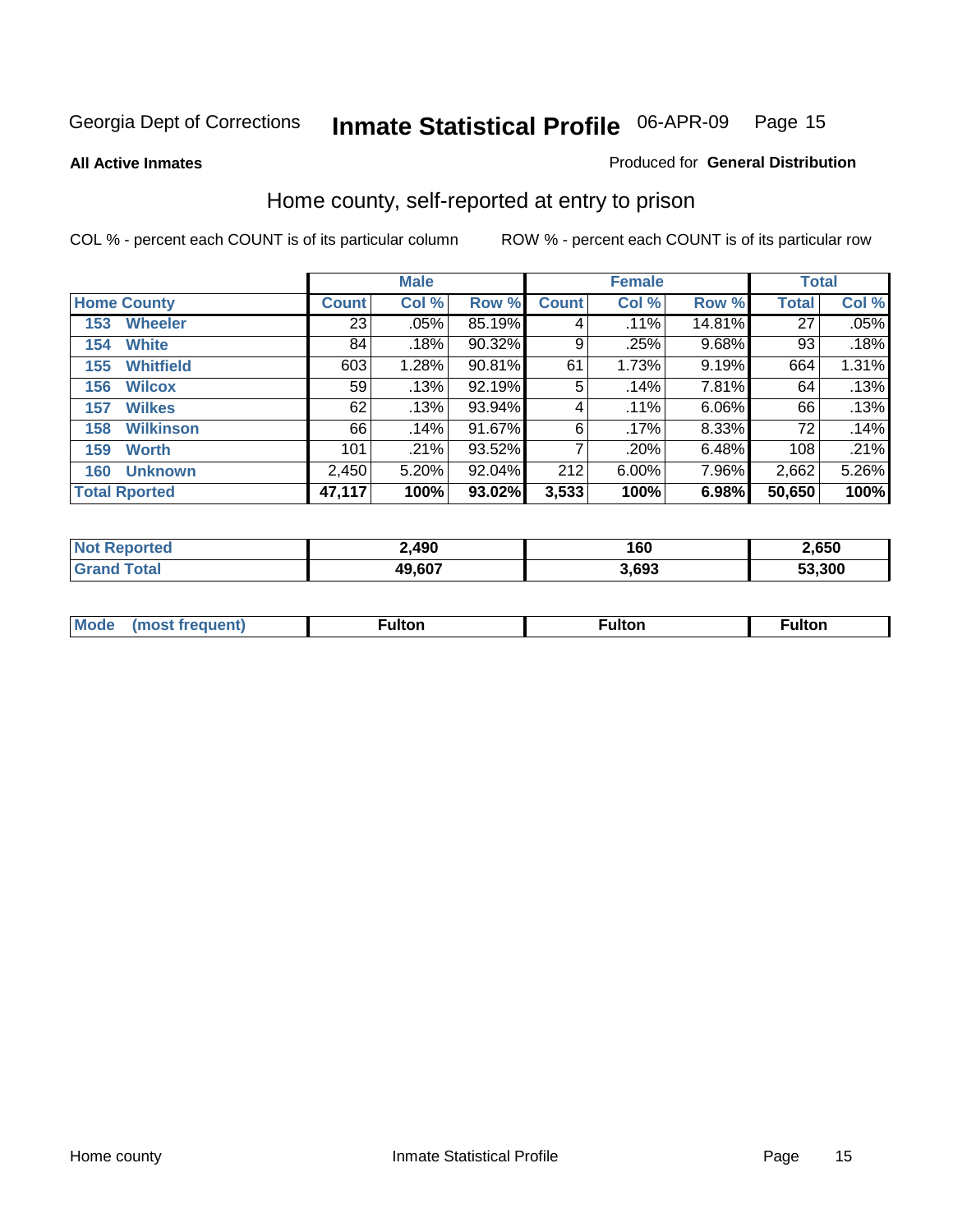Georgia Dept of Corrections **Inmate Statistical Profile** 06-APR-09

**All Active Inmates**

Produced for **General Distribution**

## Home county, self-reported at entry to prison

COL % - percent each COUNT is of its particular column

ROW % - percent each COUNT is of its particular row

| Home County | Male | | | Female | | | Total | |
|---|---|---|---|---|---|---|---|---|
| | Count | Col % | Row % | Count | Col % | Row % | Total | Col % |
| 153 Wheeler | 23 | .05% | 85.19% | 4 | .11% | 14.81% | 27 | .05% |
| 154 White | 84 | .18% | 90.32% | 9 | .25% | 9.68% | 93 | .18% |
| 155 Whitfield | 603 | 1.28% | 90.81% | 61 | 1.73% | 9.19% | 664 | 1.31% |
| 156 Wilcox | 59 | .13% | 92.19% | 5 | .14% | 7.81% | 64 | .13% |
| 157 Wilkes | 62 | .13% | 93.94% | 4 | .11% | 6.06% | 66 | .13% |
| 158 Wilkinson | 66 | .14% | 91.67% | 6 | .17% | 8.33% | 72 | .14% |
| 159 Worth | 101 | .21% | 93.52% | 7 | .20% | 6.48% | 108 | .21% |
| 160 Unknown | 2,450 | 5.20% | 92.04% | 212 | 6.00% | 7.96% | 2,662 | 5.26% |
| **Total Rported** | **47,117** | **100%** | **93.02%** | **3,533** | **100%** | **6.98%** | **50,650** | **100%** |

| | Male | Female | Total |
|---|---|---|---|
| Not Reported | 2,490 | 160 | 2,650 |
| Grand Total | 49,607 | 3,693 | 53,300 |

| | Male | Female | Total |
|---|---|---|---|
| Mode (most frequent) | Fulton | Fulton | Fulton |

Home county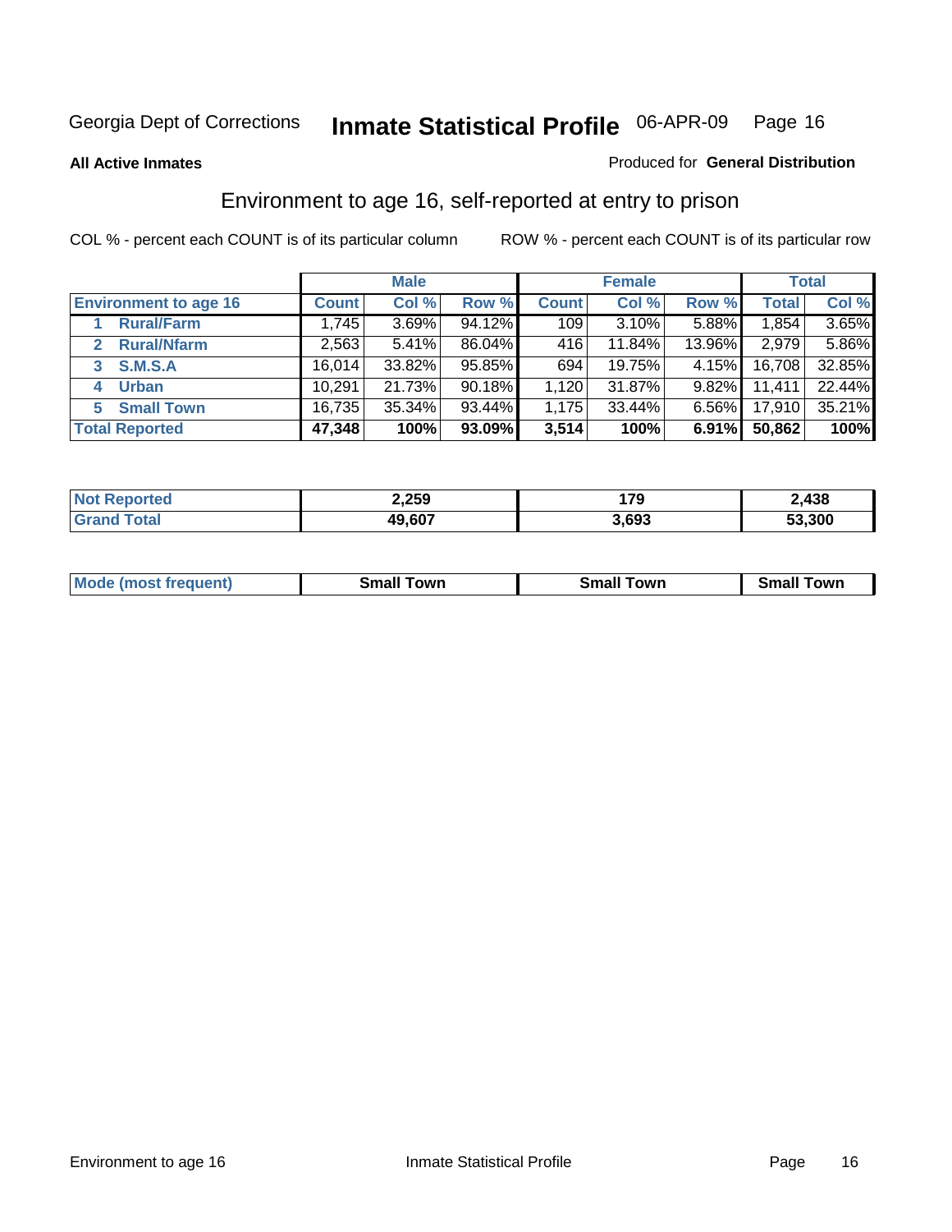Georgia Dept of Corrections **Inmate Statistical Profile** 06-APR-09

**All Active Inmates**

Produced for **General Distribution**

## Environment to age 16, self-reported at entry to prison

COL % - percent each COUNT is of its particular column ROW % - percent each COUNT is of its particular row

| | Male | | | Female | | | Total | |
|---|---|---|---|---|---|---|---|---|
| **Environment to age 16** | **Count** | **Col %** | **Row %** | **Count** | **Col %** | **Row %** | **Total** | **Col %** |
| 1 **Rural/Farm** | 1,745 | 3.69% | 94.12% | 109 | 3.10% | 5.88% | 1,854 | 3.65% |
| 2 **Rural/Nfarm** | 2,563 | 5.41% | 86.04% | 416 | 11.84% | 13.96% | 2,979 | 5.86% |
| 3 **S.M.S.A** | 16,014 | 33.82% | 95.85% | 694 | 19.75% | 4.15% | 16,708 | 32.85% |
| 4 **Urban** | 10,291 | 21.73% | 90.18% | 1,120 | 31.87% | 9.82% | 11,411 | 22.44% |
| 5 **Small Town** | 16,735 | 35.34% | 93.44% | 1,175 | 33.44% | 6.56% | 17,910 | 35.21% |
| **Total Reported** | **47,348** | **100%** | **93.09%** | **3,514** | **100%** | **6.91%** | **50,862** | **100%** |

| | Male | Female | Total |
|---|---|---|---|
| **Not Reported** | **2,259** | **179** | **2,438** |
| **Grand Total** | **49,607** | **3,693** | **53,300** |

| | Male | Female | Total |
|---|---|---|---|
| **Mode (most frequent)** | **Small Town** | **Small Town** | **Small Town** |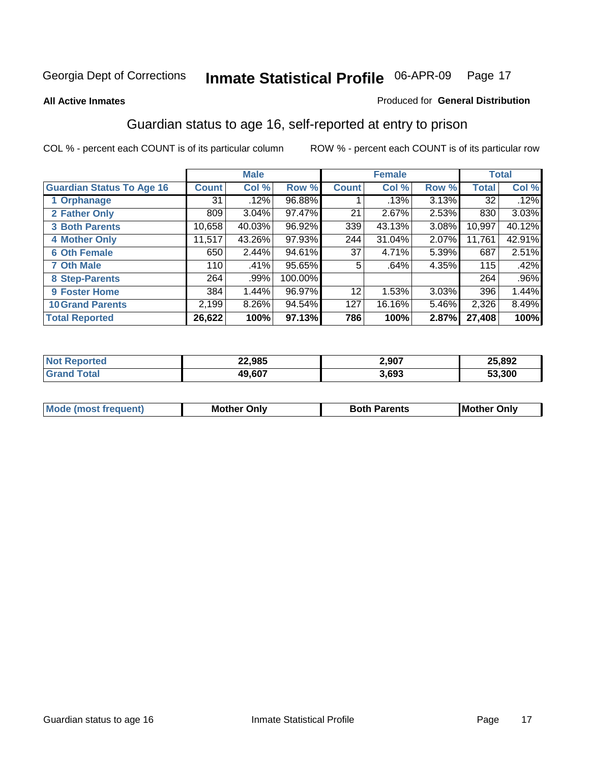Georgia Dept of Corrections **Inmate Statistical Profile** 06-APR-09

**All Active Inmates** Produced for **General Distribution**

## Guardian status to age 16, self-reported at entry to prison

COL % - percent each COUNT is of its particular column ROW % - percent each COUNT is of its particular row

| | Male | | | Female | | | Total | |
|---|---|---|---|---|---|---|---|---|
| **Guardian Status To Age 16** | **Count** | **Col %** | **Row %** | **Count** | **Col %** | **Row %** | **Total** | **Col %** |
| 1 Orphanage | 31 | .12% | 96.88% | 1 | .13% | 3.13% | 32 | .12% |
| 2 Father Only | 809 | 3.04% | 97.47% | 21 | 2.67% | 2.53% | 830 | 3.03% |
| 3 Both Parents | 10,658 | 40.03% | 96.92% | 339 | 43.13% | 3.08% | 10,997 | 40.12% |
| 4 Mother Only | 11,517 | 43.26% | 97.93% | 244 | 31.04% | 2.07% | 11,761 | 42.91% |
| 6 Oth Female | 650 | 2.44% | 94.61% | 37 | 4.71% | 5.39% | 687 | 2.51% |
| 7 Oth Male | 110 | .41% | 95.65% | 5 | .64% | 4.35% | 115 | .42% |
| 8 Step-Parents | 264 | .99% | 100.00% | | | | 264 | .96% |
| 9 Foster Home | 384 | 1.44% | 96.97% | 12 | 1.53% | 3.03% | 396 | 1.44% |
| 10 Grand Parents | 2,199 | 8.26% | 94.54% | 127 | 16.16% | 5.46% | 2,326 | 8.49% |
| **Total Reported** | **26,622** | **100%** | **97.13%** | **786** | **100%** | **2.87%** | **27,408** | **100%** |

| | Male | Female | Total |
|---|---|---|---|
| Not Reported | 22,985 | 2,907 | 25,892 |
| Grand Total | 49,607 | 3,693 | 53,300 |

| | Male | Female | Total |
|---|---|---|---|
| Mode (most frequent) | Mother Only | Both Parents | Mother Only |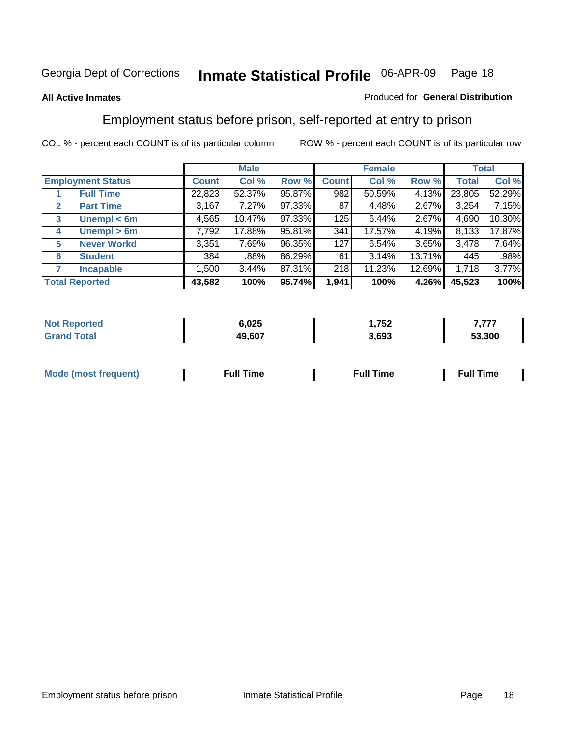Georgia Dept of Corrections **Inmate Statistical Profile** 06-APR-09

**All Active Inmates**

Produced for **General Distribution**

## Employment status before prison, self-reported at entry to prison

COL % - percent each COUNT is of its particular column ROW % - percent each COUNT is of its particular row

| Employment Status | | Male | | | Female | | | Total | |
|---|---|---|---|---|---|---|---|---|---|
| | | Count | Col % | Row % | Count | Col % | Row % | Total | Col % |
| 1 | Full Time | 22,823 | 52.37% | 95.87% | 982 | 50.59% | 4.13% | 23,805 | 52.29% |
| 2 | Part Time | 3,167 | 7.27% | 97.33% | 87 | 4.48% | 2.67% | 3,254 | 7.15% |
| 3 | Unempl < 6m | 4,565 | 10.47% | 97.33% | 125 | 6.44% | 2.67% | 4,690 | 10.30% |
| 4 | Unempl > 6m | 7,792 | 17.88% | 95.81% | 341 | 17.57% | 4.19% | 8,133 | 17.87% |
| 5 | Never Workd | 3,351 | 7.69% | 96.35% | 127 | 6.54% | 3.65% | 3,478 | 7.64% |
| 6 | Student | 384 | .88% | 86.29% | 61 | 3.14% | 13.71% | 445 | .98% |
| 7 | Incapable | 1,500 | 3.44% | 87.31% | 218 | 11.23% | 12.69% | 1,718 | 3.77% |
| **Total Reported** | | **43,582** | **100%** | **95.74%** | **1,941** | **100%** | **4.26%** | **45,523** | **100%** |

| | Male | Female | Total |
|---|---|---|---|
| Not Reported | **6,025** | **1,752** | **7,777** |
| Grand Total | **49,607** | **3,693** | **53,300** |

| | Male | Female | Total |
|---|---|---|---|
| Mode (most frequent) | **Full Time** | **Full Time** | **Full Time** |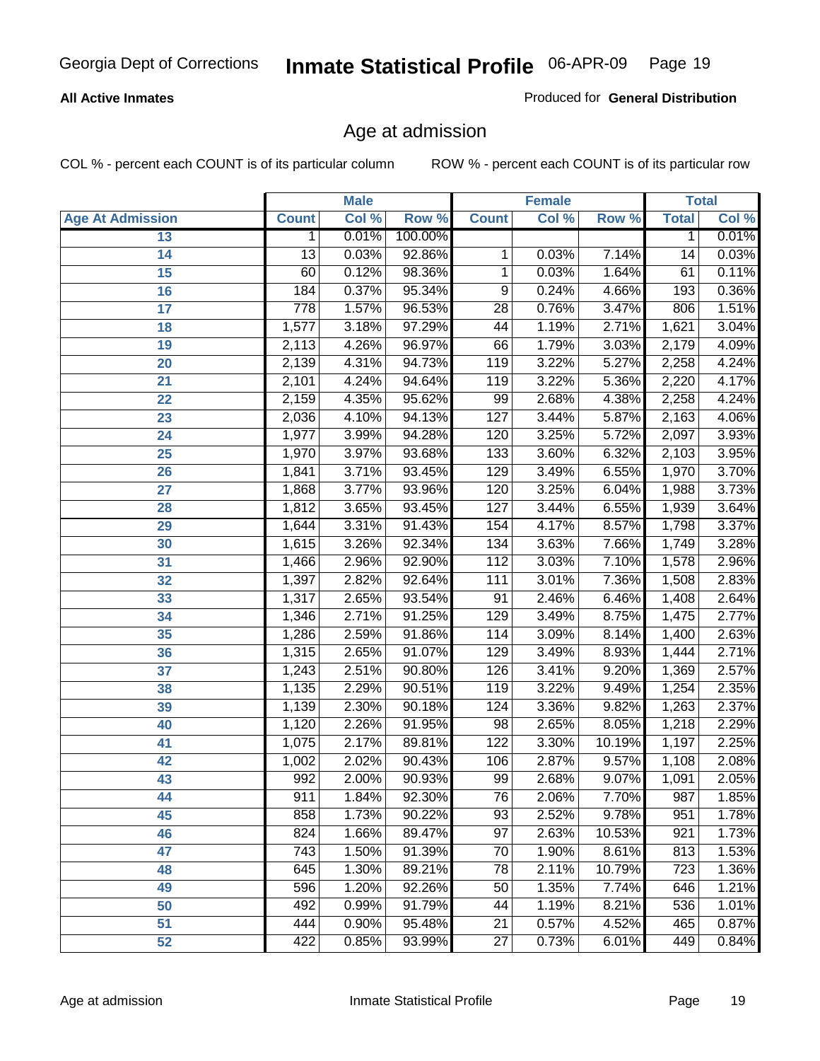**All Active Inmates**

Produced for **General Distribution**

## Age at admission

COL % - percent each COUNT is of its particular column

ROW % - percent each COUNT is of its particular row

| Age At Admission | Male | | | Female | | | Total | |
|---|---|---|---|---|---|---|---|---|
| | Count | Col % | Row % | Count | Col % | Row % | Total | Col % |
| 13 | 1 | 0.01% | 100.00% | | | | 1 | 0.01% |
| 14 | 13 | 0.03% | 92.86% | 1 | 0.03% | 7.14% | 14 | 0.03% |
| 15 | 60 | 0.12% | 98.36% | 1 | 0.03% | 1.64% | 61 | 0.11% |
| 16 | 184 | 0.37% | 95.34% | 9 | 0.24% | 4.66% | 193 | 0.36% |
| 17 | 778 | 1.57% | 96.53% | 28 | 0.76% | 3.47% | 806 | 1.51% |
| 18 | 1,577 | 3.18% | 97.29% | 44 | 1.19% | 2.71% | 1,621 | 3.04% |
| 19 | 2,113 | 4.26% | 96.97% | 66 | 1.79% | 3.03% | 2,179 | 4.09% |
| 20 | 2,139 | 4.31% | 94.73% | 119 | 3.22% | 5.27% | 2,258 | 4.24% |
| 21 | 2,101 | 4.24% | 94.64% | 119 | 3.22% | 5.36% | 2,220 | 4.17% |
| 22 | 2,159 | 4.35% | 95.62% | 99 | 2.68% | 4.38% | 2,258 | 4.24% |
| 23 | 2,036 | 4.10% | 94.13% | 127 | 3.44% | 5.87% | 2,163 | 4.06% |
| 24 | 1,977 | 3.99% | 94.28% | 120 | 3.25% | 5.72% | 2,097 | 3.93% |
| 25 | 1,970 | 3.97% | 93.68% | 133 | 3.60% | 6.32% | 2,103 | 3.95% |
| 26 | 1,841 | 3.71% | 93.45% | 129 | 3.49% | 6.55% | 1,970 | 3.70% |
| 27 | 1,868 | 3.77% | 93.96% | 120 | 3.25% | 6.04% | 1,988 | 3.73% |
| 28 | 1,812 | 3.65% | 93.45% | 127 | 3.44% | 6.55% | 1,939 | 3.64% |
| 29 | 1,644 | 3.31% | 91.43% | 154 | 4.17% | 8.57% | 1,798 | 3.37% |
| 30 | 1,615 | 3.26% | 92.34% | 134 | 3.63% | 7.66% | 1,749 | 3.28% |
| 31 | 1,466 | 2.96% | 92.90% | 112 | 3.03% | 7.10% | 1,578 | 2.96% |
| 32 | 1,397 | 2.82% | 92.64% | 111 | 3.01% | 7.36% | 1,508 | 2.83% |
| 33 | 1,317 | 2.65% | 93.54% | 91 | 2.46% | 6.46% | 1,408 | 2.64% |
| 34 | 1,346 | 2.71% | 91.25% | 129 | 3.49% | 8.75% | 1,475 | 2.77% |
| 35 | 1,286 | 2.59% | 91.86% | 114 | 3.09% | 8.14% | 1,400 | 2.63% |
| 36 | 1,315 | 2.65% | 91.07% | 129 | 3.49% | 8.93% | 1,444 | 2.71% |
| 37 | 1,243 | 2.51% | 90.80% | 126 | 3.41% | 9.20% | 1,369 | 2.57% |
| 38 | 1,135 | 2.29% | 90.51% | 119 | 3.22% | 9.49% | 1,254 | 2.35% |
| 39 | 1,139 | 2.30% | 90.18% | 124 | 3.36% | 9.82% | 1,263 | 2.37% |
| 40 | 1,120 | 2.26% | 91.95% | 98 | 2.65% | 8.05% | 1,218 | 2.29% |
| 41 | 1,075 | 2.17% | 89.81% | 122 | 3.30% | 10.19% | 1,197 | 2.25% |
| 42 | 1,002 | 2.02% | 90.43% | 106 | 2.87% | 9.57% | 1,108 | 2.08% |
| 43 | 992 | 2.00% | 90.93% | 99 | 2.68% | 9.07% | 1,091 | 2.05% |
| 44 | 911 | 1.84% | 92.30% | 76 | 2.06% | 7.70% | 987 | 1.85% |
| 45 | 858 | 1.73% | 90.22% | 93 | 2.52% | 9.78% | 951 | 1.78% |
| 46 | 824 | 1.66% | 89.47% | 97 | 2.63% | 10.53% | 921 | 1.73% |
| 47 | 743 | 1.50% | 91.39% | 70 | 1.90% | 8.61% | 813 | 1.53% |
| 48 | 645 | 1.30% | 89.21% | 78 | 2.11% | 10.79% | 723 | 1.36% |
| 49 | 596 | 1.20% | 92.26% | 50 | 1.35% | 7.74% | 646 | 1.21% |
| 50 | 492 | 0.99% | 91.79% | 44 | 1.19% | 8.21% | 536 | 1.01% |
| 51 | 444 | 0.90% | 95.48% | 21 | 0.57% | 4.52% | 465 | 0.87% |
| 52 | 422 | 0.85% | 93.99% | 27 | 0.73% | 6.01% | 449 | 0.84% |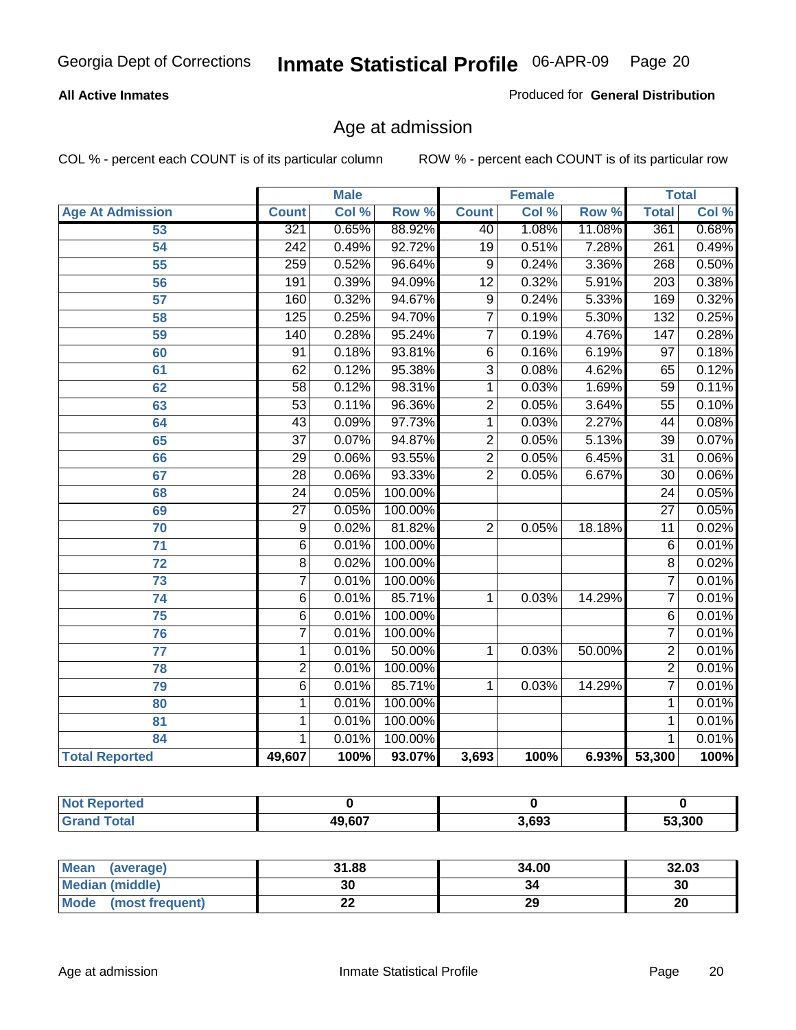Georgia Dept of Corrections **Inmate Statistical Profile** 06-APR-09

**All Active Inmates**

Produced for **General Distribution**

## Age at admission

COL % - percent each COUNT is of its particular column

ROW % - percent each COUNT is of its particular row

| | Male | | | Female | | | Total | |
|---|---|---|---|---|---|---|---|---|
| **Age At Admission** | **Count** | **Col %** | **Row %** | **Count** | **Col %** | **Row %** | **Total** | **Col %** |
| 53 | 321 | 0.65% | 88.92% | 40 | 1.08% | 11.08% | 361 | 0.68% |
| 54 | 242 | 0.49% | 92.72% | 19 | 0.51% | 7.28% | 261 | 0.49% |
| 55 | 259 | 0.52% | 96.64% | 9 | 0.24% | 3.36% | 268 | 0.50% |
| 56 | 191 | 0.39% | 94.09% | 12 | 0.32% | 5.91% | 203 | 0.38% |
| 57 | 160 | 0.32% | 94.67% | 9 | 0.24% | 5.33% | 169 | 0.32% |
| 58 | 125 | 0.25% | 94.70% | 7 | 0.19% | 5.30% | 132 | 0.25% |
| 59 | 140 | 0.28% | 95.24% | 7 | 0.19% | 4.76% | 147 | 0.28% |
| 60 | 91 | 0.18% | 93.81% | 6 | 0.16% | 6.19% | 97 | 0.18% |
| 61 | 62 | 0.12% | 95.38% | 3 | 0.08% | 4.62% | 65 | 0.12% |
| 62 | 58 | 0.12% | 98.31% | 1 | 0.03% | 1.69% | 59 | 0.11% |
| 63 | 53 | 0.11% | 96.36% | 2 | 0.05% | 3.64% | 55 | 0.10% |
| 64 | 43 | 0.09% | 97.73% | 1 | 0.03% | 2.27% | 44 | 0.08% |
| 65 | 37 | 0.07% | 94.87% | 2 | 0.05% | 5.13% | 39 | 0.07% |
| 66 | 29 | 0.06% | 93.55% | 2 | 0.05% | 6.45% | 31 | 0.06% |
| 67 | 28 | 0.06% | 93.33% | 2 | 0.05% | 6.67% | 30 | 0.06% |
| 68 | 24 | 0.05% | 100.00% | | | | 24 | 0.05% |
| 69 | 27 | 0.05% | 100.00% | | | | 27 | 0.05% |
| 70 | 9 | 0.02% | 81.82% | 2 | 0.05% | 18.18% | 11 | 0.02% |
| 71 | 6 | 0.01% | 100.00% | | | | 6 | 0.01% |
| 72 | 8 | 0.02% | 100.00% | | | | 8 | 0.02% |
| 73 | 7 | 0.01% | 100.00% | | | | 7 | 0.01% |
| 74 | 6 | 0.01% | 85.71% | 1 | 0.03% | 14.29% | 7 | 0.01% |
| 75 | 6 | 0.01% | 100.00% | | | | 6 | 0.01% |
| 76 | 7 | 0.01% | 100.00% | | | | 7 | 0.01% |
| 77 | 1 | 0.01% | 50.00% | 1 | 0.03% | 50.00% | 2 | 0.01% |
| 78 | 2 | 0.01% | 100.00% | | | | 2 | 0.01% |
| 79 | 6 | 0.01% | 85.71% | 1 | 0.03% | 14.29% | 7 | 0.01% |
| 80 | 1 | 0.01% | 100.00% | | | | 1 | 0.01% |
| 81 | 1 | 0.01% | 100.00% | | | | 1 | 0.01% |
| 84 | 1 | 0.01% | 100.00% | | | | 1 | 0.01% |
| **Total Reported** | **49,607** | **100%** | **93.07%** | **3,693** | **100%** | **6.93%** | **53,300** | **100%** |

| | Male | Female | Total |
|---|---|---|---|
| **Not Reported** | **0** | **0** | **0** |
| **Grand Total** | **49,607** | **3,693** | **53,300** |

| | Male | Female | Total |
|---|---|---|---|
| **Mean (average)** | **31.88** | **34.00** | **32.03** |
| **Median (middle)** | **30** | **34** | **30** |
| **Mode (most frequent)** | **22** | **29** | **20** |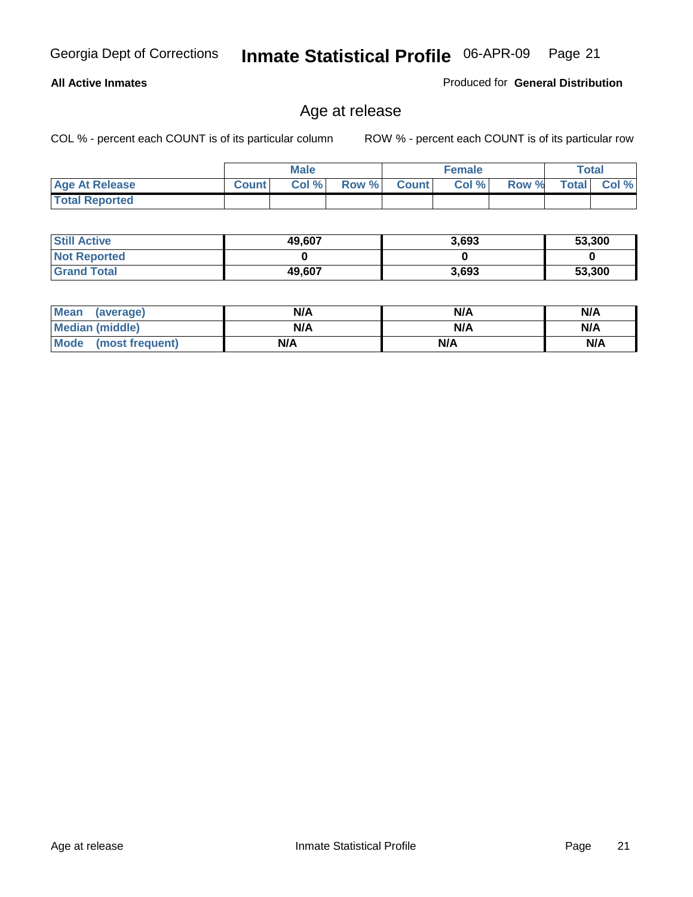Georgia Dept of Corrections **Inmate Statistical Profile** 06-APR-09

**All Active Inmates** Produced for **General Distribution**

## Age at release

COL % - percent each COUNT is of its particular column ROW % - percent each COUNT is of its particular row

| | Male | | | Female | | | Total | |
|---|---|---|---|---|---|---|---|---|
| **Age At Release** | Count | Col % | Row % | Count | Col % | Row % | Total | Col % |
| **Total Reported** | | | | | | | | |

| | Male | Female | Total |
|---|---|---|---|
| **Still Active** | 49,607 | 3,693 | 53,300 |
| **Not Reported** | 0 | 0 | 0 |
| **Grand Total** | 49,607 | 3,693 | 53,300 |

| | Male | Female | Total |
|---|---|---|---|
| **Mean (average)** | N/A | N/A | N/A |
| **Median (middle)** | N/A | N/A | N/A |
| **Mode (most frequent)** | N/A | N/A | N/A |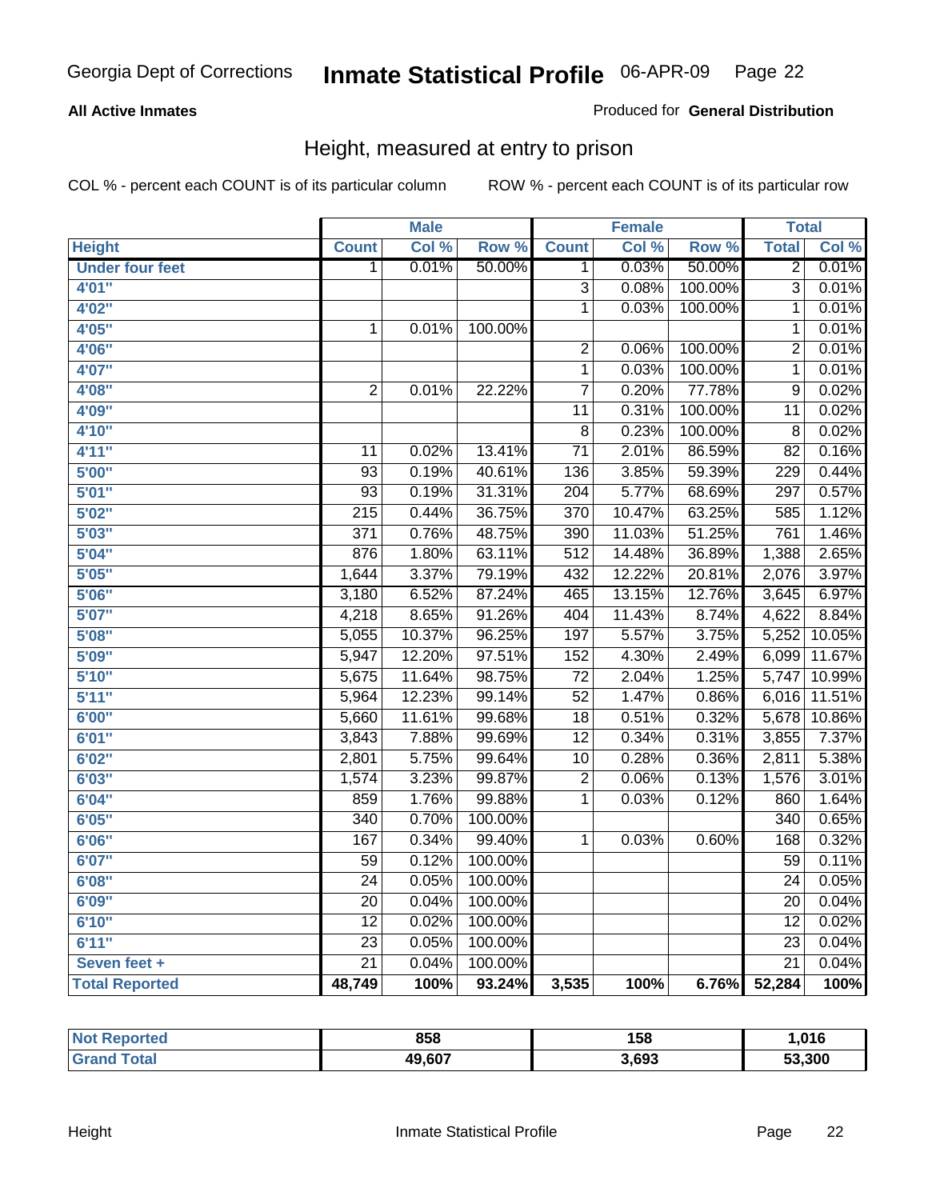Georgia Dept of Corrections **Inmate Statistical Profile** 06-APR-09

**All Active Inmates**

Produced for **General Distribution**

## Height, measured at entry to prison

COL % - percent each COUNT is of its particular column    ROW % - percent each COUNT is of its particular row

| | Male | | | Female | | | Total | |
|---|---|---|---|---|---|---|---|---|
| **Height** | **Count** | **Col %** | **Row %** | **Count** | **Col %** | **Row %** | **Total** | **Col %** |
| **Under four feet** | 1 | 0.01% | 50.00% | 1 | 0.03% | 50.00% | 2 | 0.01% |
| **4'01"** | | | | 3 | 0.08% | 100.00% | 3 | 0.01% |
| **4'02"** | | | | 1 | 0.03% | 100.00% | 1 | 0.01% |
| **4'05"** | 1 | 0.01% | 100.00% | | | | 1 | 0.01% |
| **4'06"** | | | | 2 | 0.06% | 100.00% | 2 | 0.01% |
| **4'07"** | | | | 1 | 0.03% | 100.00% | 1 | 0.01% |
| **4'08"** | 2 | 0.01% | 22.22% | 7 | 0.20% | 77.78% | 9 | 0.02% |
| **4'09"** | | | | 11 | 0.31% | 100.00% | 11 | 0.02% |
| **4'10"** | | | | 8 | 0.23% | 100.00% | 8 | 0.02% |
| **4'11"** | 11 | 0.02% | 13.41% | 71 | 2.01% | 86.59% | 82 | 0.16% |
| **5'00"** | 93 | 0.19% | 40.61% | 136 | 3.85% | 59.39% | 229 | 0.44% |
| **5'01"** | 93 | 0.19% | 31.31% | 204 | 5.77% | 68.69% | 297 | 0.57% |
| **5'02"** | 215 | 0.44% | 36.75% | 370 | 10.47% | 63.25% | 585 | 1.12% |
| **5'03"** | 371 | 0.76% | 48.75% | 390 | 11.03% | 51.25% | 761 | 1.46% |
| **5'04"** | 876 | 1.80% | 63.11% | 512 | 14.48% | 36.89% | 1,388 | 2.65% |
| **5'05"** | 1,644 | 3.37% | 79.19% | 432 | 12.22% | 20.81% | 2,076 | 3.97% |
| **5'06"** | 3,180 | 6.52% | 87.24% | 465 | 13.15% | 12.76% | 3,645 | 6.97% |
| **5'07"** | 4,218 | 8.65% | 91.26% | 404 | 11.43% | 8.74% | 4,622 | 8.84% |
| **5'08"** | 5,055 | 10.37% | 96.25% | 197 | 5.57% | 3.75% | 5,252 | 10.05% |
| **5'09"** | 5,947 | 12.20% | 97.51% | 152 | 4.30% | 2.49% | 6,099 | 11.67% |
| **5'10"** | 5,675 | 11.64% | 98.75% | 72 | 2.04% | 1.25% | 5,747 | 10.99% |
| **5'11"** | 5,964 | 12.23% | 99.14% | 52 | 1.47% | 0.86% | 6,016 | 11.51% |
| **6'00"** | 5,660 | 11.61% | 99.68% | 18 | 0.51% | 0.32% | 5,678 | 10.86% |
| **6'01"** | 3,843 | 7.88% | 99.69% | 12 | 0.34% | 0.31% | 3,855 | 7.37% |
| **6'02"** | 2,801 | 5.75% | 99.64% | 10 | 0.28% | 0.36% | 2,811 | 5.38% |
| **6'03"** | 1,574 | 3.23% | 99.87% | 2 | 0.06% | 0.13% | 1,576 | 3.01% |
| **6'04"** | 859 | 1.76% | 99.88% | 1 | 0.03% | 0.12% | 860 | 1.64% |
| **6'05"** | 340 | 0.70% | 100.00% | | | | 340 | 0.65% |
| **6'06"** | 167 | 0.34% | 99.40% | 1 | 0.03% | 0.60% | 168 | 0.32% |
| **6'07"** | 59 | 0.12% | 100.00% | | | | 59 | 0.11% |
| **6'08"** | 24 | 0.05% | 100.00% | | | | 24 | 0.05% |
| **6'09"** | 20 | 0.04% | 100.00% | | | | 20 | 0.04% |
| **6'10"** | 12 | 0.02% | 100.00% | | | | 12 | 0.02% |
| **6'11"** | 23 | 0.05% | 100.00% | | | | 23 | 0.04% |
| **Seven feet +** | 21 | 0.04% | 100.00% | | | | 21 | 0.04% |
| **Total Reported** | **48,749** | **100%** | **93.24%** | **3,535** | **100%** | **6.76%** | **52,284** | **100%** |

| | Male | Female | Total |
|---|---|---|---|
| **Not Reported** | **858** | **158** | **1,016** |
| **Grand Total** | **49,607** | **3,693** | **53,300** |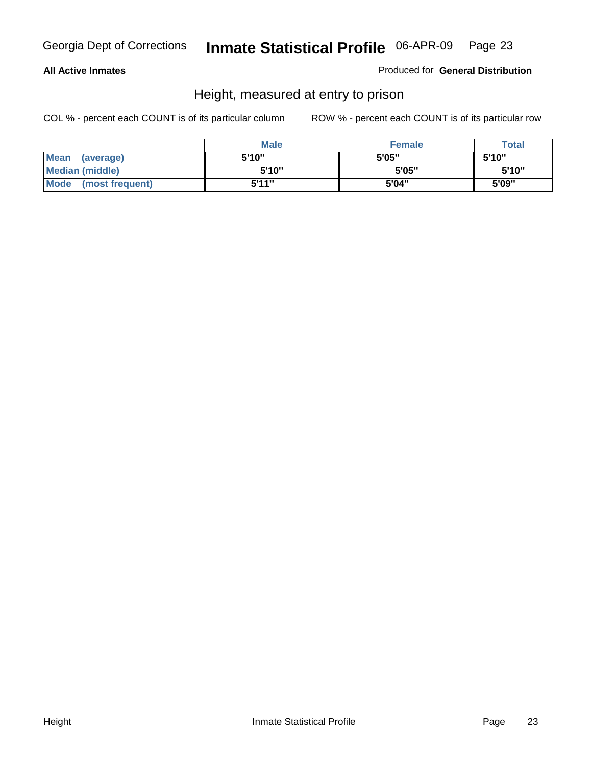**All Active Inmates**

Produced for **General Distribution**

## Height, measured at entry to prison

COL % - percent each COUNT is of its particular column

ROW % - percent each COUNT is of its particular row

| | Male | Female | Total |
|---|---|---|---|
| **Mean (average)** | 5'10" | 5'05" | 5'10" |
| **Median (middle)** | 5'10" | 5'05" | 5'10" |
| **Mode (most frequent)** | 5'11" | 5'04" | 5'09" |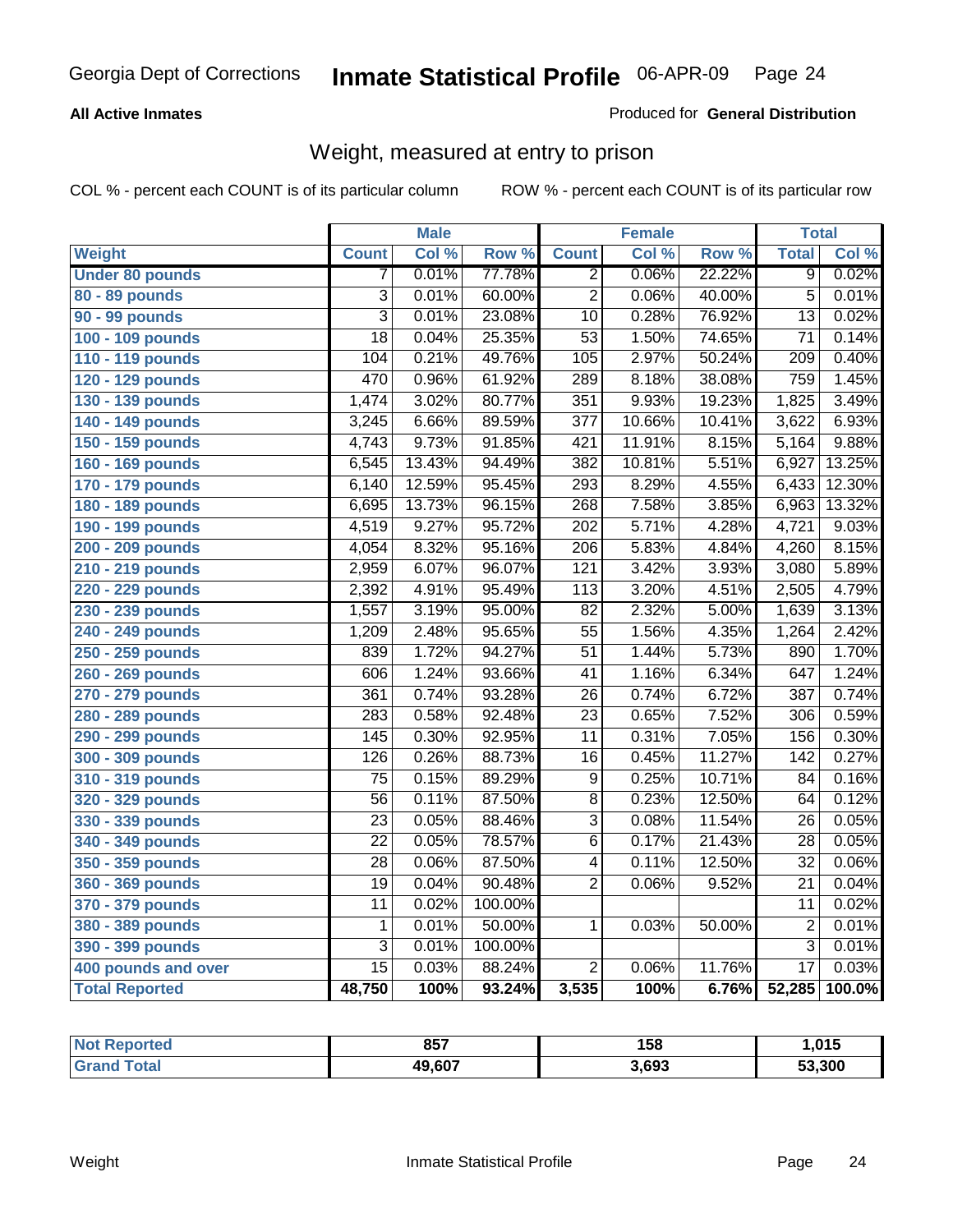**All Active Inmates**

Produced for **General Distribution**

## Weight, measured at entry to prison

COL % - percent each COUNT is of its particular column

ROW % - percent each COUNT is of its particular row

| | Male | | | Female | | | Total | |
|---|---|---|---|---|---|---|---|---|
| **Weight** | **Count** | **Col %** | **Row %** | **Count** | **Col %** | **Row %** | **Total** | **Col %** |
| **Under 80 pounds** | 7 | 0.01% | 77.78% | 2 | 0.06% | 22.22% | 9 | 0.02% |
| **80 - 89 pounds** | 3 | 0.01% | 60.00% | 2 | 0.06% | 40.00% | 5 | 0.01% |
| **90 - 99 pounds** | 3 | 0.01% | 23.08% | 10 | 0.28% | 76.92% | 13 | 0.02% |
| **100 - 109 pounds** | 18 | 0.04% | 25.35% | 53 | 1.50% | 74.65% | 71 | 0.14% |
| **110 - 119 pounds** | 104 | 0.21% | 49.76% | 105 | 2.97% | 50.24% | 209 | 0.40% |
| **120 - 129 pounds** | 470 | 0.96% | 61.92% | 289 | 8.18% | 38.08% | 759 | 1.45% |
| **130 - 139 pounds** | 1,474 | 3.02% | 80.77% | 351 | 9.93% | 19.23% | 1,825 | 3.49% |
| **140 - 149 pounds** | 3,245 | 6.66% | 89.59% | 377 | 10.66% | 10.41% | 3,622 | 6.93% |
| **150 - 159 pounds** | 4,743 | 9.73% | 91.85% | 421 | 11.91% | 8.15% | 5,164 | 9.88% |
| **160 - 169 pounds** | 6,545 | 13.43% | 94.49% | 382 | 10.81% | 5.51% | 6,927 | 13.25% |
| **170 - 179 pounds** | 6,140 | 12.59% | 95.45% | 293 | 8.29% | 4.55% | 6,433 | 12.30% |
| **180 - 189 pounds** | 6,695 | 13.73% | 96.15% | 268 | 7.58% | 3.85% | 6,963 | 13.32% |
| **190 - 199 pounds** | 4,519 | 9.27% | 95.72% | 202 | 5.71% | 4.28% | 4,721 | 9.03% |
| **200 - 209 pounds** | 4,054 | 8.32% | 95.16% | 206 | 5.83% | 4.84% | 4,260 | 8.15% |
| **210 - 219 pounds** | 2,959 | 6.07% | 96.07% | 121 | 3.42% | 3.93% | 3,080 | 5.89% |
| **220 - 229 pounds** | 2,392 | 4.91% | 95.49% | 113 | 3.20% | 4.51% | 2,505 | 4.79% |
| **230 - 239 pounds** | 1,557 | 3.19% | 95.00% | 82 | 2.32% | 5.00% | 1,639 | 3.13% |
| **240 - 249 pounds** | 1,209 | 2.48% | 95.65% | 55 | 1.56% | 4.35% | 1,264 | 2.42% |
| **250 - 259 pounds** | 839 | 1.72% | 94.27% | 51 | 1.44% | 5.73% | 890 | 1.70% |
| **260 - 269 pounds** | 606 | 1.24% | 93.66% | 41 | 1.16% | 6.34% | 647 | 1.24% |
| **270 - 279 pounds** | 361 | 0.74% | 93.28% | 26 | 0.74% | 6.72% | 387 | 0.74% |
| **280 - 289 pounds** | 283 | 0.58% | 92.48% | 23 | 0.65% | 7.52% | 306 | 0.59% |
| **290 - 299 pounds** | 145 | 0.30% | 92.95% | 11 | 0.31% | 7.05% | 156 | 0.30% |
| **300 - 309 pounds** | 126 | 0.26% | 88.73% | 16 | 0.45% | 11.27% | 142 | 0.27% |
| **310 - 319 pounds** | 75 | 0.15% | 89.29% | 9 | 0.25% | 10.71% | 84 | 0.16% |
| **320 - 329 pounds** | 56 | 0.11% | 87.50% | 8 | 0.23% | 12.50% | 64 | 0.12% |
| **330 - 339 pounds** | 23 | 0.05% | 88.46% | 3 | 0.08% | 11.54% | 26 | 0.05% |
| **340 - 349 pounds** | 22 | 0.05% | 78.57% | 6 | 0.17% | 21.43% | 28 | 0.05% |
| **350 - 359 pounds** | 28 | 0.06% | 87.50% | 4 | 0.11% | 12.50% | 32 | 0.06% |
| **360 - 369 pounds** | 19 | 0.04% | 90.48% | 2 | 0.06% | 9.52% | 21 | 0.04% |
| **370 - 379 pounds** | 11 | 0.02% | 100.00% | | | | 11 | 0.02% |
| **380 - 389 pounds** | 1 | 0.01% | 50.00% | 1 | 0.03% | 50.00% | 2 | 0.01% |
| **390 - 399 pounds** | 3 | 0.01% | 100.00% | | | | 3 | 0.01% |
| **400 pounds and over** | 15 | 0.03% | 88.24% | 2 | 0.06% | 11.76% | 17 | 0.03% |
| **Total Reported** | **48,750** | **100%** | **93.24%** | **3,535** | **100%** | **6.76%** | **52,285** | **100.0%** |

| | Male | Female | Total |
|---|---|---|---|
| **Not Reported** | **857** | **158** | **1,015** |
| **Grand Total** | **49,607** | **3,693** | **53,300** |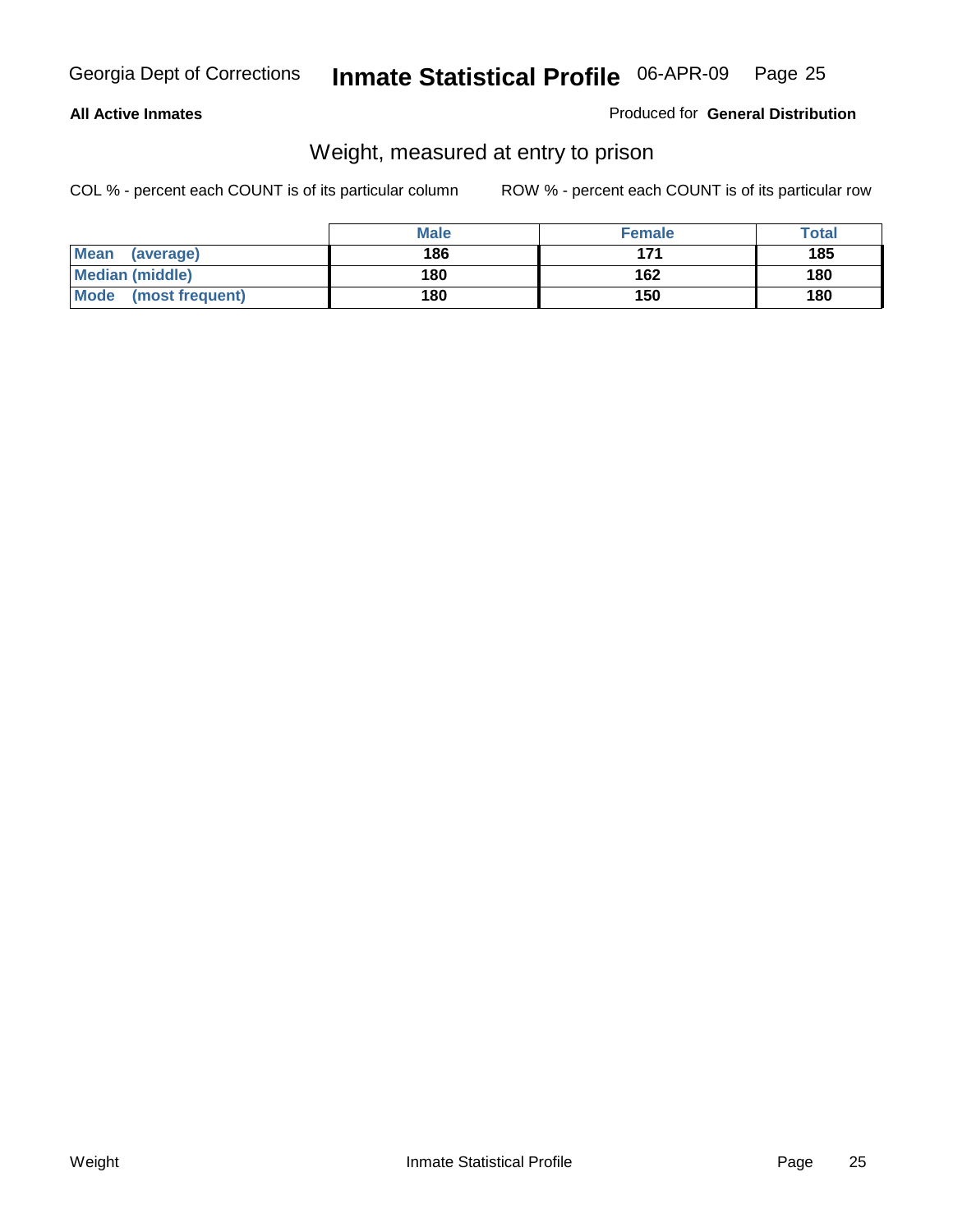**All Active Inmates**

Produced for **General Distribution**

## Weight, measured at entry to prison

COL % - percent each COUNT is of its particular column

ROW % - percent each COUNT is of its particular row

| | Male | Female | Total |
|---|---|---|---|
| **Mean (average)** | 186 | 171 | 185 |
| **Median (middle)** | 180 | 162 | 180 |
| **Mode (most frequent)** | 180 | 150 | 180 |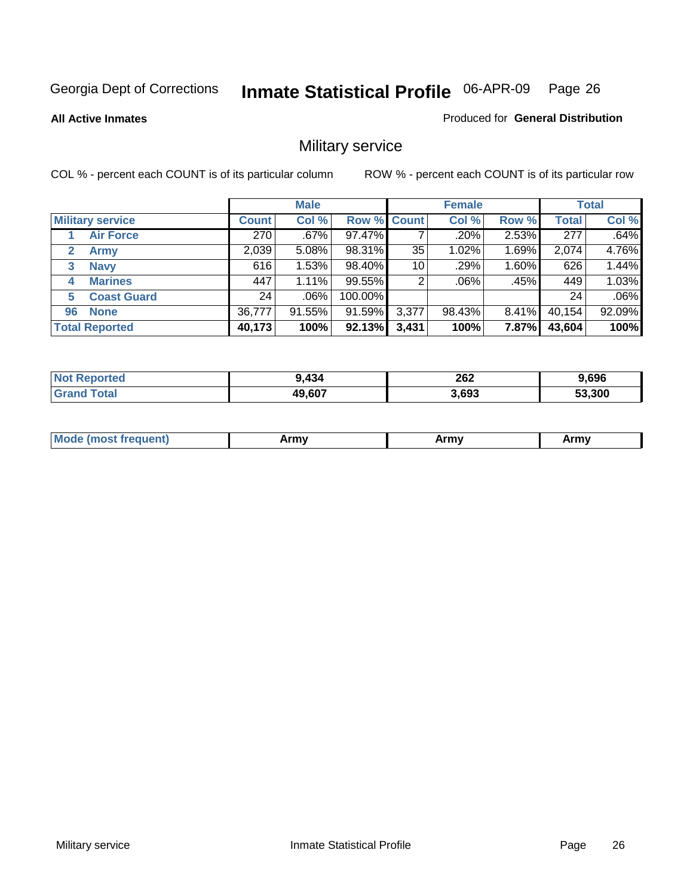Georgia Dept of Corrections **Inmate Statistical Profile** 06-APR-09

**All Active Inmates**

Produced for **General Distribution**

## Military service

COL % - percent each COUNT is of its particular column

ROW % - percent each COUNT is of its particular row

| | | Male | | | Female | | | Total | |
|---|---|---|---|---|---|---|---|---|---|
| **Military service** | | **Count** | **Col %** | **Row %** | **Count** | **Col %** | **Row %** | **Total** | **Col %** |
| 1 | **Air Force** | 270 | .67% | 97.47% | 7 | .20% | 2.53% | 277 | .64% |
| 2 | **Army** | 2,039 | 5.08% | 98.31% | 35 | 1.02% | 1.69% | 2,074 | 4.76% |
| 3 | **Navy** | 616 | 1.53% | 98.40% | 10 | .29% | 1.60% | 626 | 1.44% |
| 4 | **Marines** | 447 | 1.11% | 99.55% | 2 | .06% | .45% | 449 | 1.03% |
| 5 | **Coast Guard** | 24 | .06% | 100.00% | | | | 24 | .06% |
| 96 | **None** | 36,777 | 91.55% | 91.59% | 3,377 | 98.43% | 8.41% | 40,154 | 92.09% |
| **Total Reported** | | **40,173** | **100%** | **92.13%** | **3,431** | **100%** | **7.87%** | **43,604** | **100%** |

| | Male | Female | Total |
|---|---|---|---|
| **Not Reported** | **9,434** | **262** | **9,696** |
| **Grand Total** | **49,607** | **3,693** | **53,300** |

| | Male | Female | Total |
|---|---|---|---|
| **Mode (most frequent)** | **Army** | **Army** | **Army** |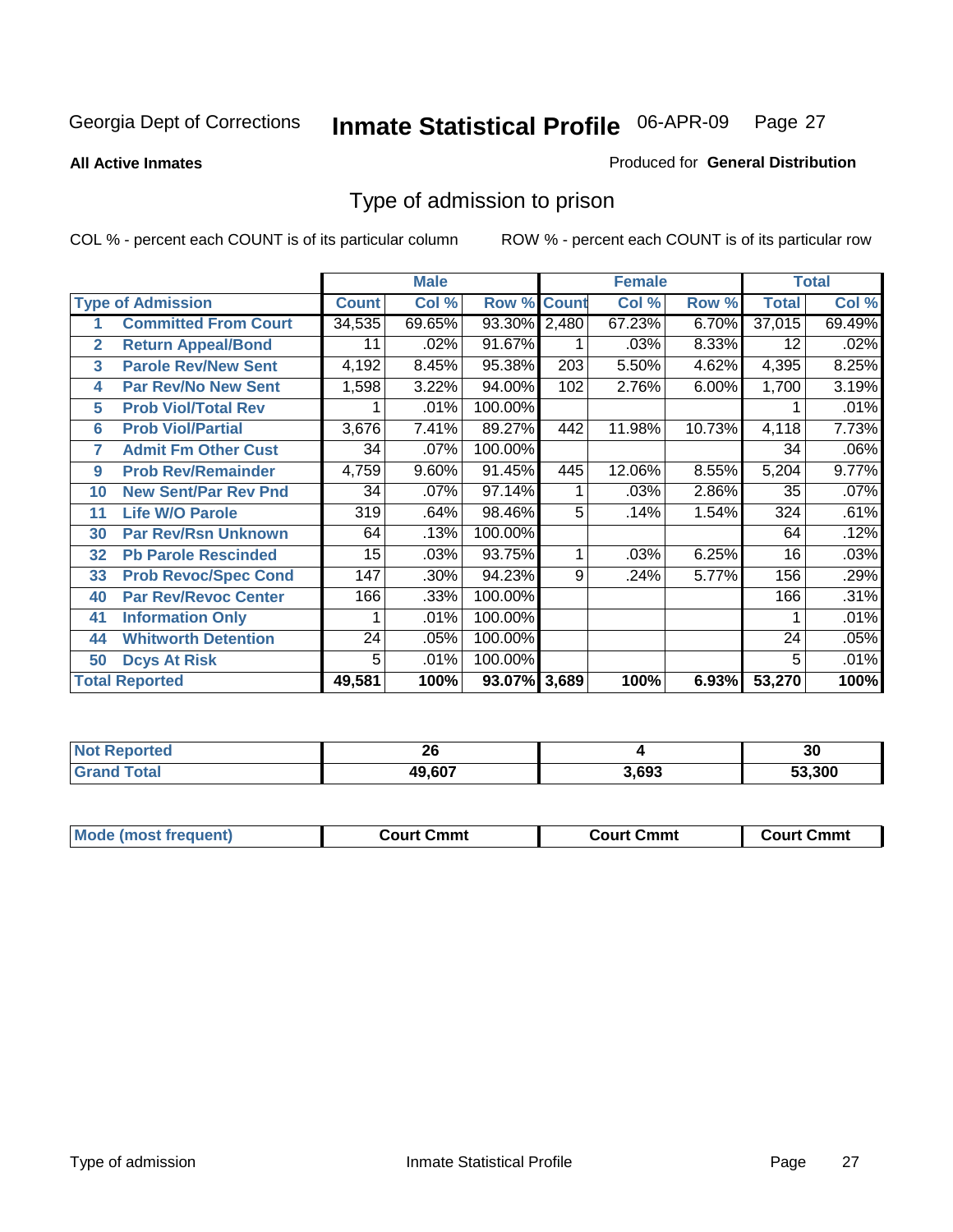Georgia Dept of Corrections **Inmate Statistical Profile** 06-APR-09

**All Active Inmates**

Produced for **General Distribution**

## Type of admission to prison

COL % - percent each COUNT is of its particular column

ROW % - percent each COUNT is of its particular row

| | | Male | | | Female | | | Total | |
|---|---|---|---|---|---|---|---|---|---|
| **Type of Admission** | | **Count** | **Col %** | **Row %** | **Count** | **Col %** | **Row %** | **Total** | **Col %** |
| 1 | Committed From Court | 34,535 | 69.65% | 93.30% | 2,480 | 67.23% | 6.70% | 37,015 | 69.49% |
| 2 | Return Appeal/Bond | 11 | .02% | 91.67% | 1 | .03% | 8.33% | 12 | .02% |
| 3 | Parole Rev/New Sent | 4,192 | 8.45% | 95.38% | 203 | 5.50% | 4.62% | 4,395 | 8.25% |
| 4 | Par Rev/No New Sent | 1,598 | 3.22% | 94.00% | 102 | 2.76% | 6.00% | 1,700 | 3.19% |
| 5 | Prob Viol/Total Rev | 1 | .01% | 100.00% | | | | 1 | .01% |
| 6 | Prob Viol/Partial | 3,676 | 7.41% | 89.27% | 442 | 11.98% | 10.73% | 4,118 | 7.73% |
| 7 | Admit Fm Other Cust | 34 | .07% | 100.00% | | | | 34 | .06% |
| 9 | Prob Rev/Remainder | 4,759 | 9.60% | 91.45% | 445 | 12.06% | 8.55% | 5,204 | 9.77% |
| 10 | New Sent/Par Rev Pnd | 34 | .07% | 97.14% | 1 | .03% | 2.86% | 35 | .07% |
| 11 | Life W/O Parole | 319 | .64% | 98.46% | 5 | .14% | 1.54% | 324 | .61% |
| 30 | Par Rev/Rsn Unknown | 64 | .13% | 100.00% | | | | 64 | .12% |
| 32 | Pb Parole Rescinded | 15 | .03% | 93.75% | 1 | .03% | 6.25% | 16 | .03% |
| 33 | Prob Revoc/Spec Cond | 147 | .30% | 94.23% | 9 | .24% | 5.77% | 156 | .29% |
| 40 | Par Rev/Revoc Center | 166 | .33% | 100.00% | | | | 166 | .31% |
| 41 | Information Only | 1 | .01% | 100.00% | | | | 1 | .01% |
| 44 | Whitworth Detention | 24 | .05% | 100.00% | | | | 24 | .05% |
| 50 | Dcys At Risk | 5 | .01% | 100.00% | | | | 5 | .01% |
| **Total Reported** | | **49,581** | **100%** | **93.07%** | **3,689** | **100%** | **6.93%** | **53,270** | **100%** |

| | Male | Female | Total |
|---|---|---|---|
| Not Reported | 26 | 4 | 30 |
| Grand Total | 49,607 | 3,693 | 53,300 |

| | Male | Female | Total |
|---|---|---|---|
| Mode (most frequent) | Court Cmmt | Court Cmmt | Court Cmmt |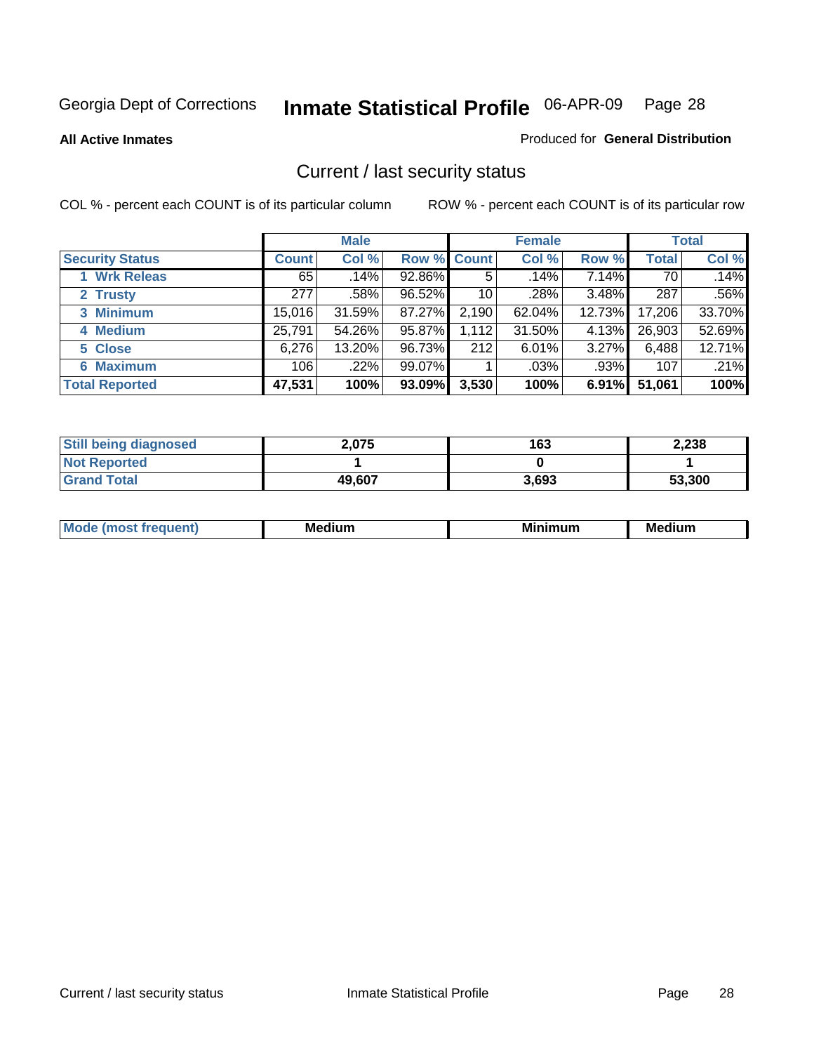Georgia Dept of Corrections **Inmate Statistical Profile** 06-APR-09

**All Active Inmates**

Produced for **General Distribution**

## Current / last security status

COL % - percent each COUNT is of its particular column

ROW % - percent each COUNT is of its particular row

| | Male | | | Female | | | Total | |
|---|---|---|---|---|---|---|---|---|
| **Security Status** | **Count** | **Col %** | **Row %** | **Count** | **Col %** | **Row %** | **Total** | **Col %** |
| **1 Wrk Releas** | 65 | .14% | 92.86% | 5 | .14% | 7.14% | 70 | .14% |
| **2 Trusty** | 277 | .58% | 96.52% | 10 | .28% | 3.48% | 287 | .56% |
| **3 Minimum** | 15,016 | 31.59% | 87.27% | 2,190 | 62.04% | 12.73% | 17,206 | 33.70% |
| **4 Medium** | 25,791 | 54.26% | 95.87% | 1,112 | 31.50% | 4.13% | 26,903 | 52.69% |
| **5 Close** | 6,276 | 13.20% | 96.73% | 212 | 6.01% | 3.27% | 6,488 | 12.71% |
| **6 Maximum** | 106 | .22% | 99.07% | 1 | .03% | .93% | 107 | .21% |
| **Total Reported** | **47,531** | **100%** | **93.09%** | **3,530** | **100%** | **6.91%** | **51,061** | **100%** |

| | Male | Female | Total |
|---|---|---|---|
| **Still being diagnosed** | **2,075** | **163** | **2,238** |
| **Not Reported** | **1** | **0** | **1** |
| **Grand Total** | **49,607** | **3,693** | **53,300** |

| | Male | Female | Total |
|---|---|---|---|
| **Mode (most frequent)** | **Medium** | **Minimum** | **Medium** |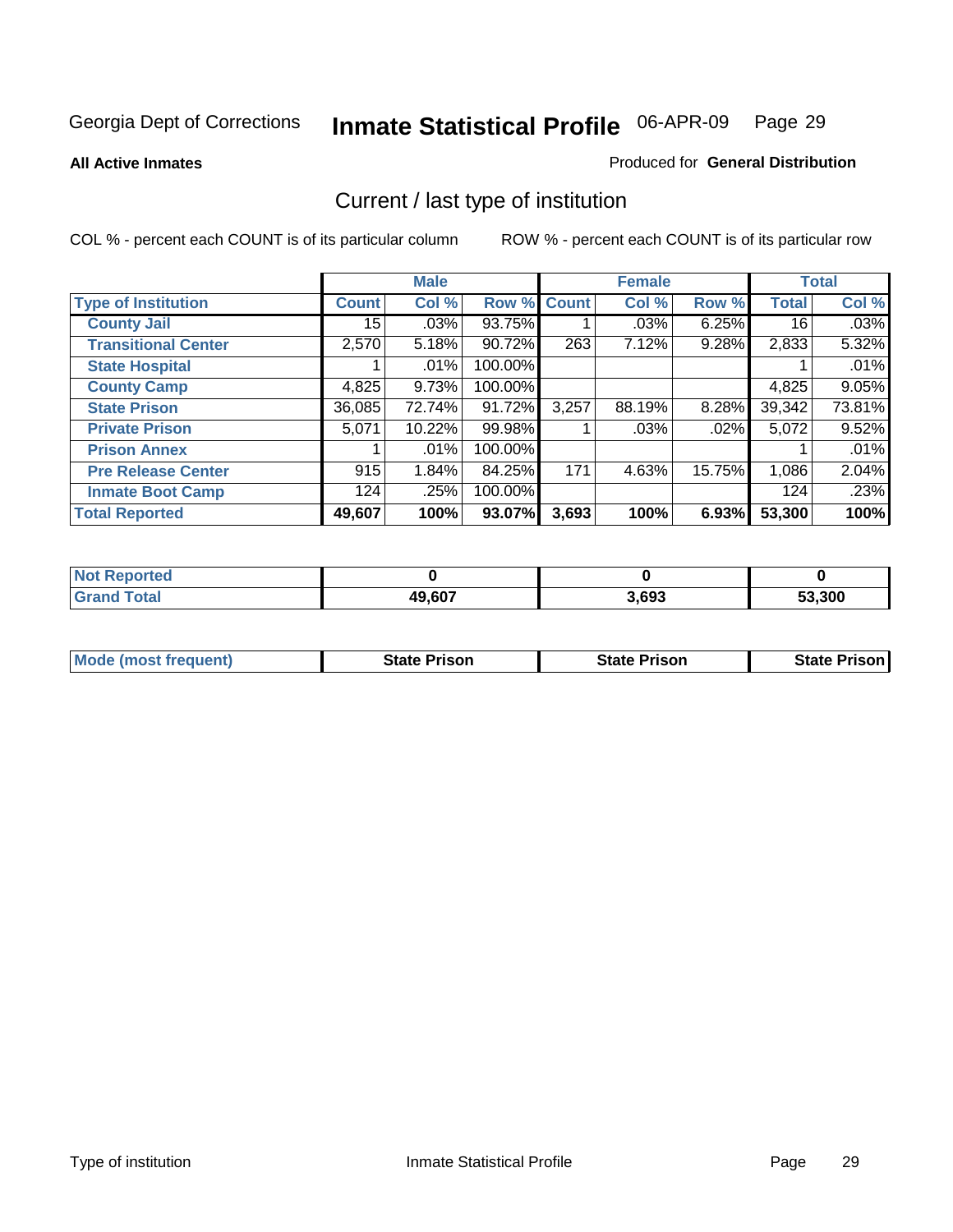Georgia Dept of Corrections **Inmate Statistical Profile** 06-APR-09

**All Active Inmates**

Produced for **General Distribution**

## Current / last type of institution

COL % - percent each COUNT is of its particular column

ROW % - percent each COUNT is of its particular row

| | Male | | | Female | | | Total | |
|---|---|---|---|---|---|---|---|---|
| Type of Institution | Count | Col % | Row % | Count | Col % | Row % | Total | Col % |
| County Jail | 15 | .03% | 93.75% | 1 | .03% | 6.25% | 16 | .03% |
| Transitional Center | 2,570 | 5.18% | 90.72% | 263 | 7.12% | 9.28% | 2,833 | 5.32% |
| State Hospital | 1 | .01% | 100.00% | | | | 1 | .01% |
| County Camp | 4,825 | 9.73% | 100.00% | | | | 4,825 | 9.05% |
| State Prison | 36,085 | 72.74% | 91.72% | 3,257 | 88.19% | 8.28% | 39,342 | 73.81% |
| Private Prison | 5,071 | 10.22% | 99.98% | 1 | .03% | .02% | 5,072 | 9.52% |
| Prison Annex | 1 | .01% | 100.00% | | | | 1 | .01% |
| Pre Release Center | 915 | 1.84% | 84.25% | 171 | 4.63% | 15.75% | 1,086 | 2.04% |
| Inmate Boot Camp | 124 | .25% | 100.00% | | | | 124 | .23% |
| **Total Reported** | **49,607** | **100%** | **93.07%** | **3,693** | **100%** | **6.93%** | **53,300** | **100%** |

| | Male | Female | Total |
|---|---|---|---|
| Not Reported | 0 | 0 | 0 |
| Grand Total | 49,607 | 3,693 | 53,300 |

| | Male | Female | Total |
|---|---|---|---|
| Mode (most frequent) | State Prison | State Prison | State Prison |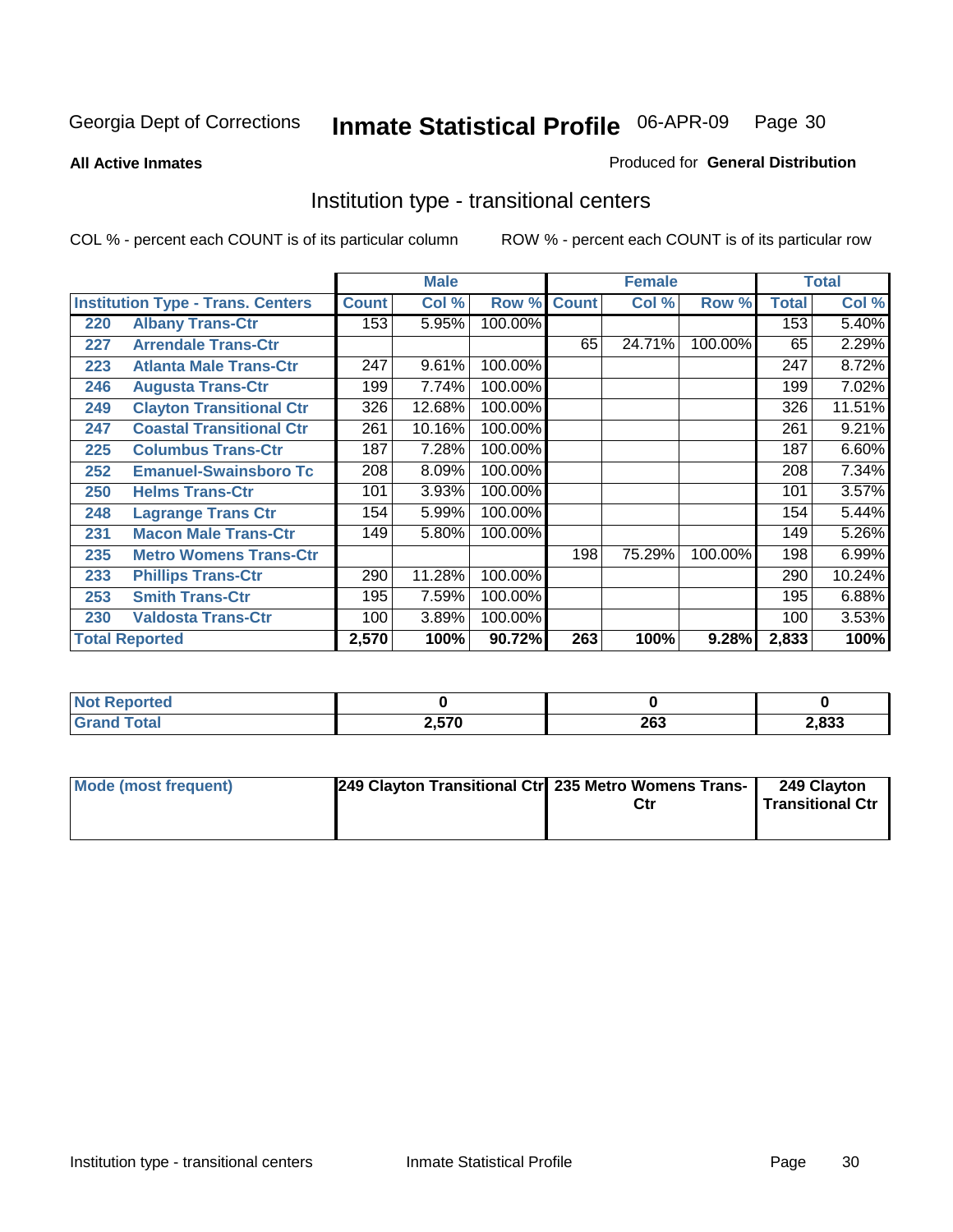Georgia Dept of Corrections **Inmate Statistical Profile** 06-APR-09

**All Active Inmates**

Produced for **General Distribution**

## Institution type - transitional centers

COL % - percent each COUNT is of its particular column

ROW % - percent each COUNT is of its particular row

| | | Male | | | Female | | | Total | |
|---|---|---|---|---|---|---|---|---|---|
| **Institution Type - Trans. Centers** | | **Count** | **Col %** | **Row %** | **Count** | **Col %** | **Row %** | **Total** | **Col %** |
| 220 | Albany Trans-Ctr | 153 | 5.95% | 100.00% | | | | 153 | 5.40% |
| 227 | Arrendale Trans-Ctr | | | | 65 | 24.71% | 100.00% | 65 | 2.29% |
| 223 | Atlanta Male Trans-Ctr | 247 | 9.61% | 100.00% | | | | 247 | 8.72% |
| 246 | Augusta Trans-Ctr | 199 | 7.74% | 100.00% | | | | 199 | 7.02% |
| 249 | Clayton Transitional Ctr | 326 | 12.68% | 100.00% | | | | 326 | 11.51% |
| 247 | Coastal Transitional Ctr | 261 | 10.16% | 100.00% | | | | 261 | 9.21% |
| 225 | Columbus Trans-Ctr | 187 | 7.28% | 100.00% | | | | 187 | 6.60% |
| 252 | Emanuel-Swainsboro Tc | 208 | 8.09% | 100.00% | | | | 208 | 7.34% |
| 250 | Helms Trans-Ctr | 101 | 3.93% | 100.00% | | | | 101 | 3.57% |
| 248 | Lagrange Trans Ctr | 154 | 5.99% | 100.00% | | | | 154 | 5.44% |
| 231 | Macon Male Trans-Ctr | 149 | 5.80% | 100.00% | | | | 149 | 5.26% |
| 235 | Metro Womens Trans-Ctr | | | | 198 | 75.29% | 100.00% | 198 | 6.99% |
| 233 | Phillips Trans-Ctr | 290 | 11.28% | 100.00% | | | | 290 | 10.24% |
| 253 | Smith Trans-Ctr | 195 | 7.59% | 100.00% | | | | 195 | 6.88% |
| 230 | Valdosta Trans-Ctr | 100 | 3.89% | 100.00% | | | | 100 | 3.53% |
| **Total Reported** | | **2,570** | **100%** | **90.72%** | **263** | **100%** | **9.28%** | **2,833** | **100%** |

| | Male | Female | Total |
|---|---|---|---|
| **Not Reported** | **0** | **0** | **0** |
| **Grand Total** | **2,570** | **263** | **2,833** |

| | Male | Female | Total |
|---|---|---|---|
| **Mode (most frequent)** | **249 Clayton Transitional Ctr** | **235 Metro Womens Trans-Ctr** | **249 Clayton Transitional Ctr** |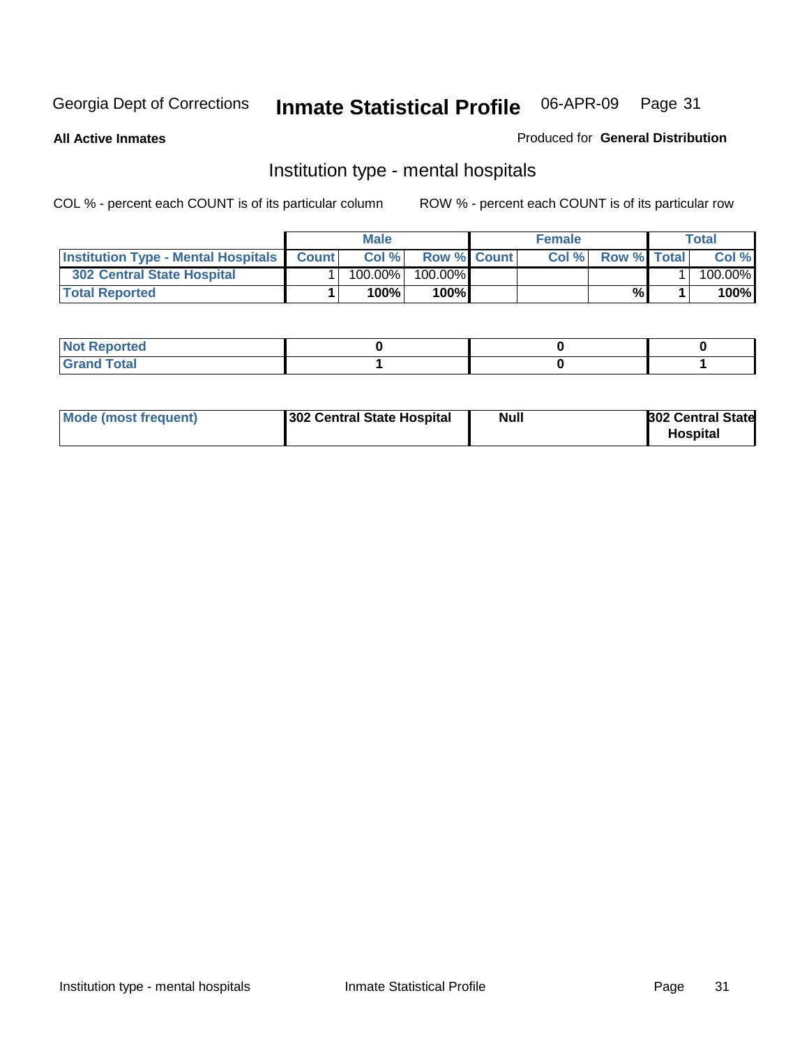Georgia Dept of Corrections **Inmate Statistical Profile** 06-APR-09

**All Active Inmates**

Produced for **General Distribution**

## Institution type - mental hospitals

COL % - percent each COUNT is of its particular column

ROW % - percent each COUNT is of its particular row

| | Male | | | Female | | | Total | |
|---|---|---|---|---|---|---|---|---|
| **Institution Type - Mental Hospitals** | **Count** | **Col %** | **Row %** | **Count** | **Col %** | **Row %** | **Total** | **Col %** |
| **302 Central State Hospital** | 1 | 100.00% | 100.00% | | | | 1 | 100.00% |
| **Total Reported** | **1** | **100%** | **100%** | | | **%** | **1** | **100%** |

| | Male | Female | Total |
|---|---|---|---|
| **Not Reported** | **0** | **0** | **0** |
| **Grand Total** | **1** | **0** | **1** |

| | Male | Female | Total |
|---|---|---|---|
| **Mode (most frequent)** | **302 Central State Hospital** | **Null** | **302 Central State Hospital** |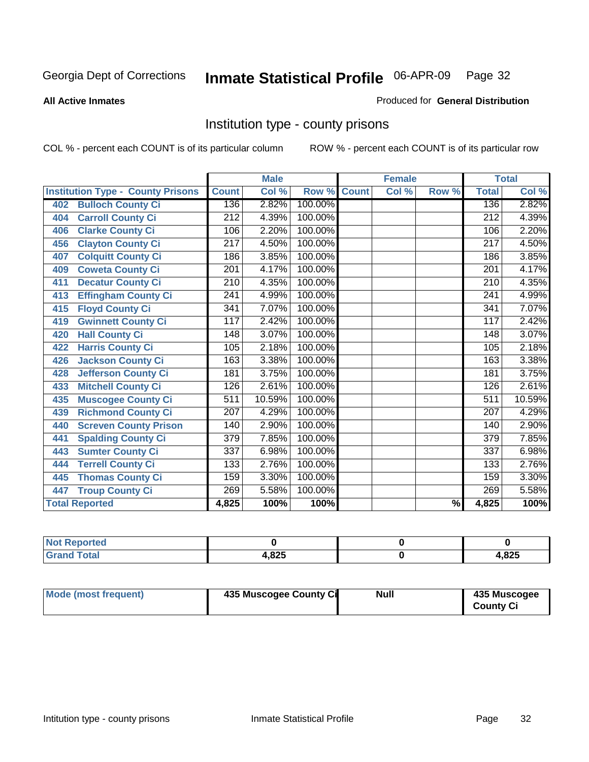Georgia Dept of Corrections **Inmate Statistical Profile** 06-APR-09

**All Active Inmates**

Produced for **General Distribution**

## Institution type - county prisons

COL % - percent each COUNT is of its particular column

ROW % - percent each COUNT is of its particular row

| | Male | | | Female | | | Total | |
|---|---|---|---|---|---|---|---|---|
| **Institution Type - County Prisons** | **Count** | **Col %** | **Row %** | **Count** | **Col %** | **Row %** | **Total** | **Col %** |
| 402 Bulloch County Ci | 136 | 2.82% | 100.00% | | | | 136 | 2.82% |
| 404 Carroll County Ci | 212 | 4.39% | 100.00% | | | | 212 | 4.39% |
| 406 Clarke County Ci | 106 | 2.20% | 100.00% | | | | 106 | 2.20% |
| 456 Clayton County Ci | 217 | 4.50% | 100.00% | | | | 217 | 4.50% |
| 407 Colquitt County Ci | 186 | 3.85% | 100.00% | | | | 186 | 3.85% |
| 409 Coweta County Ci | 201 | 4.17% | 100.00% | | | | 201 | 4.17% |
| 411 Decatur County Ci | 210 | 4.35% | 100.00% | | | | 210 | 4.35% |
| 413 Effingham County Ci | 241 | 4.99% | 100.00% | | | | 241 | 4.99% |
| 415 Floyd County Ci | 341 | 7.07% | 100.00% | | | | 341 | 7.07% |
| 419 Gwinnett County Ci | 117 | 2.42% | 100.00% | | | | 117 | 2.42% |
| 420 Hall County Ci | 148 | 3.07% | 100.00% | | | | 148 | 3.07% |
| 422 Harris County Ci | 105 | 2.18% | 100.00% | | | | 105 | 2.18% |
| 426 Jackson County Ci | 163 | 3.38% | 100.00% | | | | 163 | 3.38% |
| 428 Jefferson County Ci | 181 | 3.75% | 100.00% | | | | 181 | 3.75% |
| 433 Mitchell County Ci | 126 | 2.61% | 100.00% | | | | 126 | 2.61% |
| 435 Muscogee County Ci | 511 | 10.59% | 100.00% | | | | 511 | 10.59% |
| 439 Richmond County Ci | 207 | 4.29% | 100.00% | | | | 207 | 4.29% |
| 440 Screven County Prison | 140 | 2.90% | 100.00% | | | | 140 | 2.90% |
| 441 Spalding County Ci | 379 | 7.85% | 100.00% | | | | 379 | 7.85% |
| 443 Sumter County Ci | 337 | 6.98% | 100.00% | | | | 337 | 6.98% |
| 444 Terrell County Ci | 133 | 2.76% | 100.00% | | | | 133 | 2.76% |
| 445 Thomas County Ci | 159 | 3.30% | 100.00% | | | | 159 | 3.30% |
| 447 Troup County Ci | 269 | 5.58% | 100.00% | | | | 269 | 5.58% |
| **Total Reported** | **4,825** | **100%** | **100%** | | | **%** | **4,825** | **100%** |

| | Male | Female | Total |
|---|---|---|---|
| **Not Reported** | **0** | **0** | **0** |
| **Grand Total** | **4,825** | **0** | **4,825** |

| | Male | Female | Total |
|---|---|---|---|
| **Mode (most frequent)** | **435 Muscogee County Ci** | **Null** | **435 Muscogee County Ci** |

Intitution type - county prisons Inmate Statistical Profile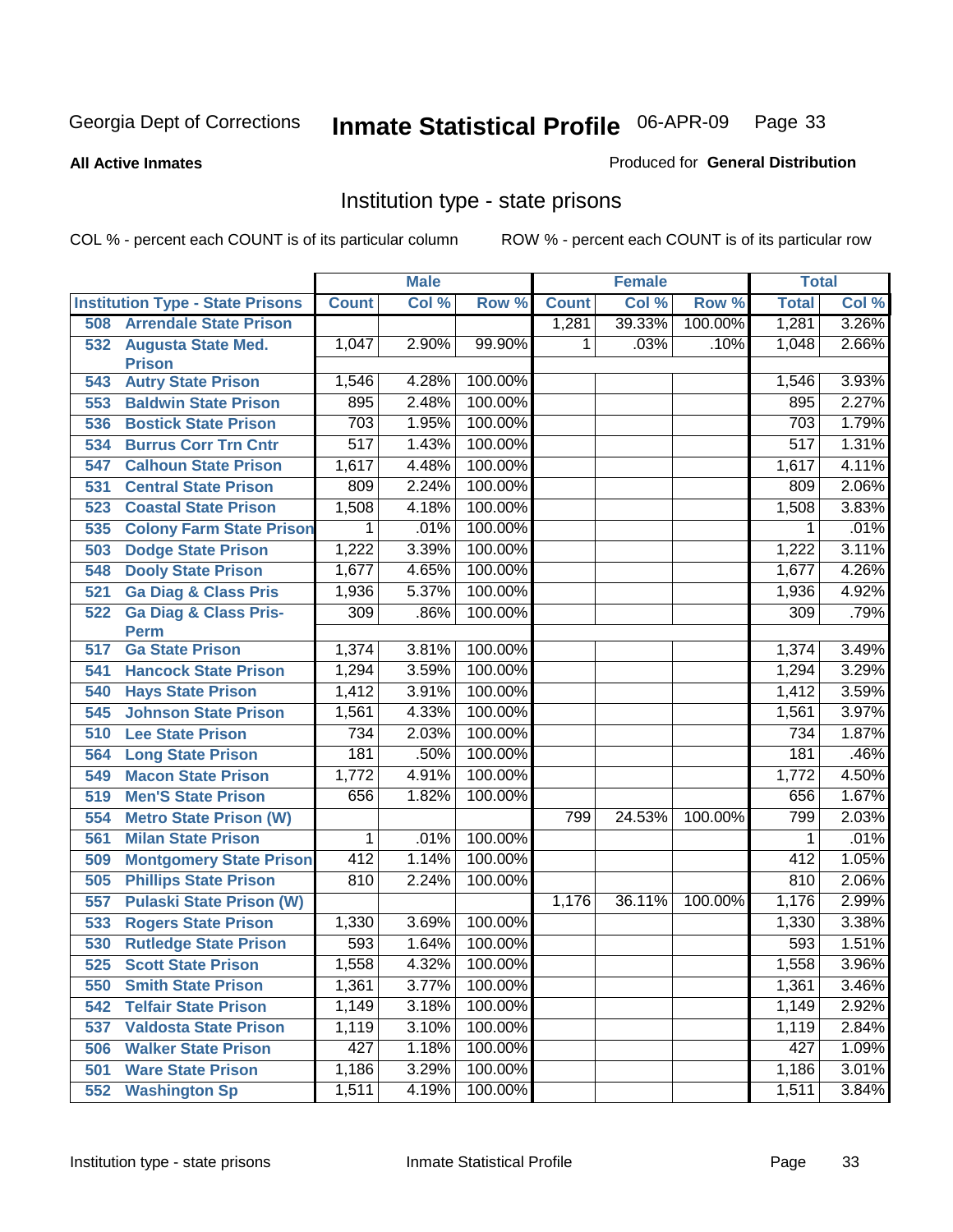Georgia Dept of Corrections **Inmate Statistical Profile** 06-APR-09

**All Active Inmates**

Produced for **General Distribution**

## Institution type - state prisons

COL % - percent each COUNT is of its particular column ROW % - percent each COUNT is of its particular row

| Institution Type - State Prisons | Male | | | Female | | | Total | |
|---|---|---|---|---|---|---|---|---|
| | Count | Col % | Row % | Count | Col % | Row % | Total | Col % |
| 508 Arrendale State Prison | | | | 1,281 | 39.33% | 100.00% | 1,281 | 3.26% |
| 532 Augusta State Med. Prison | 1,047 | 2.90% | 99.90% | 1 | .03% | .10% | 1,048 | 2.66% |
| 543 Autry State Prison | 1,546 | 4.28% | 100.00% | | | | 1,546 | 3.93% |
| 553 Baldwin State Prison | 895 | 2.48% | 100.00% | | | | 895 | 2.27% |
| 536 Bostick State Prison | 703 | 1.95% | 100.00% | | | | 703 | 1.79% |
| 534 Burrus Corr Trn Cntr | 517 | 1.43% | 100.00% | | | | 517 | 1.31% |
| 547 Calhoun State Prison | 1,617 | 4.48% | 100.00% | | | | 1,617 | 4.11% |
| 531 Central State Prison | 809 | 2.24% | 100.00% | | | | 809 | 2.06% |
| 523 Coastal State Prison | 1,508 | 4.18% | 100.00% | | | | 1,508 | 3.83% |
| 535 Colony Farm State Prison | 1 | .01% | 100.00% | | | | 1 | .01% |
| 503 Dodge State Prison | 1,222 | 3.39% | 100.00% | | | | 1,222 | 3.11% |
| 548 Dooly State Prison | 1,677 | 4.65% | 100.00% | | | | 1,677 | 4.26% |
| 521 Ga Diag & Class Pris | 1,936 | 5.37% | 100.00% | | | | 1,936 | 4.92% |
| 522 Ga Diag & Class Pris-Perm | 309 | .86% | 100.00% | | | | 309 | .79% |
| 517 Ga State Prison | 1,374 | 3.81% | 100.00% | | | | 1,374 | 3.49% |
| 541 Hancock State Prison | 1,294 | 3.59% | 100.00% | | | | 1,294 | 3.29% |
| 540 Hays State Prison | 1,412 | 3.91% | 100.00% | | | | 1,412 | 3.59% |
| 545 Johnson State Prison | 1,561 | 4.33% | 100.00% | | | | 1,561 | 3.97% |
| 510 Lee State Prison | 734 | 2.03% | 100.00% | | | | 734 | 1.87% |
| 564 Long State Prison | 181 | .50% | 100.00% | | | | 181 | .46% |
| 549 Macon State Prison | 1,772 | 4.91% | 100.00% | | | | 1,772 | 4.50% |
| 519 Men'S State Prison | 656 | 1.82% | 100.00% | | | | 656 | 1.67% |
| 554 Metro State Prison (W) | | | | 799 | 24.53% | 100.00% | 799 | 2.03% |
| 561 Milan State Prison | 1 | .01% | 100.00% | | | | 1 | .01% |
| 509 Montgomery State Prison | 412 | 1.14% | 100.00% | | | | 412 | 1.05% |
| 505 Phillips State Prison | 810 | 2.24% | 100.00% | | | | 810 | 2.06% |
| 557 Pulaski State Prison (W) | | | | 1,176 | 36.11% | 100.00% | 1,176 | 2.99% |
| 533 Rogers State Prison | 1,330 | 3.69% | 100.00% | | | | 1,330 | 3.38% |
| 530 Rutledge State Prison | 593 | 1.64% | 100.00% | | | | 593 | 1.51% |
| 525 Scott State Prison | 1,558 | 4.32% | 100.00% | | | | 1,558 | 3.96% |
| 550 Smith State Prison | 1,361 | 3.77% | 100.00% | | | | 1,361 | 3.46% |
| 542 Telfair State Prison | 1,149 | 3.18% | 100.00% | | | | 1,149 | 2.92% |
| 537 Valdosta State Prison | 1,119 | 3.10% | 100.00% | | | | 1,119 | 2.84% |
| 506 Walker State Prison | 427 | 1.18% | 100.00% | | | | 427 | 1.09% |
| 501 Ware State Prison | 1,186 | 3.29% | 100.00% | | | | 1,186 | 3.01% |
| 552 Washington Sp | 1,511 | 4.19% | 100.00% | | | | 1,511 | 3.84% |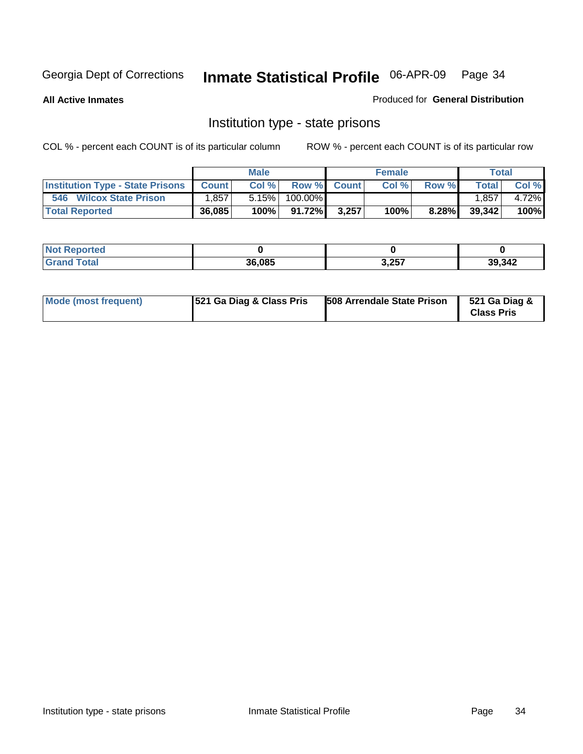Georgia Dept of Corrections **Inmate Statistical Profile** 06-APR-09

**All Active Inmates**

Produced for **General Distribution**

## Institution type - state prisons

COL % - percent each COUNT is of its particular column

ROW % - percent each COUNT is of its particular row

| | Male | | | Female | | | Total | |
|---|---|---|---|---|---|---|---|---|
| **Institution Type - State Prisons** | **Count** | **Col %** | **Row %** | **Count** | **Col %** | **Row %** | **Total** | **Col %** |
| 546 Wilcox State Prison | 1,857 | 5.15% | 100.00% | | | | 1,857 | 4.72% |
| **Total Reported** | **36,085** | **100%** | **91.72%** | **3,257** | **100%** | **8.28%** | **39,342** | **100%** |

| | Male | Female | Total |
|---|---|---|---|
| **Not Reported** | **0** | **0** | **0** |
| **Grand Total** | **36,085** | **3,257** | **39,342** |

| | Male | Female | Total |
|---|---|---|---|
| **Mode (most frequent)** | **521 Ga Diag & Class Pris** | **508 Arrendale State Prison** | **521 Ga Diag & Class Pris** |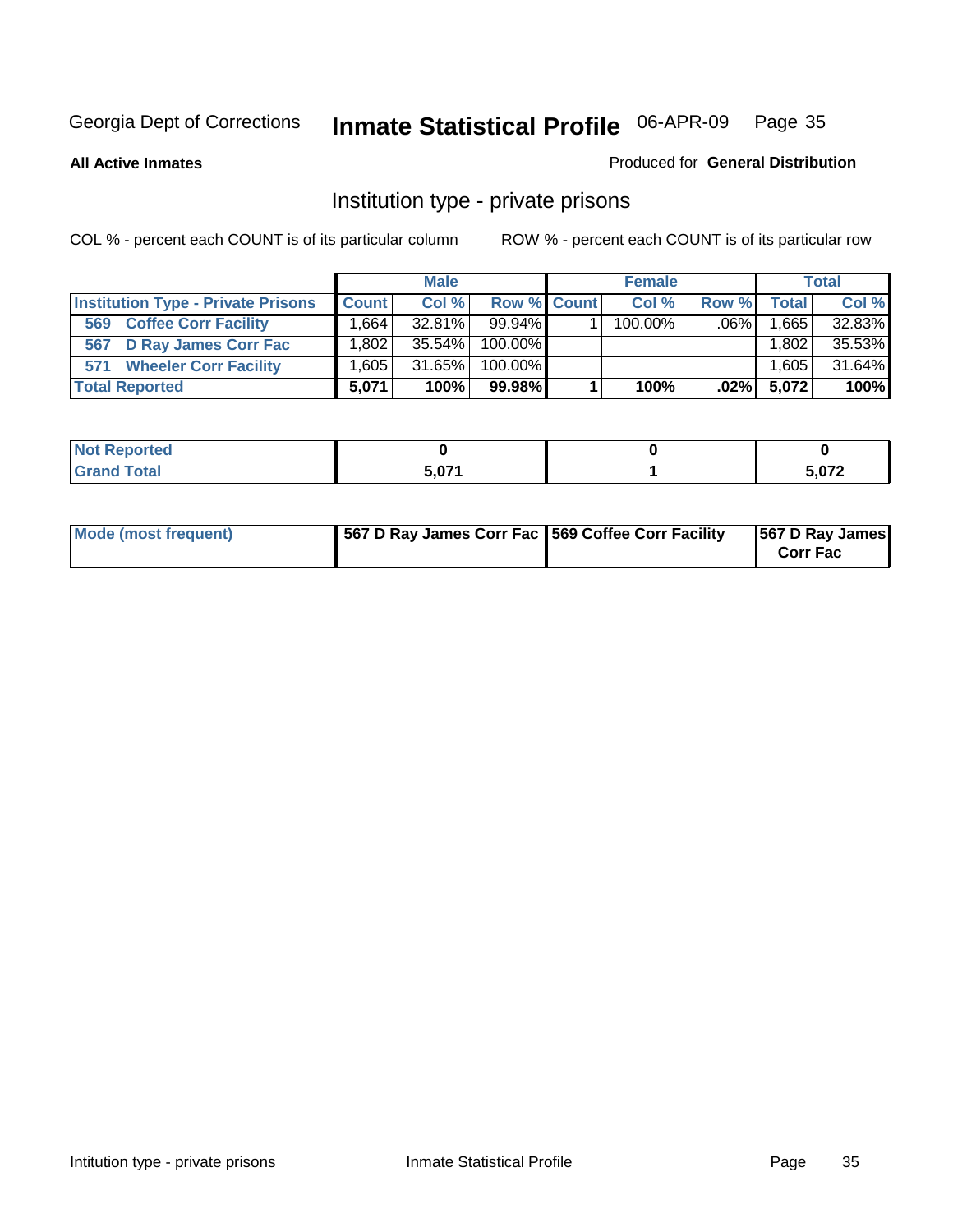Georgia Dept of Corrections **Inmate Statistical Profile** 06-APR-09

**All Active Inmates**

Produced for **General Distribution**

## Institution type - private prisons

COL % - percent each COUNT is of its particular column

ROW % - percent each COUNT is of its particular row

| | Male | | | Female | | | Total | |
|---|---|---|---|---|---|---|---|---|
| **Institution Type - Private Prisons** | **Count** | **Col %** | **Row %** | **Count** | **Col %** | **Row %** | **Total** | **Col %** |
| 569 Coffee Corr Facility | 1,664 | 32.81% | 99.94% | 1 | 100.00% | .06% | 1,665 | 32.83% |
| 567 D Ray James Corr Fac | 1,802 | 35.54% | 100.00% | | | | 1,802 | 35.53% |
| 571 Wheeler Corr Facility | 1,605 | 31.65% | 100.00% | | | | 1,605 | 31.64% |
| **Total Reported** | **5,071** | **100%** | **99.98%** | **1** | **100%** | **.02%** | **5,072** | **100%** |

| | Male | Female | Total |
|---|---|---|---|
| **Not Reported** | 0 | 0 | 0 |
| **Grand Total** | 5,071 | 1 | 5,072 |

| | Male | Female | Total |
|---|---|---|---|
| **Mode (most frequent)** | 567 D Ray James Corr Fac | 569 Coffee Corr Facility | 567 D Ray James Corr Fac |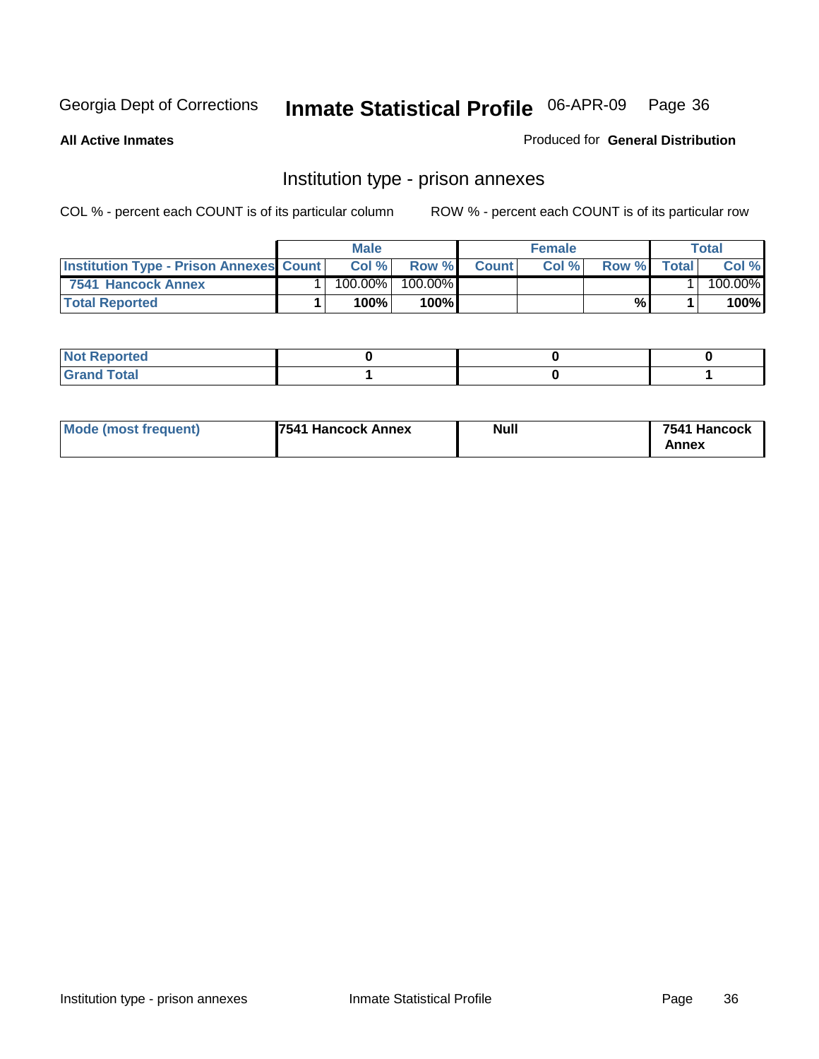Georgia Dept of Corrections **Inmate Statistical Profile** 06-APR-09

**All Active Inmates**

Produced for **General Distribution**

## Institution type - prison annexes

COL % - percent each COUNT is of its particular column ROW % - percent each COUNT is of its particular row

| | Male | | | Female | | | Total | |
|---|---|---|---|---|---|---|---|---|
| Institution Type - Prison Annexes | Count | Col % | Row % | Count | Col % | Row % | Total | Col % |
| 7541 Hancock Annex | 1 | 100.00% | 100.00% | | | | 1 | 100.00% |
| **Total Reported** | **1** | **100%** | **100%** | | | **%** | **1** | **100%** |

| | Male | Female | Total |
|---|---|---|---|
| Not Reported | **0** | **0** | **0** |
| Grand Total | **1** | **0** | **1** |

| | Male | Female | Total |
|---|---|---|---|
| Mode (most frequent) | **7541 Hancock Annex** | **Null** | **7541 Hancock Annex** |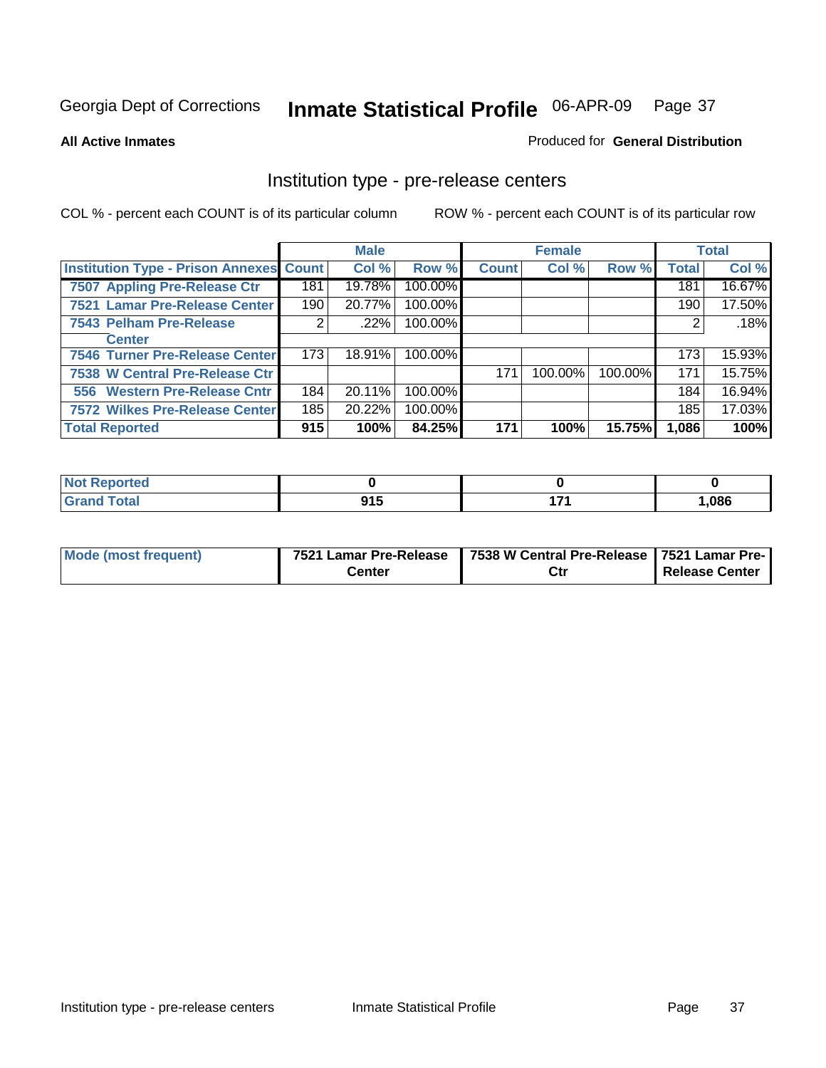Georgia Dept of Corrections **Inmate Statistical Profile** 06-APR-09

**All Active Inmates**

Produced for **General Distribution**

## Institution type - pre-release centers

COL % - percent each COUNT is of its particular column    ROW % - percent each COUNT is of its particular row

| | Male | | | Female | | | Total | |
|---|---|---|---|---|---|---|---|---|
| **Institution Type - Prison Annexes** | **Count** | **Col %** | **Row %** | **Count** | **Col %** | **Row %** | **Total** | **Col %** |
| 7507 Appling Pre-Release Ctr | 181 | 19.78% | 100.00% | | | | 181 | 16.67% |
| 7521 Lamar Pre-Release Center | 190 | 20.77% | 100.00% | | | | 190 | 17.50% |
| 7543 Pelham Pre-Release Center | 2 | .22% | 100.00% | | | | 2 | .18% |
| 7546 Turner Pre-Release Center | 173 | 18.91% | 100.00% | | | | 173 | 15.93% |
| 7538 W Central Pre-Release Ctr | | | | 171 | 100.00% | 100.00% | 171 | 15.75% |
| 556 Western Pre-Release Cntr | 184 | 20.11% | 100.00% | | | | 184 | 16.94% |
| 7572 Wilkes Pre-Release Center | 185 | 20.22% | 100.00% | | | | 185 | 17.03% |
| **Total Reported** | **915** | **100%** | **84.25%** | **171** | **100%** | **15.75%** | **1,086** | **100%** |

| | Male | Female | Total |
|---|---|---|---|
| **Not Reported** | **0** | **0** | **0** |
| **Grand Total** | **915** | **171** | **1,086** |

| | Male | Female | Total |
|---|---|---|---|
| **Mode (most frequent)** | **7521 Lamar Pre-Release Center** | **7538 W Central Pre-Release Ctr** | **7521 Lamar Pre-Release Center** |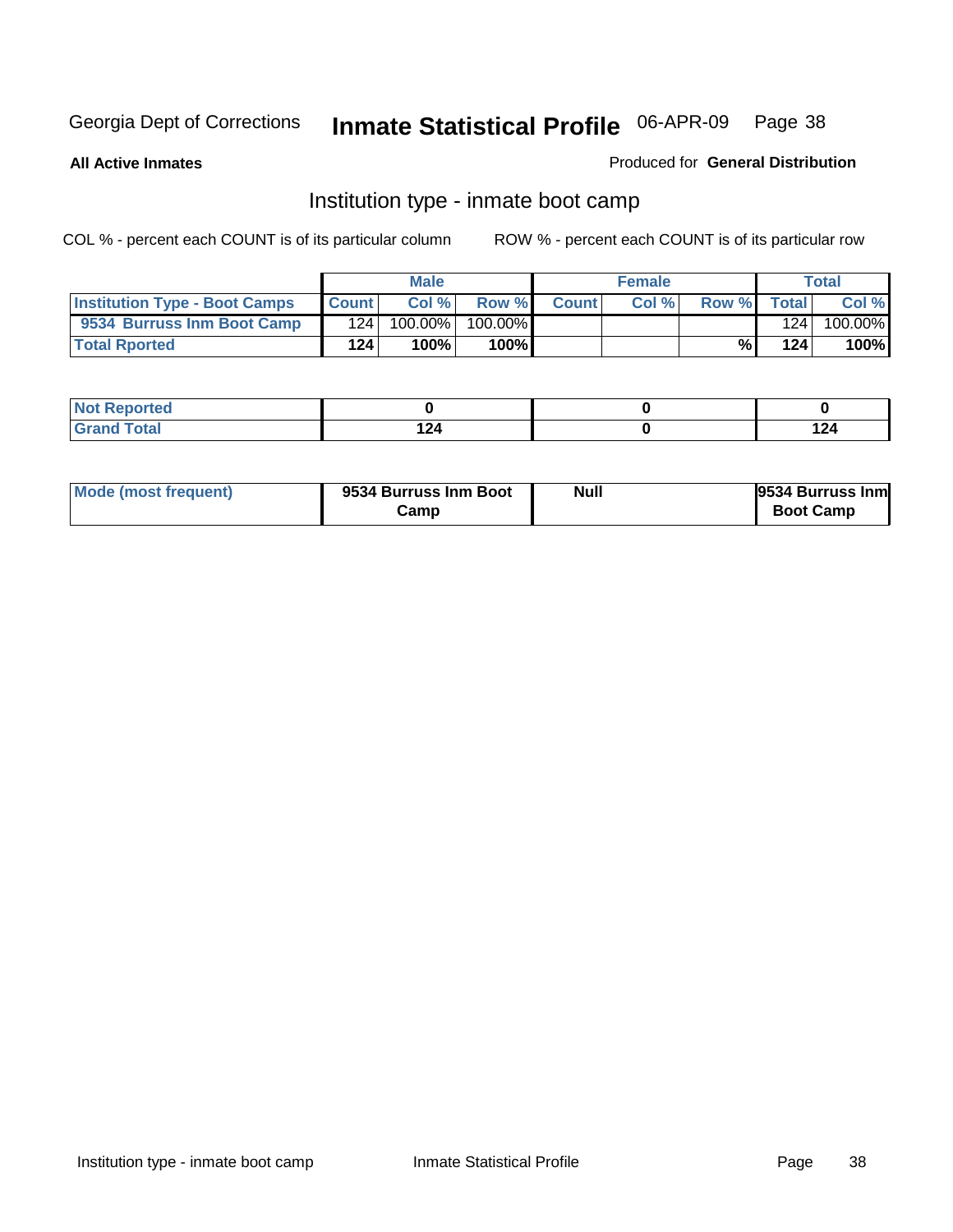Georgia Dept of Corrections **Inmate Statistical Profile** 06-APR-09

**All Active Inmates**

Produced for **General Distribution**

## Institution type - inmate boot camp

COL % - percent each COUNT is of its particular column

ROW % - percent each COUNT is of its particular row

| | Male | | | Female | | | Total | |
|---|---|---|---|---|---|---|---|---|
| **Institution Type - Boot Camps** | **Count** | **Col %** | **Row %** | **Count** | **Col %** | **Row %** | **Total** | **Col %** |
| **9534 Burruss Inm Boot Camp** | 124 | 100.00% | 100.00% | | | | 124 | 100.00% |
| **Total Rported** | **124** | **100%** | **100%** | | | **%** | **124** | **100%** |

| | Male | Female | Total |
|---|---|---|---|
| **Not Reported** | **0** | **0** | **0** |
| **Grand Total** | **124** | **0** | **124** |

| | Male | Female | Total |
|---|---|---|---|
| **Mode (most frequent)** | **9534 Burruss Inm Boot Camp** | **Null** | **9534 Burruss Inm Boot Camp** |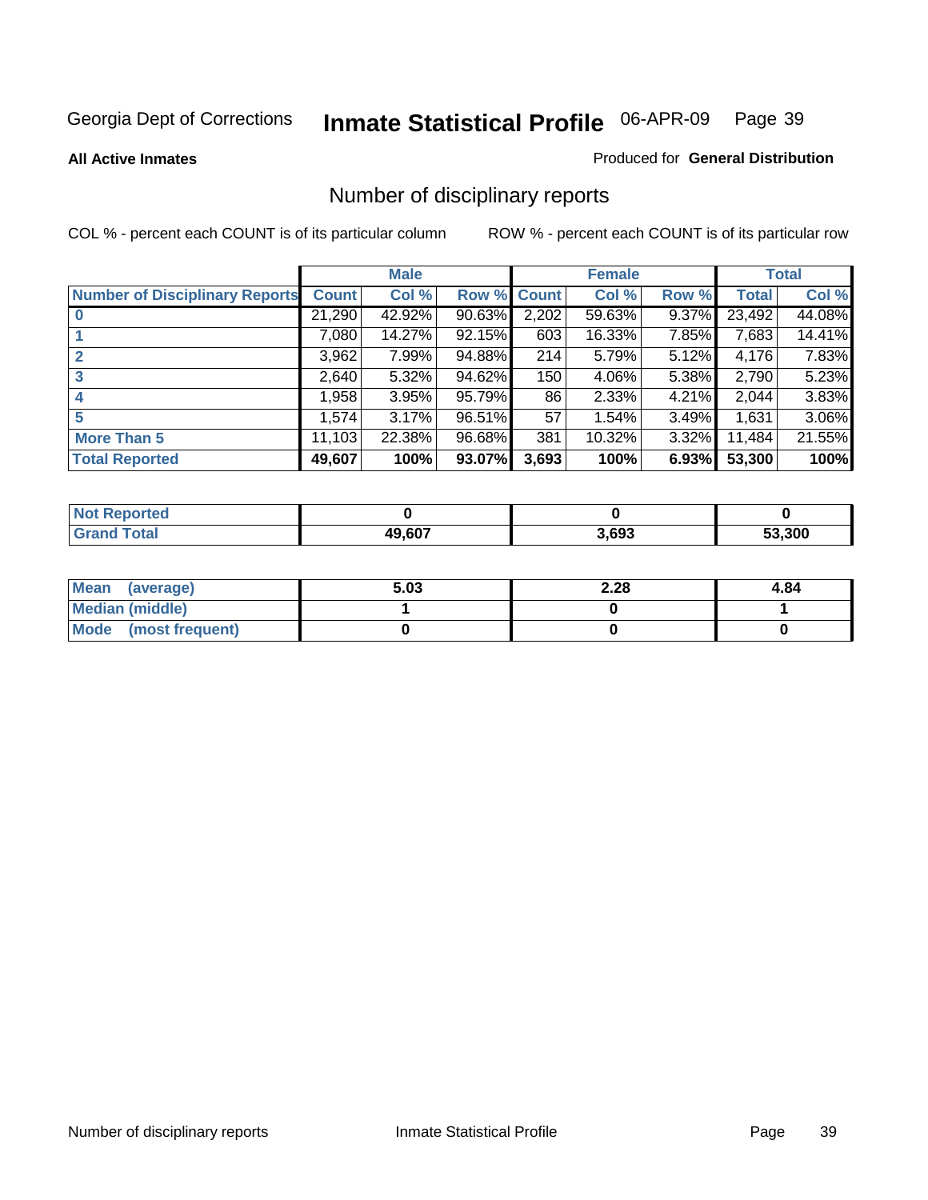Georgia Dept of Corrections **Inmate Statistical Profile** 06-APR-09

**All Active Inmates** Produced for **General Distribution**

## Number of disciplinary reports

COL % - percent each COUNT is of its particular column ROW % - percent each COUNT is of its particular row

| | Male | | | Female | | | Total | |
|---|---|---|---|---|---|---|---|---|
| **Number of Disciplinary Reports** | **Count** | **Col %** | **Row %** | **Count** | **Col %** | **Row %** | **Total** | **Col %** |
| **0** | 21,290 | 42.92% | 90.63% | 2,202 | 59.63% | 9.37% | 23,492 | 44.08% |
| **1** | 7,080 | 14.27% | 92.15% | 603 | 16.33% | 7.85% | 7,683 | 14.41% |
| **2** | 3,962 | 7.99% | 94.88% | 214 | 5.79% | 5.12% | 4,176 | 7.83% |
| **3** | 2,640 | 5.32% | 94.62% | 150 | 4.06% | 5.38% | 2,790 | 5.23% |
| **4** | 1,958 | 3.95% | 95.79% | 86 | 2.33% | 4.21% | 2,044 | 3.83% |
| **5** | 1,574 | 3.17% | 96.51% | 57 | 1.54% | 3.49% | 1,631 | 3.06% |
| **More Than 5** | 11,103 | 22.38% | 96.68% | 381 | 10.32% | 3.32% | 11,484 | 21.55% |
| **Total Reported** | **49,607** | **100%** | **93.07%** | **3,693** | **100%** | **6.93%** | **53,300** | **100%** |

| | Male | Female | Total |
|---|---|---|---|
| **Not Reported** | **0** | **0** | **0** |
| **Grand Total** | **49,607** | **3,693** | **53,300** |

| | Male | Female | Total |
|---|---|---|---|
| **Mean (average)** | **5.03** | **2.28** | **4.84** |
| **Median (middle)** | **1** | **0** | **1** |
| **Mode (most frequent)** | **0** | **0** | **0** |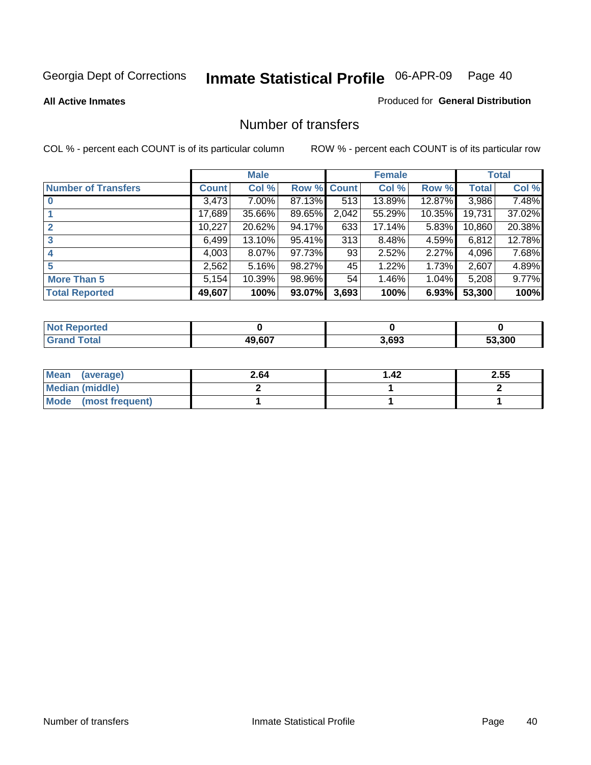Georgia Dept of Corrections **Inmate Statistical Profile** 06-APR-09 Page 40

**All Active Inmates**

Produced for **General Distribution**

# Number of transfers

COL % - percent each COUNT is of its particular column

ROW % - percent each COUNT is of its particular row

| | Male | | | Female | | | Total | |
|---|---|---|---|---|---|---|---|---|
| **Number of Transfers** | **Count** | **Col %** | **Row %** | **Count** | **Col %** | **Row %** | **Total** | **Col %** |
| **0** | 3,473 | 7.00% | 87.13% | 513 | 13.89% | 12.87% | 3,986 | 7.48% |
| **1** | 17,689 | 35.66% | 89.65% | 2,042 | 55.29% | 10.35% | 19,731 | 37.02% |
| **2** | 10,227 | 20.62% | 94.17% | 633 | 17.14% | 5.83% | 10,860 | 20.38% |
| **3** | 6,499 | 13.10% | 95.41% | 313 | 8.48% | 4.59% | 6,812 | 12.78% |
| **4** | 4,003 | 8.07% | 97.73% | 93 | 2.52% | 2.27% | 4,096 | 7.68% |
| **5** | 2,562 | 5.16% | 98.27% | 45 | 1.22% | 1.73% | 2,607 | 4.89% |
| **More Than 5** | 5,154 | 10.39% | 98.96% | 54 | 1.46% | 1.04% | 5,208 | 9.77% |
| **Total Reported** | **49,607** | **100%** | **93.07%** | **3,693** | **100%** | **6.93%** | **53,300** | **100%** |

| | Male | Female | Total |
|---|---|---|---|
| **Not Reported** | **0** | **0** | **0** |
| **Grand Total** | **49,607** | **3,693** | **53,300** |

| | Male | Female | Total |
|---|---|---|---|
| **Mean (average)** | **2.64** | **1.42** | **2.55** |
| **Median (middle)** | **2** | **1** | **2** |
| **Mode (most frequent)** | **1** | **1** | **1** |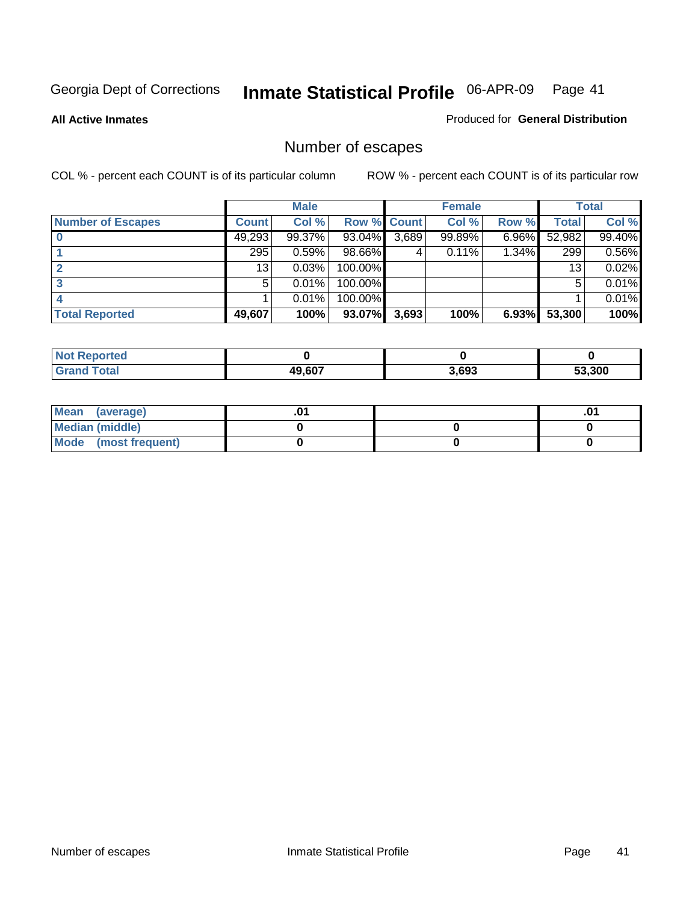Georgia Dept of Corrections **Inmate Statistical Profile** 06-APR-09

**All Active Inmates**

Produced for **General Distribution**

## Number of escapes

COL % - percent each COUNT is of its particular column

ROW % - percent each COUNT is of its particular row

| | Male | | | Female | | | Total | |
|---|---|---|---|---|---|---|---|---|
| **Number of Escapes** | **Count** | **Col %** | **Row %** | **Count** | **Col %** | **Row %** | **Total** | **Col %** |
| **0** | 49,293 | 99.37% | 93.04% | 3,689 | 99.89% | 6.96% | 52,982 | 99.40% |
| **1** | 295 | 0.59% | 98.66% | 4 | 0.11% | 1.34% | 299 | 0.56% |
| **2** | 13 | 0.03% | 100.00% | | | | 13 | 0.02% |
| **3** | 5 | 0.01% | 100.00% | | | | 5 | 0.01% |
| **4** | 1 | 0.01% | 100.00% | | | | 1 | 0.01% |
| **Total Reported** | **49,607** | **100%** | **93.07%** | **3,693** | **100%** | **6.93%** | **53,300** | **100%** |

| | Male | Female | Total |
|---|---|---|---|
| **Not Reported** | **0** | **0** | **0** |
| **Grand Total** | **49,607** | **3,693** | **53,300** |

| | Male | Female | Total |
|---|---|---|---|
| **Mean (average)** | **.01** | | **.01** |
| **Median (middle)** | **0** | **0** | **0** |
| **Mode (most frequent)** | **0** | **0** | **0** |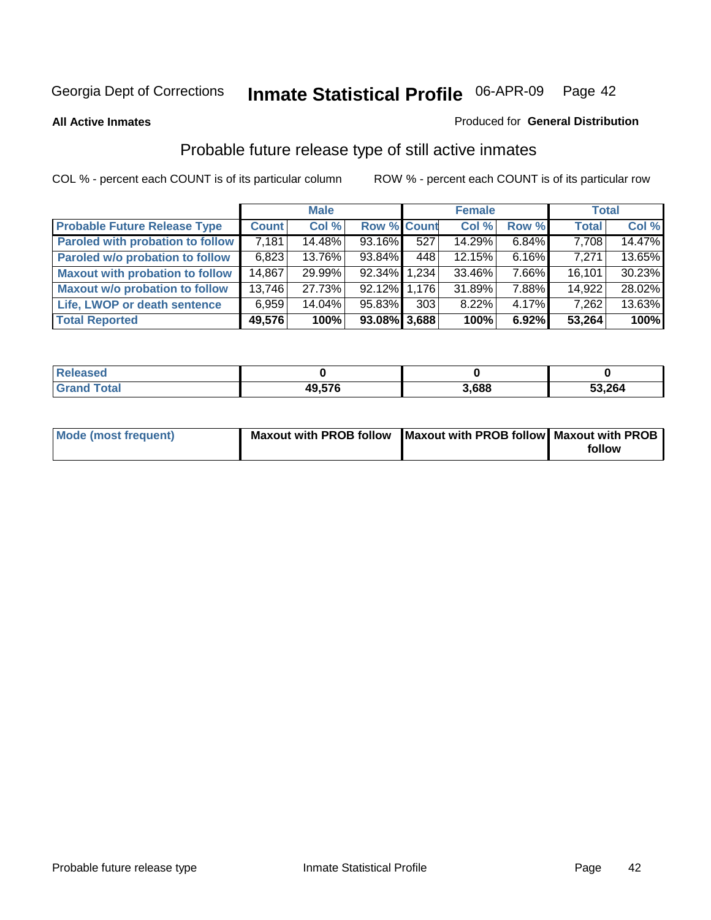Georgia Dept of Corrections **Inmate Statistical Profile** 06-APR-09

**All Active Inmates**

Produced for **General Distribution**

## Probable future release type of still active inmates

COL % - percent each COUNT is of its particular column ROW % - percent each COUNT is of its particular row

| | Male | | | Female | | | Total | |
|---|---|---|---|---|---|---|---|---|
| **Probable Future Release Type** | **Count** | **Col %** | **Row %** | **Count** | **Col %** | **Row %** | **Total** | **Col %** |
| **Paroled with probation to follow** | 7,181 | 14.48% | 93.16% | 527 | 14.29% | 6.84% | 7,708 | 14.47% |
| **Paroled w/o probation to follow** | 6,823 | 13.76% | 93.84% | 448 | 12.15% | 6.16% | 7,271 | 13.65% |
| **Maxout with probation to follow** | 14,867 | 29.99% | 92.34% | 1,234 | 33.46% | 7.66% | 16,101 | 30.23% |
| **Maxout w/o probation to follow** | 13,746 | 27.73% | 92.12% | 1,176 | 31.89% | 7.88% | 14,922 | 28.02% |
| **Life, LWOP or death sentence** | 6,959 | 14.04% | 95.83% | 303 | 8.22% | 4.17% | 7,262 | 13.63% |
| **Total Reported** | **49,576** | **100%** | **93.08%** | **3,688** | **100%** | **6.92%** | **53,264** | **100%** |

| | Male | Female | Total |
|---|---|---|---|
| **Released** | **0** | **0** | **0** |
| **Grand Total** | **49,576** | **3,688** | **53,264** |

| | Male | Female | Total |
|---|---|---|---|
| **Mode (most frequent)** | **Maxout with PROB follow** | **Maxout with PROB follow** | **Maxout with PROB follow** |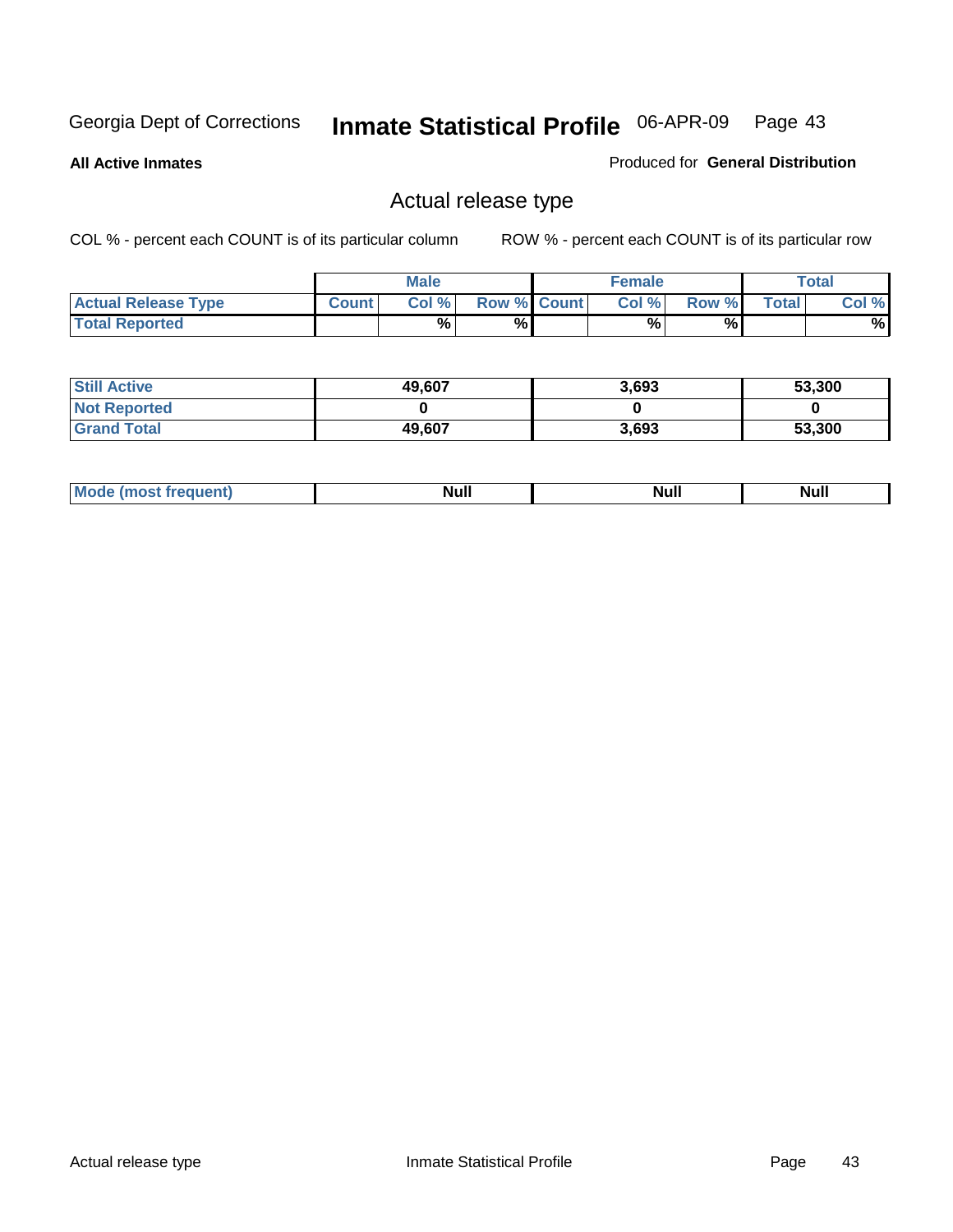Georgia Dept of Corrections **Inmate Statistical Profile** 06-APR-09 Page 43

**All Active Inmates**

Produced for **General Distribution**

## Actual release type

COL % - percent each COUNT is of its particular column

ROW % - percent each COUNT is of its particular row

| | Male | | | Female | | | Total | |
|---|---|---|---|---|---|---|---|---|
| **Actual Release Type** | Count | Col % | Row % | Count | Col % | Row % | Total | Col % |
| **Total Reported** | | % | % | | % | % | | % |

| | Male | Female | Total |
|---|---|---|---|
| **Still Active** | 49,607 | 3,693 | 53,300 |
| **Not Reported** | 0 | 0 | 0 |
| **Grand Total** | 49,607 | 3,693 | 53,300 |

| | Male | Female | Total |
|---|---|---|---|
| **Mode (most frequent)** | Null | Null | Null |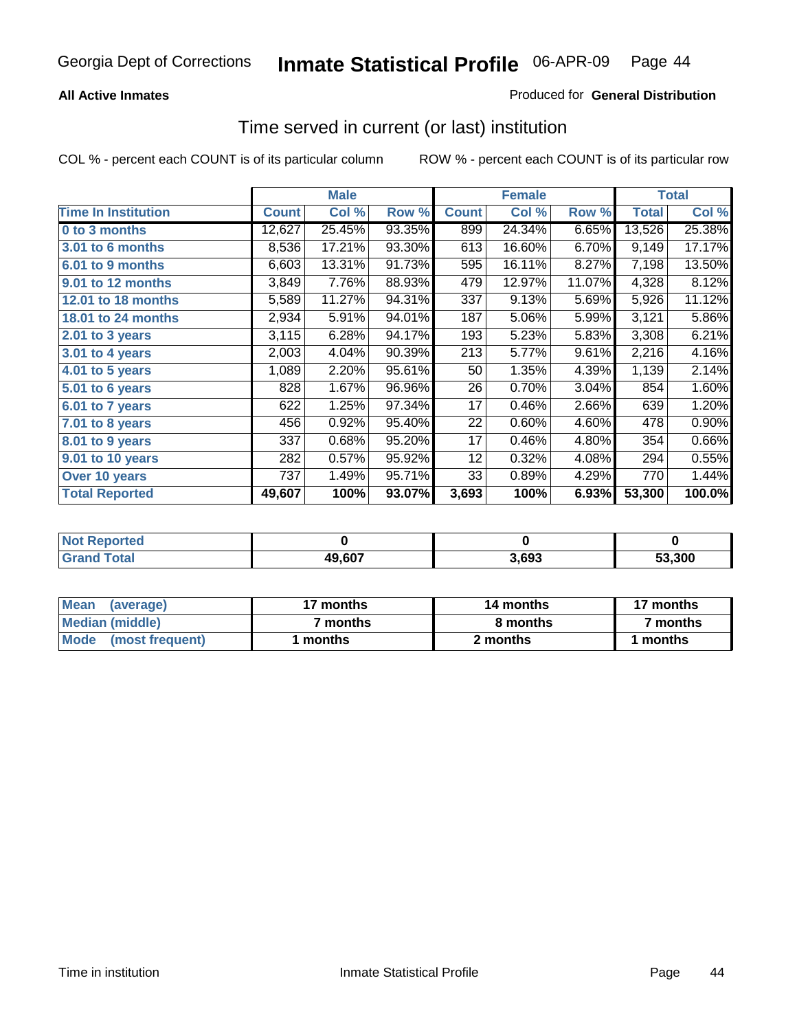Georgia Dept of Corrections **Inmate Statistical Profile** 06-APR-09

**All Active Inmates**

Produced for **General Distribution**

## Time served in current (or last) institution

COL % - percent each COUNT is of its particular column

ROW % - percent each COUNT is of its particular row

| | Male | | | Female | | | Total | |
|---|---|---|---|---|---|---|---|---|
| **Time In Institution** | **Count** | **Col %** | **Row %** | **Count** | **Col %** | **Row %** | **Total** | **Col %** |
| **0 to 3 months** | 12,627 | 25.45% | 93.35% | 899 | 24.34% | 6.65% | 13,526 | 25.38% |
| **3.01 to 6 months** | 8,536 | 17.21% | 93.30% | 613 | 16.60% | 6.70% | 9,149 | 17.17% |
| **6.01 to 9 months** | 6,603 | 13.31% | 91.73% | 595 | 16.11% | 8.27% | 7,198 | 13.50% |
| **9.01 to 12 months** | 3,849 | 7.76% | 88.93% | 479 | 12.97% | 11.07% | 4,328 | 8.12% |
| **12.01 to 18 months** | 5,589 | 11.27% | 94.31% | 337 | 9.13% | 5.69% | 5,926 | 11.12% |
| **18.01 to 24 months** | 2,934 | 5.91% | 94.01% | 187 | 5.06% | 5.99% | 3,121 | 5.86% |
| **2.01 to 3 years** | 3,115 | 6.28% | 94.17% | 193 | 5.23% | 5.83% | 3,308 | 6.21% |
| **3.01 to 4 years** | 2,003 | 4.04% | 90.39% | 213 | 5.77% | 9.61% | 2,216 | 4.16% |
| **4.01 to 5 years** | 1,089 | 2.20% | 95.61% | 50 | 1.35% | 4.39% | 1,139 | 2.14% |
| **5.01 to 6 years** | 828 | 1.67% | 96.96% | 26 | 0.70% | 3.04% | 854 | 1.60% |
| **6.01 to 7 years** | 622 | 1.25% | 97.34% | 17 | 0.46% | 2.66% | 639 | 1.20% |
| **7.01 to 8 years** | 456 | 0.92% | 95.40% | 22 | 0.60% | 4.60% | 478 | 0.90% |
| **8.01 to 9 years** | 337 | 0.68% | 95.20% | 17 | 0.46% | 4.80% | 354 | 0.66% |
| **9.01 to 10 years** | 282 | 0.57% | 95.92% | 12 | 0.32% | 4.08% | 294 | 0.55% |
| **Over 10 years** | 737 | 1.49% | 95.71% | 33 | 0.89% | 4.29% | 770 | 1.44% |
| **Total Reported** | **49,607** | **100%** | **93.07%** | **3,693** | **100%** | **6.93%** | **53,300** | **100.0%** |

| | Male | Female | Total |
|---|---|---|---|
| **Not Reported** | **0** | **0** | **0** |
| **Grand Total** | **49,607** | **3,693** | **53,300** |

| | Male | Female | Total |
|---|---|---|---|
| **Mean (average)** | **17 months** | **14 months** | **17 months** |
| **Median (middle)** | **7 months** | **8 months** | **7 months** |
| **Mode (most frequent)** | **1 months** | **2 months** | **1 months** |

Time in institution Inmate Statistical Profile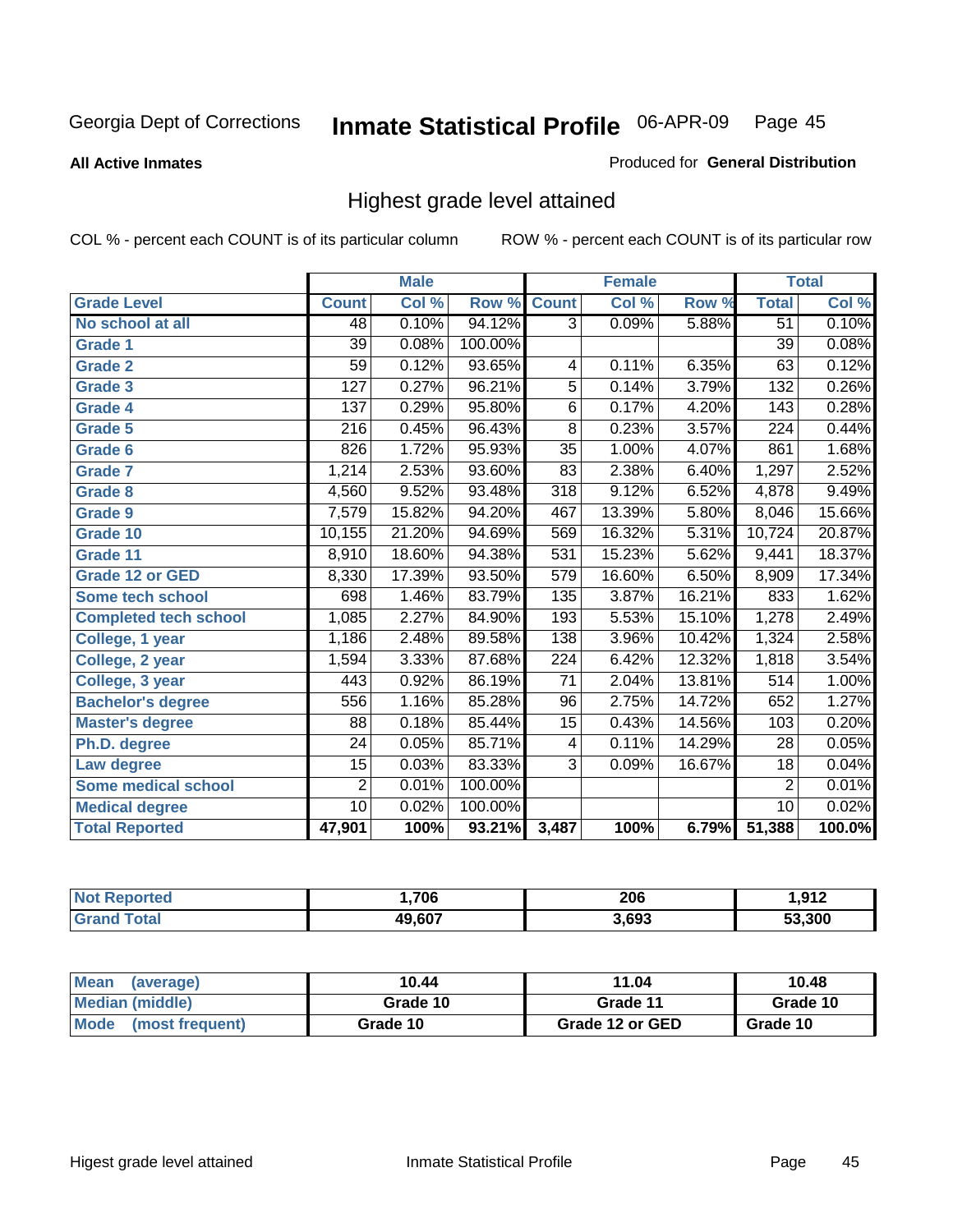Georgia Dept of Corrections **Inmate Statistical Profile** 06-APR-09

**All Active Inmates**

Produced for **General Distribution**

## Highest grade level attained

COL % - percent each COUNT is of its particular column

ROW % - percent each COUNT is of its particular row

| | Male | | | Female | | | Total | |
|---|---|---|---|---|---|---|---|---|
| **Grade Level** | **Count** | **Col %** | **Row %** | **Count** | **Col %** | **Row %** | **Total** | **Col %** |
| No school at all | 48 | 0.10% | 94.12% | 3 | 0.09% | 5.88% | 51 | 0.10% |
| Grade 1 | 39 | 0.08% | 100.00% | | | | 39 | 0.08% |
| Grade 2 | 59 | 0.12% | 93.65% | 4 | 0.11% | 6.35% | 63 | 0.12% |
| Grade 3 | 127 | 0.27% | 96.21% | 5 | 0.14% | 3.79% | 132 | 0.26% |
| Grade 4 | 137 | 0.29% | 95.80% | 6 | 0.17% | 4.20% | 143 | 0.28% |
| Grade 5 | 216 | 0.45% | 96.43% | 8 | 0.23% | 3.57% | 224 | 0.44% |
| Grade 6 | 826 | 1.72% | 95.93% | 35 | 1.00% | 4.07% | 861 | 1.68% |
| Grade 7 | 1,214 | 2.53% | 93.60% | 83 | 2.38% | 6.40% | 1,297 | 2.52% |
| Grade 8 | 4,560 | 9.52% | 93.48% | 318 | 9.12% | 6.52% | 4,878 | 9.49% |
| Grade 9 | 7,579 | 15.82% | 94.20% | 467 | 13.39% | 5.80% | 8,046 | 15.66% |
| Grade 10 | 10,155 | 21.20% | 94.69% | 569 | 16.32% | 5.31% | 10,724 | 20.87% |
| Grade 11 | 8,910 | 18.60% | 94.38% | 531 | 15.23% | 5.62% | 9,441 | 18.37% |
| Grade 12 or GED | 8,330 | 17.39% | 93.50% | 579 | 16.60% | 6.50% | 8,909 | 17.34% |
| Some tech school | 698 | 1.46% | 83.79% | 135 | 3.87% | 16.21% | 833 | 1.62% |
| Completed tech school | 1,085 | 2.27% | 84.90% | 193 | 5.53% | 15.10% | 1,278 | 2.49% |
| College, 1 year | 1,186 | 2.48% | 89.58% | 138 | 3.96% | 10.42% | 1,324 | 2.58% |
| College, 2 year | 1,594 | 3.33% | 87.68% | 224 | 6.42% | 12.32% | 1,818 | 3.54% |
| College, 3 year | 443 | 0.92% | 86.19% | 71 | 2.04% | 13.81% | 514 | 1.00% |
| Bachelor's degree | 556 | 1.16% | 85.28% | 96 | 2.75% | 14.72% | 652 | 1.27% |
| Master's degree | 88 | 0.18% | 85.44% | 15 | 0.43% | 14.56% | 103 | 0.20% |
| Ph.D. degree | 24 | 0.05% | 85.71% | 4 | 0.11% | 14.29% | 28 | 0.05% |
| Law degree | 15 | 0.03% | 83.33% | 3 | 0.09% | 16.67% | 18 | 0.04% |
| Some medical school | 2 | 0.01% | 100.00% | | | | 2 | 0.01% |
| Medical degree | 10 | 0.02% | 100.00% | | | | 10 | 0.02% |
| **Total Reported** | **47,901** | **100%** | **93.21%** | **3,487** | **100%** | **6.79%** | **51,388** | **100.0%** |

| | Male | Female | Total |
|---|---|---|---|
| Not Reported | **1,706** | **206** | **1,912** |
| Grand Total | **49,607** | **3,693** | **53,300** |

| | Male | Female | Total |
|---|---|---|---|
| Mean (average) | **10.44** | **11.04** | **10.48** |
| Median (middle) | **Grade 10** | **Grade 11** | **Grade 10** |
| Mode (most frequent) | **Grade 10** | **Grade 12 or GED** | **Grade 10** |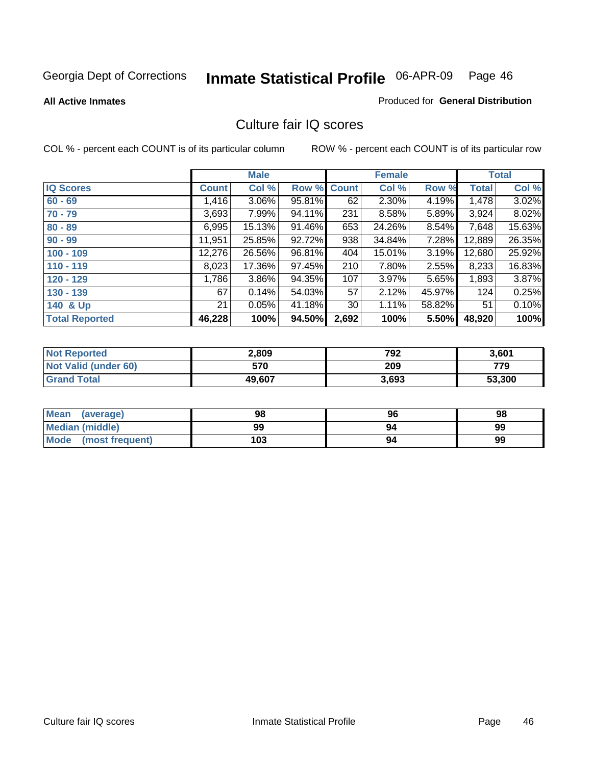Georgia Dept of Corrections **Inmate Statistical Profile** 06-APR-09 Page 46

**All Active Inmates**

Produced for **General Distribution**

## Culture fair IQ scores

COL % - percent each COUNT is of its particular column

ROW % - percent each COUNT is of its particular row

| | Male | | | Female | | | Total | |
|---|---|---|---|---|---|---|---|---|
| **IQ Scores** | **Count** | **Col %** | **Row %** | **Count** | **Col %** | **Row %** | **Total** | **Col %** |
| 60 - 69 | 1,416 | 3.06% | 95.81% | 62 | 2.30% | 4.19% | 1,478 | 3.02% |
| 70 - 79 | 3,693 | 7.99% | 94.11% | 231 | 8.58% | 5.89% | 3,924 | 8.02% |
| 80 - 89 | 6,995 | 15.13% | 91.46% | 653 | 24.26% | 8.54% | 7,648 | 15.63% |
| 90 - 99 | 11,951 | 25.85% | 92.72% | 938 | 34.84% | 7.28% | 12,889 | 26.35% |
| 100 - 109 | 12,276 | 26.56% | 96.81% | 404 | 15.01% | 3.19% | 12,680 | 25.92% |
| 110 - 119 | 8,023 | 17.36% | 97.45% | 210 | 7.80% | 2.55% | 8,233 | 16.83% |
| 120 - 129 | 1,786 | 3.86% | 94.35% | 107 | 3.97% | 5.65% | 1,893 | 3.87% |
| 130 - 139 | 67 | 0.14% | 54.03% | 57 | 2.12% | 45.97% | 124 | 0.25% |
| 140 & Up | 21 | 0.05% | 41.18% | 30 | 1.11% | 58.82% | 51 | 0.10% |
| **Total Reported** | **46,228** | **100%** | **94.50%** | **2,692** | **100%** | **5.50%** | **48,920** | **100%** |

| | Male | Female | Total |
|---|---|---|---|
| Not Reported | 2,809 | 792 | 3,601 |
| Not Valid (under 60) | 570 | 209 | 779 |
| Grand Total | 49,607 | 3,693 | 53,300 |

| | Male | Female | Total |
|---|---|---|---|
| Mean (average) | 98 | 96 | 98 |
| Median (middle) | 99 | 94 | 99 |
| Mode (most frequent) | 103 | 94 | 99 |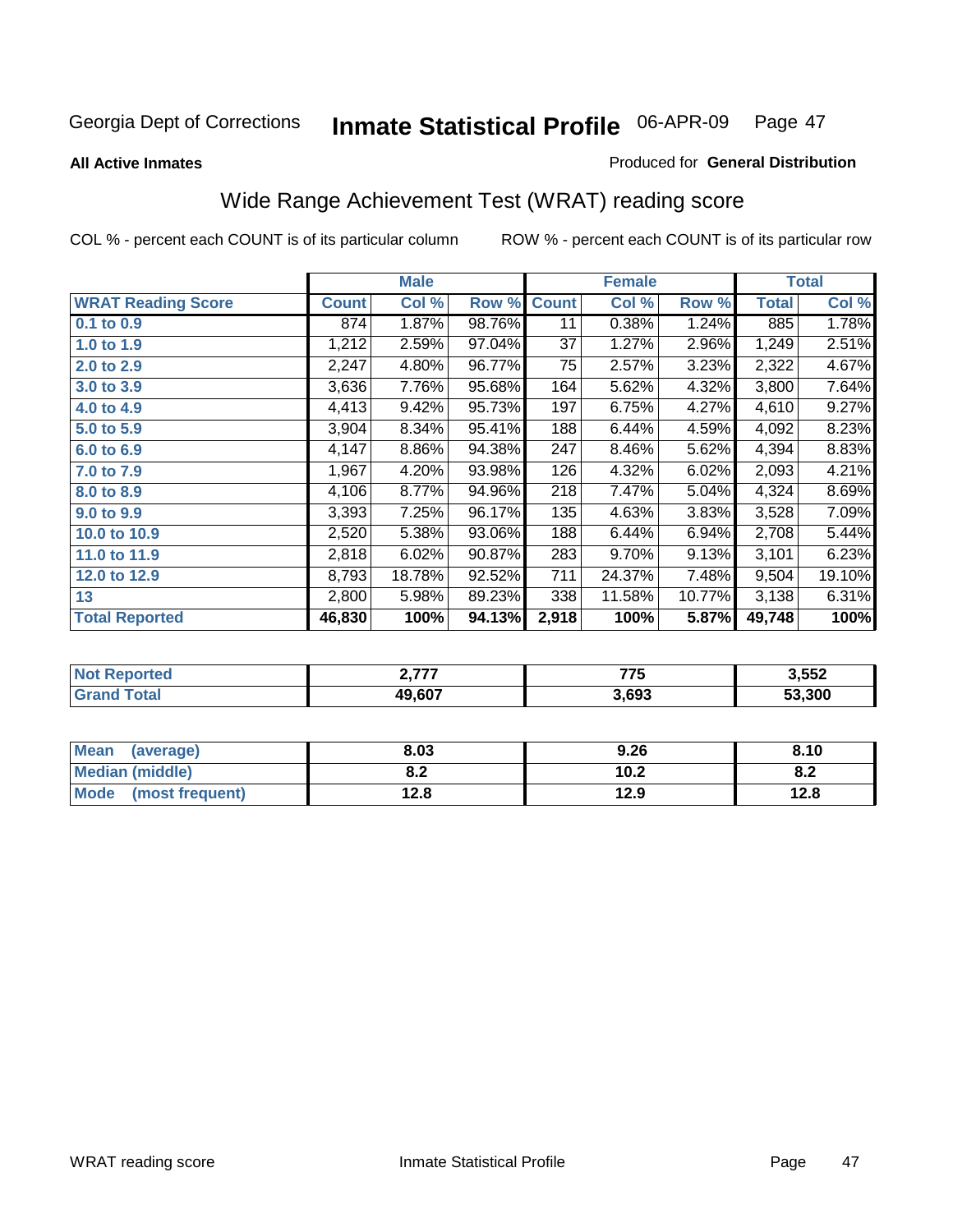Georgia Dept of Corrections **Inmate Statistical Profile** 06-APR-09

**All Active Inmates**

Produced for **General Distribution**

## Wide Range Achievement Test (WRAT) reading score

COL % - percent each COUNT is of its particular column

ROW % - percent each COUNT is of its particular row

| | Male | | | Female | | | Total | |
|---|---|---|---|---|---|---|---|---|
| **WRAT Reading Score** | **Count** | **Col %** | **Row %** | **Count** | **Col %** | **Row %** | **Total** | **Col %** |
| **0.1 to 0.9** | 874 | 1.87% | 98.76% | 11 | 0.38% | 1.24% | 885 | 1.78% |
| **1.0 to 1.9** | 1,212 | 2.59% | 97.04% | 37 | 1.27% | 2.96% | 1,249 | 2.51% |
| **2.0 to 2.9** | 2,247 | 4.80% | 96.77% | 75 | 2.57% | 3.23% | 2,322 | 4.67% |
| **3.0 to 3.9** | 3,636 | 7.76% | 95.68% | 164 | 5.62% | 4.32% | 3,800 | 7.64% |
| **4.0 to 4.9** | 4,413 | 9.42% | 95.73% | 197 | 6.75% | 4.27% | 4,610 | 9.27% |
| **5.0 to 5.9** | 3,904 | 8.34% | 95.41% | 188 | 6.44% | 4.59% | 4,092 | 8.23% |
| **6.0 to 6.9** | 4,147 | 8.86% | 94.38% | 247 | 8.46% | 5.62% | 4,394 | 8.83% |
| **7.0 to 7.9** | 1,967 | 4.20% | 93.98% | 126 | 4.32% | 6.02% | 2,093 | 4.21% |
| **8.0 to 8.9** | 4,106 | 8.77% | 94.96% | 218 | 7.47% | 5.04% | 4,324 | 8.69% |
| **9.0 to 9.9** | 3,393 | 7.25% | 96.17% | 135 | 4.63% | 3.83% | 3,528 | 7.09% |
| **10.0 to 10.9** | 2,520 | 5.38% | 93.06% | 188 | 6.44% | 6.94% | 2,708 | 5.44% |
| **11.0 to 11.9** | 2,818 | 6.02% | 90.87% | 283 | 9.70% | 9.13% | 3,101 | 6.23% |
| **12.0 to 12.9** | 8,793 | 18.78% | 92.52% | 711 | 24.37% | 7.48% | 9,504 | 19.10% |
| **13** | 2,800 | 5.98% | 89.23% | 338 | 11.58% | 10.77% | 3,138 | 6.31% |
| **Total Reported** | **46,830** | **100%** | **94.13%** | **2,918** | **100%** | **5.87%** | **49,748** | **100%** |

| | Male | Female | Total |
|---|---|---|---|
| **Not Reported** | **2,777** | **775** | **3,552** |
| **Grand Total** | **49,607** | **3,693** | **53,300** |

| | Male | Female | Total |
|---|---|---|---|
| **Mean (average)** | **8.03** | **9.26** | **8.10** |
| **Median (middle)** | **8.2** | **10.2** | **8.2** |
| **Mode (most frequent)** | **12.8** | **12.9** | **12.8** |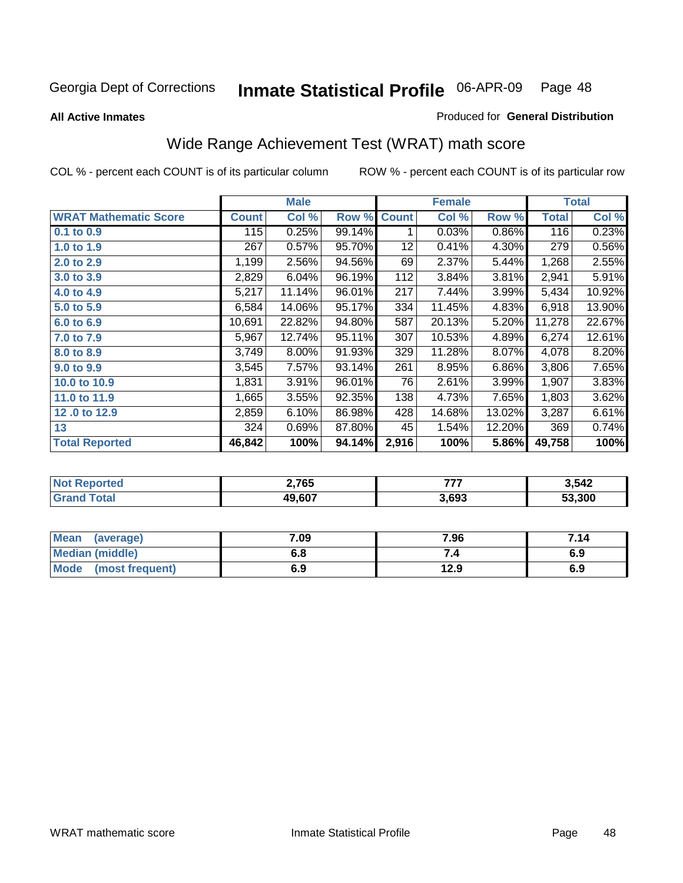Georgia Dept of Corrections **Inmate Statistical Profile** 06-APR-09

**All Active Inmates**

Produced for **General Distribution**

## Wide Range Achievement Test (WRAT) math score

COL % - percent each COUNT is of its particular column

ROW % - percent each COUNT is of its particular row

| | Male | | | Female | | | Total | |
|---|---|---|---|---|---|---|---|---|
| **WRAT Mathematic Score** | **Count** | **Col %** | **Row %** | **Count** | **Col %** | **Row %** | **Total** | **Col %** |
| **0.1 to 0.9** | 115 | 0.25% | 99.14% | 1 | 0.03% | 0.86% | 116 | 0.23% |
| **1.0 to 1.9** | 267 | 0.57% | 95.70% | 12 | 0.41% | 4.30% | 279 | 0.56% |
| **2.0 to 2.9** | 1,199 | 2.56% | 94.56% | 69 | 2.37% | 5.44% | 1,268 | 2.55% |
| **3.0 to 3.9** | 2,829 | 6.04% | 96.19% | 112 | 3.84% | 3.81% | 2,941 | 5.91% |
| **4.0 to 4.9** | 5,217 | 11.14% | 96.01% | 217 | 7.44% | 3.99% | 5,434 | 10.92% |
| **5.0 to 5.9** | 6,584 | 14.06% | 95.17% | 334 | 11.45% | 4.83% | 6,918 | 13.90% |
| **6.0 to 6.9** | 10,691 | 22.82% | 94.80% | 587 | 20.13% | 5.20% | 11,278 | 22.67% |
| **7.0 to 7.9** | 5,967 | 12.74% | 95.11% | 307 | 10.53% | 4.89% | 6,274 | 12.61% |
| **8.0 to 8.9** | 3,749 | 8.00% | 91.93% | 329 | 11.28% | 8.07% | 4,078 | 8.20% |
| **9.0 to 9.9** | 3,545 | 7.57% | 93.14% | 261 | 8.95% | 6.86% | 3,806 | 7.65% |
| **10.0 to 10.9** | 1,831 | 3.91% | 96.01% | 76 | 2.61% | 3.99% | 1,907 | 3.83% |
| **11.0 to 11.9** | 1,665 | 3.55% | 92.35% | 138 | 4.73% | 7.65% | 1,803 | 3.62% |
| **12 .0 to 12.9** | 2,859 | 6.10% | 86.98% | 428 | 14.68% | 13.02% | 3,287 | 6.61% |
| **13** | 324 | 0.69% | 87.80% | 45 | 1.54% | 12.20% | 369 | 0.74% |
| **Total Reported** | **46,842** | **100%** | **94.14%** | **2,916** | **100%** | **5.86%** | **49,758** | **100%** |

| | Male | Female | Total |
|---|---|---|---|
| **Not Reported** | **2,765** | **777** | **3,542** |
| **Grand Total** | **49,607** | **3,693** | **53,300** |

| | Male | Female | Total |
|---|---|---|---|
| **Mean (average)** | **7.09** | **7.96** | **7.14** |
| **Median (middle)** | **6.8** | **7.4** | **6.9** |
| **Mode (most frequent)** | **6.9** | **12.9** | **6.9** |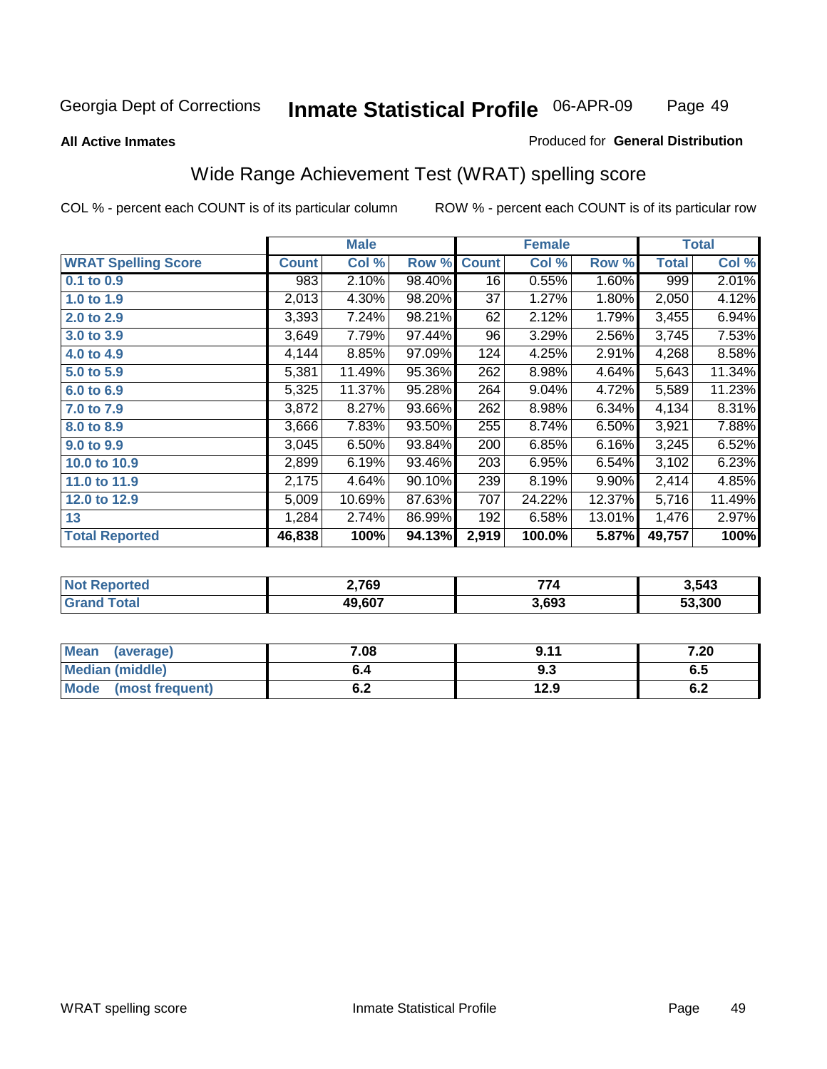Georgia Dept of Corrections **Inmate Statistical Profile** 06-APR-09

**All Active Inmates**

Produced for **General Distribution**

## Wide Range Achievement Test (WRAT) spelling score

COL % - percent each COUNT is of its particular column

ROW % - percent each COUNT is of its particular row

| | Male | | | Female | | | Total | |
|---|---|---|---|---|---|---|---|---|
| **WRAT Spelling Score** | **Count** | **Col %** | **Row %** | **Count** | **Col %** | **Row %** | **Total** | **Col %** |
| **0.1 to 0.9** | 983 | 2.10% | 98.40% | 16 | 0.55% | 1.60% | 999 | 2.01% |
| **1.0 to 1.9** | 2,013 | 4.30% | 98.20% | 37 | 1.27% | 1.80% | 2,050 | 4.12% |
| **2.0 to 2.9** | 3,393 | 7.24% | 98.21% | 62 | 2.12% | 1.79% | 3,455 | 6.94% |
| **3.0 to 3.9** | 3,649 | 7.79% | 97.44% | 96 | 3.29% | 2.56% | 3,745 | 7.53% |
| **4.0 to 4.9** | 4,144 | 8.85% | 97.09% | 124 | 4.25% | 2.91% | 4,268 | 8.58% |
| **5.0 to 5.9** | 5,381 | 11.49% | 95.36% | 262 | 8.98% | 4.64% | 5,643 | 11.34% |
| **6.0 to 6.9** | 5,325 | 11.37% | 95.28% | 264 | 9.04% | 4.72% | 5,589 | 11.23% |
| **7.0 to 7.9** | 3,872 | 8.27% | 93.66% | 262 | 8.98% | 6.34% | 4,134 | 8.31% |
| **8.0 to 8.9** | 3,666 | 7.83% | 93.50% | 255 | 8.74% | 6.50% | 3,921 | 7.88% |
| **9.0 to 9.9** | 3,045 | 6.50% | 93.84% | 200 | 6.85% | 6.16% | 3,245 | 6.52% |
| **10.0 to 10.9** | 2,899 | 6.19% | 93.46% | 203 | 6.95% | 6.54% | 3,102 | 6.23% |
| **11.0 to 11.9** | 2,175 | 4.64% | 90.10% | 239 | 8.19% | 9.90% | 2,414 | 4.85% |
| **12.0 to 12.9** | 5,009 | 10.69% | 87.63% | 707 | 24.22% | 12.37% | 5,716 | 11.49% |
| **13** | 1,284 | 2.74% | 86.99% | 192 | 6.58% | 13.01% | 1,476 | 2.97% |
| **Total Reported** | **46,838** | **100%** | **94.13%** | **2,919** | **100.0%** | **5.87%** | **49,757** | **100%** |

| | Male | Female | Total |
|---|---|---|---|
| **Not Reported** | **2,769** | **774** | **3,543** |
| **Grand Total** | **49,607** | **3,693** | **53,300** |

| | Male | Female | Total |
|---|---|---|---|
| **Mean (average)** | **7.08** | **9.11** | **7.20** |
| **Median (middle)** | **6.4** | **9.3** | **6.5** |
| **Mode (most frequent)** | **6.2** | **12.9** | **6.2** |

WRAT spelling score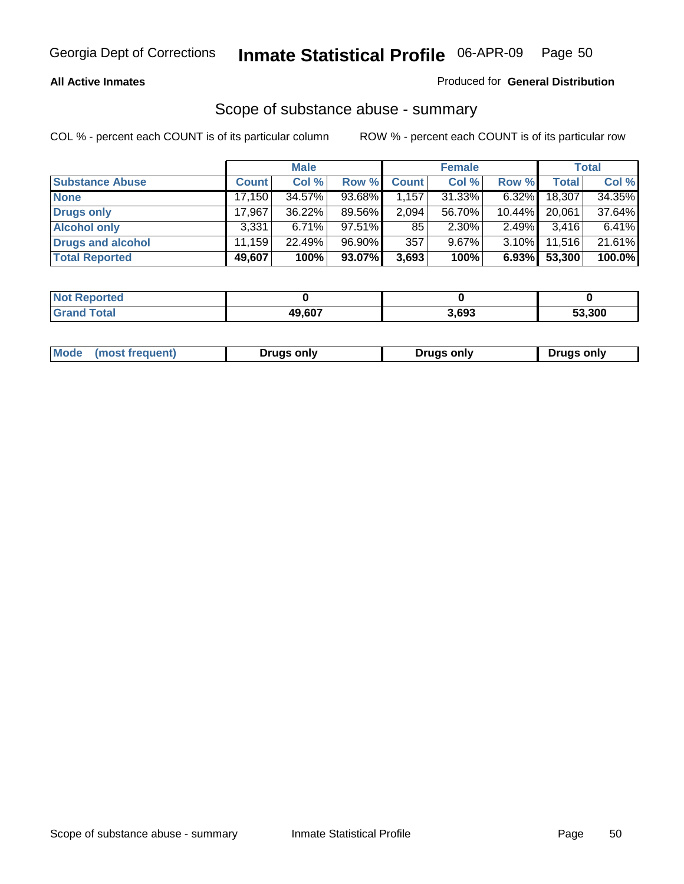# Scope of substance abuse - summary

**All Active Inmates**

Produced for **General Distribution**

COL % - percent each COUNT is of its particular column

ROW % - percent each COUNT is of its particular row

| | Male | | | Female | | | Total | |
|---|---|---|---|---|---|---|---|---|
| Substance Abuse | Count | Col % | Row % | Count | Col % | Row % | Total | Col % |
| None | 17,150 | 34.57% | 93.68% | 1,157 | 31.33% | 6.32% | 18,307 | 34.35% |
| Drugs only | 17,967 | 36.22% | 89.56% | 2,094 | 56.70% | 10.44% | 20,061 | 37.64% |
| Alcohol only | 3,331 | 6.71% | 97.51% | 85 | 2.30% | 2.49% | 3,416 | 6.41% |
| Drugs and alcohol | 11,159 | 22.49% | 96.90% | 357 | 9.67% | 3.10% | 11,516 | 21.61% |
| **Total Reported** | **49,607** | **100%** | **93.07%** | **3,693** | **100%** | **6.93%** | **53,300** | **100.0%** |

| | Male | Female | Total |
|---|---|---|---|
| Not Reported | 0 | 0 | 0 |
| Grand Total | 49,607 | 3,693 | 53,300 |

| | Male | Female | Total |
|---|---|---|---|
| Mode (most frequent) | Drugs only | Drugs only | Drugs only |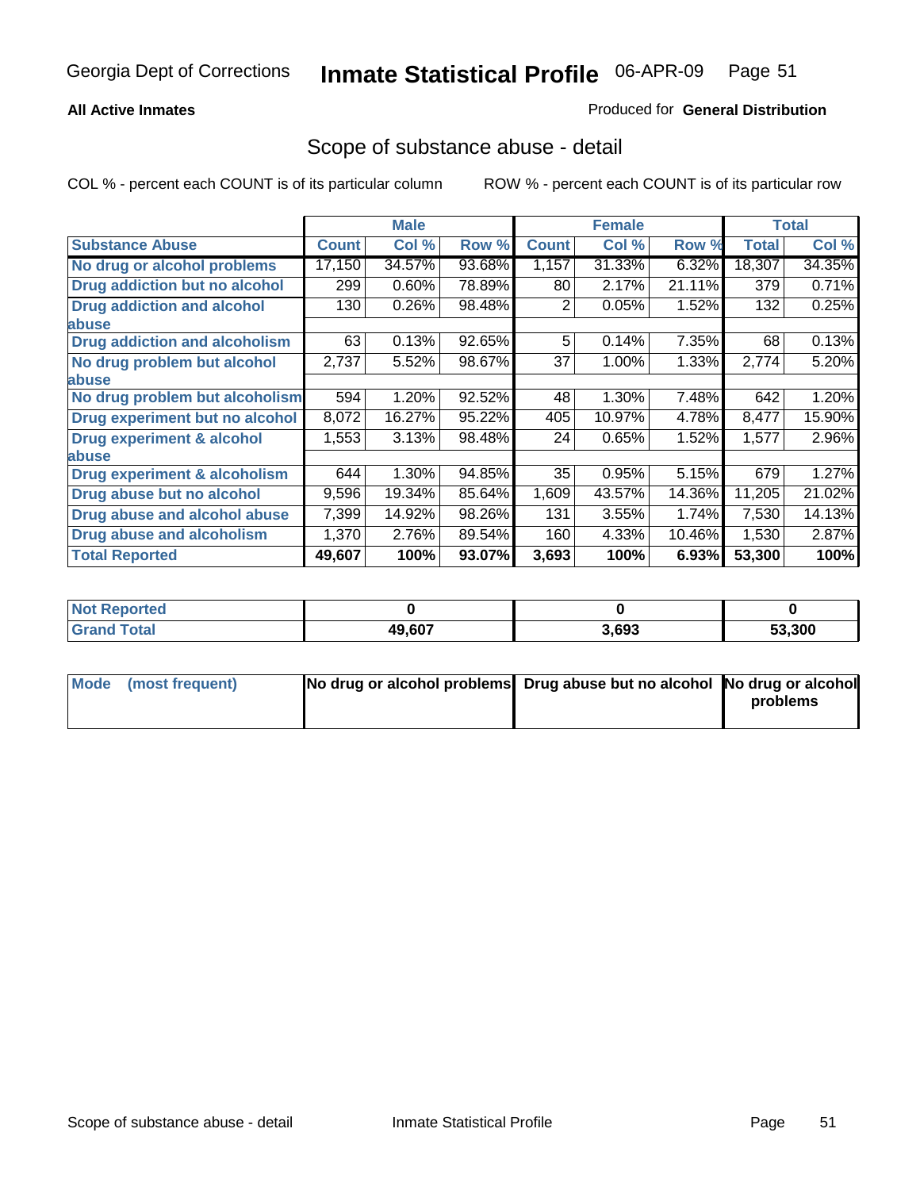Georgia Dept of Corrections **Inmate Statistical Profile** 06-APR-09

**All Active Inmates**

Produced for **General Distribution**

## Scope of substance abuse - detail

COL % - percent each COUNT is of its particular column ROW % - percent each COUNT is of its particular row

| | Male | | | Female | | | Total | |
|---|---|---|---|---|---|---|---|---|
| **Substance Abuse** | **Count** | **Col %** | **Row %** | **Count** | **Col %** | **Row %** | **Total** | **Col %** |
| **No drug or alcohol problems** | 17,150 | 34.57% | 93.68% | 1,157 | 31.33% | 6.32% | 18,307 | 34.35% |
| **Drug addiction but no alcohol** | 299 | 0.60% | 78.89% | 80 | 2.17% | 21.11% | 379 | 0.71% |
| **Drug addiction and alcohol abuse** | 130 | 0.26% | 98.48% | 2 | 0.05% | 1.52% | 132 | 0.25% |
| **Drug addiction and alcoholism** | 63 | 0.13% | 92.65% | 5 | 0.14% | 7.35% | 68 | 0.13% |
| **No drug problem but alcohol abuse** | 2,737 | 5.52% | 98.67% | 37 | 1.00% | 1.33% | 2,774 | 5.20% |
| **No drug problem but alcoholism** | 594 | 1.20% | 92.52% | 48 | 1.30% | 7.48% | 642 | 1.20% |
| **Drug experiment but no alcohol** | 8,072 | 16.27% | 95.22% | 405 | 10.97% | 4.78% | 8,477 | 15.90% |
| **Drug experiment & alcohol abuse** | 1,553 | 3.13% | 98.48% | 24 | 0.65% | 1.52% | 1,577 | 2.96% |
| **Drug experiment & alcoholism** | 644 | 1.30% | 94.85% | 35 | 0.95% | 5.15% | 679 | 1.27% |
| **Drug abuse but no alcohol** | 9,596 | 19.34% | 85.64% | 1,609 | 43.57% | 14.36% | 11,205 | 21.02% |
| **Drug abuse and alcohol abuse** | 7,399 | 14.92% | 98.26% | 131 | 3.55% | 1.74% | 7,530 | 14.13% |
| **Drug abuse and alcoholism** | 1,370 | 2.76% | 89.54% | 160 | 4.33% | 10.46% | 1,530 | 2.87% |
| **Total Reported** | **49,607** | **100%** | **93.07%** | **3,693** | **100%** | **6.93%** | **53,300** | **100%** |

| | Male | Female | Total |
|---|---|---|---|
| **Not Reported** | **0** | **0** | **0** |
| **Grand Total** | **49,607** | **3,693** | **53,300** |

| | Male | Female | Total |
|---|---|---|---|
| **Mode (most frequent)** | **No drug or alcohol problems** | **Drug abuse but no alcohol** | **No drug or alcohol problems** |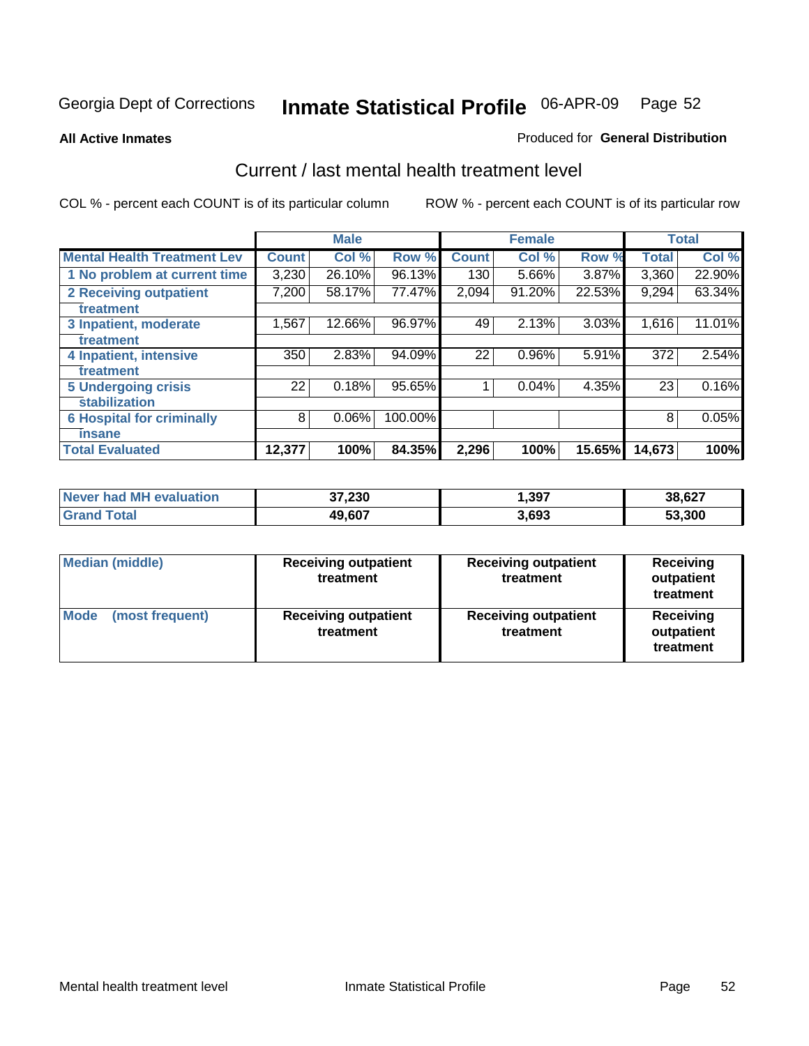Georgia Dept of Corrections **Inmate Statistical Profile** 06-APR-09 Page 52

**All Active Inmates**

Produced for **General Distribution**

## Current / last mental health treatment level

COL % - percent each COUNT is of its particular column

ROW % - percent each COUNT is of its particular row

| | Male | | | Female | | | Total | |
|---|---|---|---|---|---|---|---|---|
| **Mental Health Treatment Lev** | **Count** | **Col %** | **Row %** | **Count** | **Col %** | **Row %** | **Total** | **Col %** |
| 1 No problem at current time | 3,230 | 26.10% | 96.13% | 130 | 5.66% | 3.87% | 3,360 | 22.90% |
| 2 Receiving outpatient treatment | 7,200 | 58.17% | 77.47% | 2,094 | 91.20% | 22.53% | 9,294 | 63.34% |
| 3 Inpatient, moderate treatment | 1,567 | 12.66% | 96.97% | 49 | 2.13% | 3.03% | 1,616 | 11.01% |
| 4 Inpatient, intensive treatment | 350 | 2.83% | 94.09% | 22 | 0.96% | 5.91% | 372 | 2.54% |
| 5 Undergoing crisis stabilization | 22 | 0.18% | 95.65% | 1 | 0.04% | 4.35% | 23 | 0.16% |
| 6 Hospital for criminally insane | 8 | 0.06% | 100.00% | | | | 8 | 0.05% |
| **Total Evaluated** | **12,377** | **100%** | **84.35%** | **2,296** | **100%** | **15.65%** | **14,673** | **100%** |

| | Male | Female | Total |
|---|---|---|---|
| **Never had MH evaluation** | **37,230** | **1,397** | **38,627** |
| **Grand Total** | **49,607** | **3,693** | **53,300** |

| | Male | Female | Total |
|---|---|---|---|
| **Median (middle)** | **Receiving outpatient treatment** | **Receiving outpatient treatment** | **Receiving outpatient treatment** |
| **Mode (most frequent)** | **Receiving outpatient treatment** | **Receiving outpatient treatment** | **Receiving outpatient treatment** |

Mental health treatment level Inmate Statistical Profile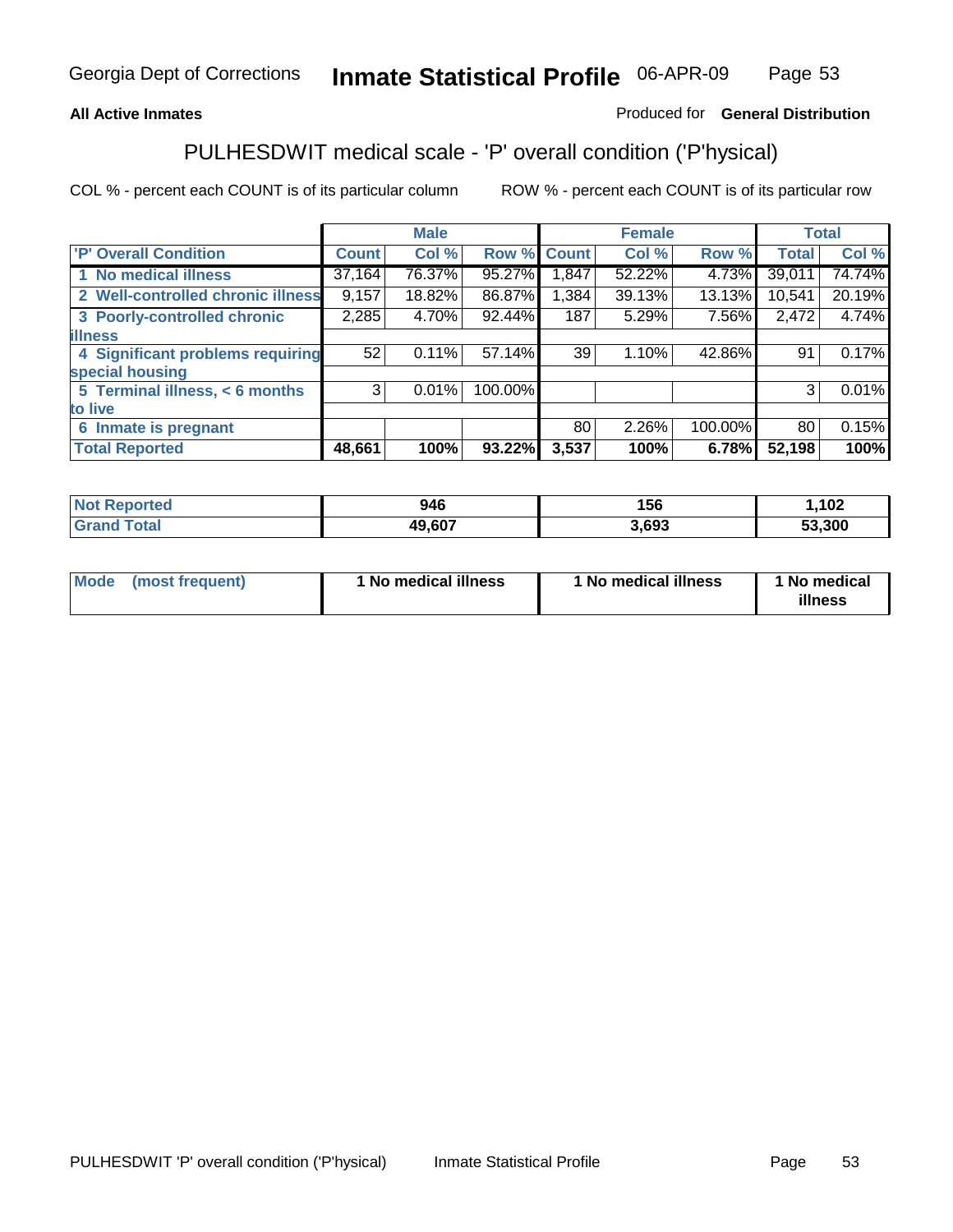Georgia Dept of Corrections **Inmate Statistical Profile** 06-APR-09

**All Active Inmates**

Produced for **General Distribution**

## PULHESDWIT medical scale - 'P' overall condition ('P'hysical)

COL % - percent each COUNT is of its particular column

ROW % - percent each COUNT is of its particular row

| | Male | | | Female | | | Total | |
|---|---|---|---|---|---|---|---|---|
| 'P' Overall Condition | Count | Col % | Row % | Count | Col % | Row % | Total | Col % |
| 1 No medical illness | 37,164 | 76.37% | 95.27% | 1,847 | 52.22% | 4.73% | 39,011 | 74.74% |
| 2 Well-controlled chronic illness | 9,157 | 18.82% | 86.87% | 1,384 | 39.13% | 13.13% | 10,541 | 20.19% |
| 3 Poorly-controlled chronic illness | 2,285 | 4.70% | 92.44% | 187 | 5.29% | 7.56% | 2,472 | 4.74% |
| 4 Significant problems requiring special housing | 52 | 0.11% | 57.14% | 39 | 1.10% | 42.86% | 91 | 0.17% |
| 5 Terminal illness, < 6 months to live | 3 | 0.01% | 100.00% | | | | 3 | 0.01% |
| 6 Inmate is pregnant | | | | 80 | 2.26% | 100.00% | 80 | 0.15% |
| **Total Reported** | **48,661** | **100%** | **93.22%** | **3,537** | **100%** | **6.78%** | **52,198** | **100%** |

| | Male | Female | Total |
|---|---|---|---|
| Not Reported | 946 | 156 | 1,102 |
| Grand Total | 49,607 | 3,693 | 53,300 |

| | Male | Female | Total |
|---|---|---|---|
| Mode (most frequent) | 1 No medical illness | 1 No medical illness | 1 No medical illness |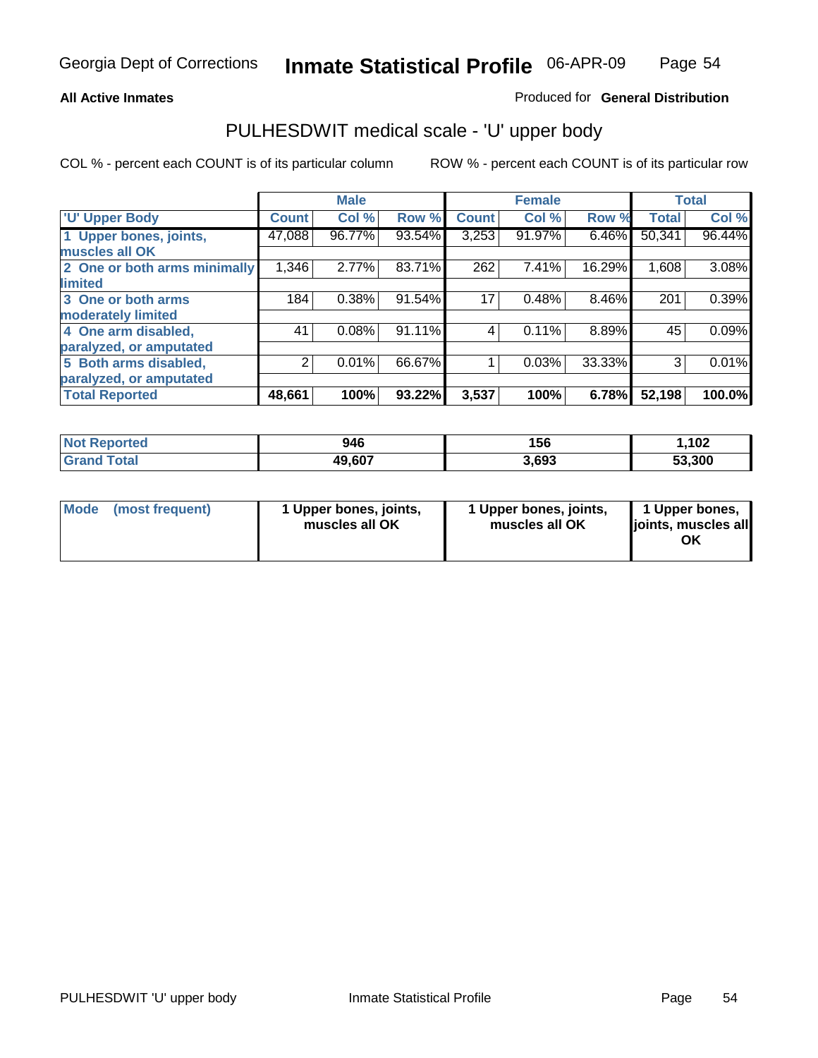Georgia Dept of Corrections **Inmate Statistical Profile** 06-APR-09

**All Active Inmates**

Produced for **General Distribution**

## PULHESDWIT medical scale - 'U' upper body

COL % - percent each COUNT is of its particular column

ROW % - percent each COUNT is of its particular row

| | Male | | | Female | | | Total | |
|---|---|---|---|---|---|---|---|---|
| 'U' Upper Body | Count | Col % | Row % | Count | Col % | Row % | Total | Col % |
| 1 Upper bones, joints, muscles all OK | 47,088 | 96.77% | 93.54% | 3,253 | 91.97% | 6.46% | 50,341 | 96.44% |
| 2 One or both arms minimally limited | 1,346 | 2.77% | 83.71% | 262 | 7.41% | 16.29% | 1,608 | 3.08% |
| 3 One or both arms moderately limited | 184 | 0.38% | 91.54% | 17 | 0.48% | 8.46% | 201 | 0.39% |
| 4 One arm disabled, paralyzed, or amputated | 41 | 0.08% | 91.11% | 4 | 0.11% | 8.89% | 45 | 0.09% |
| 5 Both arms disabled, paralyzed, or amputated | 2 | 0.01% | 66.67% | 1 | 0.03% | 33.33% | 3 | 0.01% |
| **Total Reported** | **48,661** | **100%** | **93.22%** | **3,537** | **100%** | **6.78%** | **52,198** | **100.0%** |

| | Male | Female | Total |
|---|---|---|---|
| Not Reported | 946 | 156 | 1,102 |
| Grand Total | 49,607 | 3,693 | 53,300 |

| | Male | Female | Total |
|---|---|---|---|
| Mode (most frequent) | 1 Upper bones, joints, muscles all OK | 1 Upper bones, joints, muscles all OK | 1 Upper bones, joints, muscles all OK |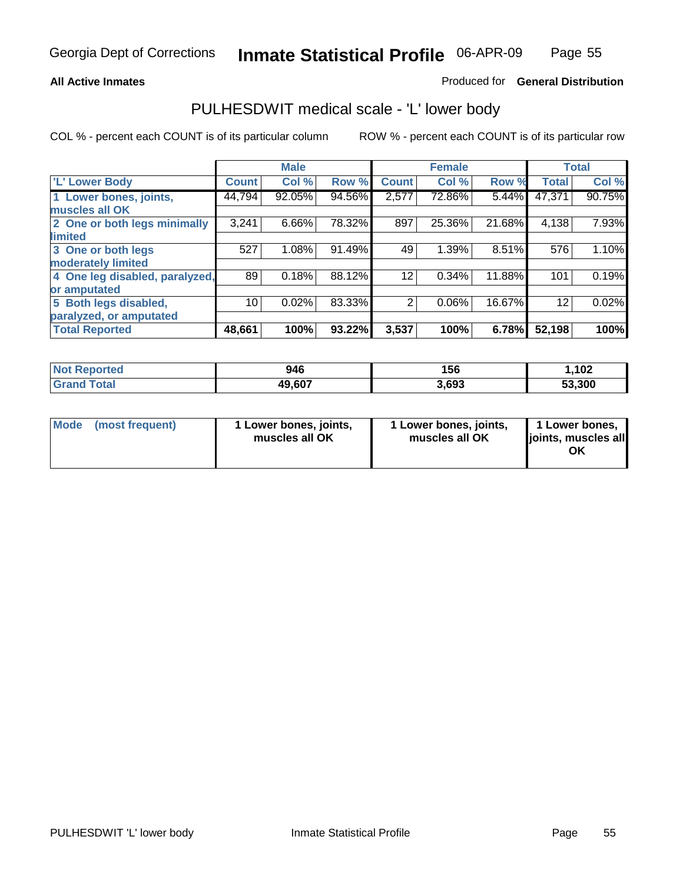**All Active Inmates**

Produced for **General Distribution**

## PULHESDWIT medical scale - 'L' lower body

COL % - percent each COUNT is of its particular column

ROW % - percent each COUNT is of its particular row

| | Male | | | Female | | | Total | |
|---|---|---|---|---|---|---|---|---|
| 'L' Lower Body | Count | Col % | Row % | Count | Col % | Row % | Total | Col % |
| 1 Lower bones, joints, muscles all OK | 44,794 | 92.05% | 94.56% | 2,577 | 72.86% | 5.44% | 47,371 | 90.75% |
| 2 One or both legs minimally limited | 3,241 | 6.66% | 78.32% | 897 | 25.36% | 21.68% | 4,138 | 7.93% |
| 3 One or both legs moderately limited | 527 | 1.08% | 91.49% | 49 | 1.39% | 8.51% | 576 | 1.10% |
| 4 One leg disabled, paralyzed, or amputated | 89 | 0.18% | 88.12% | 12 | 0.34% | 11.88% | 101 | 0.19% |
| 5 Both legs disabled, paralyzed, or amputated | 10 | 0.02% | 83.33% | 2 | 0.06% | 16.67% | 12 | 0.02% |
| **Total Reported** | **48,661** | **100%** | **93.22%** | **3,537** | **100%** | **6.78%** | **52,198** | **100%** |

| | Male | Female | Total |
|---|---|---|---|
| Not Reported | 946 | 156 | 1,102 |
| Grand Total | 49,607 | 3,693 | 53,300 |

| | Male | Female | Total |
|---|---|---|---|
| Mode (most frequent) | 1 Lower bones, joints, muscles all OK | 1 Lower bones, joints, muscles all OK | 1 Lower bones, joints, muscles all OK |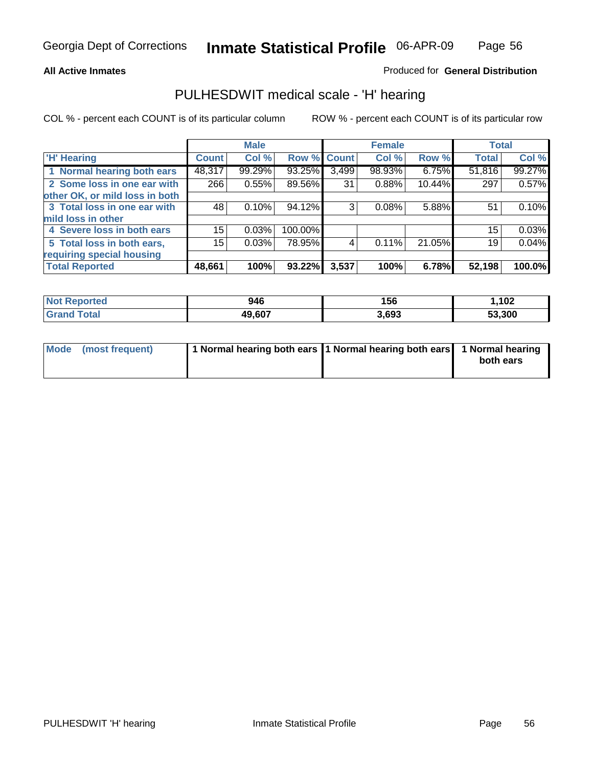**All Active Inmates** Produced for **General Distribution**

## PULHESDWIT medical scale - 'H' hearing

COL % - percent each COUNT is of its particular column ROW % - percent each COUNT is of its particular row

| 'H' Hearing | Male | | | Female | | | Total | |
|---|---|---|---|---|---|---|---|---|
| | Count | Col % | Row % | Count | Col % | Row % | Total | Col % |
| 1 Normal hearing both ears | 48,317 | 99.29% | 93.25% | 3,499 | 98.93% | 6.75% | 51,816 | 99.27% |
| 2 Some loss in one ear with other OK, or mild loss in both | 266 | 0.55% | 89.56% | 31 | 0.88% | 10.44% | 297 | 0.57% |
| 3 Total loss in one ear with mild loss in other | 48 | 0.10% | 94.12% | 3 | 0.08% | 5.88% | 51 | 0.10% |
| 4 Severe loss in both ears | 15 | 0.03% | 100.00% | | | | 15 | 0.03% |
| 5 Total loss in both ears, requiring special housing | 15 | 0.03% | 78.95% | 4 | 0.11% | 21.05% | 19 | 0.04% |
| **Total Reported** | **48,661** | **100%** | **93.22%** | **3,537** | **100%** | **6.78%** | **52,198** | **100.0%** |

| | Male | Female | Total |
|---|---|---|---|
| **Not Reported** | **946** | **156** | **1,102** |
| **Grand Total** | **49,607** | **3,693** | **53,300** |

| | Male | Female | Total |
|---|---|---|---|
| **Mode (most frequent)** | **1 Normal hearing both ears** | **1 Normal hearing both ears** | **1 Normal hearing both ears** |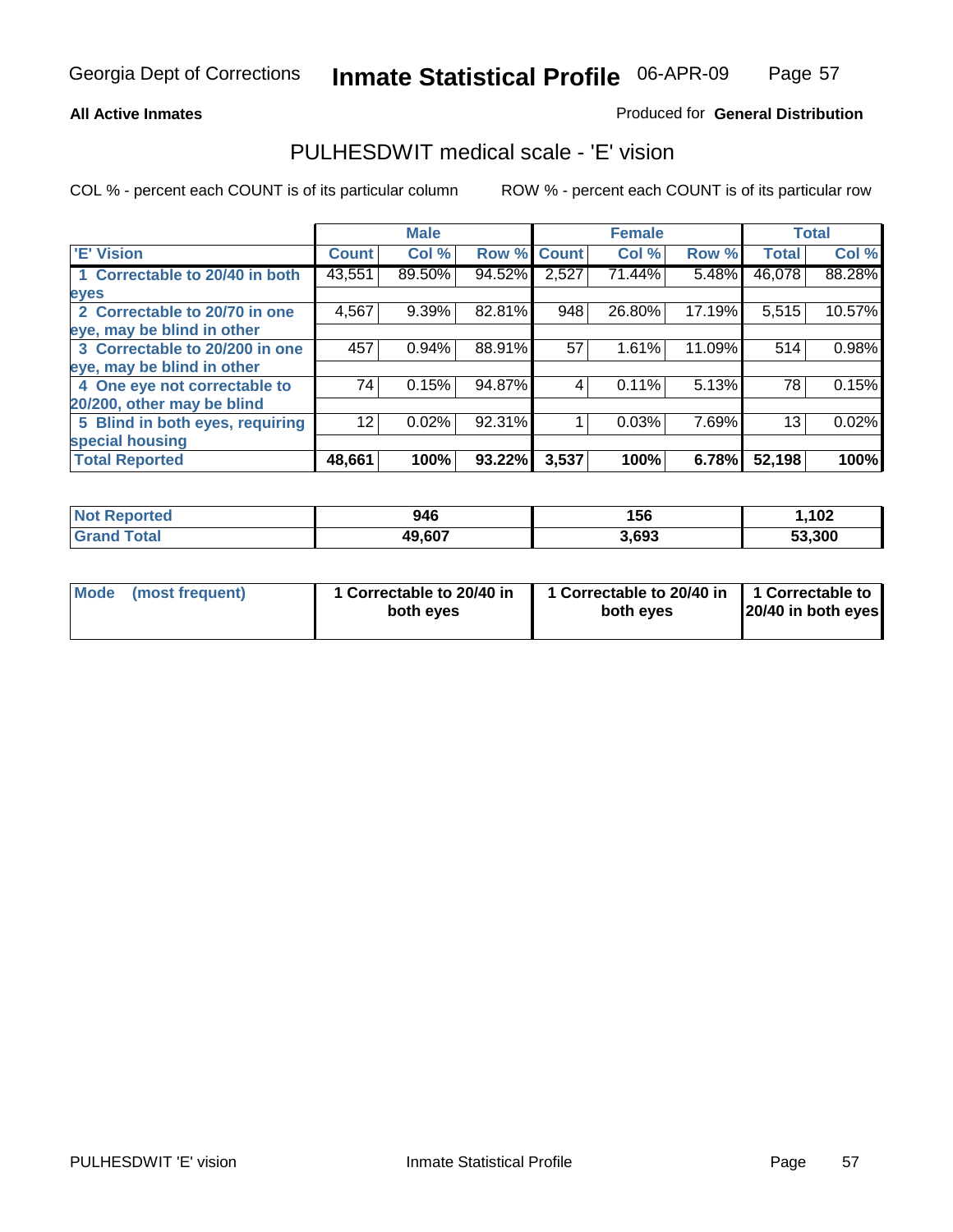Georgia Dept of Corrections **Inmate Statistical Profile** 06-APR-09

**All Active Inmates**

Produced for **General Distribution**

## PULHESDWIT medical scale - 'E' vision

COL % - percent each COUNT is of its particular column

ROW % - percent each COUNT is of its particular row

| 'E' Vision | Male | | | Female | | | Total | |
|---|---|---|---|---|---|---|---|---|
| | Count | Col % | Row % | Count | Col % | Row % | Total | Col % |
| 1 Correctable to 20/40 in both eyes | 43,551 | 89.50% | 94.52% | 2,527 | 71.44% | 5.48% | 46,078 | 88.28% |
| 2 Correctable to 20/70 in one eye, may be blind in other | 4,567 | 9.39% | 82.81% | 948 | 26.80% | 17.19% | 5,515 | 10.57% |
| 3 Correctable to 20/200 in one eye, may be blind in other | 457 | 0.94% | 88.91% | 57 | 1.61% | 11.09% | 514 | 0.98% |
| 4 One eye not correctable to 20/200, other may be blind | 74 | 0.15% | 94.87% | 4 | 0.11% | 5.13% | 78 | 0.15% |
| 5 Blind in both eyes, requiring special housing | 12 | 0.02% | 92.31% | 1 | 0.03% | 7.69% | 13 | 0.02% |
| **Total Reported** | **48,661** | **100%** | **93.22%** | **3,537** | **100%** | **6.78%** | **52,198** | **100%** |

| | Male | Female | Total |
|---|---|---|---|
| Not Reported | 946 | 156 | 1,102 |
| Grand Total | 49,607 | 3,693 | 53,300 |

| | Male | Female | Total |
|---|---|---|---|
| Mode (most frequent) | 1 Correctable to 20/40 in both eyes | 1 Correctable to 20/40 in both eyes | 1 Correctable to 20/40 in both eyes |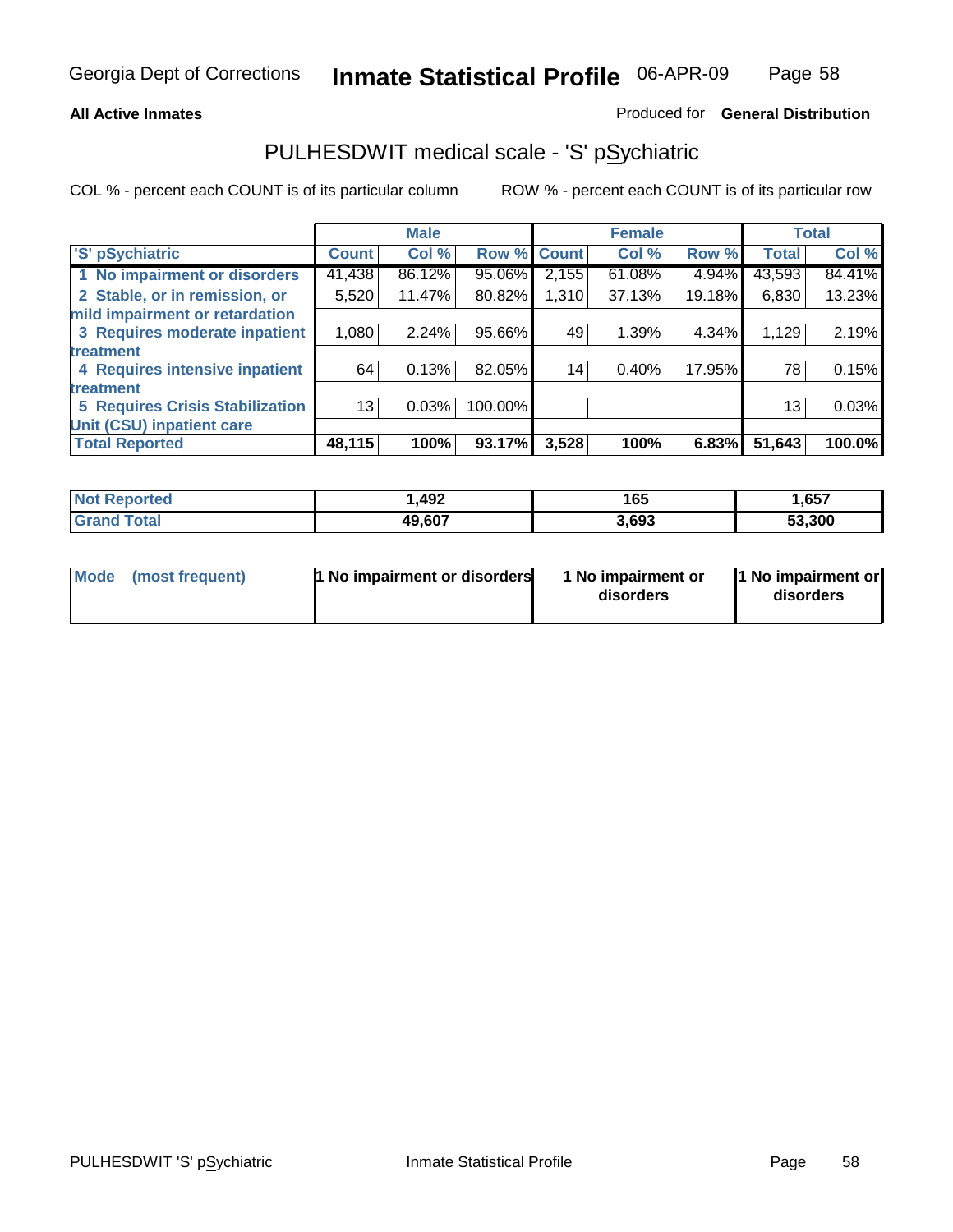Georgia Dept of Corrections **Inmate Statistical Profile** 06-APR-09

**All Active Inmates**

Produced for **General Distribution**

## PULHESDWIT medical scale - 'S' pSychiatric

COL % - percent each COUNT is of its particular column

ROW % - percent each COUNT is of its particular row

| 'S' pSychiatric | Male | | | Female | | | Total | |
|---|---|---|---|---|---|---|---|---|
| | Count | Col % | Row % | Count | Col % | Row % | Total | Col % |
| 1 No impairment or disorders | 41,438 | 86.12% | 95.06% | 2,155 | 61.08% | 4.94% | 43,593 | 84.41% |
| 2 Stable, or in remission, or mild impairment or retardation | 5,520 | 11.47% | 80.82% | 1,310 | 37.13% | 19.18% | 6,830 | 13.23% |
| 3 Requires moderate inpatient treatment | 1,080 | 2.24% | 95.66% | 49 | 1.39% | 4.34% | 1,129 | 2.19% |
| 4 Requires intensive inpatient treatment | 64 | 0.13% | 82.05% | 14 | 0.40% | 17.95% | 78 | 0.15% |
| 5 Requires Crisis Stabilization Unit (CSU) inpatient care | 13 | 0.03% | 100.00% | | | | 13 | 0.03% |
| **Total Reported** | **48,115** | **100%** | **93.17%** | **3,528** | **100%** | **6.83%** | **51,643** | **100.0%** |

| | Male | Female | Total |
|---|---|---|---|
| Not Reported | 1,492 | 165 | 1,657 |
| Grand Total | 49,607 | 3,693 | 53,300 |

| Mode (most frequent) | Male | Female | Total |
|---|---|---|---|
| | 1 No impairment or disorders | 1 No impairment or disorders | 1 No impairment or disorders |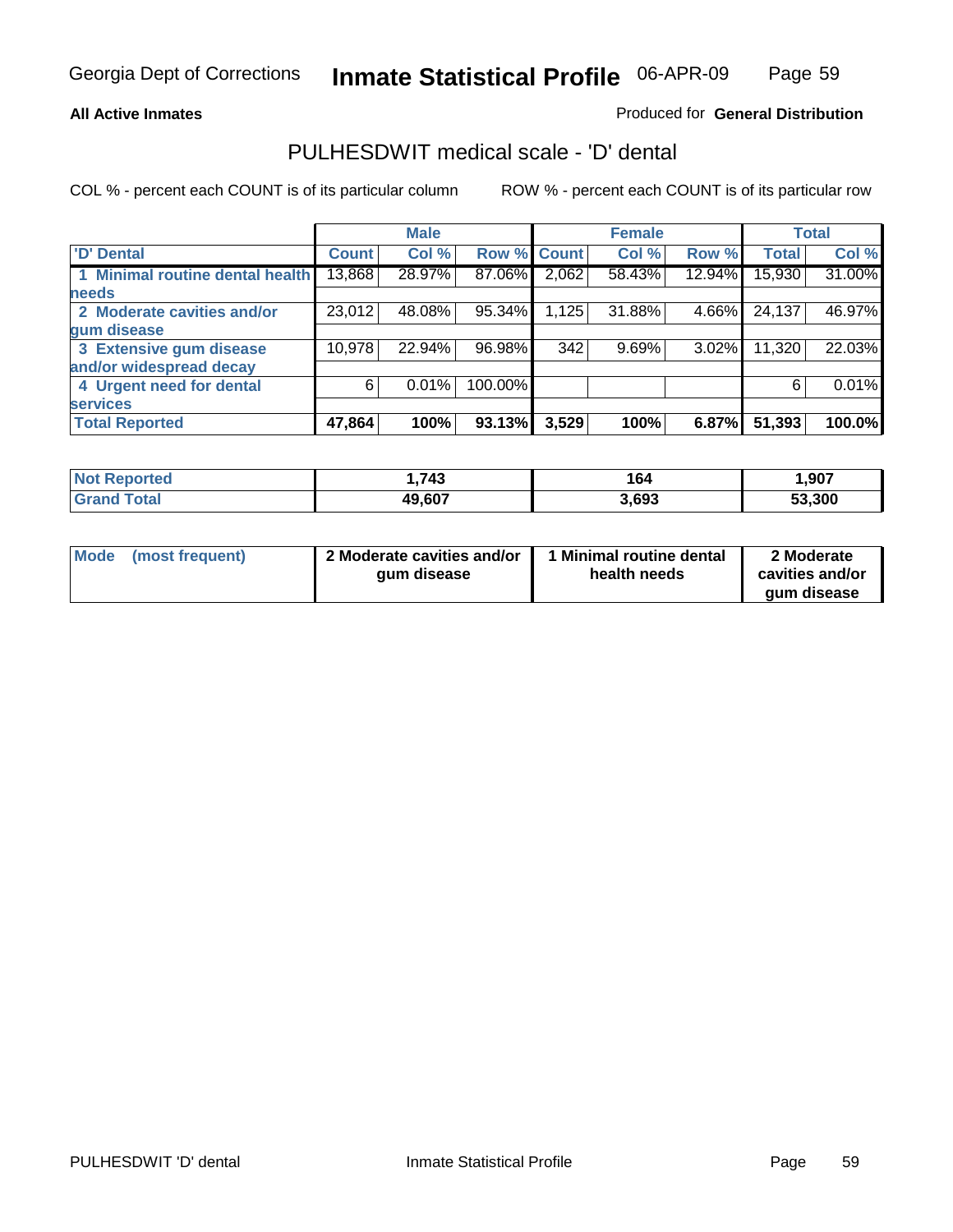Georgia Dept of Corrections **Inmate Statistical Profile** 06-APR-09

**All Active Inmates**

Produced for **General Distribution**

## PULHESDWIT medical scale - 'D' dental

COL % - percent each COUNT is of its particular column     ROW % - percent each COUNT is of its particular row

| 'D' Dental | Male | | | Female | | | Total | |
|---|---|---|---|---|---|---|---|---|
| | Count | Col % | Row % | Count | Col % | Row % | Total | Col % |
| 1 Minimal routine dental health needs | 13,868 | 28.97% | 87.06% | 2,062 | 58.43% | 12.94% | 15,930 | 31.00% |
| 2 Moderate cavities and/or gum disease | 23,012 | 48.08% | 95.34% | 1,125 | 31.88% | 4.66% | 24,137 | 46.97% |
| 3 Extensive gum disease and/or widespread decay | 10,978 | 22.94% | 96.98% | 342 | 9.69% | 3.02% | 11,320 | 22.03% |
| 4 Urgent need for dental services | 6 | 0.01% | 100.00% | | | | 6 | 0.01% |
| **Total Reported** | **47,864** | **100%** | **93.13%** | **3,529** | **100%** | **6.87%** | **51,393** | **100.0%** |

| | Male | Female | Total |
|---|---|---|---|
| Not Reported | 1,743 | 164 | 1,907 |
| Grand Total | 49,607 | 3,693 | 53,300 |

| | Male | Female | Total |
|---|---|---|---|
| Mode (most frequent) | 2 Moderate cavities and/or gum disease | 1 Minimal routine dental health needs | 2 Moderate cavities and/or gum disease |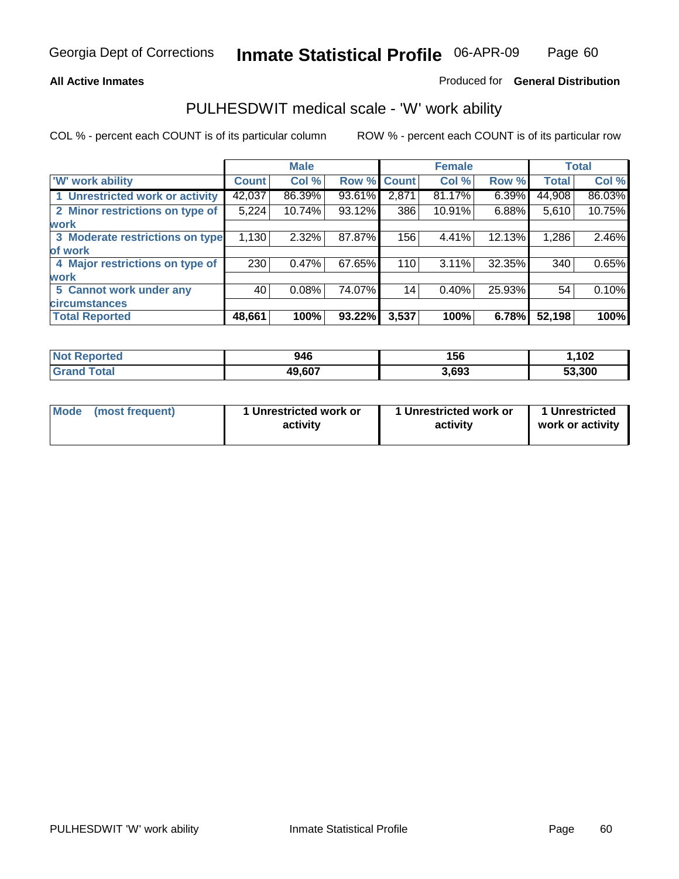Georgia Dept of Corrections **Inmate Statistical Profile** 06-APR-09

**All Active Inmates**

Produced for **General Distribution**

## PULHESDWIT medical scale - 'W' work ability

COL % - percent each COUNT is of its particular column    ROW % - percent each COUNT is of its particular row

| | Male | | | Female | | | Total | |
|---|---|---|---|---|---|---|---|---|
| 'W' work ability | Count | Col % | Row % | Count | Col % | Row % | Total | Col % |
| 1 Unrestricted work or activity | 42,037 | 86.39% | 93.61% | 2,871 | 81.17% | 6.39% | 44,908 | 86.03% |
| 2 Minor restrictions on type of work | 5,224 | 10.74% | 93.12% | 386 | 10.91% | 6.88% | 5,610 | 10.75% |
| 3 Moderate restrictions on type of work | 1,130 | 2.32% | 87.87% | 156 | 4.41% | 12.13% | 1,286 | 2.46% |
| 4 Major restrictions on type of work | 230 | 0.47% | 67.65% | 110 | 3.11% | 32.35% | 340 | 0.65% |
| 5 Cannot work under any circumstances | 40 | 0.08% | 74.07% | 14 | 0.40% | 25.93% | 54 | 0.10% |
| **Total Reported** | **48,661** | **100%** | **93.22%** | **3,537** | **100%** | **6.78%** | **52,198** | **100%** |

| | Male | Female | Total |
|---|---|---|---|
| Not Reported | 946 | 156 | 1,102 |
| Grand Total | 49,607 | 3,693 | 53,300 |

| | Male | Female | Total |
|---|---|---|---|
| Mode (most frequent) | 1 Unrestricted work or activity | 1 Unrestricted work or activity | 1 Unrestricted work or activity |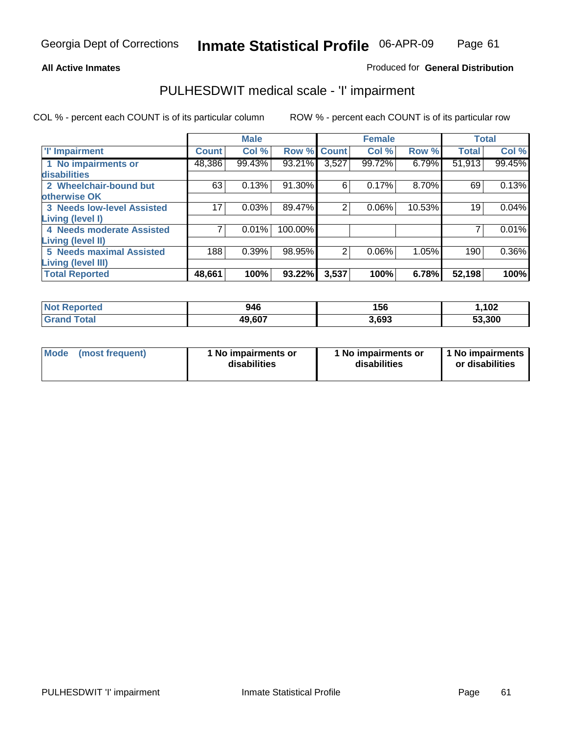Georgia Dept of Corrections **Inmate Statistical Profile** 06-APR-09

**All Active Inmates** Produced for **General Distribution**

## PULHESDWIT medical scale - 'I' impairment

COL % - percent each COUNT is of its particular column ROW % - percent each COUNT is of its particular row

| | Male | | | Female | | | Total | |
|---|---|---|---|---|---|---|---|---|
| 'I' Impairment | Count | Col % | Row % | Count | Col % | Row % | Total | Col % |
| 1 No impairments or disabilities | 48,386 | 99.43% | 93.21% | 3,527 | 99.72% | 6.79% | 51,913 | 99.45% |
| 2 Wheelchair-bound but otherwise OK | 63 | 0.13% | 91.30% | 6 | 0.17% | 8.70% | 69 | 0.13% |
| 3 Needs low-level Assisted Living (level I) | 17 | 0.03% | 89.47% | 2 | 0.06% | 10.53% | 19 | 0.04% |
| 4 Needs moderate Assisted Living (level II) | 7 | 0.01% | 100.00% | | | | 7 | 0.01% |
| 5 Needs maximal Assisted Living (level III) | 188 | 0.39% | 98.95% | 2 | 0.06% | 1.05% | 190 | 0.36% |
| **Total Reported** | **48,661** | **100%** | **93.22%** | **3,537** | **100%** | **6.78%** | **52,198** | **100%** |

| | Male | Female | Total |
|---|---|---|---|
| Not Reported | 946 | 156 | 1,102 |
| Grand Total | 49,607 | 3,693 | 53,300 |

| | Male | Female | Total |
|---|---|---|---|
| Mode (most frequent) | 1 No impairments or disabilities | 1 No impairments or disabilities | 1 No impairments or disabilities |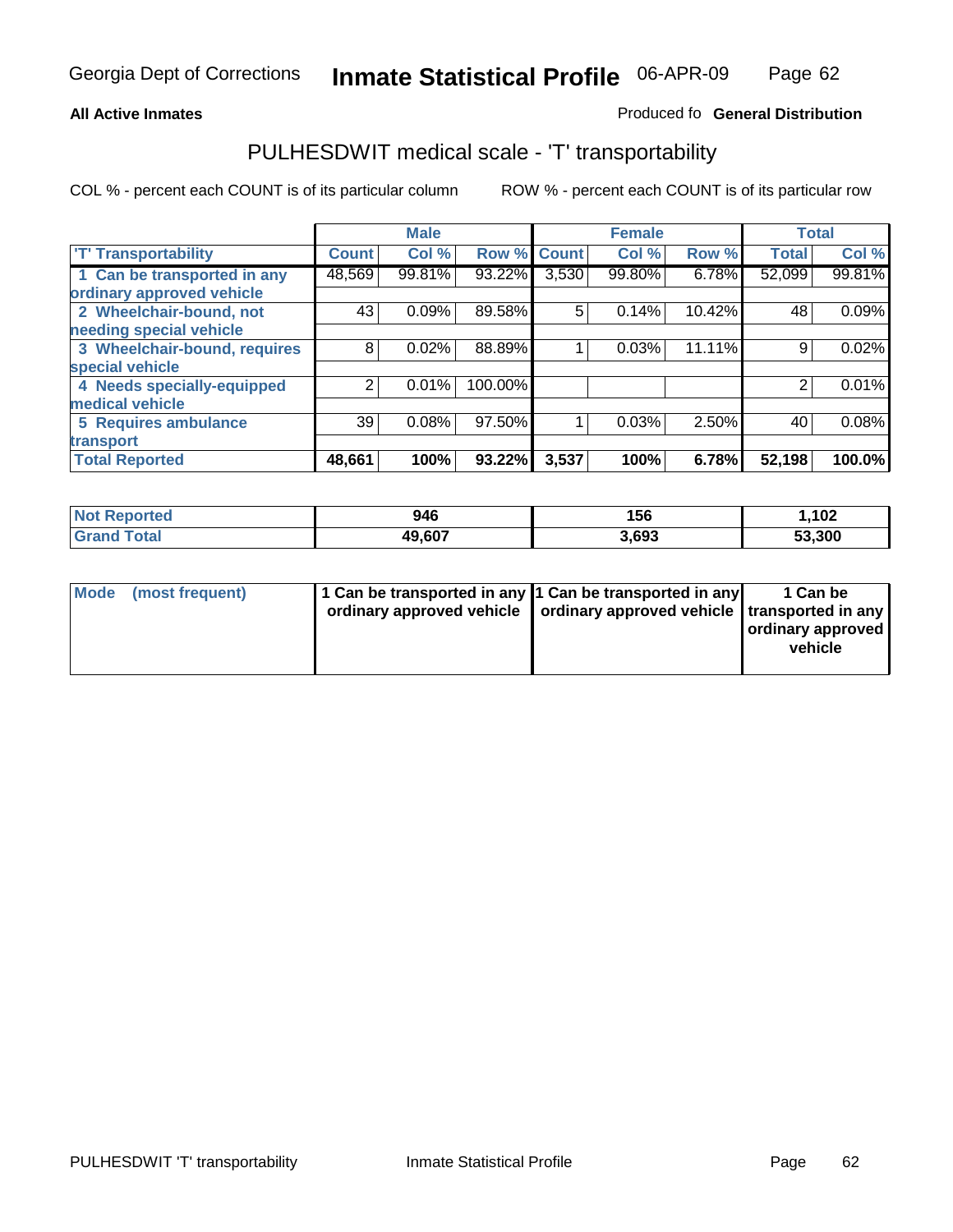Georgia Dept of Corrections **Inmate Statistical Profile** 06-APR-09

**All Active Inmates** Produced fo **General Distribution**

## PULHESDWIT medical scale - 'T' transportability

COL % - percent each COUNT is of its particular column ROW % - percent each COUNT is of its particular row

| | Male | | | Female | | | Total | |
|---|---|---|---|---|---|---|---|---|
| 'T' Transportability | Count | Col % | Row % | Count | Col % | Row % | Total | Col % |
| 1 Can be transported in any ordinary approved vehicle | 48,569 | 99.81% | 93.22% | 3,530 | 99.80% | 6.78% | 52,099 | 99.81% |
| 2 Wheelchair-bound, not needing special vehicle | 43 | 0.09% | 89.58% | 5 | 0.14% | 10.42% | 48 | 0.09% |
| 3 Wheelchair-bound, requires special vehicle | 8 | 0.02% | 88.89% | 1 | 0.03% | 11.11% | 9 | 0.02% |
| 4 Needs specially-equipped medical vehicle | 2 | 0.01% | 100.00% | | | | 2 | 0.01% |
| 5 Requires ambulance transport | 39 | 0.08% | 97.50% | 1 | 0.03% | 2.50% | 40 | 0.08% |
| **Total Reported** | **48,661** | **100%** | **93.22%** | **3,537** | **100%** | **6.78%** | **52,198** | **100.0%** |

| | Male | Female | Total |
|---|---|---|---|
| Not Reported | 946 | 156 | 1,102 |
| Grand Total | 49,607 | 3,693 | 53,300 |

| | Male | Female | Total |
|---|---|---|---|
| Mode (most frequent) | 1 Can be transported in any ordinary approved vehicle | 1 Can be transported in any ordinary approved vehicle | 1 Can be transported in any ordinary approved vehicle |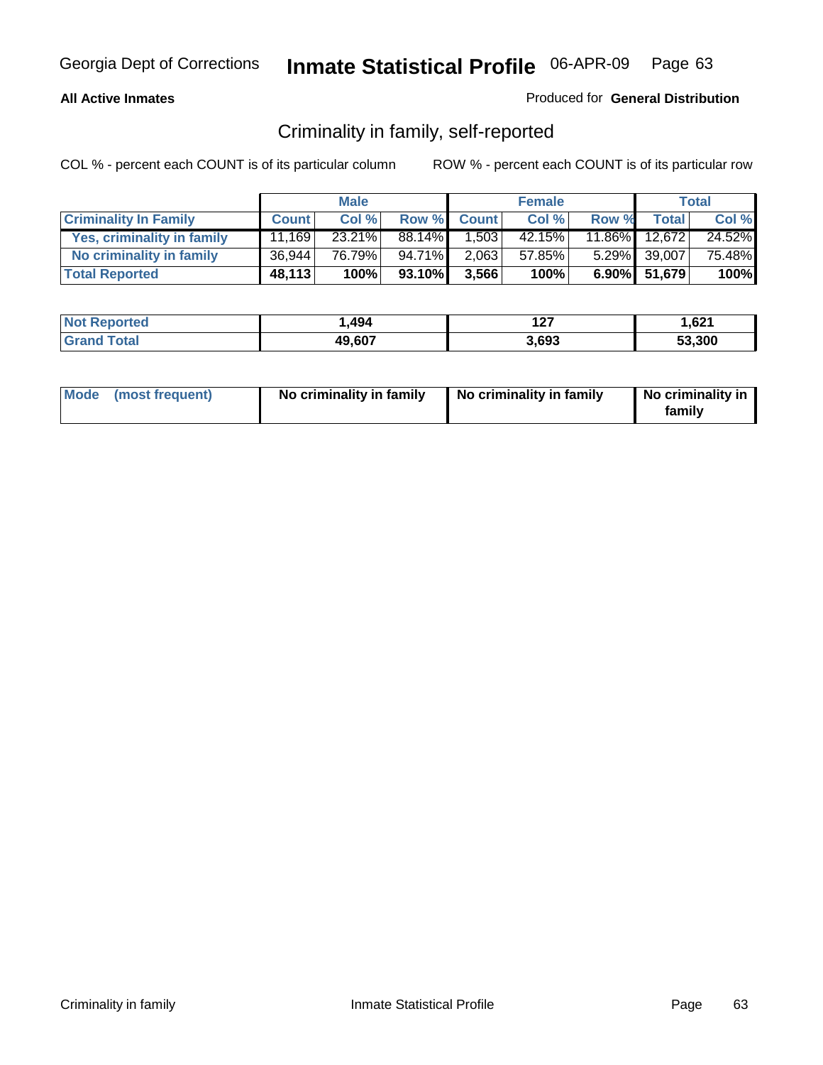Georgia Dept of Corrections **Inmate Statistical Profile** 06-APR-09

**All Active Inmates**

Produced for **General Distribution**

## Criminality in family, self-reported

COL % - percent each COUNT is of its particular column ROW % - percent each COUNT is of its particular row

| | Male | | | Female | | | Total | |
|---|---|---|---|---|---|---|---|---|
| **Criminality In Family** | **Count** | **Col %** | **Row %** | **Count** | **Col %** | **Row %** | **Total** | **Col %** |
| **Yes, criminality in family** | 11,169 | 23.21% | 88.14% | 1,503 | 42.15% | 11.86% | 12,672 | 24.52% |
| **No criminality in family** | 36,944 | 76.79% | 94.71% | 2,063 | 57.85% | 5.29% | 39,007 | 75.48% |
| **Total Reported** | **48,113** | **100%** | **93.10%** | **3,566** | **100%** | **6.90%** | **51,679** | **100%** |

| | Male | Female | Total |
|---|---|---|---|
| **Not Reported** | **1,494** | **127** | **1,621** |
| **Grand Total** | **49,607** | **3,693** | **53,300** |

| | Male | Female | Total |
|---|---|---|---|
| **Mode (most frequent)** | **No criminality in family** | **No criminality in family** | **No criminality in family** |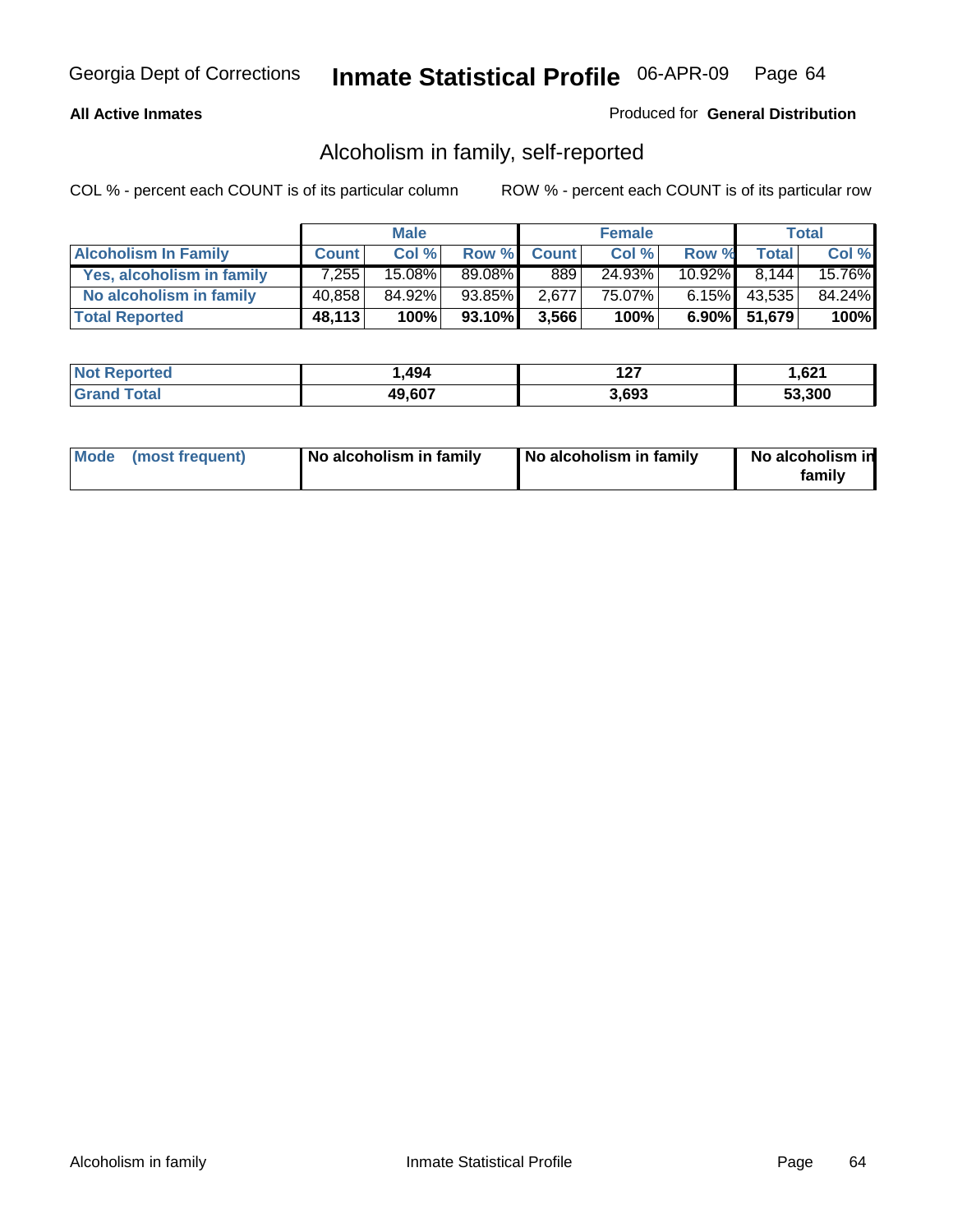**All Active Inmates**

Produced for **General Distribution**

## Alcoholism in family, self-reported

COL % - percent each COUNT is of its particular column

ROW % - percent each COUNT is of its particular row

| | Male | | | Female | | | Total | |
|---|---|---|---|---|---|---|---|---|
| **Alcoholism In Family** | **Count** | **Col %** | **Row %** | **Count** | **Col %** | **Row %** | **Total** | **Col %** |
| Yes, alcoholism in family | 7,255 | 15.08% | 89.08% | 889 | 24.93% | 10.92% | 8,144 | 15.76% |
| No alcoholism in family | 40,858 | 84.92% | 93.85% | 2,677 | 75.07% | 6.15% | 43,535 | 84.24% |
| **Total Reported** | **48,113** | **100%** | **93.10%** | **3,566** | **100%** | **6.90%** | **51,679** | **100%** |

| | Male | Female | Total |
|---|---|---|---|
| **Not Reported** | **1,494** | **127** | **1,621** |
| **Grand Total** | **49,607** | **3,693** | **53,300** |

| | Male | Female | Total |
|---|---|---|---|
| **Mode (most frequent)** | **No alcoholism in family** | **No alcoholism in family** | **No alcoholism in family** |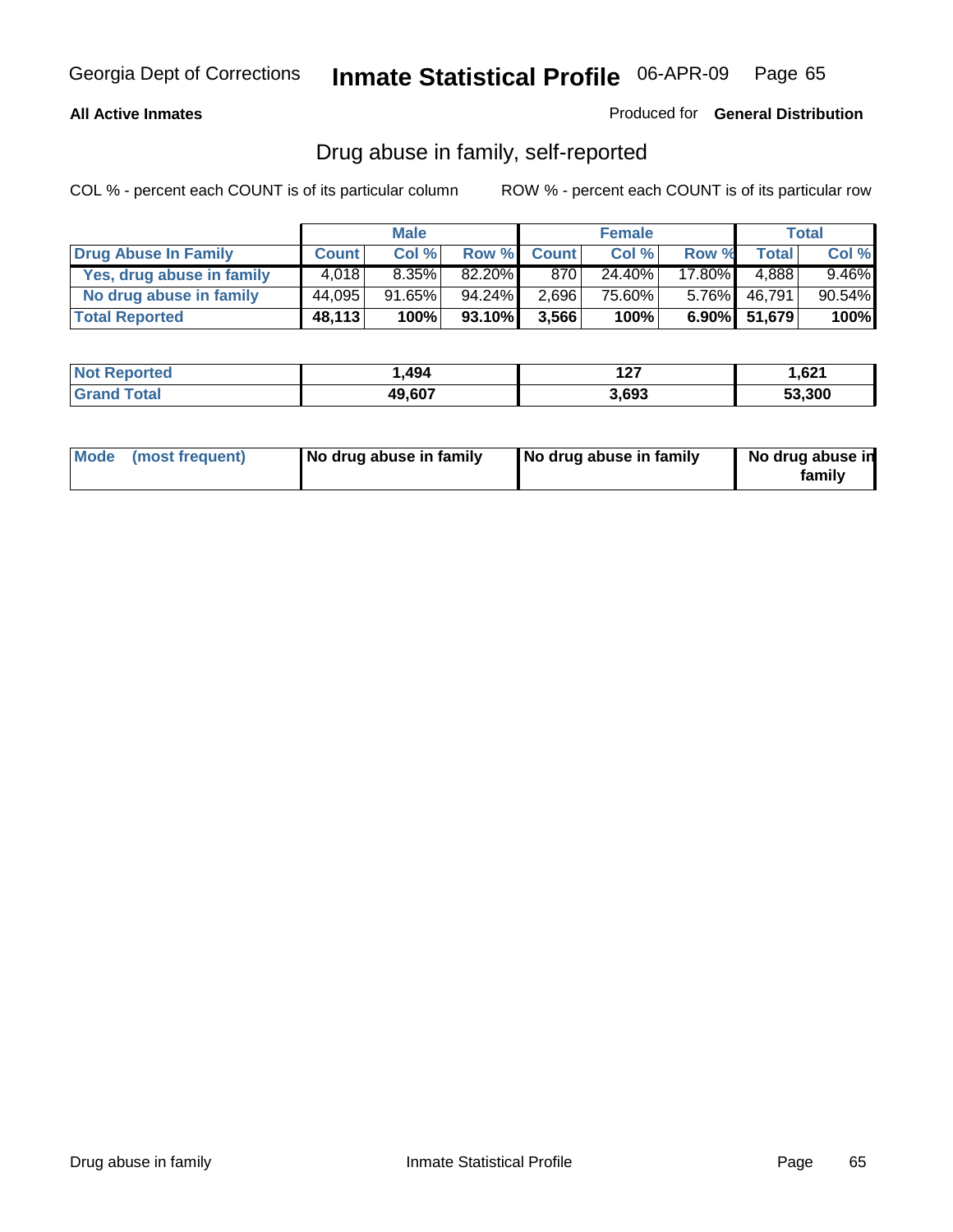**All Active Inmates**

Produced for **General Distribution**

## Drug abuse in family, self-reported

COL % - percent each COUNT is of its particular column

ROW % - percent each COUNT is of its particular row

| | Male | | | Female | | | Total | |
|---|---|---|---|---|---|---|---|---|
| **Drug Abuse In Family** | **Count** | **Col %** | **Row %** | **Count** | **Col %** | **Row %** | **Total** | **Col %** |
| Yes, drug abuse in family | 4,018 | 8.35% | 82.20% | 870 | 24.40% | 17.80% | 4,888 | 9.46% |
| No drug abuse in family | 44,095 | 91.65% | 94.24% | 2,696 | 75.60% | 5.76% | 46,791 | 90.54% |
| **Total Reported** | **48,113** | **100%** | **93.10%** | **3,566** | **100%** | **6.90%** | **51,679** | **100%** |

| | Male | Female | Total |
|---|---|---|---|
| **Not Reported** | **1,494** | **127** | **1,621** |
| **Grand Total** | **49,607** | **3,693** | **53,300** |

| | Male | Female | Total |
|---|---|---|---|
| **Mode (most frequent)** | **No drug abuse in family** | **No drug abuse in family** | **No drug abuse in family** |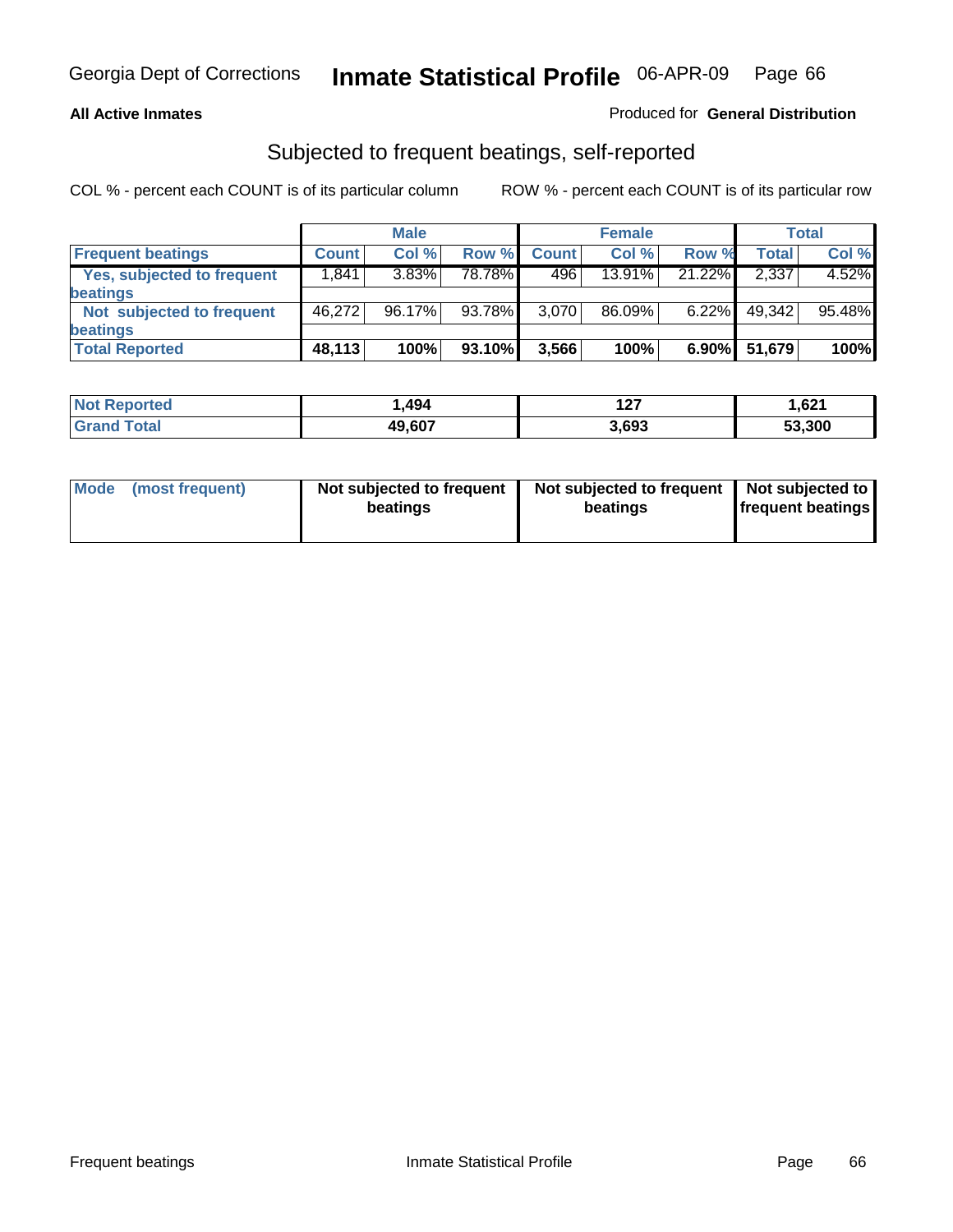Georgia Dept of Corrections **Inmate Statistical Profile** 06-APR-09

**All Active Inmates**

Produced for **General Distribution**

## Subjected to frequent beatings, self-reported

COL % - percent each COUNT is of its particular column ROW % - percent each COUNT is of its particular row

| | Male | | | Female | | | Total | |
|---|---|---|---|---|---|---|---|---|
| **Frequent beatings** | **Count** | **Col %** | **Row %** | **Count** | **Col %** | **Row %** | **Total** | **Col %** |
| **Yes, subjected to frequent beatings** | 1,841 | 3.83% | 78.78% | 496 | 13.91% | 21.22% | 2,337 | 4.52% |
| **Not subjected to frequent beatings** | 46,272 | 96.17% | 93.78% | 3,070 | 86.09% | 6.22% | 49,342 | 95.48% |
| **Total Reported** | **48,113** | **100%** | **93.10%** | **3,566** | **100%** | **6.90%** | **51,679** | **100%** |

| | Male | Female | Total |
|---|---|---|---|
| **Not Reported** | **1,494** | **127** | **1,621** |
| **Grand Total** | **49,607** | **3,693** | **53,300** |

| | Male | Female | Total |
|---|---|---|---|
| **Mode (most frequent)** | **Not subjected to frequent beatings** | **Not subjected to frequent beatings** | **Not subjected to frequent beatings** |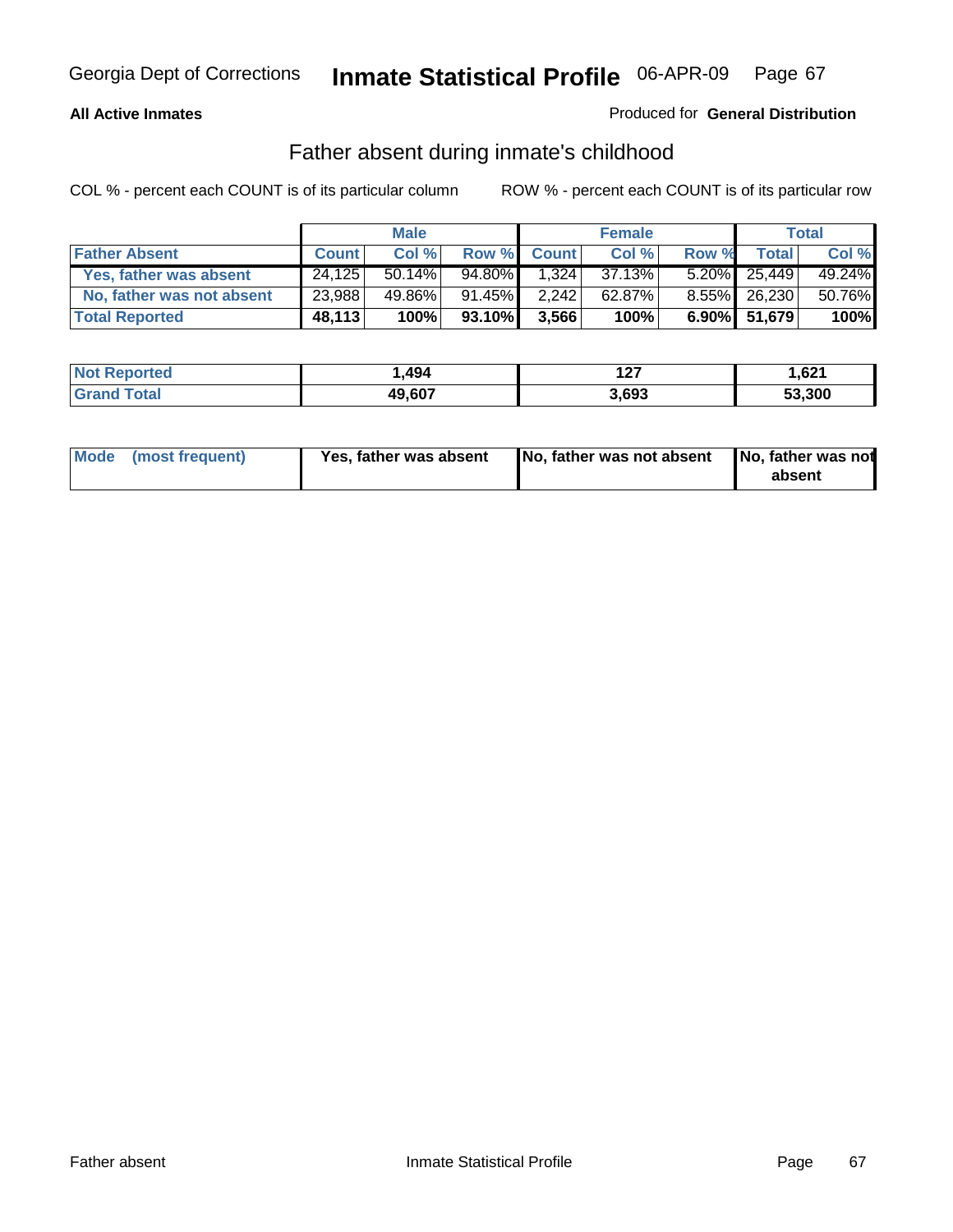**All Active Inmates**

Produced for **General Distribution**

## Father absent during inmate's childhood

COL % - percent each COUNT is of its particular column

ROW % - percent each COUNT is of its particular row

| | Male | | | Female | | | Total | |
|---|---|---|---|---|---|---|---|---|
| **Father Absent** | **Count** | **Col %** | **Row %** | **Count** | **Col %** | **Row %** | **Total** | **Col %** |
| Yes, father was absent | 24,125 | 50.14% | 94.80% | 1,324 | 37.13% | 5.20% | 25,449 | 49.24% |
| No, father was not absent | 23,988 | 49.86% | 91.45% | 2,242 | 62.87% | 8.55% | 26,230 | 50.76% |
| **Total Reported** | **48,113** | **100%** | **93.10%** | **3,566** | **100%** | **6.90%** | **51,679** | **100%** |

| | Male | Female | Total |
|---|---|---|---|
| **Not Reported** | **1,494** | **127** | **1,621** |
| **Grand Total** | **49,607** | **3,693** | **53,300** |

| **Mode (most frequent)** | **Yes, father was absent** | **No, father was not absent** | **No, father was not absent** |
|---|---|---|---|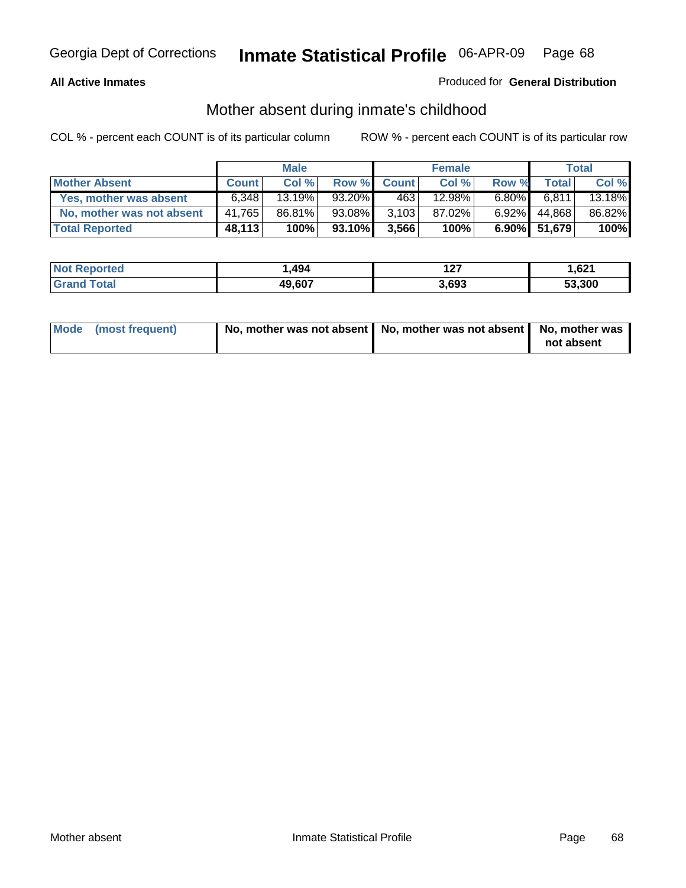**All Active Inmates**

Produced for **General Distribution**

## Mother absent during inmate's childhood

COL % - percent each COUNT is of its particular column

ROW % - percent each COUNT is of its particular row

| | Male | | | Female | | | Total | |
|---|---|---|---|---|---|---|---|---|
| **Mother Absent** | **Count** | **Col %** | **Row %** | **Count** | **Col %** | **Row %** | **Total** | **Col %** |
| **Yes, mother was absent** | 6,348 | 13.19% | 93.20% | 463 | 12.98% | 6.80% | 6,811 | 13.18% |
| **No, mother was not absent** | 41,765 | 86.81% | 93.08% | 3,103 | 87.02% | 6.92% | 44,868 | 86.82% |
| **Total Reported** | **48,113** | **100%** | **93.10%** | **3,566** | **100%** | **6.90%** | **51,679** | **100%** |

| | Male | Female | Total |
|---|---|---|---|
| **Not Reported** | **1,494** | **127** | **1,621** |
| **Grand Total** | **49,607** | **3,693** | **53,300** |

| | Male | Female | Total |
|---|---|---|---|
| **Mode (most frequent)** | **No, mother was not absent** | **No, mother was not absent** | **No, mother was not absent** |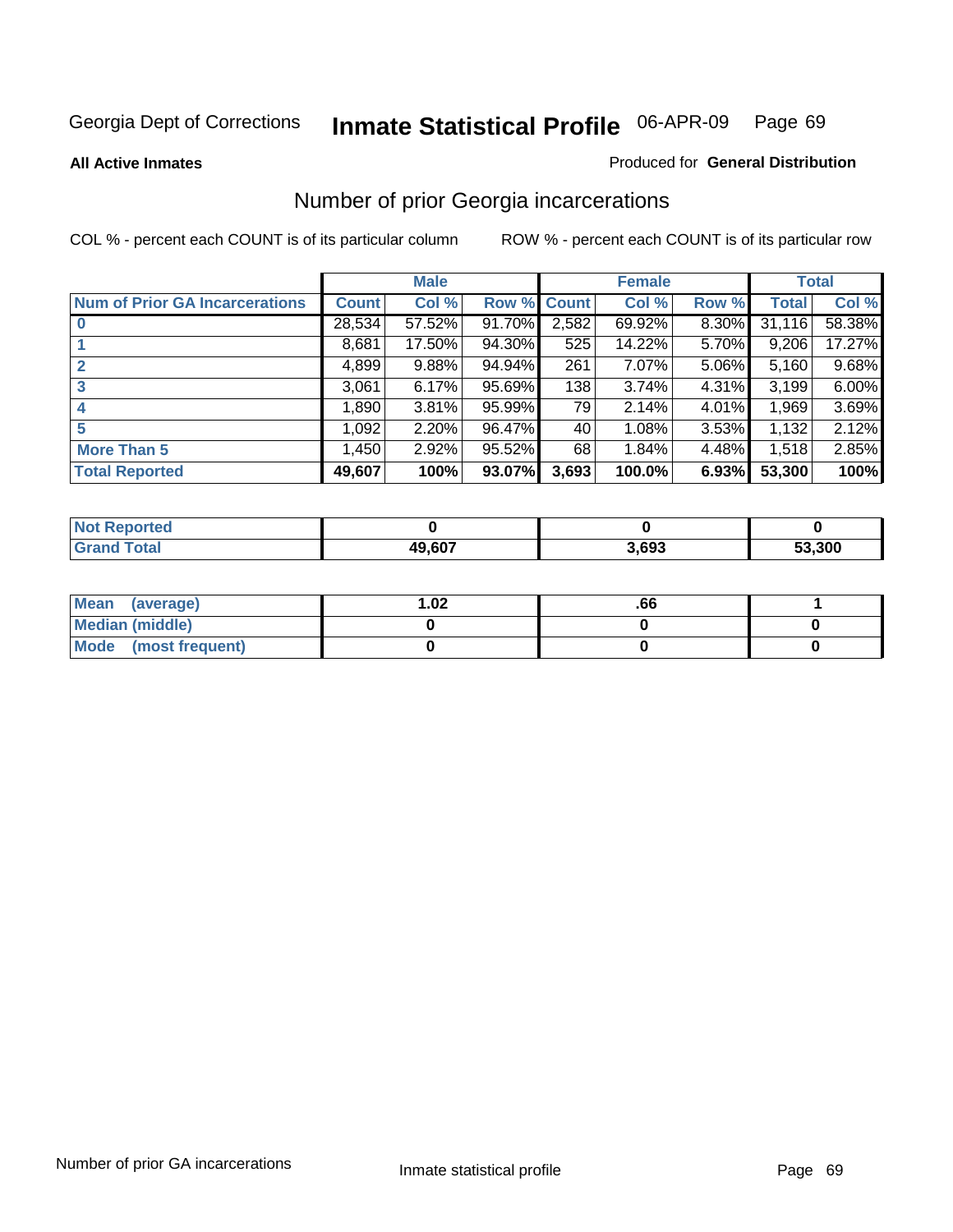Georgia Dept of Corrections **Inmate Statistical Profile** 06-APR-09

**All Active Inmates**

Produced for **General Distribution**

## Number of prior Georgia incarcerations

COL % - percent each COUNT is of its particular column

ROW % - percent each COUNT is of its particular row

| | Male | | | Female | | | Total | |
|---|---|---|---|---|---|---|---|---|
| **Num of Prior GA Incarcerations** | **Count** | **Col %** | **Row %** | **Count** | **Col %** | **Row %** | **Total** | **Col %** |
| **0** | 28,534 | 57.52% | 91.70% | 2,582 | 69.92% | 8.30% | 31,116 | 58.38% |
| **1** | 8,681 | 17.50% | 94.30% | 525 | 14.22% | 5.70% | 9,206 | 17.27% |
| **2** | 4,899 | 9.88% | 94.94% | 261 | 7.07% | 5.06% | 5,160 | 9.68% |
| **3** | 3,061 | 6.17% | 95.69% | 138 | 3.74% | 4.31% | 3,199 | 6.00% |
| **4** | 1,890 | 3.81% | 95.99% | 79 | 2.14% | 4.01% | 1,969 | 3.69% |
| **5** | 1,092 | 2.20% | 96.47% | 40 | 1.08% | 3.53% | 1,132 | 2.12% |
| **More Than 5** | 1,450 | 2.92% | 95.52% | 68 | 1.84% | 4.48% | 1,518 | 2.85% |
| **Total Reported** | **49,607** | **100%** | **93.07%** | **3,693** | **100.0%** | **6.93%** | **53,300** | **100%** |

| | Male | Female | Total |
|---|---|---|---|
| **Not Reported** | **0** | **0** | **0** |
| **Grand Total** | **49,607** | **3,693** | **53,300** |

| | Male | Female | Total |
|---|---|---|---|
| **Mean (average)** | **1.02** | **.66** | **1** |
| **Median (middle)** | **0** | **0** | **0** |
| **Mode (most frequent)** | **0** | **0** | **0** |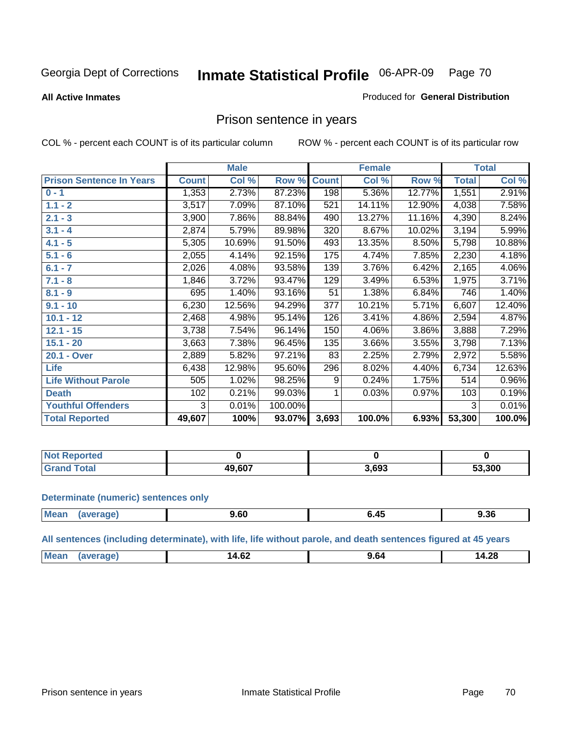Georgia Dept of Corrections **Inmate Statistical Profile** 06-APR-09 Page 70

**All Active Inmates**

Produced for **General Distribution**

## Prison sentence in years

COL % - percent each COUNT is of its particular column ROW % - percent each COUNT is of its particular row

| | Male | | | Female | | | Total | |
|---|---|---|---|---|---|---|---|---|
| **Prison Sentence In Years** | **Count** | **Col %** | **Row %** | **Count** | **Col %** | **Row %** | **Total** | **Col %** |
| 0 - 1 | 1,353 | 2.73% | 87.23% | 198 | 5.36% | 12.77% | 1,551 | 2.91% |
| 1.1 - 2 | 3,517 | 7.09% | 87.10% | 521 | 14.11% | 12.90% | 4,038 | 7.58% |
| 2.1 - 3 | 3,900 | 7.86% | 88.84% | 490 | 13.27% | 11.16% | 4,390 | 8.24% |
| 3.1 - 4 | 2,874 | 5.79% | 89.98% | 320 | 8.67% | 10.02% | 3,194 | 5.99% |
| 4.1 - 5 | 5,305 | 10.69% | 91.50% | 493 | 13.35% | 8.50% | 5,798 | 10.88% |
| 5.1 - 6 | 2,055 | 4.14% | 92.15% | 175 | 4.74% | 7.85% | 2,230 | 4.18% |
| 6.1 - 7 | 2,026 | 4.08% | 93.58% | 139 | 3.76% | 6.42% | 2,165 | 4.06% |
| 7.1 - 8 | 1,846 | 3.72% | 93.47% | 129 | 3.49% | 6.53% | 1,975 | 3.71% |
| 8.1 - 9 | 695 | 1.40% | 93.16% | 51 | 1.38% | 6.84% | 746 | 1.40% |
| 9.1 - 10 | 6,230 | 12.56% | 94.29% | 377 | 10.21% | 5.71% | 6,607 | 12.40% |
| 10.1 - 12 | 2,468 | 4.98% | 95.14% | 126 | 3.41% | 4.86% | 2,594 | 4.87% |
| 12.1 - 15 | 3,738 | 7.54% | 96.14% | 150 | 4.06% | 3.86% | 3,888 | 7.29% |
| 15.1 - 20 | 3,663 | 7.38% | 96.45% | 135 | 3.66% | 3.55% | 3,798 | 7.13% |
| 20.1 - Over | 2,889 | 5.82% | 97.21% | 83 | 2.25% | 2.79% | 2,972 | 5.58% |
| Life | 6,438 | 12.98% | 95.60% | 296 | 8.02% | 4.40% | 6,734 | 12.63% |
| Life Without Parole | 505 | 1.02% | 98.25% | 9 | 0.24% | 1.75% | 514 | 0.96% |
| Death | 102 | 0.21% | 99.03% | 1 | 0.03% | 0.97% | 103 | 0.19% |
| Youthful Offenders | 3 | 0.01% | 100.00% | | | | 3 | 0.01% |
| **Total Reported** | **49,607** | **100%** | **93.07%** | **3,693** | **100.0%** | **6.93%** | **53,300** | **100.0%** |

| | Male | Female | Total |
|---|---|---|---|
| Not Reported | **0** | **0** | **0** |
| Grand Total | **49,607** | **3,693** | **53,300** |

**Determinate (numeric) sentences only**

| | Male | Female | Total |
|---|---|---|---|
| Mean (average) | **9.60** | **6.45** | **9.36** |

**All sentences (including determinate), with life, life without parole, and death sentences figured at 45 years**

| | Male | Female | Total |
|---|---|---|---|
| Mean (average) | **14.62** | **9.64** | **14.28** |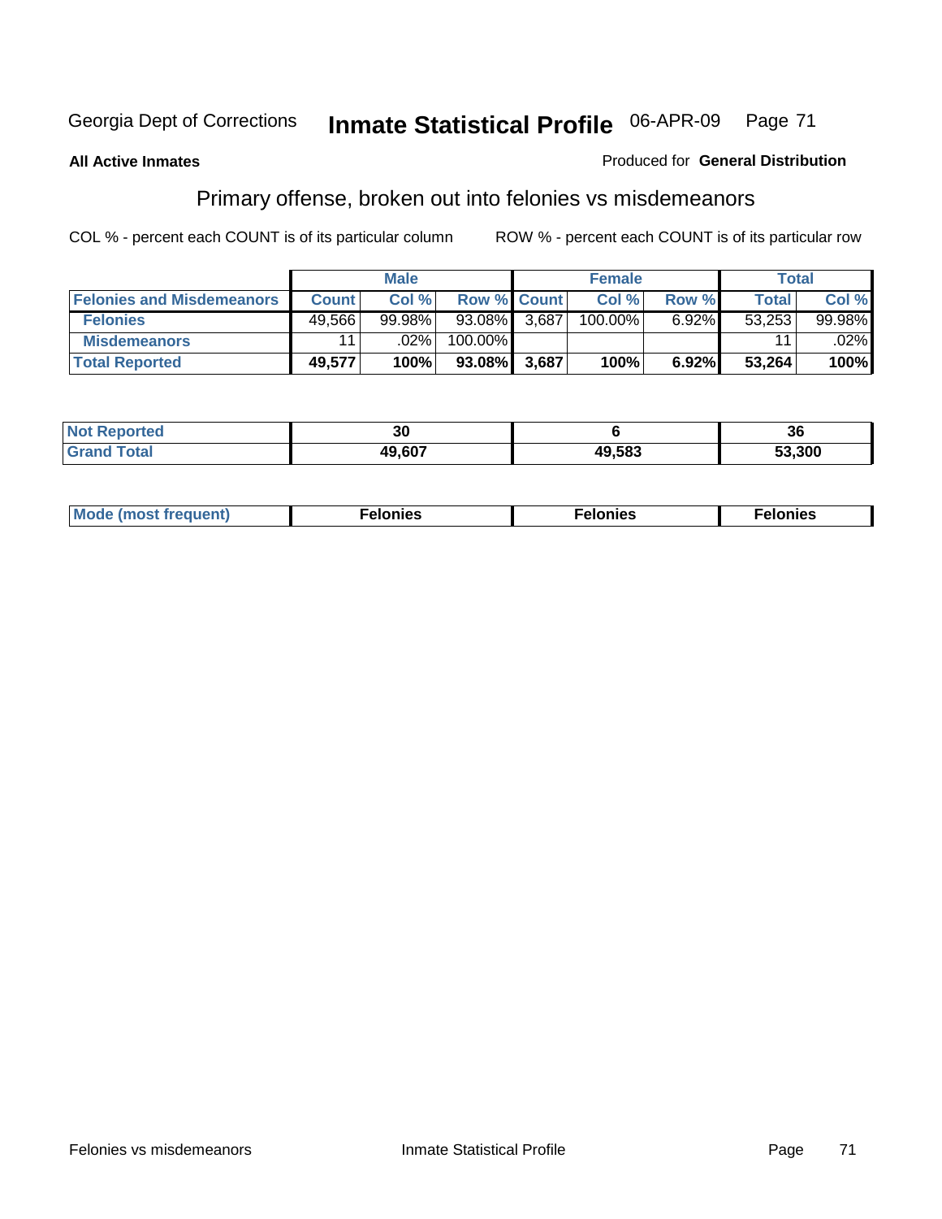Georgia Dept of Corrections **Inmate Statistical Profile** 06-APR-09

**All Active Inmates**

Produced for **General Distribution**

## Primary offense, broken out into felonies vs misdemeanors

COL % - percent each COUNT is of its particular column ROW % - percent each COUNT is of its particular row

| | Male | | | Female | | | Total | |
|---|---|---|---|---|---|---|---|---|
| **Felonies and Misdemeanors** | **Count** | **Col %** | **Row %** | **Count** | **Col %** | **Row %** | **Total** | **Col %** |
| **Felonies** | 49,566 | 99.98% | 93.08% | 3,687 | 100.00% | 6.92% | 53,253 | 99.98% |
| **Misdemeanors** | 11 | .02% | 100.00% | | | | 11 | .02% |
| **Total Reported** | **49,577** | **100%** | **93.08%** | **3,687** | **100%** | **6.92%** | **53,264** | **100%** |

| | Male | Female | Total |
|---|---|---|---|
| **Not Reported** | **30** | **6** | **36** |
| **Grand Total** | **49,607** | **49,583** | **53,300** |

| | Male | Female | Total |
|---|---|---|---|
| **Mode (most frequent)** | **Felonies** | **Felonies** | **Felonies** |

Felonies vs misdemeanors Inmate Statistical Profile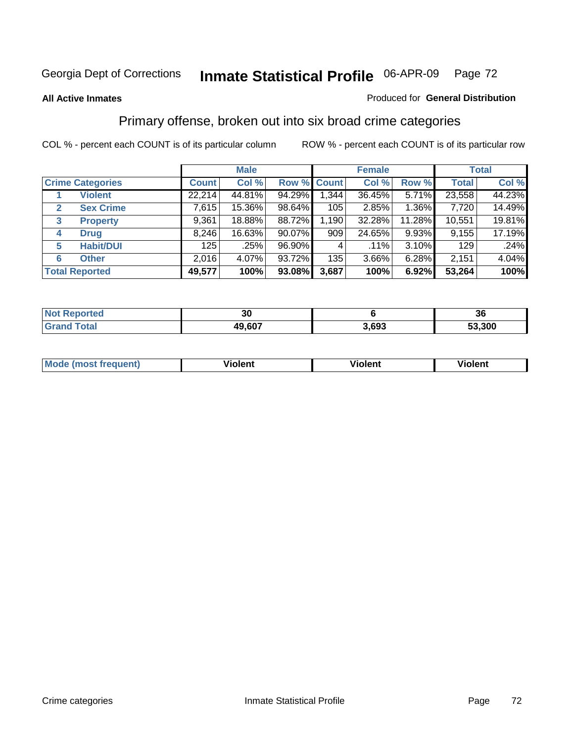Georgia Dept of Corrections **Inmate Statistical Profile** 06-APR-09

**All Active Inmates**

Produced for **General Distribution**

## Primary offense, broken out into six broad crime categories

COL % - percent each COUNT is of its particular column

ROW % - percent each COUNT is of its particular row

| | | Male | | | Female | | | Total | |
|---|---|---|---|---|---|---|---|---|---|
| **Crime Categories** | | **Count** | **Col %** | **Row %** | **Count** | **Col %** | **Row %** | **Total** | **Col %** |
| 1 | Violent | 22,214 | 44.81% | 94.29% | 1,344 | 36.45% | 5.71% | 23,558 | 44.23% |
| 2 | Sex Crime | 7,615 | 15.36% | 98.64% | 105 | 2.85% | 1.36% | 7,720 | 14.49% |
| 3 | Property | 9,361 | 18.88% | 88.72% | 1,190 | 32.28% | 11.28% | 10,551 | 19.81% |
| 4 | Drug | 8,246 | 16.63% | 90.07% | 909 | 24.65% | 9.93% | 9,155 | 17.19% |
| 5 | Habit/DUI | 125 | .25% | 96.90% | 4 | .11% | 3.10% | 129 | .24% |
| 6 | Other | 2,016 | 4.07% | 93.72% | 135 | 3.66% | 6.28% | 2,151 | 4.04% |
| **Total Reported** | | **49,577** | **100%** | **93.08%** | **3,687** | **100%** | **6.92%** | **53,264** | **100%** |

| | Male | Female | Total |
|---|---|---|---|
| Not Reported | 30 | 6 | 36 |
| Grand Total | 49,607 | 3,693 | 53,300 |

| | Male | Female | Total |
|---|---|---|---|
| Mode (most frequent) | Violent | Violent | Violent |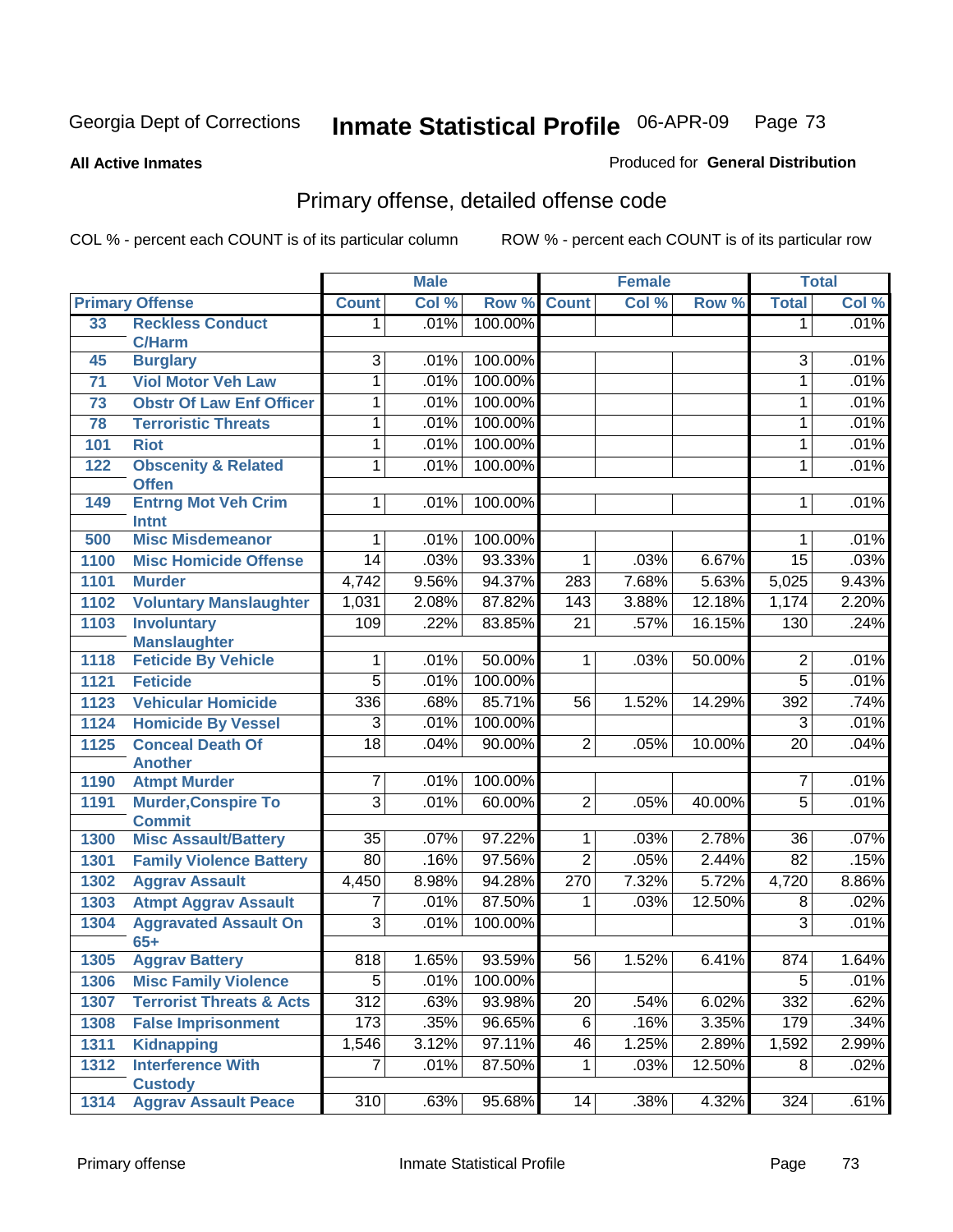Georgia Dept of Corrections **Inmate Statistical Profile** 06-APR-09

**All Active Inmates**

Produced for **General Distribution**

## Primary offense, detailed offense code

COL % - percent each COUNT is of its particular column    ROW % - percent each COUNT is of its particular row

| Primary Offense | | Male | | | Female | | | Total | |
|---|---|---|---|---|---|---|---|---|---|
| | | Count | Col % | Row % | Count | Col % | Row % | Total | Col % |
| 33 | Reckless Conduct C/Harm | 1 | .01% | 100.00% | | | | 1 | .01% |
| 45 | Burglary | 3 | .01% | 100.00% | | | | 3 | .01% |
| 71 | Viol Motor Veh Law | 1 | .01% | 100.00% | | | | 1 | .01% |
| 73 | Obstr Of Law Enf Officer | 1 | .01% | 100.00% | | | | 1 | .01% |
| 78 | Terroristic Threats | 1 | .01% | 100.00% | | | | 1 | .01% |
| 101 | Riot | 1 | .01% | 100.00% | | | | 1 | .01% |
| 122 | Obscenity & Related Offen | 1 | .01% | 100.00% | | | | 1 | .01% |
| 149 | Entrng Mot Veh Crim Intnt | 1 | .01% | 100.00% | | | | 1 | .01% |
| 500 | Misc Misdemeanor | 1 | .01% | 100.00% | | | | 1 | .01% |
| 1100 | Misc Homicide Offense | 14 | .03% | 93.33% | 1 | .03% | 6.67% | 15 | .03% |
| 1101 | Murder | 4,742 | 9.56% | 94.37% | 283 | 7.68% | 5.63% | 5,025 | 9.43% |
| 1102 | Voluntary Manslaughter | 1,031 | 2.08% | 87.82% | 143 | 3.88% | 12.18% | 1,174 | 2.20% |
| 1103 | Involuntary Manslaughter | 109 | .22% | 83.85% | 21 | .57% | 16.15% | 130 | .24% |
| 1118 | Feticide By Vehicle | 1 | .01% | 50.00% | 1 | .03% | 50.00% | 2 | .01% |
| 1121 | Feticide | 5 | .01% | 100.00% | | | | 5 | .01% |
| 1123 | Vehicular Homicide | 336 | .68% | 85.71% | 56 | 1.52% | 14.29% | 392 | .74% |
| 1124 | Homicide By Vessel | 3 | .01% | 100.00% | | | | 3 | .01% |
| 1125 | Conceal Death Of Another | 18 | .04% | 90.00% | 2 | .05% | 10.00% | 20 | .04% |
| 1190 | Atmpt Murder | 7 | .01% | 100.00% | | | | 7 | .01% |
| 1191 | Murder,Conspire To Commit | 3 | .01% | 60.00% | 2 | .05% | 40.00% | 5 | .01% |
| 1300 | Misc Assault/Battery | 35 | .07% | 97.22% | 1 | .03% | 2.78% | 36 | .07% |
| 1301 | Family Violence Battery | 80 | .16% | 97.56% | 2 | .05% | 2.44% | 82 | .15% |
| 1302 | Aggrav Assault | 4,450 | 8.98% | 94.28% | 270 | 7.32% | 5.72% | 4,720 | 8.86% |
| 1303 | Atmpt Aggrav Assault | 7 | .01% | 87.50% | 1 | .03% | 12.50% | 8 | .02% |
| 1304 | Aggravated Assault On 65+ | 3 | .01% | 100.00% | | | | 3 | .01% |
| 1305 | Aggrav Battery | 818 | 1.65% | 93.59% | 56 | 1.52% | 6.41% | 874 | 1.64% |
| 1306 | Misc Family Violence | 5 | .01% | 100.00% | | | | 5 | .01% |
| 1307 | Terrorist Threats & Acts | 312 | .63% | 93.98% | 20 | .54% | 6.02% | 332 | .62% |
| 1308 | False Imprisonment | 173 | .35% | 96.65% | 6 | .16% | 3.35% | 179 | .34% |
| 1311 | Kidnapping | 1,546 | 3.12% | 97.11% | 46 | 1.25% | 2.89% | 1,592 | 2.99% |
| 1312 | Interference With Custody | 7 | .01% | 87.50% | 1 | .03% | 12.50% | 8 | .02% |
| 1314 | Aggrav Assault Peace | 310 | .63% | 95.68% | 14 | .38% | 4.32% | 324 | .61% |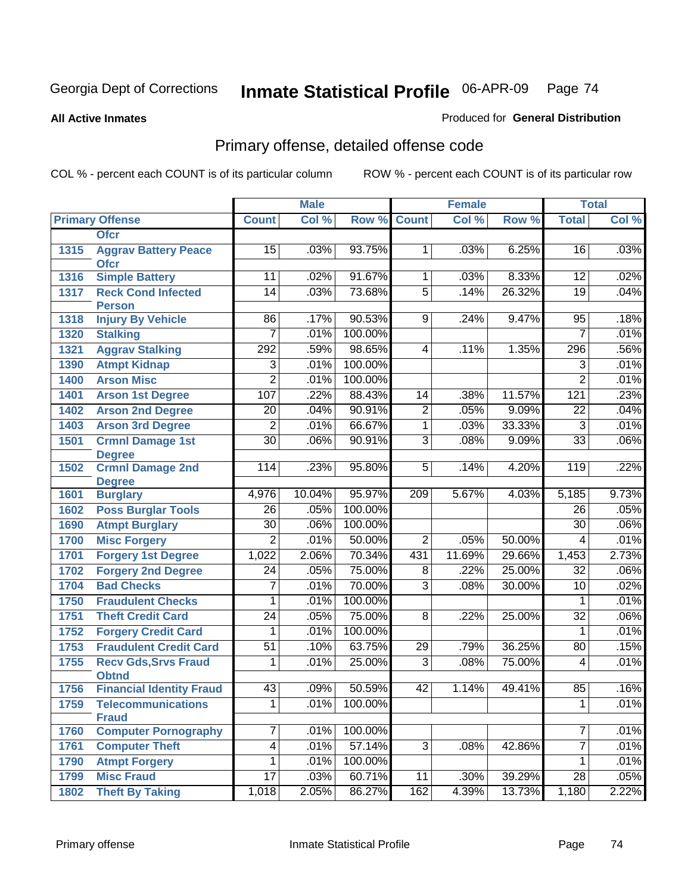Georgia Dept of Corrections **Inmate Statistical Profile** 06-APR-09

**All Active Inmates** Produced for **General Distribution**

## Primary offense, detailed offense code

COL % - percent each COUNT is of its particular column ROW % - percent each COUNT is of its particular row

| Primary Offense | | Male | | | Female | | | Total | |
|---|---|---|---|---|---|---|---|---|---|
| | | Count | Col % | Row % | Count | Col % | Row % | Total | Col % |
| | Ofcr | | | | | | | | |
| 1315 | Aggrav Battery Peace Ofcr | 15 | .03% | 93.75% | 1 | .03% | 6.25% | 16 | .03% |
| 1316 | Simple Battery | 11 | .02% | 91.67% | 1 | .03% | 8.33% | 12 | .02% |
| 1317 | Reck Cond Infected Person | 14 | .03% | 73.68% | 5 | .14% | 26.32% | 19 | .04% |
| 1318 | Injury By Vehicle | 86 | .17% | 90.53% | 9 | .24% | 9.47% | 95 | .18% |
| 1320 | Stalking | 7 | .01% | 100.00% | | | | 7 | .01% |
| 1321 | Aggrav Stalking | 292 | .59% | 98.65% | 4 | .11% | 1.35% | 296 | .56% |
| 1390 | Atmpt Kidnap | 3 | .01% | 100.00% | | | | 3 | .01% |
| 1400 | Arson Misc | 2 | .01% | 100.00% | | | | 2 | .01% |
| 1401 | Arson 1st Degree | 107 | .22% | 88.43% | 14 | .38% | 11.57% | 121 | .23% |
| 1402 | Arson 2nd Degree | 20 | .04% | 90.91% | 2 | .05% | 9.09% | 22 | .04% |
| 1403 | Arson 3rd Degree | 2 | .01% | 66.67% | 1 | .03% | 33.33% | 3 | .01% |
| 1501 | Crmnl Damage 1st Degree | 30 | .06% | 90.91% | 3 | .08% | 9.09% | 33 | .06% |
| 1502 | Crmnl Damage 2nd Degree | 114 | .23% | 95.80% | 5 | .14% | 4.20% | 119 | .22% |
| 1601 | Burglary | 4,976 | 10.04% | 95.97% | 209 | 5.67% | 4.03% | 5,185 | 9.73% |
| 1602 | Poss Burglar Tools | 26 | .05% | 100.00% | | | | 26 | .05% |
| 1690 | Atmpt Burglary | 30 | .06% | 100.00% | | | | 30 | .06% |
| 1700 | Misc Forgery | 2 | .01% | 50.00% | 2 | .05% | 50.00% | 4 | .01% |
| 1701 | Forgery 1st Degree | 1,022 | 2.06% | 70.34% | 431 | 11.69% | 29.66% | 1,453 | 2.73% |
| 1702 | Forgery 2nd Degree | 24 | .05% | 75.00% | 8 | .22% | 25.00% | 32 | .06% |
| 1704 | Bad Checks | 7 | .01% | 70.00% | 3 | .08% | 30.00% | 10 | .02% |
| 1750 | Fraudulent Checks | 1 | .01% | 100.00% | | | | 1 | .01% |
| 1751 | Theft Credit Card | 24 | .05% | 75.00% | 8 | .22% | 25.00% | 32 | .06% |
| 1752 | Forgery Credit Card | 1 | .01% | 100.00% | | | | 1 | .01% |
| 1753 | Fraudulent Credit Card | 51 | .10% | 63.75% | 29 | .79% | 36.25% | 80 | .15% |
| 1755 | Recv Gds,Srvs Fraud Obtnd | 1 | .01% | 25.00% | 3 | .08% | 75.00% | 4 | .01% |
| 1756 | Financial Identity Fraud | 43 | .09% | 50.59% | 42 | 1.14% | 49.41% | 85 | .16% |
| 1759 | Telecommunications Fraud | 1 | .01% | 100.00% | | | | 1 | .01% |
| 1760 | Computer Pornography | 7 | .01% | 100.00% | | | | 7 | .01% |
| 1761 | Computer Theft | 4 | .01% | 57.14% | 3 | .08% | 42.86% | 7 | .01% |
| 1790 | Atmpt Forgery | 1 | .01% | 100.00% | | | | 1 | .01% |
| 1799 | Misc Fraud | 17 | .03% | 60.71% | 11 | .30% | 39.29% | 28 | .05% |
| 1802 | Theft By Taking | 1,018 | 2.05% | 86.27% | 162 | 4.39% | 13.73% | 1,180 | 2.22% |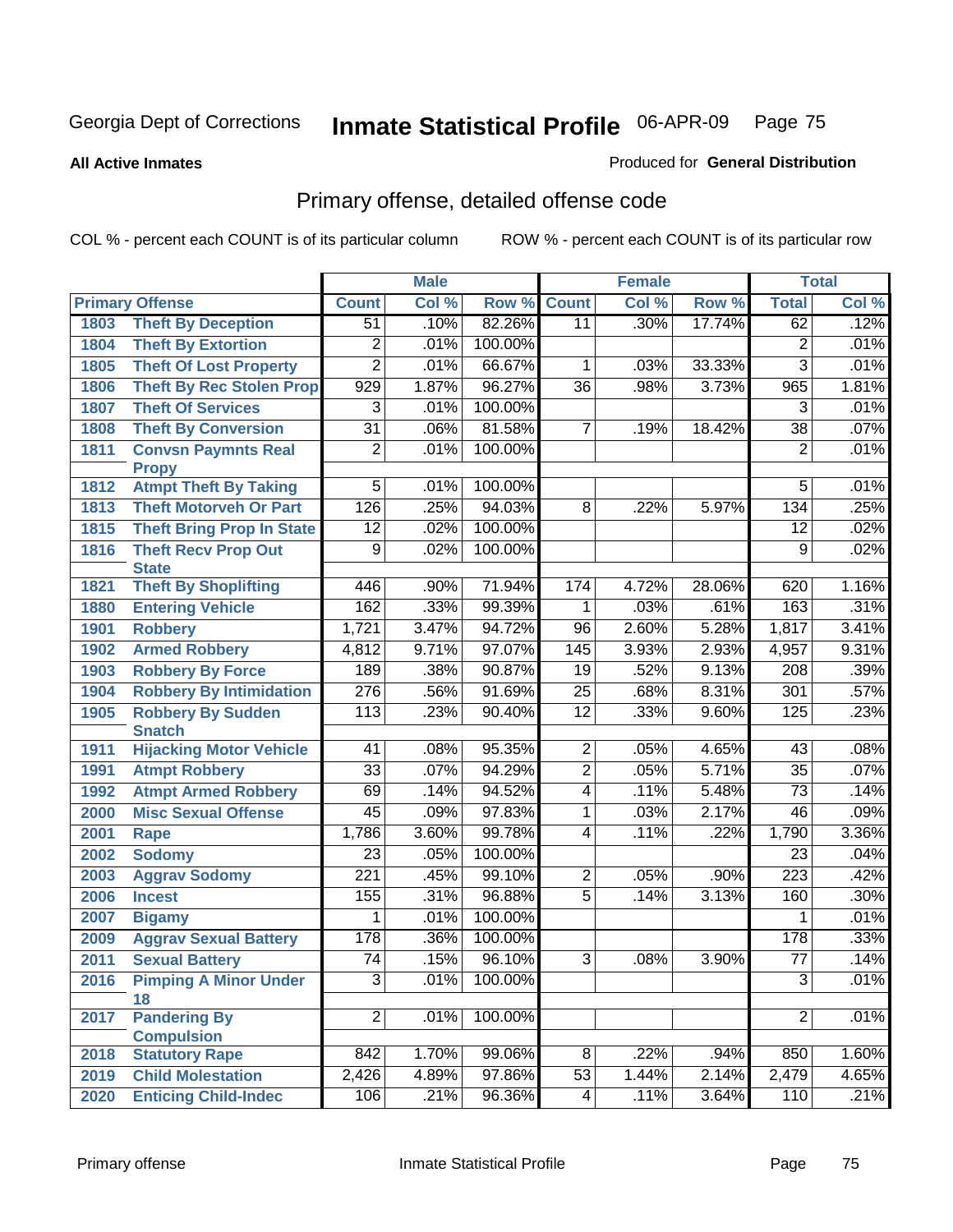Georgia Dept of Corrections **Inmate Statistical Profile** 06-APR-09

**All Active Inmates** Produced for **General Distribution**

## Primary offense, detailed offense code

COL % - percent each COUNT is of its particular column ROW % - percent each COUNT is of its particular row

| Primary Offense | | Male | | | Female | | | Total | |
|---|---|---|---|---|---|---|---|---|---|
| | | Count | Col % | Row % | Count | Col % | Row % | Total | Col % |
| 1803 | Theft By Deception | 51 | .10% | 82.26% | 11 | .30% | 17.74% | 62 | .12% |
| 1804 | Theft By Extortion | 2 | .01% | 100.00% | | | | 2 | .01% |
| 1805 | Theft Of Lost Property | 2 | .01% | 66.67% | 1 | .03% | 33.33% | 3 | .01% |
| 1806 | Theft By Rec Stolen Prop | 929 | 1.87% | 96.27% | 36 | .98% | 3.73% | 965 | 1.81% |
| 1807 | Theft Of Services | 3 | .01% | 100.00% | | | | 3 | .01% |
| 1808 | Theft By Conversion | 31 | .06% | 81.58% | 7 | .19% | 18.42% | 38 | .07% |
| 1811 | Convsn Paymnts Real Propy | 2 | .01% | 100.00% | | | | 2 | .01% |
| 1812 | Atmpt Theft By Taking | 5 | .01% | 100.00% | | | | 5 | .01% |
| 1813 | Theft Motorveh Or Part | 126 | .25% | 94.03% | 8 | .22% | 5.97% | 134 | .25% |
| 1815 | Theft Bring Prop In State | 12 | .02% | 100.00% | | | | 12 | .02% |
| 1816 | Theft Recv Prop Out State | 9 | .02% | 100.00% | | | | 9 | .02% |
| 1821 | Theft By Shoplifting | 446 | .90% | 71.94% | 174 | 4.72% | 28.06% | 620 | 1.16% |
| 1880 | Entering Vehicle | 162 | .33% | 99.39% | 1 | .03% | .61% | 163 | .31% |
| 1901 | Robbery | 1,721 | 3.47% | 94.72% | 96 | 2.60% | 5.28% | 1,817 | 3.41% |
| 1902 | Armed Robbery | 4,812 | 9.71% | 97.07% | 145 | 3.93% | 2.93% | 4,957 | 9.31% |
| 1903 | Robbery By Force | 189 | .38% | 90.87% | 19 | .52% | 9.13% | 208 | .39% |
| 1904 | Robbery By Intimidation | 276 | .56% | 91.69% | 25 | .68% | 8.31% | 301 | .57% |
| 1905 | Robbery By Sudden Snatch | 113 | .23% | 90.40% | 12 | .33% | 9.60% | 125 | .23% |
| 1911 | Hijacking Motor Vehicle | 41 | .08% | 95.35% | 2 | .05% | 4.65% | 43 | .08% |
| 1991 | Atmpt Robbery | 33 | .07% | 94.29% | 2 | .05% | 5.71% | 35 | .07% |
| 1992 | Atmpt Armed Robbery | 69 | .14% | 94.52% | 4 | .11% | 5.48% | 73 | .14% |
| 2000 | Misc Sexual Offense | 45 | .09% | 97.83% | 1 | .03% | 2.17% | 46 | .09% |
| 2001 | Rape | 1,786 | 3.60% | 99.78% | 4 | .11% | .22% | 1,790 | 3.36% |
| 2002 | Sodomy | 23 | .05% | 100.00% | | | | 23 | .04% |
| 2003 | Aggrav Sodomy | 221 | .45% | 99.10% | 2 | .05% | .90% | 223 | .42% |
| 2006 | Incest | 155 | .31% | 96.88% | 5 | .14% | 3.13% | 160 | .30% |
| 2007 | Bigamy | 1 | .01% | 100.00% | | | | 1 | .01% |
| 2009 | Aggrav Sexual Battery | 178 | .36% | 100.00% | | | | 178 | .33% |
| 2011 | Sexual Battery | 74 | .15% | 96.10% | 3 | .08% | 3.90% | 77 | .14% |
| 2016 | Pimping A Minor Under 18 | 3 | .01% | 100.00% | | | | 3 | .01% |
| 2017 | Pandering By Compulsion | 2 | .01% | 100.00% | | | | 2 | .01% |
| 2018 | Statutory Rape | 842 | 1.70% | 99.06% | 8 | .22% | .94% | 850 | 1.60% |
| 2019 | Child Molestation | 2,426 | 4.89% | 97.86% | 53 | 1.44% | 2.14% | 2,479 | 4.65% |
| 2020 | Enticing Child-Indec | 106 | .21% | 96.36% | 4 | .11% | 3.64% | 110 | .21% |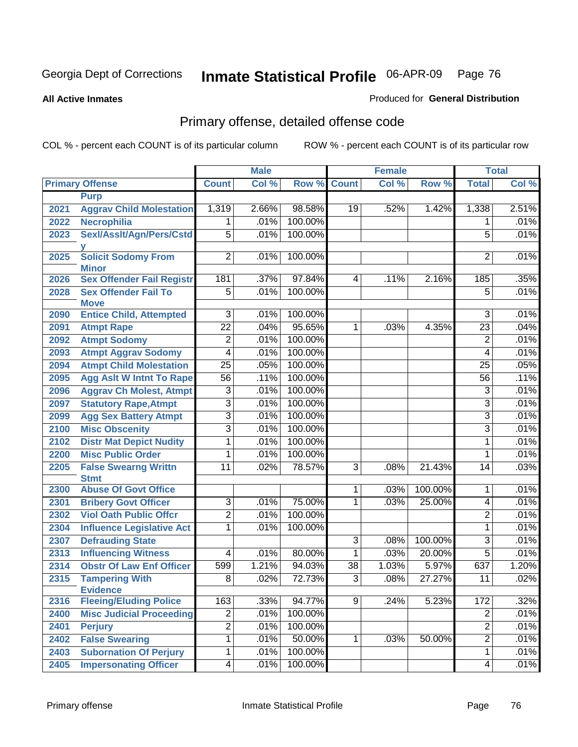Georgia Dept of Corrections **Inmate Statistical Profile** 06-APR-09

**All Active Inmates** Produced for **General Distribution**

## Primary offense, detailed offense code

COL % - percent each COUNT is of its particular column ROW % - percent each COUNT is of its particular row

| Primary Offense | | Male | | | Female | | | Total | |
|---|---|---|---|---|---|---|---|---|---|
| | | Count | Col % | Row % | Count | Col % | Row % | Total | Col % |
| | Purp | | | | | | | | |
| 2021 | Aggrav Child Molestation | 1,319 | 2.66% | 98.58% | 19 | .52% | 1.42% | 1,338 | 2.51% |
| 2022 | Necrophilia | 1 | .01% | 100.00% | | | | 1 | .01% |
| 2023 | Sexl/Asslt/Agn/Pers/Cstdy | 5 | .01% | 100.00% | | | | 5 | .01% |
| 2025 | Solicit Sodomy From Minor | 2 | .01% | 100.00% | | | | 2 | .01% |
| 2026 | Sex Offender Fail Registr | 181 | .37% | 97.84% | 4 | .11% | 2.16% | 185 | .35% |
| 2028 | Sex Offender Fail To Move | 5 | .01% | 100.00% | | | | 5 | .01% |
| 2090 | Entice Child, Attempted | 3 | .01% | 100.00% | | | | 3 | .01% |
| 2091 | Atmpt Rape | 22 | .04% | 95.65% | 1 | .03% | 4.35% | 23 | .04% |
| 2092 | Atmpt Sodomy | 2 | .01% | 100.00% | | | | 2 | .01% |
| 2093 | Atmpt Aggrav Sodomy | 4 | .01% | 100.00% | | | | 4 | .01% |
| 2094 | Atmpt Child Molestation | 25 | .05% | 100.00% | | | | 25 | .05% |
| 2095 | Agg Aslt W Intnt To Rape | 56 | .11% | 100.00% | | | | 56 | .11% |
| 2096 | Aggrav Ch Molest, Atmpt | 3 | .01% | 100.00% | | | | 3 | .01% |
| 2097 | Statutory Rape,Atmpt | 3 | .01% | 100.00% | | | | 3 | .01% |
| 2099 | Agg Sex Battery Atmpt | 3 | .01% | 100.00% | | | | 3 | .01% |
| 2100 | Misc Obscenity | 3 | .01% | 100.00% | | | | 3 | .01% |
| 2102 | Distr Mat Depict Nudity | 1 | .01% | 100.00% | | | | 1 | .01% |
| 2200 | Misc Public Order | 1 | .01% | 100.00% | | | | 1 | .01% |
| 2205 | False Swearng Writtn Stmt | 11 | .02% | 78.57% | 3 | .08% | 21.43% | 14 | .03% |
| 2300 | Abuse Of Govt Office | | | | 1 | .03% | 100.00% | 1 | .01% |
| 2301 | Bribery Govt Officer | 3 | .01% | 75.00% | 1 | .03% | 25.00% | 4 | .01% |
| 2302 | Viol Oath Public Offcr | 2 | .01% | 100.00% | | | | 2 | .01% |
| 2304 | Influence Legislative Act | 1 | .01% | 100.00% | | | | 1 | .01% |
| 2307 | Defrauding State | | | | 3 | .08% | 100.00% | 3 | .01% |
| 2313 | Influencing Witness | 4 | .01% | 80.00% | 1 | .03% | 20.00% | 5 | .01% |
| 2314 | Obstr Of Law Enf Officer | 599 | 1.21% | 94.03% | 38 | 1.03% | 5.97% | 637 | 1.20% |
| 2315 | Tampering With Evidence | 8 | .02% | 72.73% | 3 | .08% | 27.27% | 11 | .02% |
| 2316 | Fleeing/Eluding Police | 163 | .33% | 94.77% | 9 | .24% | 5.23% | 172 | .32% |
| 2400 | Misc Judicial Proceeding | 2 | .01% | 100.00% | | | | 2 | .01% |
| 2401 | Perjury | 2 | .01% | 100.00% | | | | 2 | .01% |
| 2402 | False Swearing | 1 | .01% | 50.00% | 1 | .03% | 50.00% | 2 | .01% |
| 2403 | Subornation Of Perjury | 1 | .01% | 100.00% | | | | 1 | .01% |
| 2405 | Impersonating Officer | 4 | .01% | 100.00% | | | | 4 | .01% |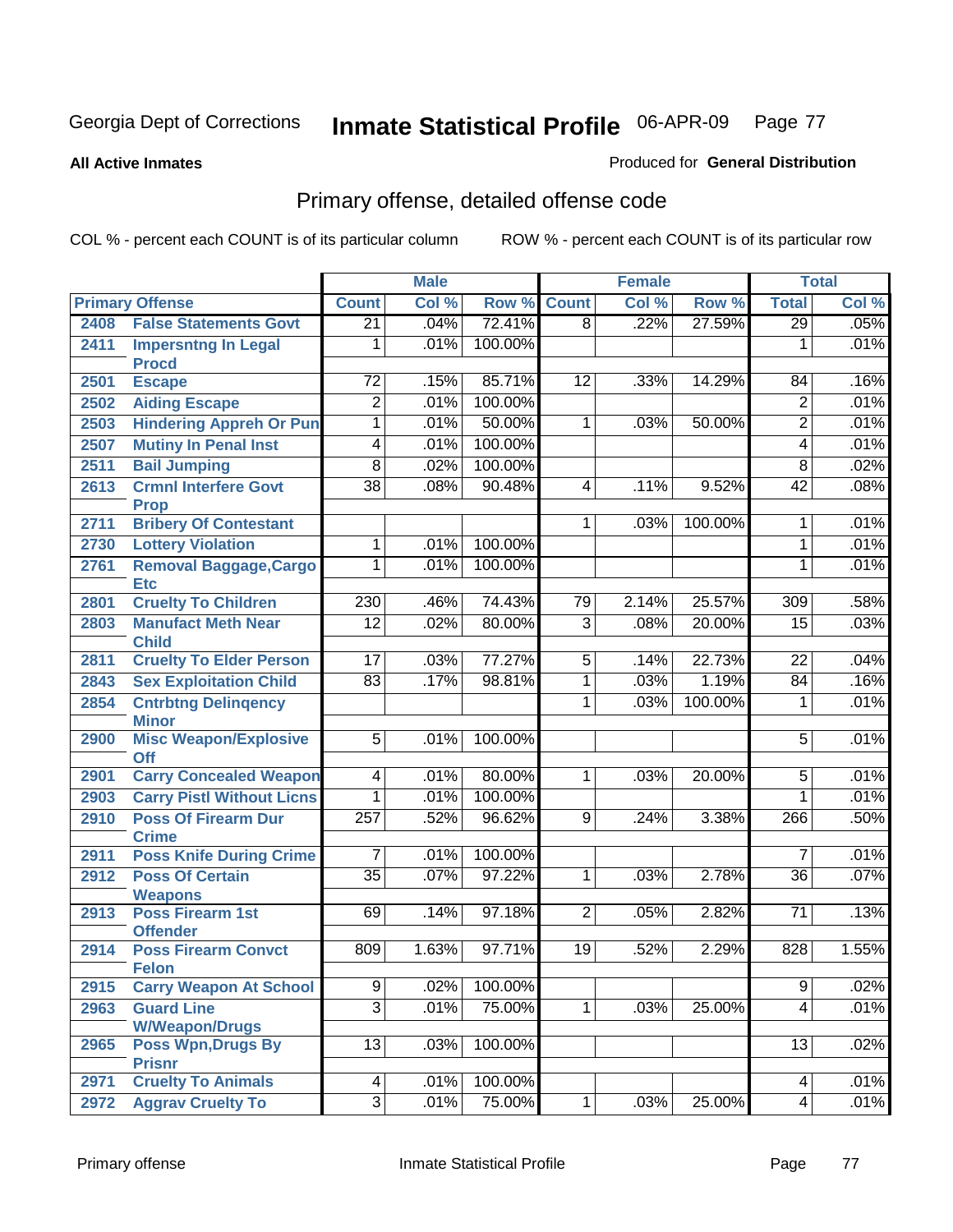Georgia Dept of Corrections **Inmate Statistical Profile** 06-APR-09

**All Active Inmates** Produced for **General Distribution**

## Primary offense, detailed offense code

COL % - percent each COUNT is of its particular column ROW % - percent each COUNT is of its particular row

| Primary Offense | | Male | | | Female | | | Total | |
|---|---|---|---|---|---|---|---|---|---|
| | | Count | Col % | Row % | Count | Col % | Row % | Total | Col % |
| 2408 | False Statements Govt | 21 | .04% | 72.41% | 8 | .22% | 27.59% | 29 | .05% |
| 2411 | Impersntng In Legal Procd | 1 | .01% | 100.00% | | | | 1 | .01% |
| 2501 | Escape | 72 | .15% | 85.71% | 12 | .33% | 14.29% | 84 | .16% |
| 2502 | Aiding Escape | 2 | .01% | 100.00% | | | | 2 | .01% |
| 2503 | Hindering Appreh Or Pun | 1 | .01% | 50.00% | 1 | .03% | 50.00% | 2 | .01% |
| 2507 | Mutiny In Penal Inst | 4 | .01% | 100.00% | | | | 4 | .01% |
| 2511 | Bail Jumping | 8 | .02% | 100.00% | | | | 8 | .02% |
| 2613 | Crmnl Interfere Govt Prop | 38 | .08% | 90.48% | 4 | .11% | 9.52% | 42 | .08% |
| 2711 | Bribery Of Contestant | | | | 1 | .03% | 100.00% | 1 | .01% |
| 2730 | Lottery Violation | 1 | .01% | 100.00% | | | | 1 | .01% |
| 2761 | Removal Baggage,Cargo Etc | 1 | .01% | 100.00% | | | | 1 | .01% |
| 2801 | Cruelty To Children | 230 | .46% | 74.43% | 79 | 2.14% | 25.57% | 309 | .58% |
| 2803 | Manufact Meth Near Child | 12 | .02% | 80.00% | 3 | .08% | 20.00% | 15 | .03% |
| 2811 | Cruelty To Elder Person | 17 | .03% | 77.27% | 5 | .14% | 22.73% | 22 | .04% |
| 2843 | Sex Exploitation Child | 83 | .17% | 98.81% | 1 | .03% | 1.19% | 84 | .16% |
| 2854 | Cntrbtng Delinqency Minor | | | | 1 | .03% | 100.00% | 1 | .01% |
| 2900 | Misc Weapon/Explosive Off | 5 | .01% | 100.00% | | | | 5 | .01% |
| 2901 | Carry Concealed Weapon | 4 | .01% | 80.00% | 1 | .03% | 20.00% | 5 | .01% |
| 2903 | Carry Pistl Without Licns | 1 | .01% | 100.00% | | | | 1 | .01% |
| 2910 | Poss Of Firearm Dur Crime | 257 | .52% | 96.62% | 9 | .24% | 3.38% | 266 | .50% |
| 2911 | Poss Knife During Crime | 7 | .01% | 100.00% | | | | 7 | .01% |
| 2912 | Poss Of Certain Weapons | 35 | .07% | 97.22% | 1 | .03% | 2.78% | 36 | .07% |
| 2913 | Poss Firearm 1st Offender | 69 | .14% | 97.18% | 2 | .05% | 2.82% | 71 | .13% |
| 2914 | Poss Firearm Convct Felon | 809 | 1.63% | 97.71% | 19 | .52% | 2.29% | 828 | 1.55% |
| 2915 | Carry Weapon At School | 9 | .02% | 100.00% | | | | 9 | .02% |
| 2963 | Guard Line W/Weapon/Drugs | 3 | .01% | 75.00% | 1 | .03% | 25.00% | 4 | .01% |
| 2965 | Poss Wpn,Drugs By Prisnr | 13 | .03% | 100.00% | | | | 13 | .02% |
| 2971 | Cruelty To Animals | 4 | .01% | 100.00% | | | | 4 | .01% |
| 2972 | Aggrav Cruelty To | 3 | .01% | 75.00% | 1 | .03% | 25.00% | 4 | .01% |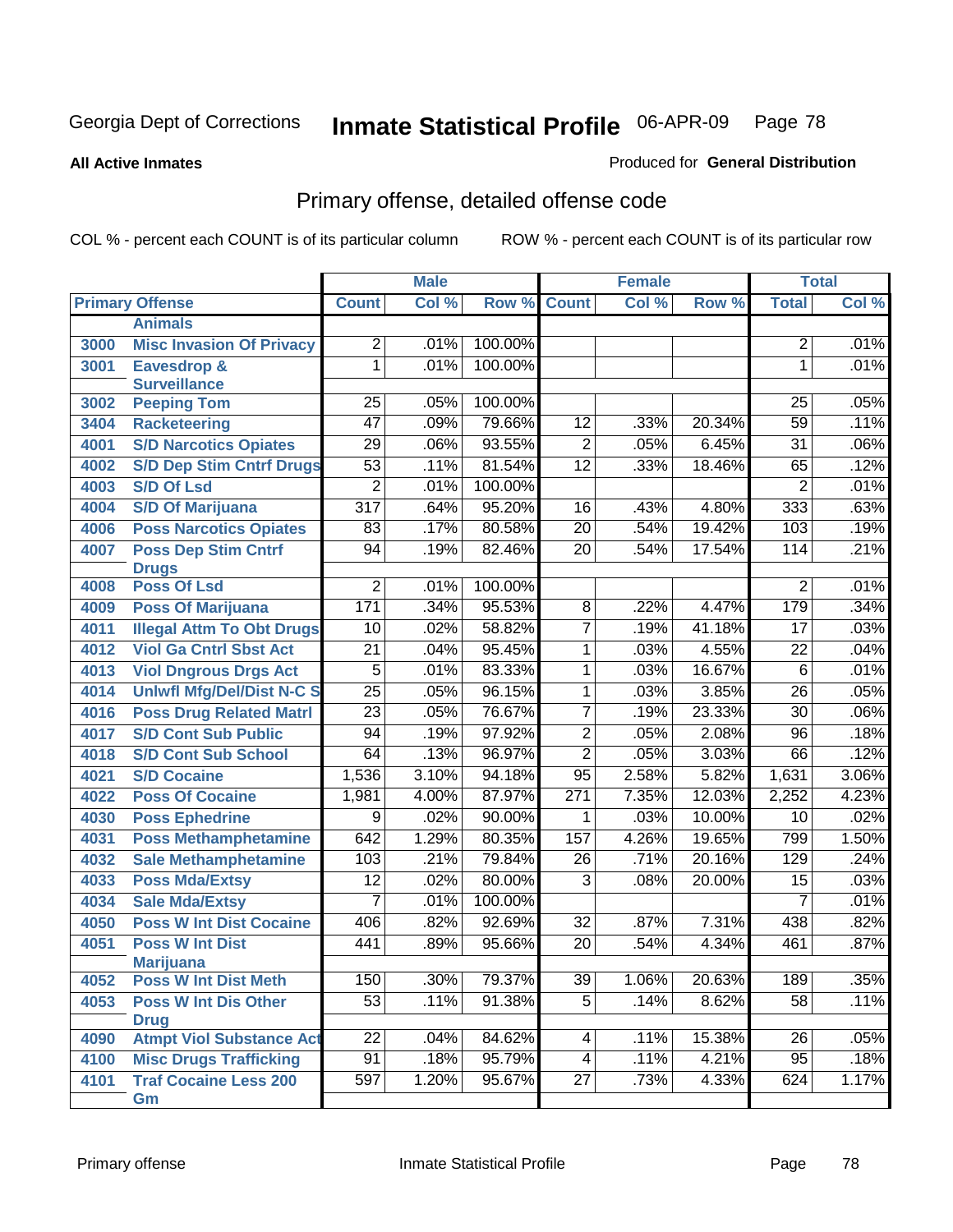Georgia Dept of Corrections **Inmate Statistical Profile** 06-APR-09

**All Active Inmates** Produced for **General Distribution**

## Primary offense, detailed offense code

COL % - percent each COUNT is of its particular column ROW % - percent each COUNT is of its particular row

| Primary Offense | | Male | | | Female | | | Total | |
|---|---|---|---|---|---|---|---|---|---|
| | | Count | Col % | Row % | Count | Col % | Row % | Total | Col % |
| | Animals | | | | | | | | |
| 3000 | Misc Invasion Of Privacy | 2 | .01% | 100.00% | | | | 2 | .01% |
| 3001 | Eavesdrop & Surveillance | 1 | .01% | 100.00% | | | | 1 | .01% |
| 3002 | Peeping Tom | 25 | .05% | 100.00% | | | | 25 | .05% |
| 3404 | Racketeering | 47 | .09% | 79.66% | 12 | .33% | 20.34% | 59 | .11% |
| 4001 | S/D Narcotics Opiates | 29 | .06% | 93.55% | 2 | .05% | 6.45% | 31 | .06% |
| 4002 | S/D Dep Stim Cntrf Drugs | 53 | .11% | 81.54% | 12 | .33% | 18.46% | 65 | .12% |
| 4003 | S/D Of Lsd | 2 | .01% | 100.00% | | | | 2 | .01% |
| 4004 | S/D Of Marijuana | 317 | .64% | 95.20% | 16 | .43% | 4.80% | 333 | .63% |
| 4006 | Poss Narcotics Opiates | 83 | .17% | 80.58% | 20 | .54% | 19.42% | 103 | .19% |
| 4007 | Poss Dep Stim Cntrf Drugs | 94 | .19% | 82.46% | 20 | .54% | 17.54% | 114 | .21% |
| 4008 | Poss Of Lsd | 2 | .01% | 100.00% | | | | 2 | .01% |
| 4009 | Poss Of Marijuana | 171 | .34% | 95.53% | 8 | .22% | 4.47% | 179 | .34% |
| 4011 | Illegal Attm To Obt Drugs | 10 | .02% | 58.82% | 7 | .19% | 41.18% | 17 | .03% |
| 4012 | Viol Ga Cntrl Sbst Act | 21 | .04% | 95.45% | 1 | .03% | 4.55% | 22 | .04% |
| 4013 | Viol Dngrous Drgs Act | 5 | .01% | 83.33% | 1 | .03% | 16.67% | 6 | .01% |
| 4014 | Unlwfl Mfg/Del/Dist N-C S | 25 | .05% | 96.15% | 1 | .03% | 3.85% | 26 | .05% |
| 4016 | Poss Drug Related Matrl | 23 | .05% | 76.67% | 7 | .19% | 23.33% | 30 | .06% |
| 4017 | S/D Cont Sub Public | 94 | .19% | 97.92% | 2 | .05% | 2.08% | 96 | .18% |
| 4018 | S/D Cont Sub School | 64 | .13% | 96.97% | 2 | .05% | 3.03% | 66 | .12% |
| 4021 | S/D Cocaine | 1,536 | 3.10% | 94.18% | 95 | 2.58% | 5.82% | 1,631 | 3.06% |
| 4022 | Poss Of Cocaine | 1,981 | 4.00% | 87.97% | 271 | 7.35% | 12.03% | 2,252 | 4.23% |
| 4030 | Poss Ephedrine | 9 | .02% | 90.00% | 1 | .03% | 10.00% | 10 | .02% |
| 4031 | Poss Methamphetamine | 642 | 1.29% | 80.35% | 157 | 4.26% | 19.65% | 799 | 1.50% |
| 4032 | Sale Methamphetamine | 103 | .21% | 79.84% | 26 | .71% | 20.16% | 129 | .24% |
| 4033 | Poss Mda/Extsy | 12 | .02% | 80.00% | 3 | .08% | 20.00% | 15 | .03% |
| 4034 | Sale Mda/Extsy | 7 | .01% | 100.00% | | | | 7 | .01% |
| 4050 | Poss W Int Dist Cocaine | 406 | .82% | 92.69% | 32 | .87% | 7.31% | 438 | .82% |
| 4051 | Poss W Int Dist Marijuana | 441 | .89% | 95.66% | 20 | .54% | 4.34% | 461 | .87% |
| 4052 | Poss W Int Dist Meth | 150 | .30% | 79.37% | 39 | 1.06% | 20.63% | 189 | .35% |
| 4053 | Poss W Int Dis Other Drug | 53 | .11% | 91.38% | 5 | .14% | 8.62% | 58 | .11% |
| 4090 | Atmpt Viol Substance Act | 22 | .04% | 84.62% | 4 | .11% | 15.38% | 26 | .05% |
| 4100 | Misc Drugs Trafficking | 91 | .18% | 95.79% | 4 | .11% | 4.21% | 95 | .18% |
| 4101 | Traf Cocaine Less 200 Gm | 597 | 1.20% | 95.67% | 27 | .73% | 4.33% | 624 | 1.17% |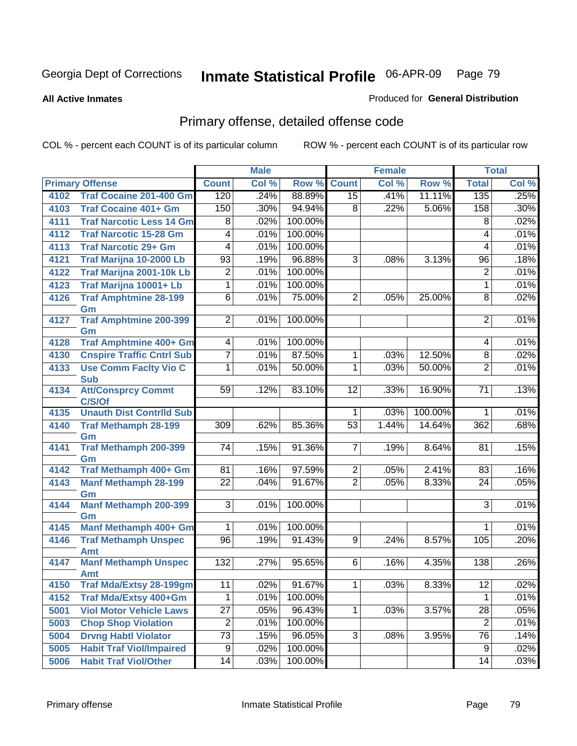Georgia Dept of Corrections **Inmate Statistical Profile** 06-APR-09

**All Active Inmates**

Produced for **General Distribution**

## Primary offense, detailed offense code

COL % - percent each COUNT is of its particular column ROW % - percent each COUNT is of its particular row

| Primary Offense | | Male | | | Female | | | Total | |
|---|---|---|---|---|---|---|---|---|---|
| | | Count | Col % | Row % | Count | Col % | Row % | Total | Col % |
| 4102 | Traf Cocaine 201-400 Gm | 120 | .24% | 88.89% | 15 | .41% | 11.11% | 135 | .25% |
| 4103 | Traf Cocaine 401+ Gm | 150 | .30% | 94.94% | 8 | .22% | 5.06% | 158 | .30% |
| 4111 | Traf Narcotic Less 14 Gm | 8 | .02% | 100.00% | | | | 8 | .02% |
| 4112 | Traf Narcotic 15-28 Gm | 4 | .01% | 100.00% | | | | 4 | .01% |
| 4113 | Traf Narcotic 29+ Gm | 4 | .01% | 100.00% | | | | 4 | .01% |
| 4121 | Traf Marijna 10-2000 Lb | 93 | .19% | 96.88% | 3 | .08% | 3.13% | 96 | .18% |
| 4122 | Traf Marijna 2001-10k Lb | 2 | .01% | 100.00% | | | | 2 | .01% |
| 4123 | Traf Marijna 10001+ Lb | 1 | .01% | 100.00% | | | | 1 | .01% |
| 4126 | Traf Amphtmine 28-199 Gm | 6 | .01% | 75.00% | 2 | .05% | 25.00% | 8 | .02% |
| 4127 | Traf Amphtmine 200-399 Gm | 2 | .01% | 100.00% | | | | 2 | .01% |
| 4128 | Traf Amphtmine 400+ Gm | 4 | .01% | 100.00% | | | | 4 | .01% |
| 4130 | Cnspire Traffic Cntrl Sub | 7 | .01% | 87.50% | 1 | .03% | 12.50% | 8 | .02% |
| 4133 | Use Comm Faclty Vio C Sub | 1 | .01% | 50.00% | 1 | .03% | 50.00% | 2 | .01% |
| 4134 | Att/Consprcy Commt C/S/Of | 59 | .12% | 83.10% | 12 | .33% | 16.90% | 71 | .13% |
| 4135 | Unauth Dist Contrlld Sub | | | | 1 | .03% | 100.00% | 1 | .01% |
| 4140 | Traf Methamph 28-199 Gm | 309 | .62% | 85.36% | 53 | 1.44% | 14.64% | 362 | .68% |
| 4141 | Traf Methamph 200-399 Gm | 74 | .15% | 91.36% | 7 | .19% | 8.64% | 81 | .15% |
| 4142 | Traf Methamph 400+ Gm | 81 | .16% | 97.59% | 2 | .05% | 2.41% | 83 | .16% |
| 4143 | Manf Methamph 28-199 Gm | 22 | .04% | 91.67% | 2 | .05% | 8.33% | 24 | .05% |
| 4144 | Manf Methamph 200-399 Gm | 3 | .01% | 100.00% | | | | 3 | .01% |
| 4145 | Manf Methamph 400+ Gm | 1 | .01% | 100.00% | | | | 1 | .01% |
| 4146 | Traf Methamph Unspec Amt | 96 | .19% | 91.43% | 9 | .24% | 8.57% | 105 | .20% |
| 4147 | Manf Methamph Unspec Amt | 132 | .27% | 95.65% | 6 | .16% | 4.35% | 138 | .26% |
| 4150 | Traf Mda/Extsy 28-199gm | 11 | .02% | 91.67% | 1 | .03% | 8.33% | 12 | .02% |
| 4152 | Traf Mda/Extsy 400+Gm | 1 | .01% | 100.00% | | | | 1 | .01% |
| 5001 | Viol Motor Vehicle Laws | 27 | .05% | 96.43% | 1 | .03% | 3.57% | 28 | .05% |
| 5003 | Chop Shop Violation | 2 | .01% | 100.00% | | | | 2 | .01% |
| 5004 | Drvng Habtl Violator | 73 | .15% | 96.05% | 3 | .08% | 3.95% | 76 | .14% |
| 5005 | Habit Traf Viol/Impaired | 9 | .02% | 100.00% | | | | 9 | .02% |
| 5006 | Habit Traf Viol/Other | 14 | .03% | 100.00% | | | | 14 | .03% |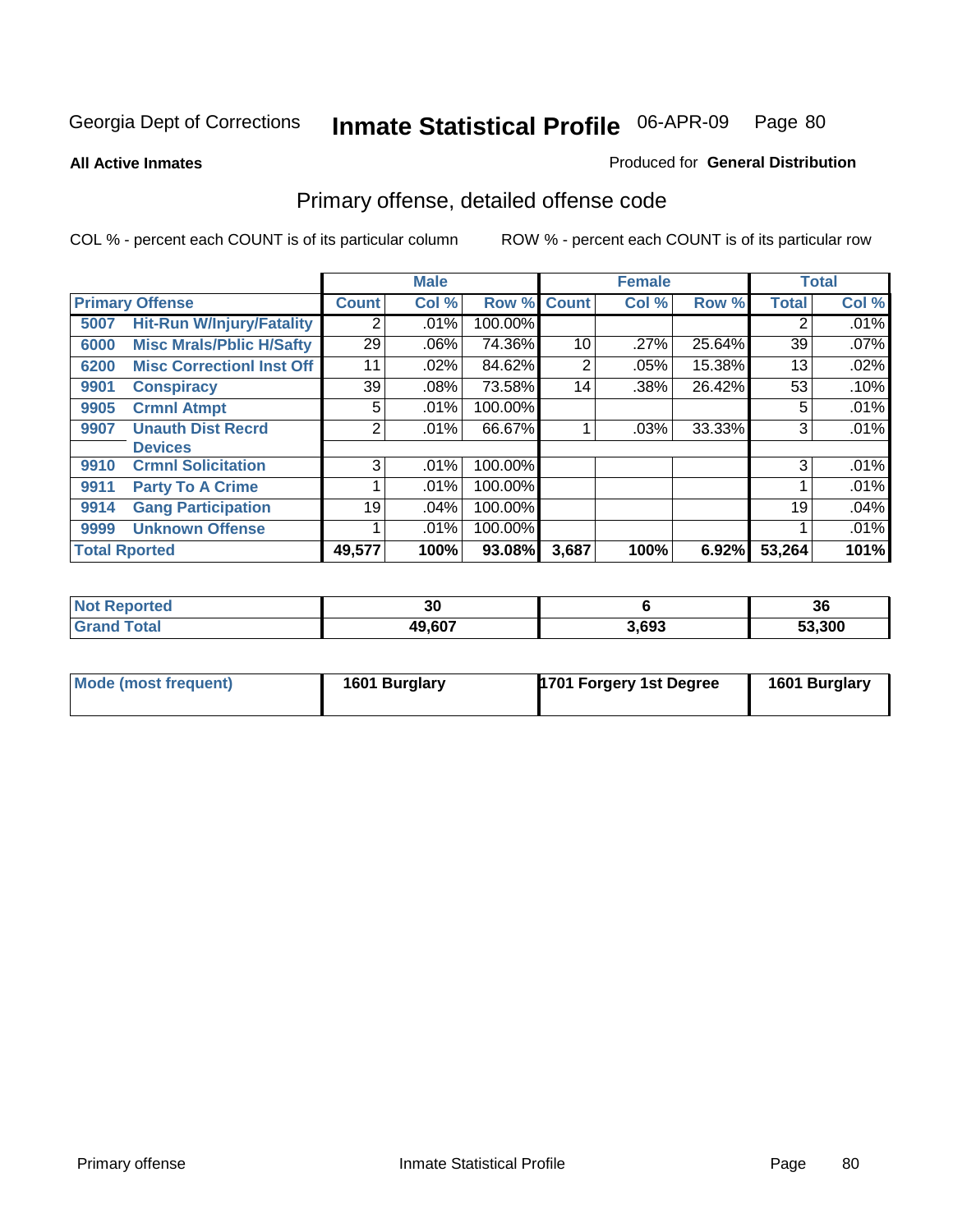Georgia Dept of Corrections **Inmate Statistical Profile** 06-APR-09

**All Active Inmates**

Produced for **General Distribution**

## Primary offense, detailed offense code

COL % - percent each COUNT is of its particular column

ROW % - percent each COUNT is of its particular row

| Primary Offense | | Male | | | Female | | | Total | |
|---|---|---|---|---|---|---|---|---|---|
| | | Count | Col % | Row % | Count | Col % | Row % | Total | Col % |
| 5007 | Hit-Run W/Injury/Fatality | 2 | .01% | 100.00% | | | | 2 | .01% |
| 6000 | Misc Mrals/Pblic H/Safty | 29 | .06% | 74.36% | 10 | .27% | 25.64% | 39 | .07% |
| 6200 | Misc Correctionl Inst Off | 11 | .02% | 84.62% | 2 | .05% | 15.38% | 13 | .02% |
| 9901 | Conspiracy | 39 | .08% | 73.58% | 14 | .38% | 26.42% | 53 | .10% |
| 9905 | Crmnl Atmpt | 5 | .01% | 100.00% | | | | 5 | .01% |
| 9907 | Unauth Dist Recrd Devices | 2 | .01% | 66.67% | 1 | .03% | 33.33% | 3 | .01% |
| 9910 | Crmnl Solicitation | 3 | .01% | 100.00% | | | | 3 | .01% |
| 9911 | Party To A Crime | 1 | .01% | 100.00% | | | | 1 | .01% |
| 9914 | Gang Participation | 19 | .04% | 100.00% | | | | 19 | .04% |
| 9999 | Unknown Offense | 1 | .01% | 100.00% | | | | 1 | .01% |
| **Total Rported** | | **49,577** | **100%** | **93.08%** | **3,687** | **100%** | **6.92%** | **53,264** | **101%** |

| | Male | Female | Total |
|---|---|---|---|
| Not Reported | 30 | 6 | 36 |
| Grand Total | 49,607 | 3,693 | 53,300 |

| | Male | Female | Total |
|---|---|---|---|
| Mode (most frequent) | 1601 Burglary | 1701 Forgery 1st Degree | 1601 Burglary |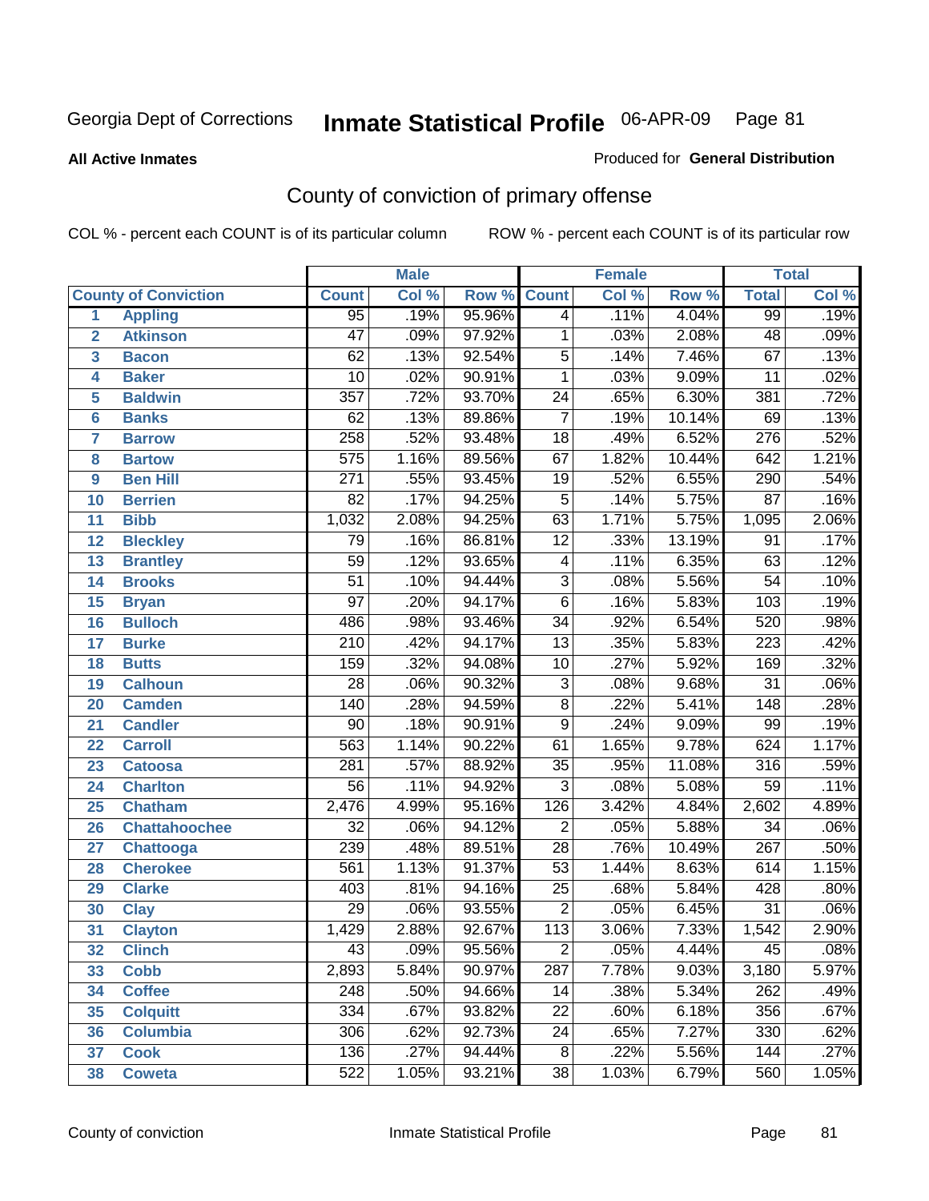Georgia Dept of Corrections

# Inmate Statistical Profile 06-APR-09

**All Active Inmates**

Produced for **General Distribution**

## County of conviction of primary offense

COL % - percent each COUNT is of its particular column

ROW % - percent each COUNT is of its particular row

| County of Conviction | | Male | | | Female | | | Total | |
|---|---|---|---|---|---|---|---|---|---|
| | | Count | Col % | Row % | Count | Col % | Row % | Total | Col % |
| 1 | Appling | 95 | .19% | 95.96% | 4 | .11% | 4.04% | 99 | .19% |
| 2 | Atkinson | 47 | .09% | 97.92% | 1 | .03% | 2.08% | 48 | .09% |
| 3 | Bacon | 62 | .13% | 92.54% | 5 | .14% | 7.46% | 67 | .13% |
| 4 | Baker | 10 | .02% | 90.91% | 1 | .03% | 9.09% | 11 | .02% |
| 5 | Baldwin | 357 | .72% | 93.70% | 24 | .65% | 6.30% | 381 | .72% |
| 6 | Banks | 62 | .13% | 89.86% | 7 | .19% | 10.14% | 69 | .13% |
| 7 | Barrow | 258 | .52% | 93.48% | 18 | .49% | 6.52% | 276 | .52% |
| 8 | Bartow | 575 | 1.16% | 89.56% | 67 | 1.82% | 10.44% | 642 | 1.21% |
| 9 | Ben Hill | 271 | .55% | 93.45% | 19 | .52% | 6.55% | 290 | .54% |
| 10 | Berrien | 82 | .17% | 94.25% | 5 | .14% | 5.75% | 87 | .16% |
| 11 | Bibb | 1,032 | 2.08% | 94.25% | 63 | 1.71% | 5.75% | 1,095 | 2.06% |
| 12 | Bleckley | 79 | .16% | 86.81% | 12 | .33% | 13.19% | 91 | .17% |
| 13 | Brantley | 59 | .12% | 93.65% | 4 | .11% | 6.35% | 63 | .12% |
| 14 | Brooks | 51 | .10% | 94.44% | 3 | .08% | 5.56% | 54 | .10% |
| 15 | Bryan | 97 | .20% | 94.17% | 6 | .16% | 5.83% | 103 | .19% |
| 16 | Bulloch | 486 | .98% | 93.46% | 34 | .92% | 6.54% | 520 | .98% |
| 17 | Burke | 210 | .42% | 94.17% | 13 | .35% | 5.83% | 223 | .42% |
| 18 | Butts | 159 | .32% | 94.08% | 10 | .27% | 5.92% | 169 | .32% |
| 19 | Calhoun | 28 | .06% | 90.32% | 3 | .08% | 9.68% | 31 | .06% |
| 20 | Camden | 140 | .28% | 94.59% | 8 | .22% | 5.41% | 148 | .28% |
| 21 | Candler | 90 | .18% | 90.91% | 9 | .24% | 9.09% | 99 | .19% |
| 22 | Carroll | 563 | 1.14% | 90.22% | 61 | 1.65% | 9.78% | 624 | 1.17% |
| 23 | Catoosa | 281 | .57% | 88.92% | 35 | .95% | 11.08% | 316 | .59% |
| 24 | Charlton | 56 | .11% | 94.92% | 3 | .08% | 5.08% | 59 | .11% |
| 25 | Chatham | 2,476 | 4.99% | 95.16% | 126 | 3.42% | 4.84% | 2,602 | 4.89% |
| 26 | Chattahoochee | 32 | .06% | 94.12% | 2 | .05% | 5.88% | 34 | .06% |
| 27 | Chattooga | 239 | .48% | 89.51% | 28 | .76% | 10.49% | 267 | .50% |
| 28 | Cherokee | 561 | 1.13% | 91.37% | 53 | 1.44% | 8.63% | 614 | 1.15% |
| 29 | Clarke | 403 | .81% | 94.16% | 25 | .68% | 5.84% | 428 | .80% |
| 30 | Clay | 29 | .06% | 93.55% | 2 | .05% | 6.45% | 31 | .06% |
| 31 | Clayton | 1,429 | 2.88% | 92.67% | 113 | 3.06% | 7.33% | 1,542 | 2.90% |
| 32 | Clinch | 43 | .09% | 95.56% | 2 | .05% | 4.44% | 45 | .08% |
| 33 | Cobb | 2,893 | 5.84% | 90.97% | 287 | 7.78% | 9.03% | 3,180 | 5.97% |
| 34 | Coffee | 248 | .50% | 94.66% | 14 | .38% | 5.34% | 262 | .49% |
| 35 | Colquitt | 334 | .67% | 93.82% | 22 | .60% | 6.18% | 356 | .67% |
| 36 | Columbia | 306 | .62% | 92.73% | 24 | .65% | 7.27% | 330 | .62% |
| 37 | Cook | 136 | .27% | 94.44% | 8 | .22% | 5.56% | 144 | .27% |
| 38 | Coweta | 522 | 1.05% | 93.21% | 38 | 1.03% | 6.79% | 560 | 1.05% |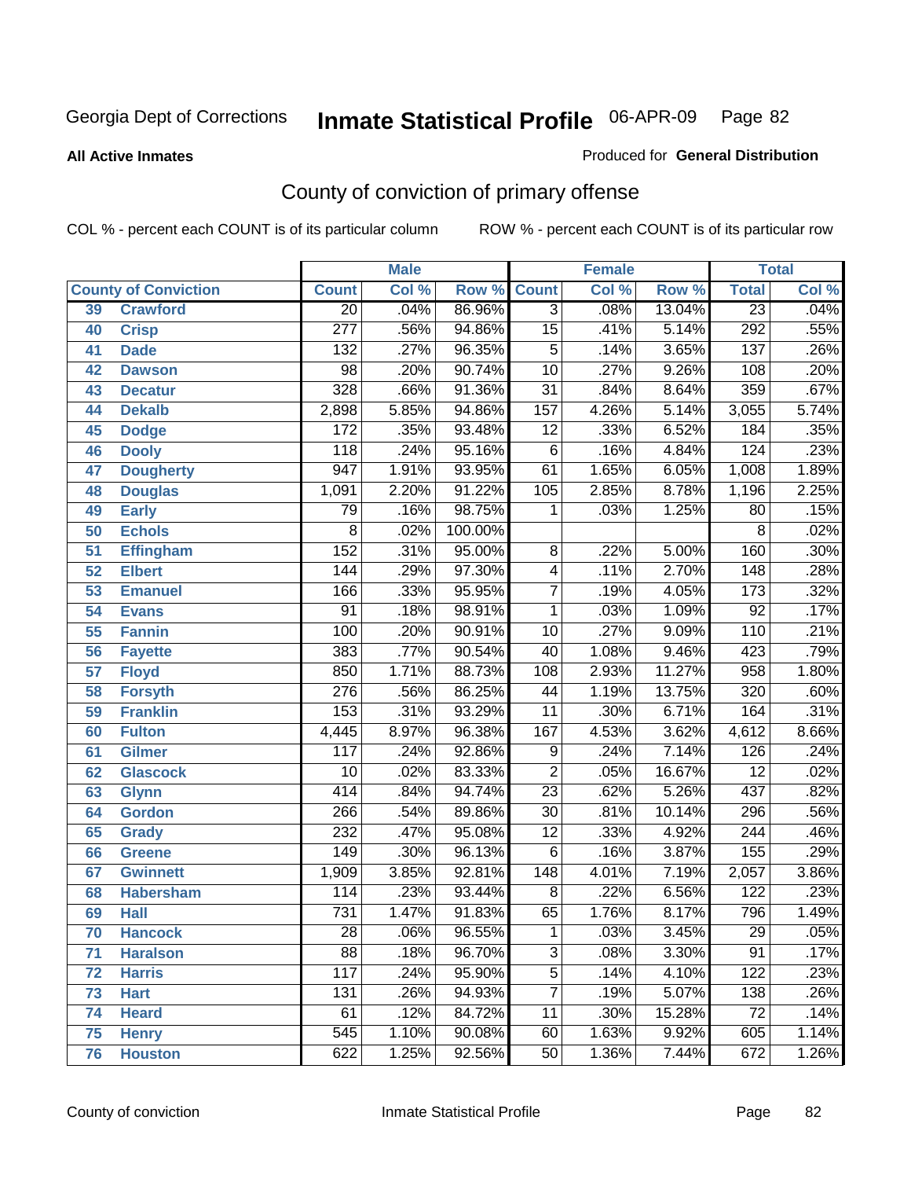Georgia Dept of Corrections **Inmate Statistical Profile** 06-APR-09

**All Active Inmates**

Produced for **General Distribution**

## County of conviction of primary offense

COL % - percent each COUNT is of its particular column     ROW % - percent each COUNT is of its particular row

| County of Conviction | | Male | | | Female | | | Total | |
|---|---|---|---|---|---|---|---|---|---|
| | | Count | Col % | Row % | Count | Col % | Row % | Total | Col % |
| 39 | Crawford | 20 | .04% | 86.96% | 3 | .08% | 13.04% | 23 | .04% |
| 40 | Crisp | 277 | .56% | 94.86% | 15 | .41% | 5.14% | 292 | .55% |
| 41 | Dade | 132 | .27% | 96.35% | 5 | .14% | 3.65% | 137 | .26% |
| 42 | Dawson | 98 | .20% | 90.74% | 10 | .27% | 9.26% | 108 | .20% |
| 43 | Decatur | 328 | .66% | 91.36% | 31 | .84% | 8.64% | 359 | .67% |
| 44 | Dekalb | 2,898 | 5.85% | 94.86% | 157 | 4.26% | 5.14% | 3,055 | 5.74% |
| 45 | Dodge | 172 | .35% | 93.48% | 12 | .33% | 6.52% | 184 | .35% |
| 46 | Dooly | 118 | .24% | 95.16% | 6 | .16% | 4.84% | 124 | .23% |
| 47 | Dougherty | 947 | 1.91% | 93.95% | 61 | 1.65% | 6.05% | 1,008 | 1.89% |
| 48 | Douglas | 1,091 | 2.20% | 91.22% | 105 | 2.85% | 8.78% | 1,196 | 2.25% |
| 49 | Early | 79 | .16% | 98.75% | 1 | .03% | 1.25% | 80 | .15% |
| 50 | Echols | 8 | .02% | 100.00% | | | | 8 | .02% |
| 51 | Effingham | 152 | .31% | 95.00% | 8 | .22% | 5.00% | 160 | .30% |
| 52 | Elbert | 144 | .29% | 97.30% | 4 | .11% | 2.70% | 148 | .28% |
| 53 | Emanuel | 166 | .33% | 95.95% | 7 | .19% | 4.05% | 173 | .32% |
| 54 | Evans | 91 | .18% | 98.91% | 1 | .03% | 1.09% | 92 | .17% |
| 55 | Fannin | 100 | .20% | 90.91% | 10 | .27% | 9.09% | 110 | .21% |
| 56 | Fayette | 383 | .77% | 90.54% | 40 | 1.08% | 9.46% | 423 | .79% |
| 57 | Floyd | 850 | 1.71% | 88.73% | 108 | 2.93% | 11.27% | 958 | 1.80% |
| 58 | Forsyth | 276 | .56% | 86.25% | 44 | 1.19% | 13.75% | 320 | .60% |
| 59 | Franklin | 153 | .31% | 93.29% | 11 | .30% | 6.71% | 164 | .31% |
| 60 | Fulton | 4,445 | 8.97% | 96.38% | 167 | 4.53% | 3.62% | 4,612 | 8.66% |
| 61 | Gilmer | 117 | .24% | 92.86% | 9 | .24% | 7.14% | 126 | .24% |
| 62 | Glascock | 10 | .02% | 83.33% | 2 | .05% | 16.67% | 12 | .02% |
| 63 | Glynn | 414 | .84% | 94.74% | 23 | .62% | 5.26% | 437 | .82% |
| 64 | Gordon | 266 | .54% | 89.86% | 30 | .81% | 10.14% | 296 | .56% |
| 65 | Grady | 232 | .47% | 95.08% | 12 | .33% | 4.92% | 244 | .46% |
| 66 | Greene | 149 | .30% | 96.13% | 6 | .16% | 3.87% | 155 | .29% |
| 67 | Gwinnett | 1,909 | 3.85% | 92.81% | 148 | 4.01% | 7.19% | 2,057 | 3.86% |
| 68 | Habersham | 114 | .23% | 93.44% | 8 | .22% | 6.56% | 122 | .23% |
| 69 | Hall | 731 | 1.47% | 91.83% | 65 | 1.76% | 8.17% | 796 | 1.49% |
| 70 | Hancock | 28 | .06% | 96.55% | 1 | .03% | 3.45% | 29 | .05% |
| 71 | Haralson | 88 | .18% | 96.70% | 3 | .08% | 3.30% | 91 | .17% |
| 72 | Harris | 117 | .24% | 95.90% | 5 | .14% | 4.10% | 122 | .23% |
| 73 | Hart | 131 | .26% | 94.93% | 7 | .19% | 5.07% | 138 | .26% |
| 74 | Heard | 61 | .12% | 84.72% | 11 | .30% | 15.28% | 72 | .14% |
| 75 | Henry | 545 | 1.10% | 90.08% | 60 | 1.63% | 9.92% | 605 | 1.14% |
| 76 | Houston | 622 | 1.25% | 92.56% | 50 | 1.36% | 7.44% | 672 | 1.26% |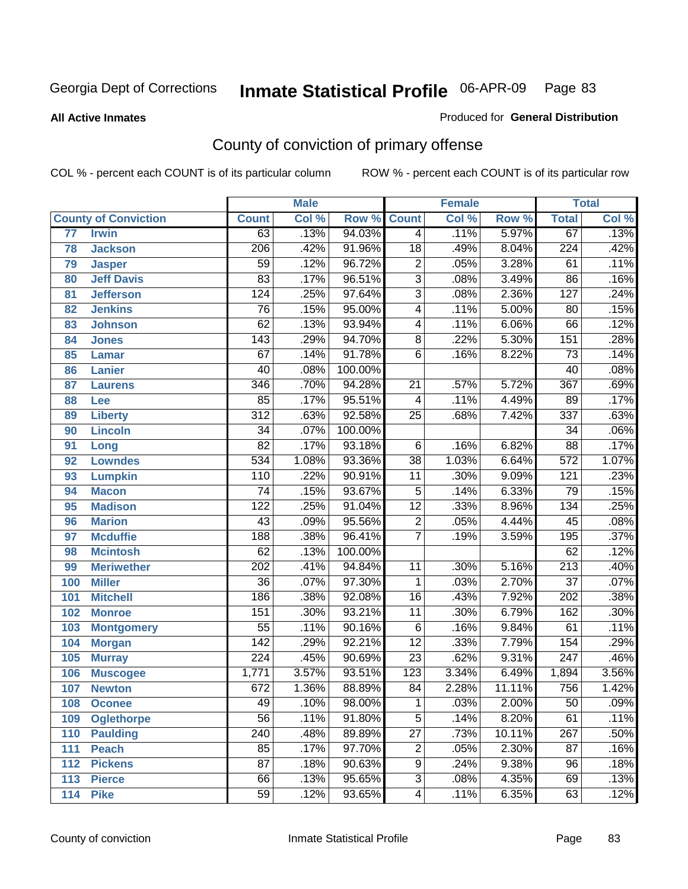Georgia Dept of Corrections **Inmate Statistical Profile** 06-APR-09

**All Active Inmates**

Produced for **General Distribution**

## County of conviction of primary offense

COL % - percent each COUNT is of its particular column ROW % - percent each COUNT is of its particular row

| County of Conviction | | Male | | | Female | | | Total | |
|---|---|---|---|---|---|---|---|---|---|
| | | Count | Col % | Row % | Count | Col % | Row % | Total | Col % |
| 77 | Irwin | 63 | .13% | 94.03% | 4 | .11% | 5.97% | 67 | .13% |
| 78 | Jackson | 206 | .42% | 91.96% | 18 | .49% | 8.04% | 224 | .42% |
| 79 | Jasper | 59 | .12% | 96.72% | 2 | .05% | 3.28% | 61 | .11% |
| 80 | Jeff Davis | 83 | .17% | 96.51% | 3 | .08% | 3.49% | 86 | .16% |
| 81 | Jefferson | 124 | .25% | 97.64% | 3 | .08% | 2.36% | 127 | .24% |
| 82 | Jenkins | 76 | .15% | 95.00% | 4 | .11% | 5.00% | 80 | .15% |
| 83 | Johnson | 62 | .13% | 93.94% | 4 | .11% | 6.06% | 66 | .12% |
| 84 | Jones | 143 | .29% | 94.70% | 8 | .22% | 5.30% | 151 | .28% |
| 85 | Lamar | 67 | .14% | 91.78% | 6 | .16% | 8.22% | 73 | .14% |
| 86 | Lanier | 40 | .08% | 100.00% | | | | 40 | .08% |
| 87 | Laurens | 346 | .70% | 94.28% | 21 | .57% | 5.72% | 367 | .69% |
| 88 | Lee | 85 | .17% | 95.51% | 4 | .11% | 4.49% | 89 | .17% |
| 89 | Liberty | 312 | .63% | 92.58% | 25 | .68% | 7.42% | 337 | .63% |
| 90 | Lincoln | 34 | .07% | 100.00% | | | | 34 | .06% |
| 91 | Long | 82 | .17% | 93.18% | 6 | .16% | 6.82% | 88 | .17% |
| 92 | Lowndes | 534 | 1.08% | 93.36% | 38 | 1.03% | 6.64% | 572 | 1.07% |
| 93 | Lumpkin | 110 | .22% | 90.91% | 11 | .30% | 9.09% | 121 | .23% |
| 94 | Macon | 74 | .15% | 93.67% | 5 | .14% | 6.33% | 79 | .15% |
| 95 | Madison | 122 | .25% | 91.04% | 12 | .33% | 8.96% | 134 | .25% |
| 96 | Marion | 43 | .09% | 95.56% | 2 | .05% | 4.44% | 45 | .08% |
| 97 | Mcduffie | 188 | .38% | 96.41% | 7 | .19% | 3.59% | 195 | .37% |
| 98 | Mcintosh | 62 | .13% | 100.00% | | | | 62 | .12% |
| 99 | Meriwether | 202 | .41% | 94.84% | 11 | .30% | 5.16% | 213 | .40% |
| 100 | Miller | 36 | .07% | 97.30% | 1 | .03% | 2.70% | 37 | .07% |
| 101 | Mitchell | 186 | .38% | 92.08% | 16 | .43% | 7.92% | 202 | .38% |
| 102 | Monroe | 151 | .30% | 93.21% | 11 | .30% | 6.79% | 162 | .30% |
| 103 | Montgomery | 55 | .11% | 90.16% | 6 | .16% | 9.84% | 61 | .11% |
| 104 | Morgan | 142 | .29% | 92.21% | 12 | .33% | 7.79% | 154 | .29% |
| 105 | Murray | 224 | .45% | 90.69% | 23 | .62% | 9.31% | 247 | .46% |
| 106 | Muscogee | 1,771 | 3.57% | 93.51% | 123 | 3.34% | 6.49% | 1,894 | 3.56% |
| 107 | Newton | 672 | 1.36% | 88.89% | 84 | 2.28% | 11.11% | 756 | 1.42% |
| 108 | Oconee | 49 | .10% | 98.00% | 1 | .03% | 2.00% | 50 | .09% |
| 109 | Oglethorpe | 56 | .11% | 91.80% | 5 | .14% | 8.20% | 61 | .11% |
| 110 | Paulding | 240 | .48% | 89.89% | 27 | .73% | 10.11% | 267 | .50% |
| 111 | Peach | 85 | .17% | 97.70% | 2 | .05% | 2.30% | 87 | .16% |
| 112 | Pickens | 87 | .18% | 90.63% | 9 | .24% | 9.38% | 96 | .18% |
| 113 | Pierce | 66 | .13% | 95.65% | 3 | .08% | 4.35% | 69 | .13% |
| 114 | Pike | 59 | .12% | 93.65% | 4 | .11% | 6.35% | 63 | .12% |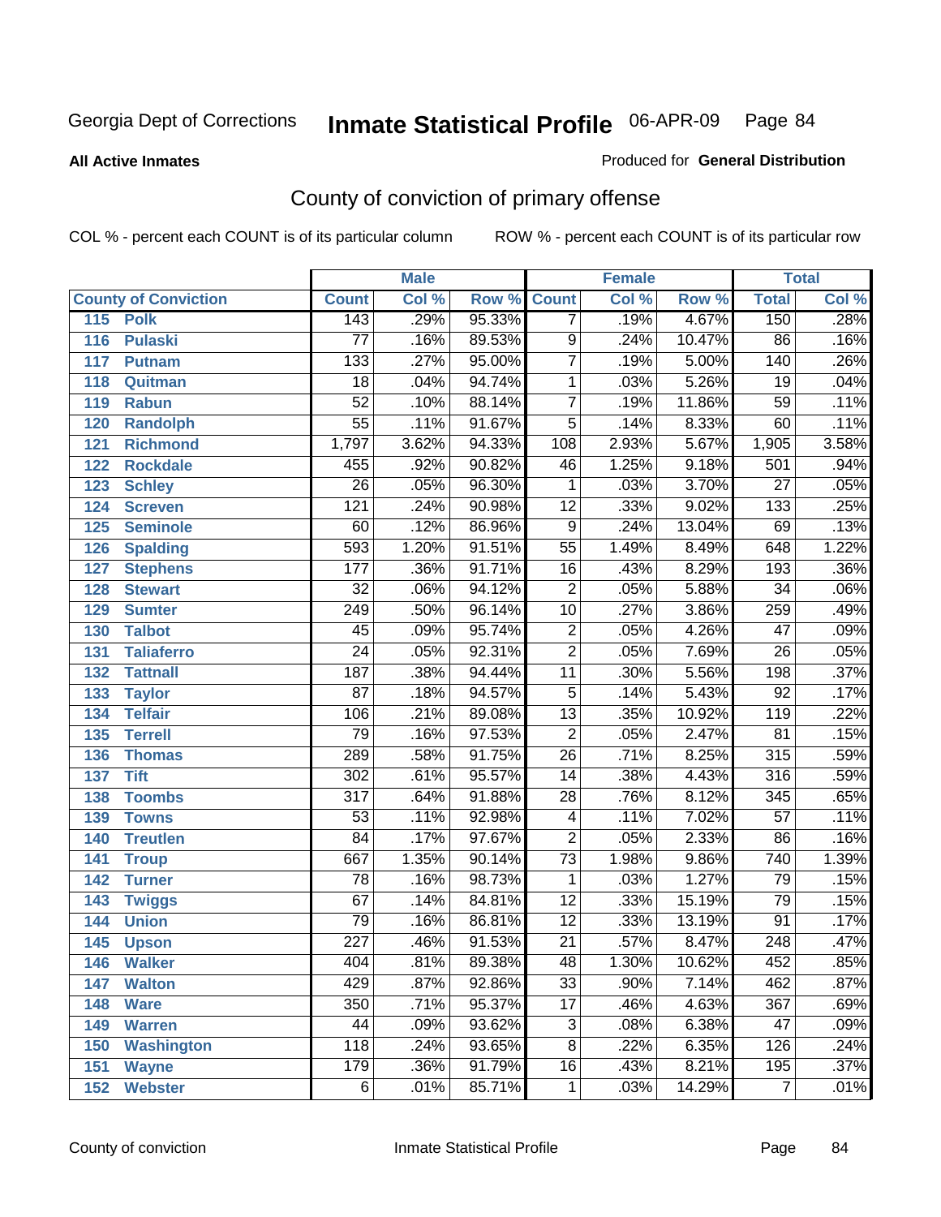Georgia Dept of Corrections **Inmate Statistical Profile** 06-APR-09 Page 84

**All Active Inmates**

Produced for **General Distribution**

## County of conviction of primary offense

COL % - percent each COUNT is of its particular column ROW % - percent each COUNT is of its particular row

| County of Conviction | | Male | | | Female | | | Total | |
|---|---|---|---|---|---|---|---|---|---|
| | | Count | Col % | Row % | Count | Col % | Row % | Total | Col % |
| 115 | Polk | 143 | .29% | 95.33% | 7 | .19% | 4.67% | 150 | .28% |
| 116 | Pulaski | 77 | .16% | 89.53% | 9 | .24% | 10.47% | 86 | .16% |
| 117 | Putnam | 133 | .27% | 95.00% | 7 | .19% | 5.00% | 140 | .26% |
| 118 | Quitman | 18 | .04% | 94.74% | 1 | .03% | 5.26% | 19 | .04% |
| 119 | Rabun | 52 | .10% | 88.14% | 7 | .19% | 11.86% | 59 | .11% |
| 120 | Randolph | 55 | .11% | 91.67% | 5 | .14% | 8.33% | 60 | .11% |
| 121 | Richmond | 1,797 | 3.62% | 94.33% | 108 | 2.93% | 5.67% | 1,905 | 3.58% |
| 122 | Rockdale | 455 | .92% | 90.82% | 46 | 1.25% | 9.18% | 501 | .94% |
| 123 | Schley | 26 | .05% | 96.30% | 1 | .03% | 3.70% | 27 | .05% |
| 124 | Screven | 121 | .24% | 90.98% | 12 | .33% | 9.02% | 133 | .25% |
| 125 | Seminole | 60 | .12% | 86.96% | 9 | .24% | 13.04% | 69 | .13% |
| 126 | Spalding | 593 | 1.20% | 91.51% | 55 | 1.49% | 8.49% | 648 | 1.22% |
| 127 | Stephens | 177 | .36% | 91.71% | 16 | .43% | 8.29% | 193 | .36% |
| 128 | Stewart | 32 | .06% | 94.12% | 2 | .05% | 5.88% | 34 | .06% |
| 129 | Sumter | 249 | .50% | 96.14% | 10 | .27% | 3.86% | 259 | .49% |
| 130 | Talbot | 45 | .09% | 95.74% | 2 | .05% | 4.26% | 47 | .09% |
| 131 | Taliaferro | 24 | .05% | 92.31% | 2 | .05% | 7.69% | 26 | .05% |
| 132 | Tattnall | 187 | .38% | 94.44% | 11 | .30% | 5.56% | 198 | .37% |
| 133 | Taylor | 87 | .18% | 94.57% | 5 | .14% | 5.43% | 92 | .17% |
| 134 | Telfair | 106 | .21% | 89.08% | 13 | .35% | 10.92% | 119 | .22% |
| 135 | Terrell | 79 | .16% | 97.53% | 2 | .05% | 2.47% | 81 | .15% |
| 136 | Thomas | 289 | .58% | 91.75% | 26 | .71% | 8.25% | 315 | .59% |
| 137 | Tift | 302 | .61% | 95.57% | 14 | .38% | 4.43% | 316 | .59% |
| 138 | Toombs | 317 | .64% | 91.88% | 28 | .76% | 8.12% | 345 | .65% |
| 139 | Towns | 53 | .11% | 92.98% | 4 | .11% | 7.02% | 57 | .11% |
| 140 | Treutlen | 84 | .17% | 97.67% | 2 | .05% | 2.33% | 86 | .16% |
| 141 | Troup | 667 | 1.35% | 90.14% | 73 | 1.98% | 9.86% | 740 | 1.39% |
| 142 | Turner | 78 | .16% | 98.73% | 1 | .03% | 1.27% | 79 | .15% |
| 143 | Twiggs | 67 | .14% | 84.81% | 12 | .33% | 15.19% | 79 | .15% |
| 144 | Union | 79 | .16% | 86.81% | 12 | .33% | 13.19% | 91 | .17% |
| 145 | Upson | 227 | .46% | 91.53% | 21 | .57% | 8.47% | 248 | .47% |
| 146 | Walker | 404 | .81% | 89.38% | 48 | 1.30% | 10.62% | 452 | .85% |
| 147 | Walton | 429 | .87% | 92.86% | 33 | .90% | 7.14% | 462 | .87% |
| 148 | Ware | 350 | .71% | 95.37% | 17 | .46% | 4.63% | 367 | .69% |
| 149 | Warren | 44 | .09% | 93.62% | 3 | .08% | 6.38% | 47 | .09% |
| 150 | Washington | 118 | .24% | 93.65% | 8 | .22% | 6.35% | 126 | .24% |
| 151 | Wayne | 179 | .36% | 91.79% | 16 | .43% | 8.21% | 195 | .37% |
| 152 | Webster | 6 | .01% | 85.71% | 1 | .03% | 14.29% | 7 | .01% |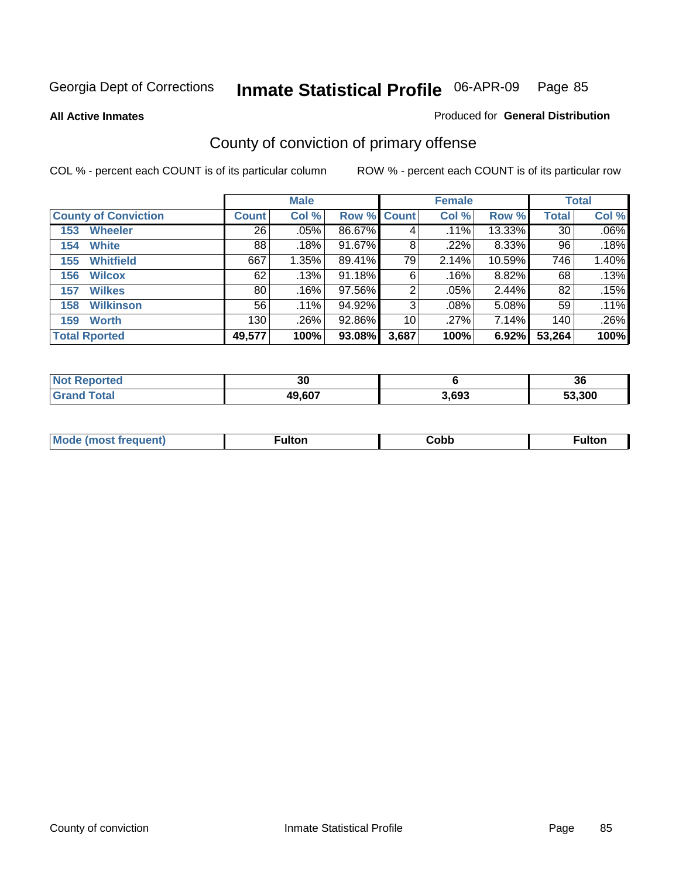Georgia Dept of Corrections **Inmate Statistical Profile** 06-APR-09

**All Active Inmates** Produced for **General Distribution**

## County of conviction of primary offense

COL % - percent each COUNT is of its particular column ROW % - percent each COUNT is of its particular row

| County of Conviction | Male | | | Female | | | Total | |
|---|---|---|---|---|---|---|---|---|
| | Count | Col % | Row % | Count | Col % | Row % | Total | Col % |
| 153 Wheeler | 26 | .05% | 86.67% | 4 | .11% | 13.33% | 30 | .06% |
| 154 White | 88 | .18% | 91.67% | 8 | .22% | 8.33% | 96 | .18% |
| 155 Whitfield | 667 | 1.35% | 89.41% | 79 | 2.14% | 10.59% | 746 | 1.40% |
| 156 Wilcox | 62 | .13% | 91.18% | 6 | .16% | 8.82% | 68 | .13% |
| 157 Wilkes | 80 | .16% | 97.56% | 2 | .05% | 2.44% | 82 | .15% |
| 158 Wilkinson | 56 | .11% | 94.92% | 3 | .08% | 5.08% | 59 | .11% |
| 159 Worth | 130 | .26% | 92.86% | 10 | .27% | 7.14% | 140 | .26% |
| **Total Rported** | **49,577** | **100%** | **93.08%** | **3,687** | **100%** | **6.92%** | **53,264** | **100%** |

| | Male | Female | Total |
|---|---|---|---|
| Not Reported | 30 | 6 | 36 |
| Grand Total | 49,607 | 3,693 | 53,300 |

| | Male | Female | Total |
|---|---|---|---|
| Mode (most frequent) | Fulton | Cobb | Fulton |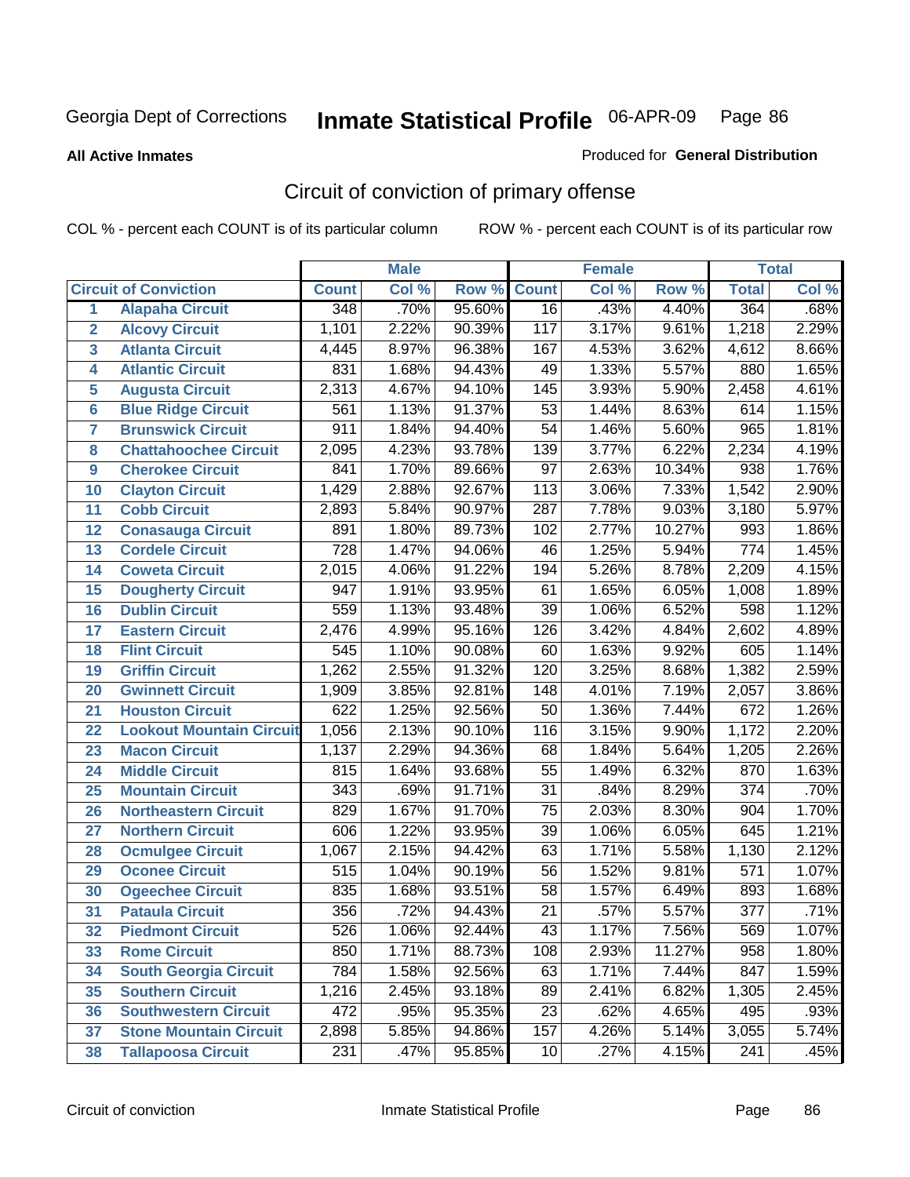Georgia Dept of Corrections **Inmate Statistical Profile** 06-APR-09

**All Active Inmates**

Produced for **General Distribution**

## Circuit of conviction of primary offense

COL % - percent each COUNT is of its particular column ROW % - percent each COUNT is of its particular row

| Circuit of Conviction | | Male | | | Female | | | Total | |
|---|---|---|---|---|---|---|---|---|---|
| | | Count | Col % | Row % | Count | Col % | Row % | Total | Col % |
| 1 | Alapaha Circuit | 348 | .70% | 95.60% | 16 | .43% | 4.40% | 364 | .68% |
| 2 | Alcovy Circuit | 1,101 | 2.22% | 90.39% | 117 | 3.17% | 9.61% | 1,218 | 2.29% |
| 3 | Atlanta Circuit | 4,445 | 8.97% | 96.38% | 167 | 4.53% | 3.62% | 4,612 | 8.66% |
| 4 | Atlantic Circuit | 831 | 1.68% | 94.43% | 49 | 1.33% | 5.57% | 880 | 1.65% |
| 5 | Augusta Circuit | 2,313 | 4.67% | 94.10% | 145 | 3.93% | 5.90% | 2,458 | 4.61% |
| 6 | Blue Ridge Circuit | 561 | 1.13% | 91.37% | 53 | 1.44% | 8.63% | 614 | 1.15% |
| 7 | Brunswick Circuit | 911 | 1.84% | 94.40% | 54 | 1.46% | 5.60% | 965 | 1.81% |
| 8 | Chattahoochee Circuit | 2,095 | 4.23% | 93.78% | 139 | 3.77% | 6.22% | 2,234 | 4.19% |
| 9 | Cherokee Circuit | 841 | 1.70% | 89.66% | 97 | 2.63% | 10.34% | 938 | 1.76% |
| 10 | Clayton Circuit | 1,429 | 2.88% | 92.67% | 113 | 3.06% | 7.33% | 1,542 | 2.90% |
| 11 | Cobb Circuit | 2,893 | 5.84% | 90.97% | 287 | 7.78% | 9.03% | 3,180 | 5.97% |
| 12 | Conasauga Circuit | 891 | 1.80% | 89.73% | 102 | 2.77% | 10.27% | 993 | 1.86% |
| 13 | Cordele Circuit | 728 | 1.47% | 94.06% | 46 | 1.25% | 5.94% | 774 | 1.45% |
| 14 | Coweta Circuit | 2,015 | 4.06% | 91.22% | 194 | 5.26% | 8.78% | 2,209 | 4.15% |
| 15 | Dougherty Circuit | 947 | 1.91% | 93.95% | 61 | 1.65% | 6.05% | 1,008 | 1.89% |
| 16 | Dublin Circuit | 559 | 1.13% | 93.48% | 39 | 1.06% | 6.52% | 598 | 1.12% |
| 17 | Eastern Circuit | 2,476 | 4.99% | 95.16% | 126 | 3.42% | 4.84% | 2,602 | 4.89% |
| 18 | Flint Circuit | 545 | 1.10% | 90.08% | 60 | 1.63% | 9.92% | 605 | 1.14% |
| 19 | Griffin Circuit | 1,262 | 2.55% | 91.32% | 120 | 3.25% | 8.68% | 1,382 | 2.59% |
| 20 | Gwinnett Circuit | 1,909 | 3.85% | 92.81% | 148 | 4.01% | 7.19% | 2,057 | 3.86% |
| 21 | Houston Circuit | 622 | 1.25% | 92.56% | 50 | 1.36% | 7.44% | 672 | 1.26% |
| 22 | Lookout Mountain Circuit | 1,056 | 2.13% | 90.10% | 116 | 3.15% | 9.90% | 1,172 | 2.20% |
| 23 | Macon Circuit | 1,137 | 2.29% | 94.36% | 68 | 1.84% | 5.64% | 1,205 | 2.26% |
| 24 | Middle Circuit | 815 | 1.64% | 93.68% | 55 | 1.49% | 6.32% | 870 | 1.63% |
| 25 | Mountain Circuit | 343 | .69% | 91.71% | 31 | .84% | 8.29% | 374 | .70% |
| 26 | Northeastern Circuit | 829 | 1.67% | 91.70% | 75 | 2.03% | 8.30% | 904 | 1.70% |
| 27 | Northern Circuit | 606 | 1.22% | 93.95% | 39 | 1.06% | 6.05% | 645 | 1.21% |
| 28 | Ocmulgee Circuit | 1,067 | 2.15% | 94.42% | 63 | 1.71% | 5.58% | 1,130 | 2.12% |
| 29 | Oconee Circuit | 515 | 1.04% | 90.19% | 56 | 1.52% | 9.81% | 571 | 1.07% |
| 30 | Ogeechee Circuit | 835 | 1.68% | 93.51% | 58 | 1.57% | 6.49% | 893 | 1.68% |
| 31 | Pataula Circuit | 356 | .72% | 94.43% | 21 | .57% | 5.57% | 377 | .71% |
| 32 | Piedmont Circuit | 526 | 1.06% | 92.44% | 43 | 1.17% | 7.56% | 569 | 1.07% |
| 33 | Rome Circuit | 850 | 1.71% | 88.73% | 108 | 2.93% | 11.27% | 958 | 1.80% |
| 34 | South Georgia Circuit | 784 | 1.58% | 92.56% | 63 | 1.71% | 7.44% | 847 | 1.59% |
| 35 | Southern Circuit | 1,216 | 2.45% | 93.18% | 89 | 2.41% | 6.82% | 1,305 | 2.45% |
| 36 | Southwestern Circuit | 472 | .95% | 95.35% | 23 | .62% | 4.65% | 495 | .93% |
| 37 | Stone Mountain Circuit | 2,898 | 5.85% | 94.86% | 157 | 4.26% | 5.14% | 3,055 | 5.74% |
| 38 | Tallapoosa Circuit | 231 | .47% | 95.85% | 10 | .27% | 4.15% | 241 | .45% |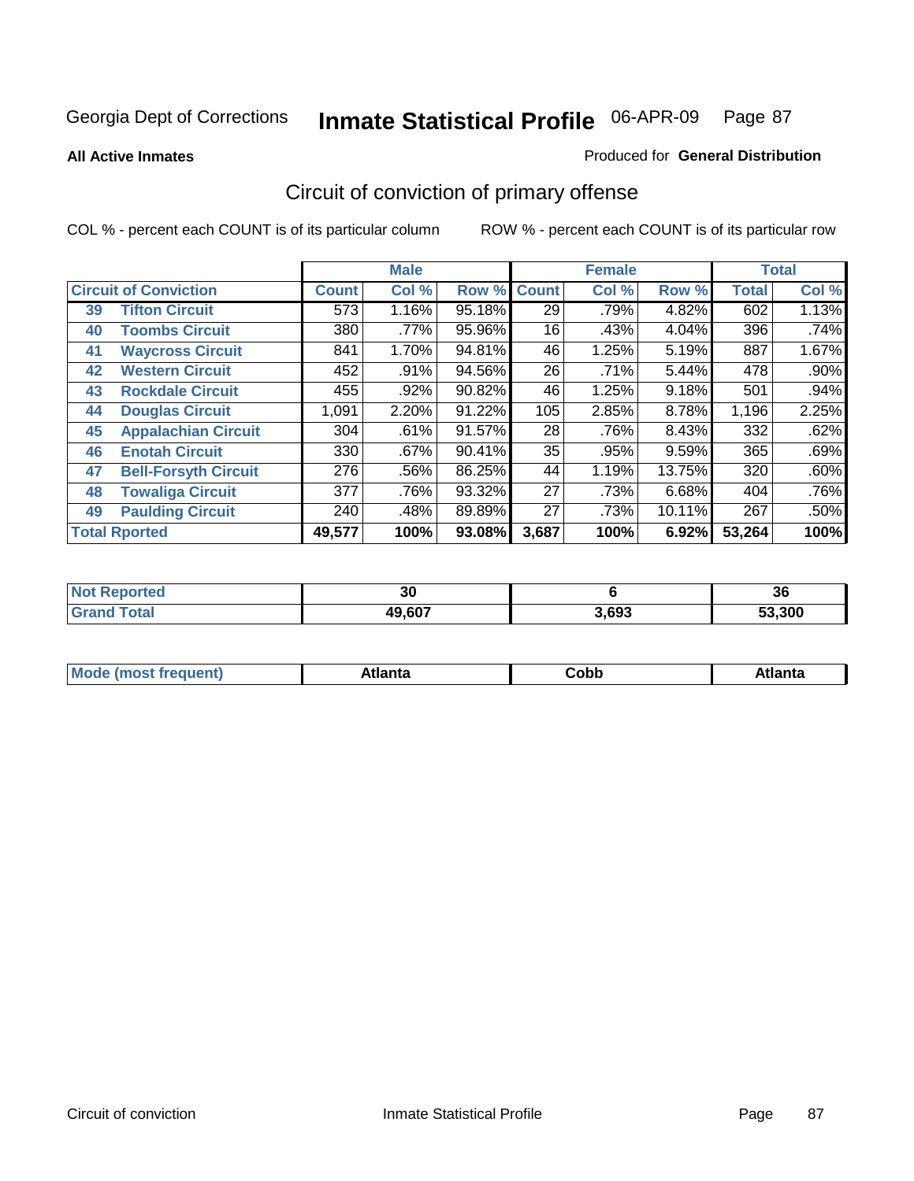**All Active Inmates** — Produced for **General Distribution**

## Circuit of conviction of primary offense

COL % - percent each COUNT is of its particular column — ROW % - percent each COUNT is of its particular row

| Circuit of Conviction | | Male | | | Female | | | Total | |
|---|---|---|---|---|---|---|---|---|---|
| | | Count | Col % | Row % | Count | Col % | Row % | Total | Col % |
| 39 | Tifton Circuit | 573 | 1.16% | 95.18% | 29 | .79% | 4.82% | 602 | 1.13% |
| 40 | Toombs Circuit | 380 | .77% | 95.96% | 16 | .43% | 4.04% | 396 | .74% |
| 41 | Waycross Circuit | 841 | 1.70% | 94.81% | 46 | 1.25% | 5.19% | 887 | 1.67% |
| 42 | Western Circuit | 452 | .91% | 94.56% | 26 | .71% | 5.44% | 478 | .90% |
| 43 | Rockdale Circuit | 455 | .92% | 90.82% | 46 | 1.25% | 9.18% | 501 | .94% |
| 44 | Douglas Circuit | 1,091 | 2.20% | 91.22% | 105 | 2.85% | 8.78% | 1,196 | 2.25% |
| 45 | Appalachian Circuit | 304 | .61% | 91.57% | 28 | .76% | 8.43% | 332 | .62% |
| 46 | Enotah Circuit | 330 | .67% | 90.41% | 35 | .95% | 9.59% | 365 | .69% |
| 47 | Bell-Forsyth Circuit | 276 | .56% | 86.25% | 44 | 1.19% | 13.75% | 320 | .60% |
| 48 | Towaliga Circuit | 377 | .76% | 93.32% | 27 | .73% | 6.68% | 404 | .76% |
| 49 | Paulding Circuit | 240 | .48% | 89.89% | 27 | .73% | 10.11% | 267 | .50% |
| **Total Rported** | | **49,577** | **100%** | **93.08%** | **3,687** | **100%** | **6.92%** | **53,264** | **100%** |

| | Male | Female | Total |
|---|---|---|---|
| Not Reported | 30 | 6 | 36 |
| Grand Total | 49,607 | 3,693 | 53,300 |

| | Male | Female | Total |
|---|---|---|---|
| Mode (most frequent) | Atlanta | Cobb | Atlanta |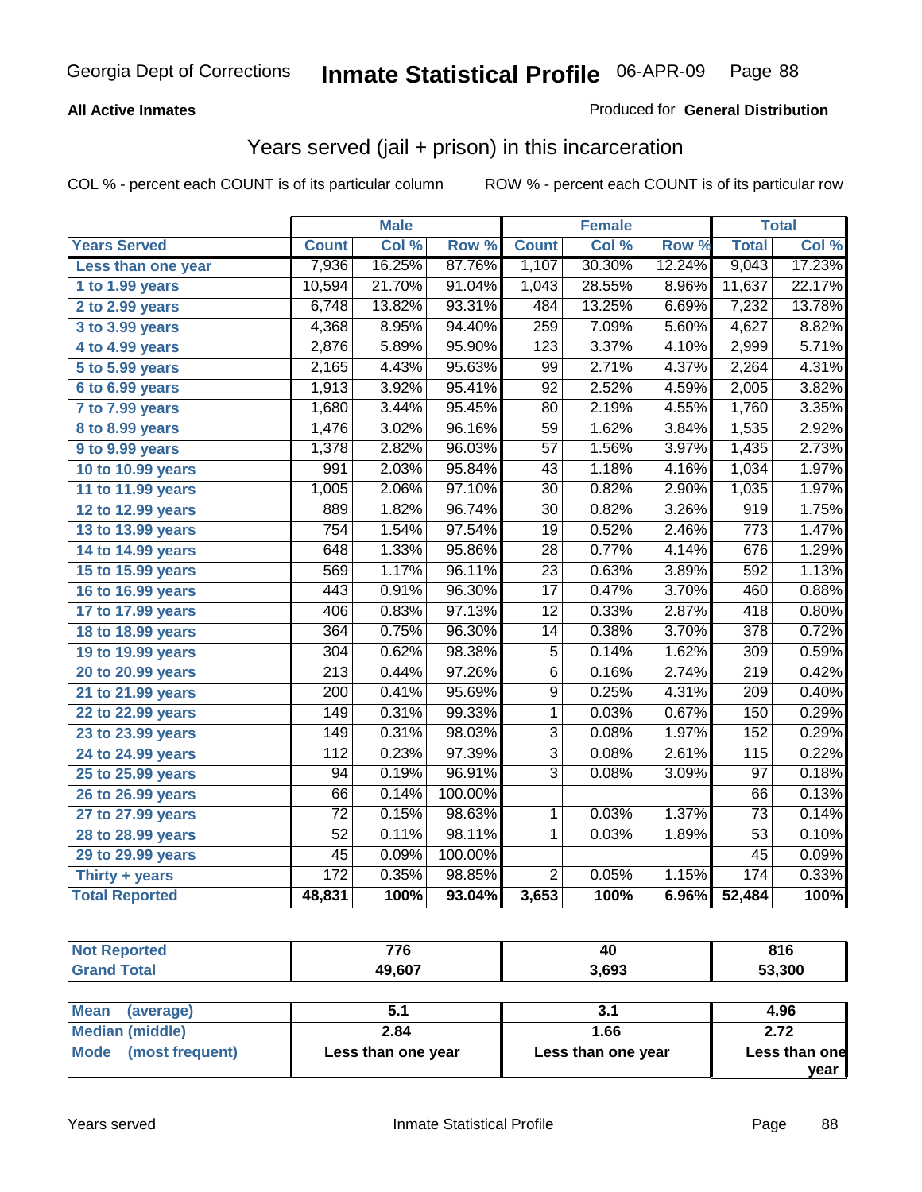Georgia Dept of Corrections **Inmate Statistical Profile** 06-APR-09

**All Active Inmates**

Produced for **General Distribution**

## Years served (jail + prison) in this incarceration

COL % - percent each COUNT is of its particular column    ROW % - percent each COUNT is of its particular row

| | Male | | | Female | | | Total | |
|---|---|---|---|---|---|---|---|---|
| **Years Served** | **Count** | **Col %** | **Row %** | **Count** | **Col %** | **Row %** | **Total** | **Col %** |
| Less than one year | 7,936 | 16.25% | 87.76% | 1,107 | 30.30% | 12.24% | 9,043 | 17.23% |
| 1 to 1.99 years | 10,594 | 21.70% | 91.04% | 1,043 | 28.55% | 8.96% | 11,637 | 22.17% |
| 2 to 2.99 years | 6,748 | 13.82% | 93.31% | 484 | 13.25% | 6.69% | 7,232 | 13.78% |
| 3 to 3.99 years | 4,368 | 8.95% | 94.40% | 259 | 7.09% | 5.60% | 4,627 | 8.82% |
| 4 to 4.99 years | 2,876 | 5.89% | 95.90% | 123 | 3.37% | 4.10% | 2,999 | 5.71% |
| 5 to 5.99 years | 2,165 | 4.43% | 95.63% | 99 | 2.71% | 4.37% | 2,264 | 4.31% |
| 6 to 6.99 years | 1,913 | 3.92% | 95.41% | 92 | 2.52% | 4.59% | 2,005 | 3.82% |
| 7 to 7.99 years | 1,680 | 3.44% | 95.45% | 80 | 2.19% | 4.55% | 1,760 | 3.35% |
| 8 to 8.99 years | 1,476 | 3.02% | 96.16% | 59 | 1.62% | 3.84% | 1,535 | 2.92% |
| 9 to 9.99 years | 1,378 | 2.82% | 96.03% | 57 | 1.56% | 3.97% | 1,435 | 2.73% |
| 10 to 10.99 years | 991 | 2.03% | 95.84% | 43 | 1.18% | 4.16% | 1,034 | 1.97% |
| 11 to 11.99 years | 1,005 | 2.06% | 97.10% | 30 | 0.82% | 2.90% | 1,035 | 1.97% |
| 12 to 12.99 years | 889 | 1.82% | 96.74% | 30 | 0.82% | 3.26% | 919 | 1.75% |
| 13 to 13.99 years | 754 | 1.54% | 97.54% | 19 | 0.52% | 2.46% | 773 | 1.47% |
| 14 to 14.99 years | 648 | 1.33% | 95.86% | 28 | 0.77% | 4.14% | 676 | 1.29% |
| 15 to 15.99 years | 569 | 1.17% | 96.11% | 23 | 0.63% | 3.89% | 592 | 1.13% |
| 16 to 16.99 years | 443 | 0.91% | 96.30% | 17 | 0.47% | 3.70% | 460 | 0.88% |
| 17 to 17.99 years | 406 | 0.83% | 97.13% | 12 | 0.33% | 2.87% | 418 | 0.80% |
| 18 to 18.99 years | 364 | 0.75% | 96.30% | 14 | 0.38% | 3.70% | 378 | 0.72% |
| 19 to 19.99 years | 304 | 0.62% | 98.38% | 5 | 0.14% | 1.62% | 309 | 0.59% |
| 20 to 20.99 years | 213 | 0.44% | 97.26% | 6 | 0.16% | 2.74% | 219 | 0.42% |
| 21 to 21.99 years | 200 | 0.41% | 95.69% | 9 | 0.25% | 4.31% | 209 | 0.40% |
| 22 to 22.99 years | 149 | 0.31% | 99.33% | 1 | 0.03% | 0.67% | 150 | 0.29% |
| 23 to 23.99 years | 149 | 0.31% | 98.03% | 3 | 0.08% | 1.97% | 152 | 0.29% |
| 24 to 24.99 years | 112 | 0.23% | 97.39% | 3 | 0.08% | 2.61% | 115 | 0.22% |
| 25 to 25.99 years | 94 | 0.19% | 96.91% | 3 | 0.08% | 3.09% | 97 | 0.18% |
| 26 to 26.99 years | 66 | 0.14% | 100.00% | | | | 66 | 0.13% |
| 27 to 27.99 years | 72 | 0.15% | 98.63% | 1 | 0.03% | 1.37% | 73 | 0.14% |
| 28 to 28.99 years | 52 | 0.11% | 98.11% | 1 | 0.03% | 1.89% | 53 | 0.10% |
| 29 to 29.99 years | 45 | 0.09% | 100.00% | | | | 45 | 0.09% |
| Thirty + years | 172 | 0.35% | 98.85% | 2 | 0.05% | 1.15% | 174 | 0.33% |
| **Total Reported** | **48,831** | **100%** | **93.04%** | **3,653** | **100%** | **6.96%** | **52,484** | **100%** |

| | Male | Female | Total |
|---|---|---|---|
| Not Reported | 776 | 40 | 816 |
| Grand Total | 49,607 | 3,693 | 53,300 |

| | Male | Female | Total |
|---|---|---|---|
| Mean (average) | 5.1 | 3.1 | 4.96 |
| Median (middle) | 2.84 | 1.66 | 2.72 |
| Mode (most frequent) | Less than one year | Less than one year | Less than one year |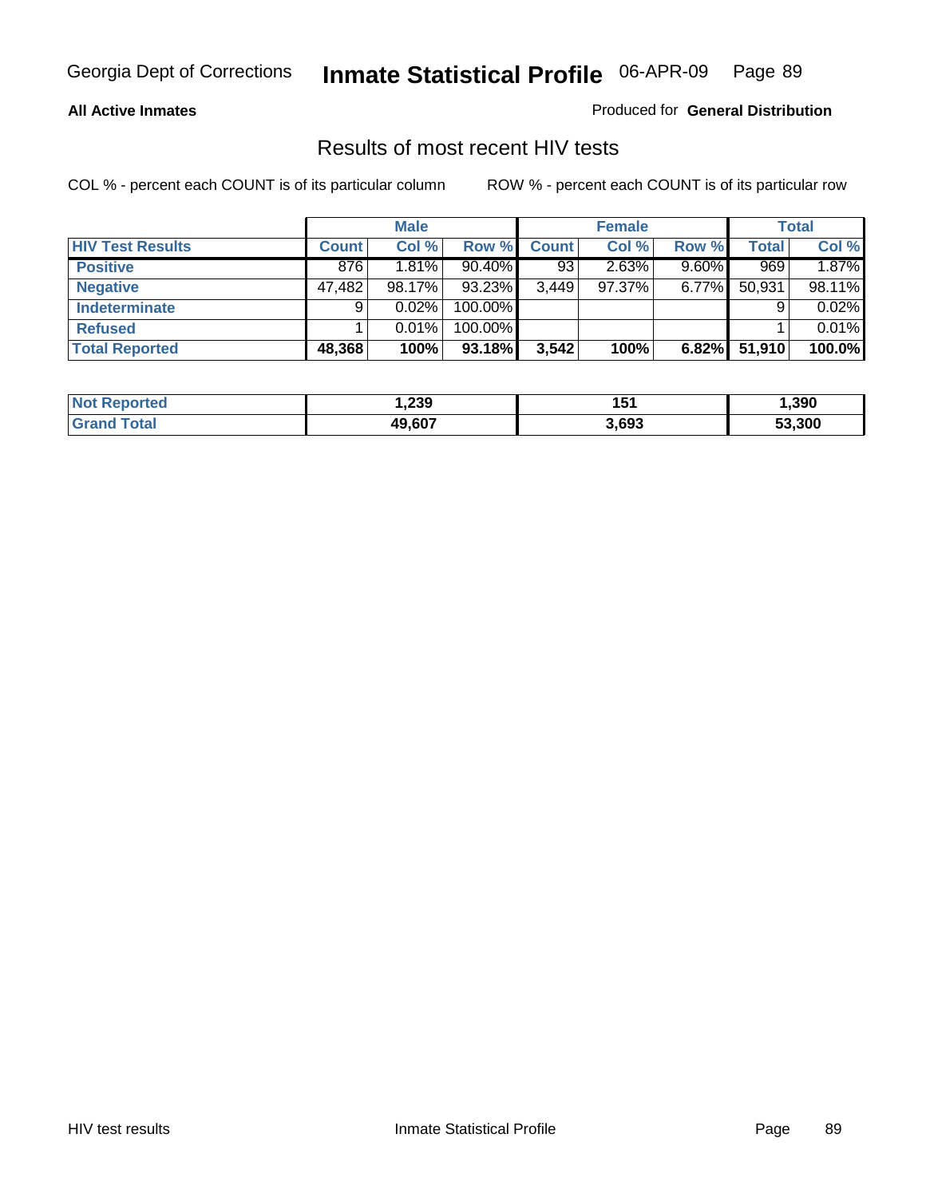**All Active Inmates**

Produced for **General Distribution**

## Results of most recent HIV tests

COL % - percent each COUNT is of its particular column

ROW % - percent each COUNT is of its particular row

| | Male | | | Female | | | Total | |
|---|---|---|---|---|---|---|---|---|
| **HIV Test Results** | **Count** | **Col %** | **Row %** | **Count** | **Col %** | **Row %** | **Total** | **Col %** |
| **Positive** | 876 | 1.81% | 90.40% | 93 | 2.63% | 9.60% | 969 | 1.87% |
| **Negative** | 47,482 | 98.17% | 93.23% | 3,449 | 97.37% | 6.77% | 50,931 | 98.11% |
| **Indeterminate** | 9 | 0.02% | 100.00% | | | | 9 | 0.02% |
| **Refused** | 1 | 0.01% | 100.00% | | | | 1 | 0.01% |
| **Total Reported** | **48,368** | **100%** | **93.18%** | **3,542** | **100%** | **6.82%** | **51,910** | **100.0%** |

| | Male | Female | Total |
|---|---|---|---|
| **Not Reported** | **1,239** | **151** | **1,390** |
| **Grand Total** | **49,607** | **3,693** | **53,300** |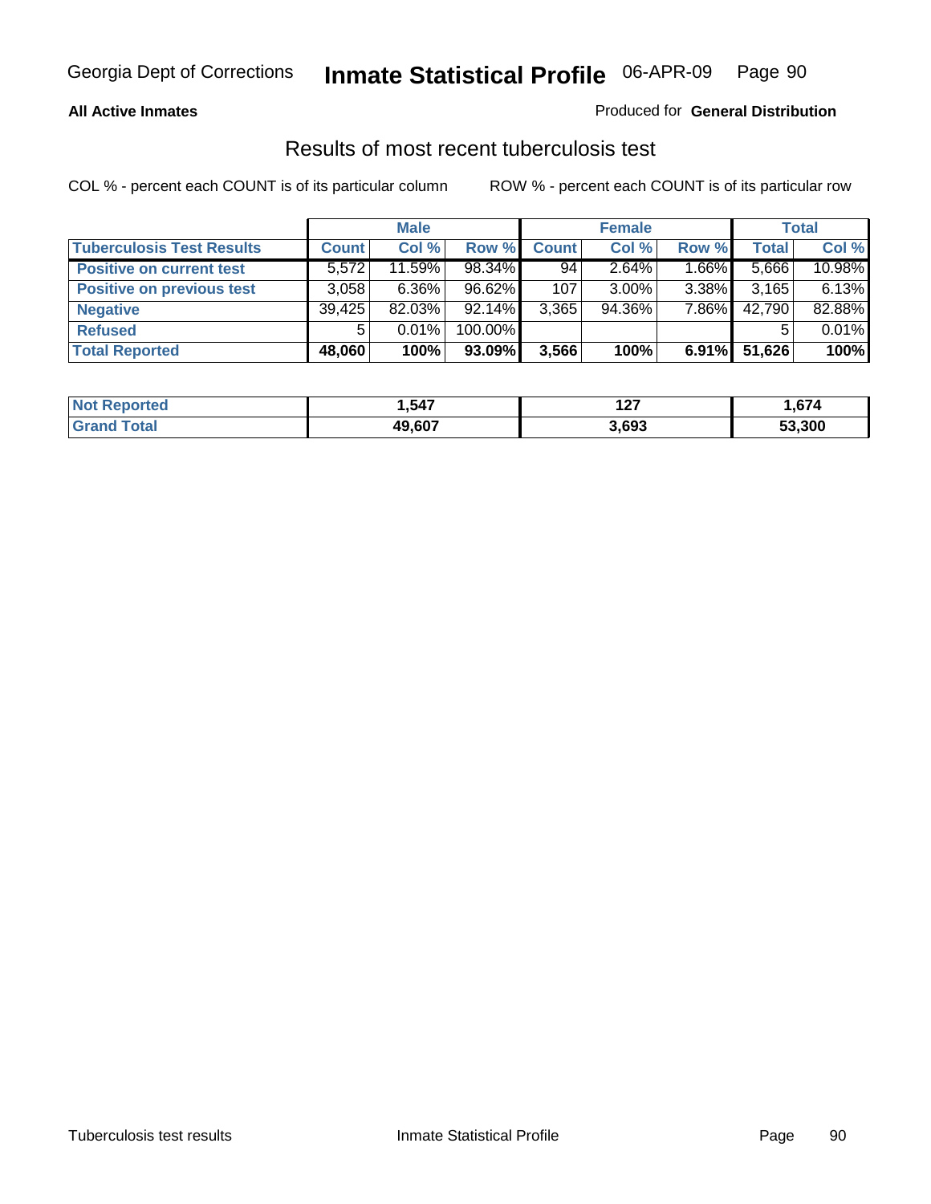**All Active Inmates**

Produced for **General Distribution**

## Results of most recent tuberculosis test

COL % - percent each COUNT is of its particular column

ROW % - percent each COUNT is of its particular row

| | Male | | | Female | | | Total | |
|---|---|---|---|---|---|---|---|---|
| **Tuberculosis Test Results** | **Count** | **Col %** | **Row %** | **Count** | **Col %** | **Row %** | **Total** | **Col %** |
| **Positive on current test** | 5,572 | 11.59% | 98.34% | 94 | 2.64% | 1.66% | 5,666 | 10.98% |
| **Positive on previous test** | 3,058 | 6.36% | 96.62% | 107 | 3.00% | 3.38% | 3,165 | 6.13% |
| **Negative** | 39,425 | 82.03% | 92.14% | 3,365 | 94.36% | 7.86% | 42,790 | 82.88% |
| **Refused** | 5 | 0.01% | 100.00% | | | | 5 | 0.01% |
| **Total Reported** | **48,060** | **100%** | **93.09%** | **3,566** | **100%** | **6.91%** | **51,626** | **100%** |

| | Male | Female | Total |
|---|---|---|---|
| **Not Reported** | **1,547** | **127** | **1,674** |
| **Grand Total** | **49,607** | **3,693** | **53,300** |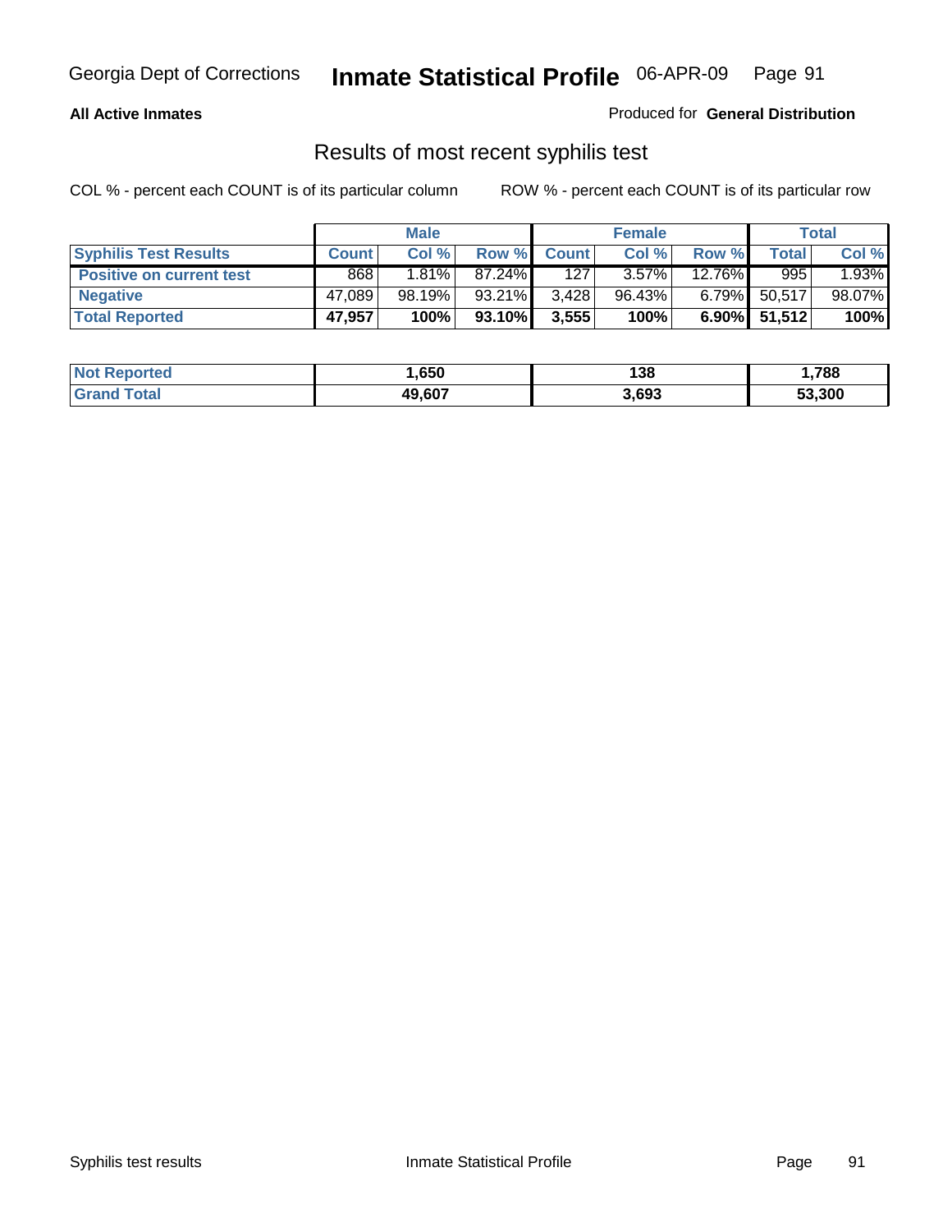All Active Inmates

Produced for **General Distribution**

## Results of most recent syphilis test

COL % - percent each COUNT is of its particular column    ROW % - percent each COUNT is of its particular row

| | Male | | | Female | | | Total | |
|---|---|---|---|---|---|---|---|---|
| **Syphilis Test Results** | **Count** | **Col %** | **Row %** | **Count** | **Col %** | **Row %** | **Total** | **Col %** |
| **Positive on current test** | 868 | 1.81% | 87.24% | 127 | 3.57% | 12.76% | 995 | 1.93% |
| **Negative** | 47,089 | 98.19% | 93.21% | 3,428 | 96.43% | 6.79% | 50,517 | 98.07% |
| **Total Reported** | **47,957** | **100%** | **93.10%** | **3,555** | **100%** | **6.90%** | **51,512** | **100%** |

| | Male | Female | Total |
|---|---|---|---|
| **Not Reported** | **1,650** | **138** | **1,788** |
| **Grand Total** | **49,607** | **3,693** | **53,300** |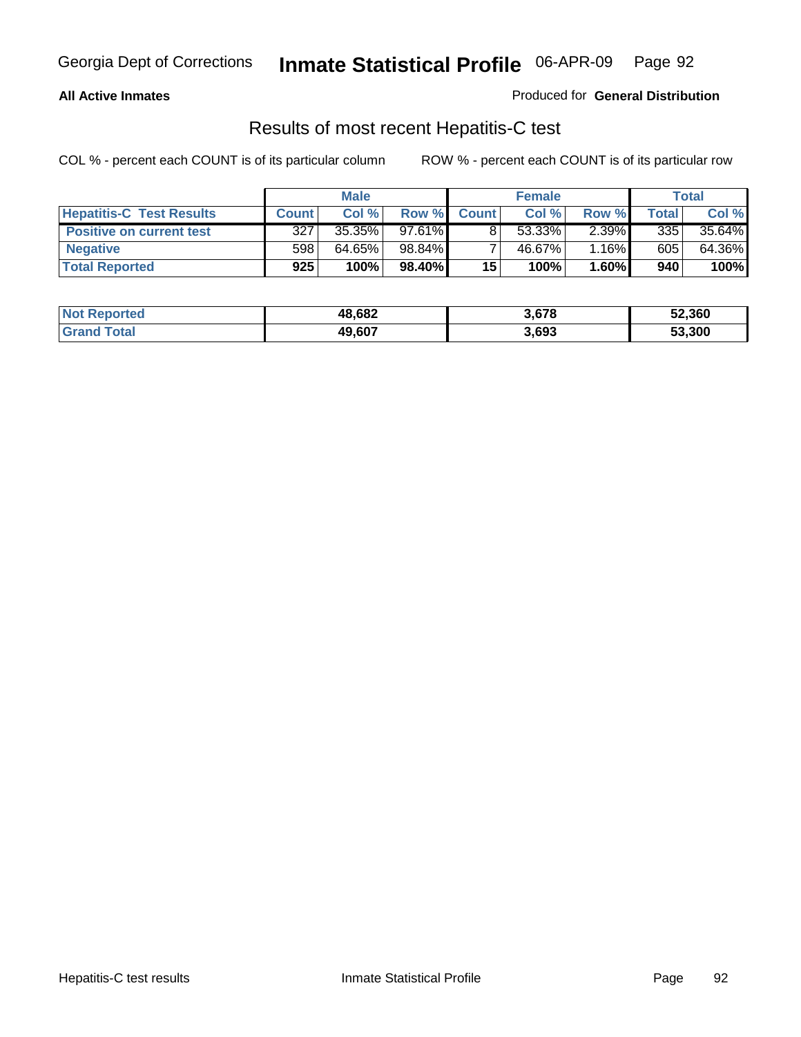**All Active Inmates**

Produced for **General Distribution**

## Results of most recent Hepatitis-C test

COL % - percent each COUNT is of its particular column

ROW % - percent each COUNT is of its particular row

| | Male | | | Female | | | Total | |
|---|---|---|---|---|---|---|---|---|
| **Hepatitis-C Test Results** | **Count** | **Col %** | **Row %** | **Count** | **Col %** | **Row %** | **Total** | **Col %** |
| **Positive on current test** | 327 | 35.35% | 97.61% | 8 | 53.33% | 2.39% | 335 | 35.64% |
| **Negative** | 598 | 64.65% | 98.84% | 7 | 46.67% | 1.16% | 605 | 64.36% |
| **Total Reported** | **925** | **100%** | **98.40%** | **15** | **100%** | **1.60%** | **940** | **100%** |

| | Male | Female | Total |
|---|---|---|---|
| **Not Reported** | **48,682** | **3,678** | **52,360** |
| **Grand Total** | **49,607** | **3,693** | **53,300** |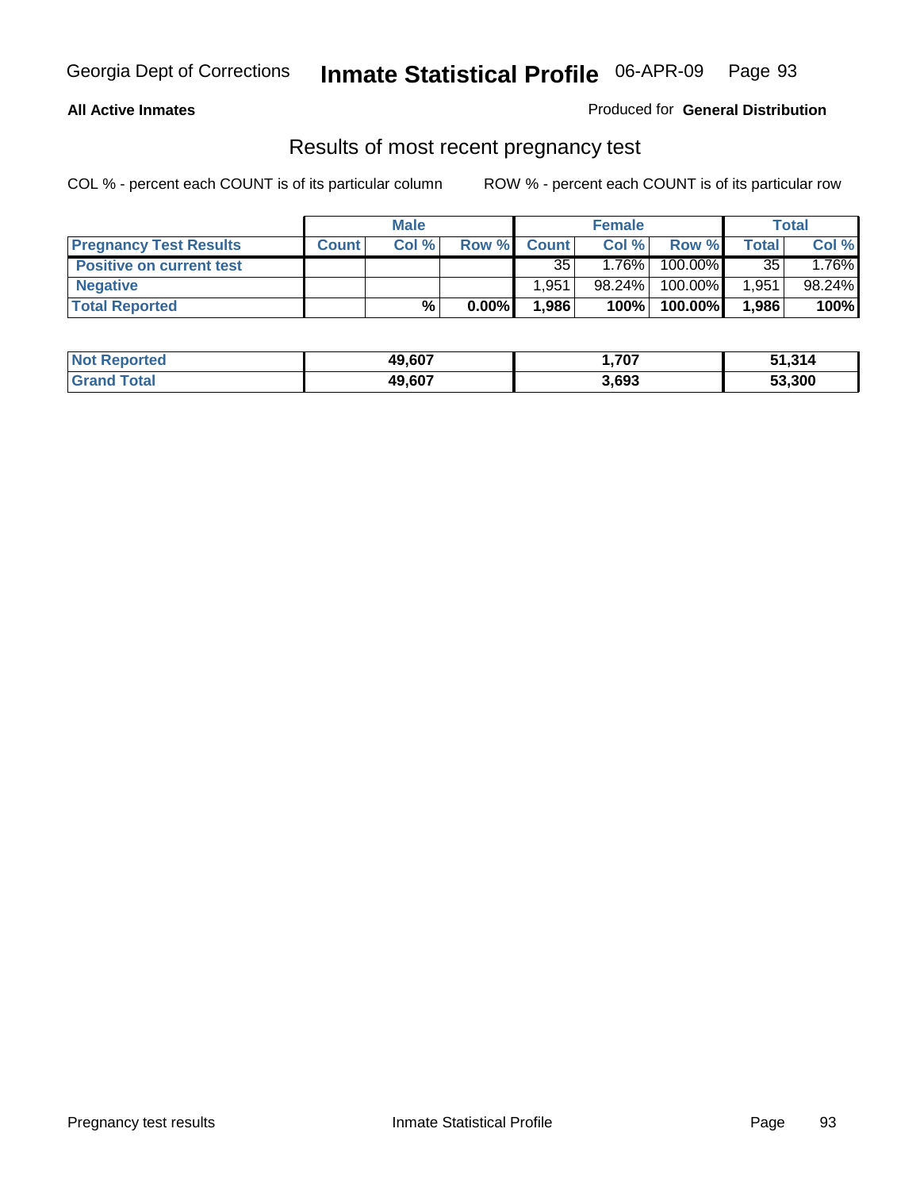Georgia Dept of Corrections **Inmate Statistical Profile** 06-APR-09

**All Active Inmates**

Produced for **General Distribution**

## Results of most recent pregnancy test

COL % - percent each COUNT is of its particular column ROW % - percent each COUNT is of its particular row

| | Male | | | Female | | | Total | |
|---|---|---|---|---|---|---|---|---|
| **Pregnancy Test Results** | **Count** | **Col %** | **Row %** | **Count** | **Col %** | **Row %** | **Total** | **Col %** |
| **Positive on current test** | | | | 35 | 1.76% | 100.00% | 35 | 1.76% |
| **Negative** | | | | 1,951 | 98.24% | 100.00% | 1,951 | 98.24% |
| **Total Reported** | | **%** | **0.00%** | **1,986** | **100%** | **100.00%** | **1,986** | **100%** |

| | Male | Female | Total |
|---|---|---|---|
| **Not Reported** | **49,607** | **1,707** | **51,314** |
| **Grand Total** | **49,607** | **3,693** | **53,300** |

Pregnancy test results Inmate Statistical Profile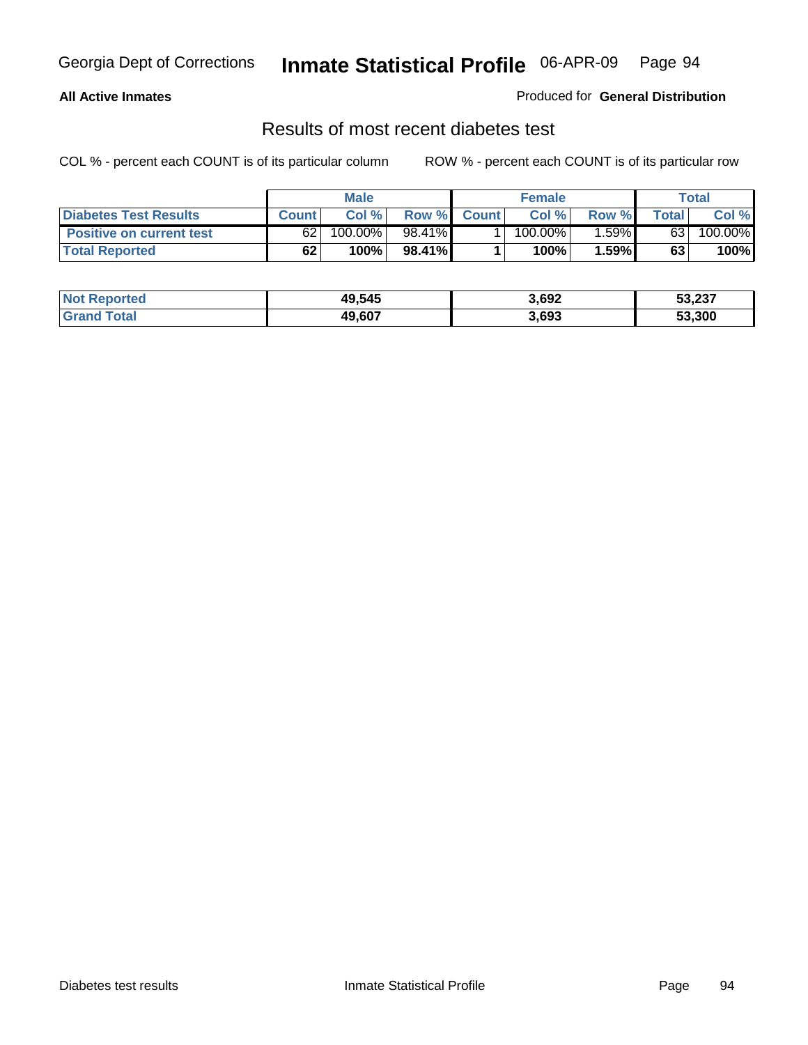**All Active Inmates**

Produced for **General Distribution**

## Results of most recent diabetes test

COL % - percent each COUNT is of its particular column        ROW % - percent each COUNT is of its particular row

| | Male | | | Female | | | Total | |
|---|---|---|---|---|---|---|---|---|
| **Diabetes Test Results** | **Count** | **Col %** | **Row %** | **Count** | **Col %** | **Row %** | **Total** | **Col %** |
| **Positive on current test** | 62 | 100.00% | 98.41% | 1 | 100.00% | 1.59% | 63 | 100.00% |
| **Total Reported** | **62** | **100%** | **98.41%** | **1** | **100%** | **1.59%** | **63** | **100%** |

| | Male | Female | Total |
|---|---|---|---|
| **Not Reported** | **49,545** | **3,692** | **53,237** |
| **Grand Total** | **49,607** | **3,693** | **53,300** |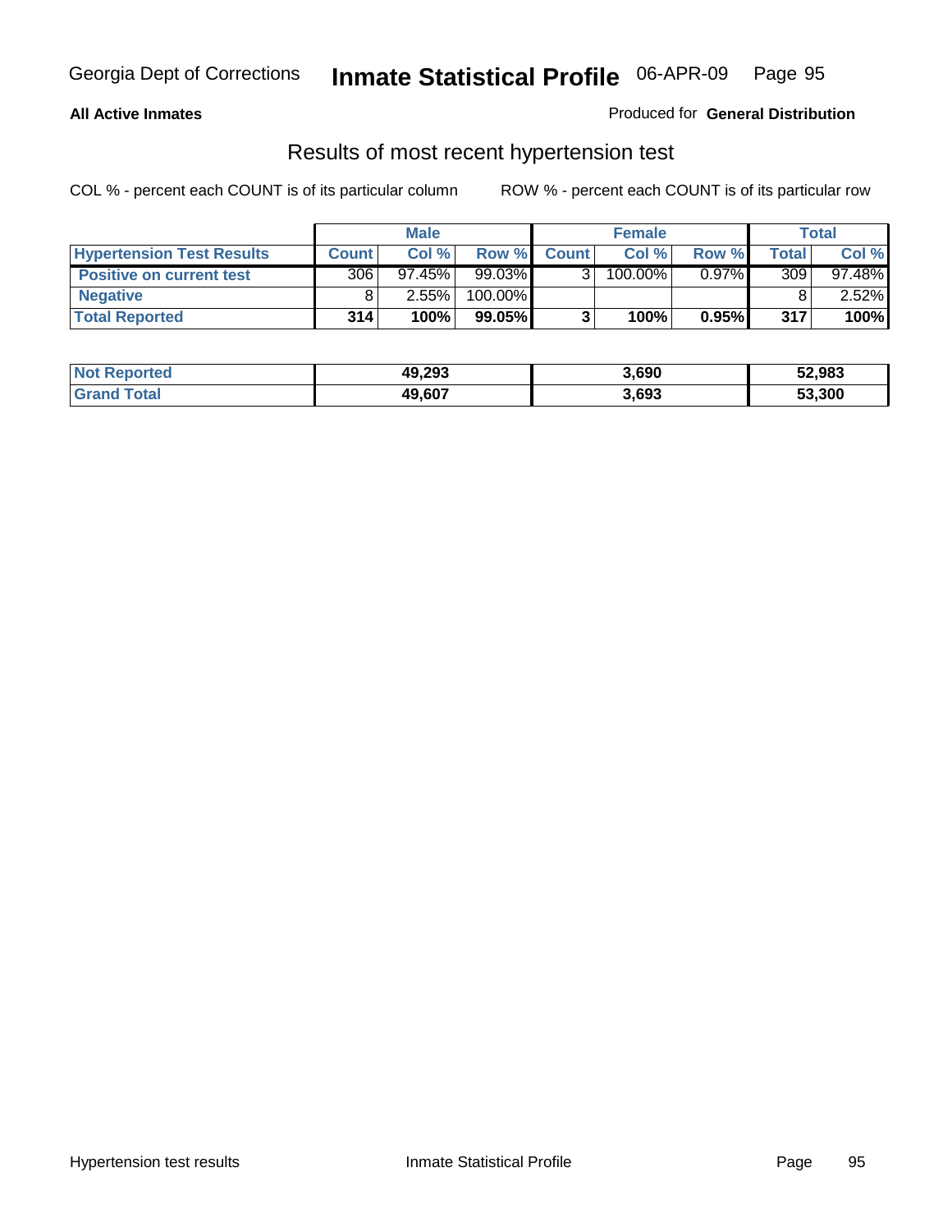Georgia Dept of Corrections **Inmate Statistical Profile** 06-APR-09

**All Active Inmates**

Produced for **General Distribution**

## Results of most recent hypertension test

COL % - percent each COUNT is of its particular column    ROW % - percent each COUNT is of its particular row

| | Male | | | Female | | | Total | |
|---|---|---|---|---|---|---|---|---|
| **Hypertension Test Results** | **Count** | **Col %** | **Row %** | **Count** | **Col %** | **Row %** | **Total** | **Col %** |
| **Positive on current test** | 306 | 97.45% | 99.03% | 3 | 100.00% | 0.97% | 309 | 97.48% |
| **Negative** | 8 | 2.55% | 100.00% | | | | 8 | 2.52% |
| **Total Reported** | **314** | **100%** | **99.05%** | **3** | **100%** | **0.95%** | **317** | **100%** |

| | Male | Female | Total |
|---|---|---|---|
| **Not Reported** | **49,293** | **3,690** | **52,983** |
| **Grand Total** | **49,607** | **3,693** | **53,300** |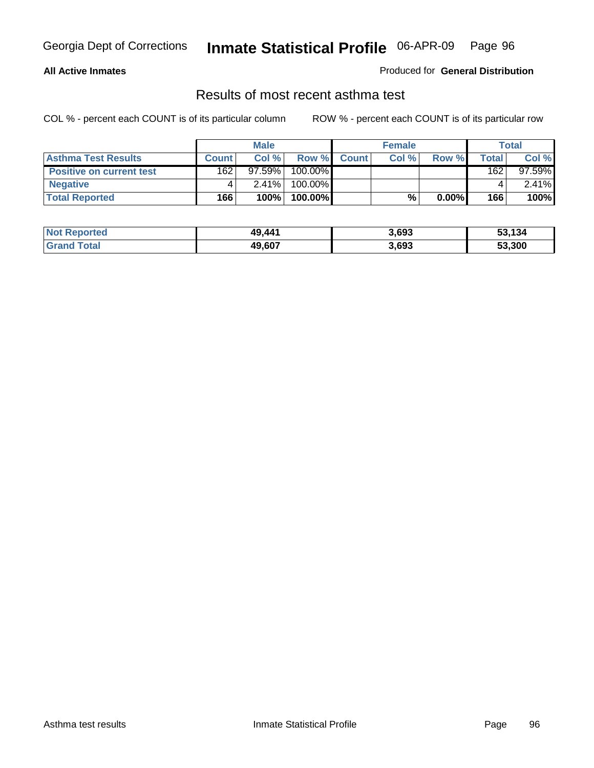**All Active Inmates**

Produced for **General Distribution**

## Results of most recent asthma test

COL % - percent each COUNT is of its particular column

ROW % - percent each COUNT is of its particular row

| | Male | | | Female | | | Total | |
|---|---|---|---|---|---|---|---|---|
| **Asthma Test Results** | **Count** | **Col %** | **Row %** | **Count** | **Col %** | **Row %** | **Total** | **Col %** |
| **Positive on current test** | 162 | 97.59% | 100.00% | | | | 162 | 97.59% |
| **Negative** | 4 | 2.41% | 100.00% | | | | 4 | 2.41% |
| **Total Reported** | **166** | **100%** | **100.00%** | | **%** | **0.00%** | **166** | **100%** |

| | Male | Female | Total |
|---|---|---|---|
| **Not Reported** | **49,441** | **3,693** | **53,134** |
| **Grand Total** | **49,607** | **3,693** | **53,300** |